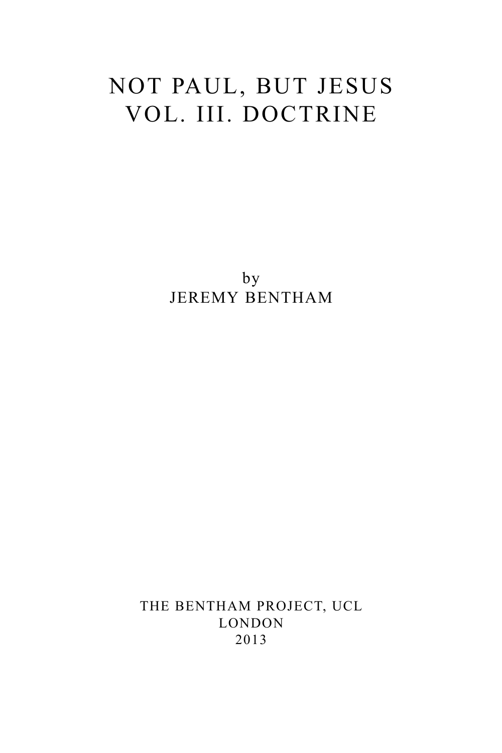# NOT PAUL, BUT JESUS
# VOL. III. DOCTRINE

by

JEREMY BENTHAM

THE BENTHAM PROJECT, UCL

LONDON

2013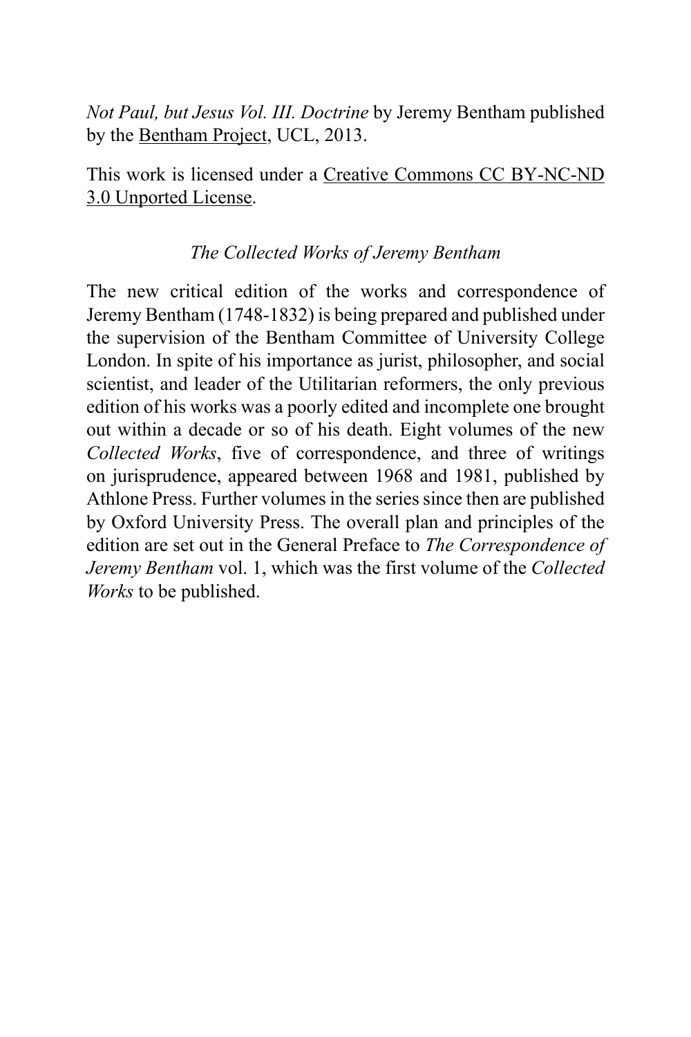*Not Paul, but Jesus Vol. III. Doctrine* by Jeremy Bentham published by the Bentham Project, UCL, 2013.

This work is licensed under a Creative Commons CC BY-NC-ND 3.0 Unported License.

*The Collected Works of Jeremy Bentham*

The new critical edition of the works and correspondence of Jeremy Bentham (1748-1832) is being prepared and published under the supervision of the Bentham Committee of University College London. In spite of his importance as jurist, philosopher, and social scientist, and leader of the Utilitarian reformers, the only previous edition of his works was a poorly edited and incomplete one brought out within a decade or so of his death. Eight volumes of the new *Collected Works*, five of correspondence, and three of writings on jurisprudence, appeared between 1968 and 1981, published by Athlone Press. Further volumes in the series since then are published by Oxford University Press. The overall plan and principles of the edition are set out in the General Preface to *The Correspondence of Jeremy Bentham* vol. 1, which was the first volume of the *Collected Works* to be published.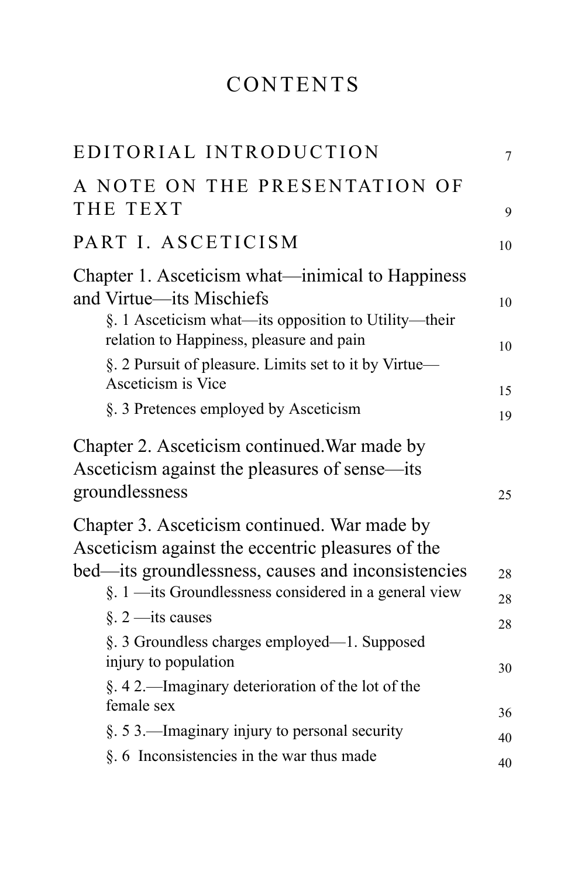# CONTENTS

EDITORIAL INTRODUCTION 7

A NOTE ON THE PRESENTATION OF THE TEXT 9

PART I. ASCETICISM 10

Chapter 1. Asceticism what—inimical to Happiness and Virtue—its Mischiefs 10

- §. 1 Asceticism what—its opposition to Utility—their relation to Happiness, pleasure and pain 10
- §. 2 Pursuit of pleasure. Limits set to it by Virtue—Asceticism is Vice 15
- §. 3 Pretences employed by Asceticism 19

Chapter 2. Asceticism continued.War made by Asceticism against the pleasures of sense—its groundlessness 25

Chapter 3. Asceticism continued. War made by Asceticism against the eccentric pleasures of the bed—its groundlessness, causes and inconsistencies 28

- §. 1 —its Groundlessness considered in a general view 28
- §. 2 —its causes 28
- §. 3 Groundless charges employed—1. Supposed injury to population 30
- §. 4 2.—Imaginary deterioration of the lot of the female sex 36
- §. 5 3.—Imaginary injury to personal security 40
- §. 6 Inconsistencies in the war thus made 40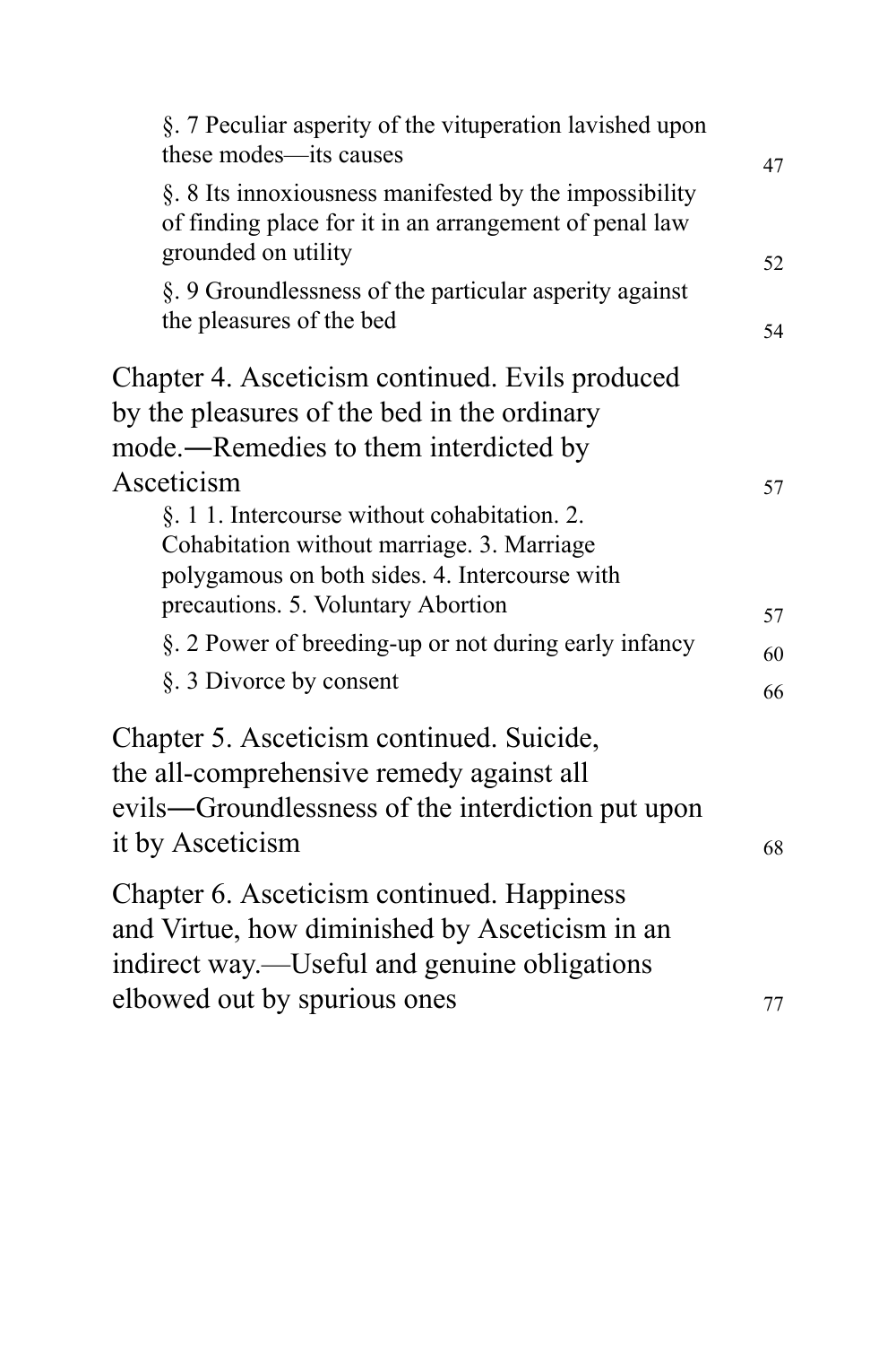§. 7 Peculiar asperity of the vituperation lavished upon these modes—its causes 47

§. 8 Its innoxiousness manifested by the impossibility of finding place for it in an arrangement of penal law grounded on utility 52

§. 9 Groundlessness of the particular asperity against the pleasures of the bed 54

Chapter 4. Asceticism continued. Evils produced by the pleasures of the bed in the ordinary mode.―Remedies to them interdicted by Asceticism 57

§. 1 1. Intercourse without cohabitation. 2. Cohabitation without marriage. 3. Marriage polygamous on both sides. 4. Intercourse with precautions. 5. Voluntary Abortion 57

§. 2 Power of breeding-up or not during early infancy 60

§. 3 Divorce by consent 66

Chapter 5. Asceticism continued. Suicide, the all-comprehensive remedy against all evils―Groundlessness of the interdiction put upon it by Asceticism 68

Chapter 6. Asceticism continued. Happiness and Virtue, how diminished by Asceticism in an indirect way.—Useful and genuine obligations elbowed out by spurious ones 77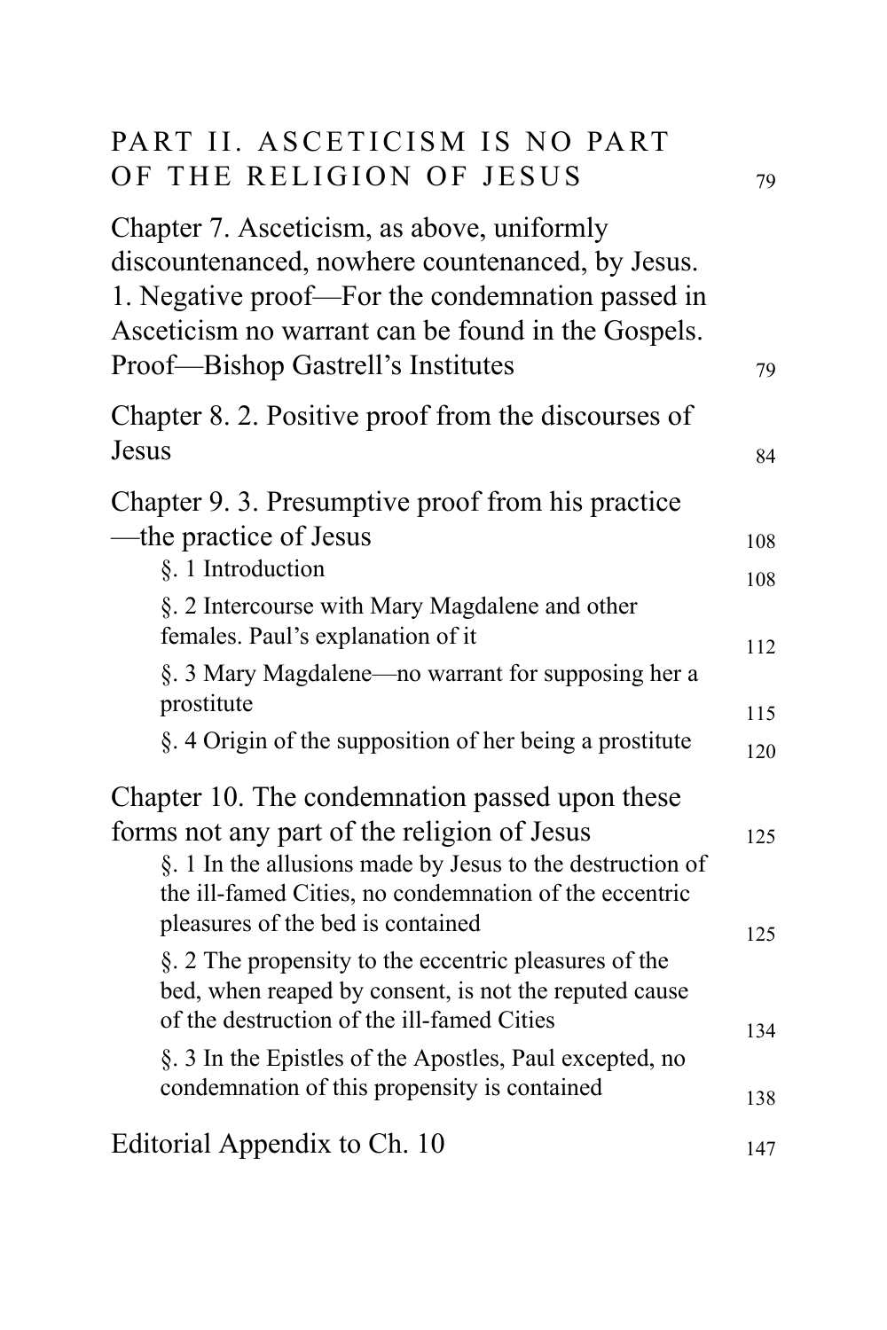PART II. ASCETICISM IS NO PART OF THE RELIGION OF JESUS 79

Chapter 7. Asceticism, as above, uniformly discountenanced, nowhere countenanced, by Jesus. 1. Negative proof—For the condemnation passed in Asceticism no warrant can be found in the Gospels. Proof—Bishop Gastrell's Institutes 79

Chapter 8. 2. Positive proof from the discourses of Jesus 84

Chapter 9. 3. Presumptive proof from his practice—the practice of Jesus 108

- §. 1 Introduction 108
- §. 2 Intercourse with Mary Magdalene and other females. Paul's explanation of it 112
- §. 3 Mary Magdalene—no warrant for supposing her a prostitute 115
- §. 4 Origin of the supposition of her being a prostitute 120

Chapter 10. The condemnation passed upon these forms not any part of the religion of Jesus 125

- §. 1 In the allusions made by Jesus to the destruction of the ill-famed Cities, no condemnation of the eccentric pleasures of the bed is contained 125
- §. 2 The propensity to the eccentric pleasures of the bed, when reaped by consent, is not the reputed cause of the destruction of the ill-famed Cities 134
- §. 3 In the Epistles of the Apostles, Paul excepted, no condemnation of this propensity is contained 138

Editorial Appendix to Ch. 10 147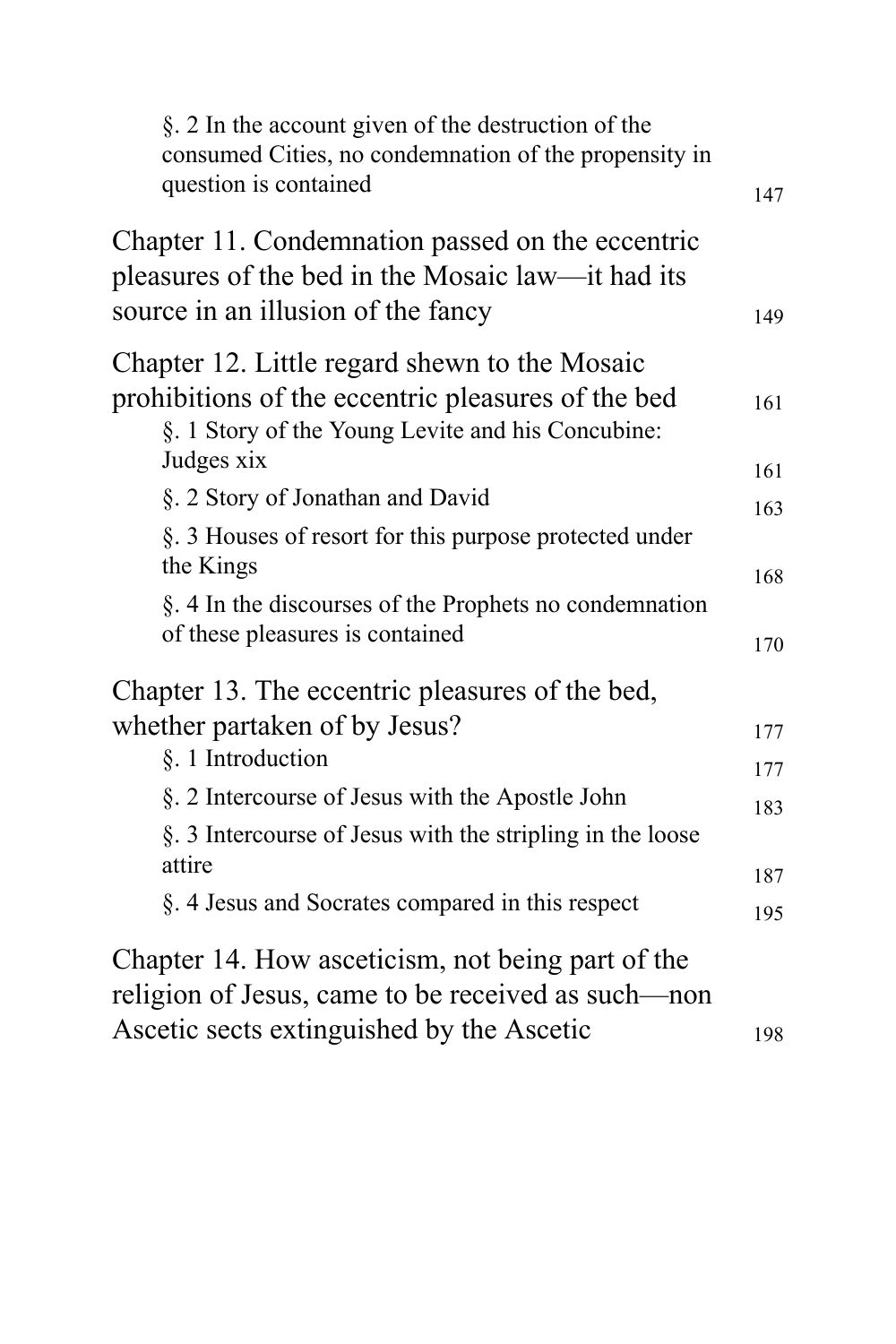§. 2 In the account given of the destruction of the consumed Cities, no condemnation of the propensity in question is contained 147

Chapter 11. Condemnation passed on the eccentric pleasures of the bed in the Mosaic law—it had its source in an illusion of the fancy 149

Chapter 12. Little regard shewn to the Mosaic prohibitions of the eccentric pleasures of the bed 161

§. 1 Story of the Young Levite and his Concubine: Judges xix 161

§. 2 Story of Jonathan and David 163

§. 3 Houses of resort for this purpose protected under the Kings 168

§. 4 In the discourses of the Prophets no condemnation of these pleasures is contained 170

Chapter 13. The eccentric pleasures of the bed, whether partaken of by Jesus? 177

§. 1 Introduction 177

§. 2 Intercourse of Jesus with the Apostle John 183

§. 3 Intercourse of Jesus with the stripling in the loose attire 187

§. 4 Jesus and Socrates compared in this respect 195

Chapter 14. How asceticism, not being part of the religion of Jesus, came to be received as such—non Ascetic sects extinguished by the Ascetic 198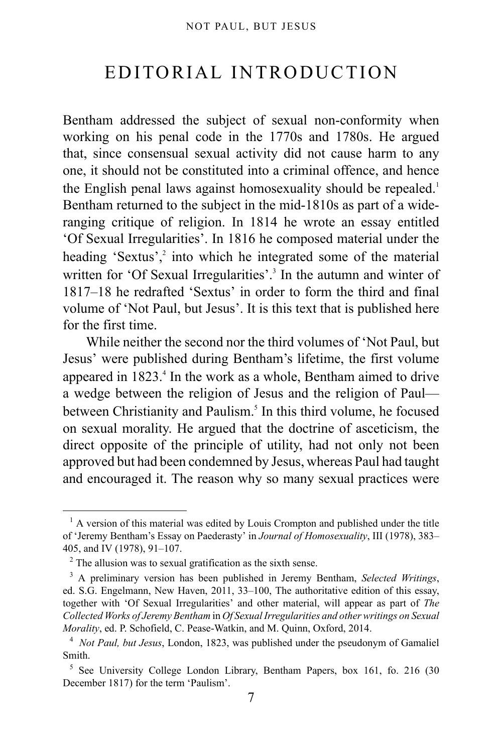# EDITORIAL INTRODUCTION

Bentham addressed the subject of sexual non-conformity when working on his penal code in the 1770s and 1780s. He argued that, since consensual sexual activity did not cause harm to any one, it should not be constituted into a criminal offence, and hence the English penal laws against homosexuality should be repealed.[1] Bentham returned to the subject in the mid-1810s as part of a wide-ranging critique of religion. In 1814 he wrote an essay entitled 'Of Sexual Irregularities'. In 1816 he composed material under the heading 'Sextus',[2] into which he integrated some of the material written for 'Of Sexual Irregularities'.[3] In the autumn and winter of 1817–18 he redrafted 'Sextus' in order to form the third and final volume of 'Not Paul, but Jesus'. It is this text that is published here for the first time.

While neither the second nor the third volumes of 'Not Paul, but Jesus' were published during Bentham's lifetime, the first volume appeared in 1823.[4] In the work as a whole, Bentham aimed to drive a wedge between the religion of Jesus and the religion of Paul—between Christianity and Paulism.[5] In this third volume, he focused on sexual morality. He argued that the doctrine of asceticism, the direct opposite of the principle of utility, had not only not been approved but had been condemned by Jesus, whereas Paul had taught and encouraged it. The reason why so many sexual practices were

---

[1] A version of this material was edited by Louis Crompton and published under the title of 'Jeremy Bentham's Essay on Paederasty' in *Journal of Homosexuality*, III (1978), 383–405, and IV (1978), 91–107.

[2] The allusion was to sexual gratification as the sixth sense.

[3] A preliminary version has been published in Jeremy Bentham, *Selected Writings*, ed. S.G. Engelmann, New Haven, 2011, 33–100, The authoritative edition of this essay, together with 'Of Sexual Irregularities' and other material, will appear as part of *The Collected Works of Jeremy Bentham* in *Of Sexual Irregularities and other writings on Sexual Morality*, ed. P. Schofield, C. Pease-Watkin, and M. Quinn, Oxford, 2014.

[4] *Not Paul, but Jesus*, London, 1823, was published under the pseudonym of Gamaliel Smith.

[5] See University College London Library, Bentham Papers, box 161, fo. 216 (30 December 1817) for the term 'Paulism'.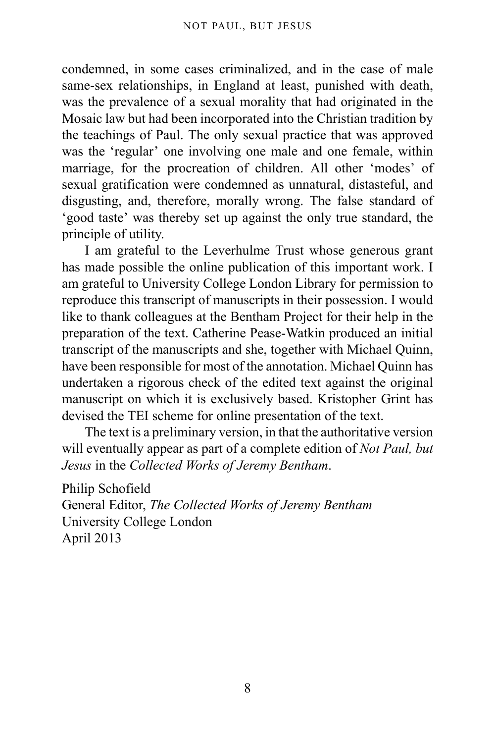condemned, in some cases criminalized, and in the case of male same-sex relationships, in England at least, punished with death, was the prevalence of a sexual morality that had originated in the Mosaic law but had been incorporated into the Christian tradition by the teachings of Paul. The only sexual practice that was approved was the 'regular' one involving one male and one female, within marriage, for the procreation of children. All other 'modes' of sexual gratification were condemned as unnatural, distasteful, and disgusting, and, therefore, morally wrong. The false standard of 'good taste' was thereby set up against the only true standard, the principle of utility.

I am grateful to the Leverhulme Trust whose generous grant has made possible the online publication of this important work. I am grateful to University College London Library for permission to reproduce this transcript of manuscripts in their possession. I would like to thank colleagues at the Bentham Project for their help in the preparation of the text. Catherine Pease-Watkin produced an initial transcript of the manuscripts and she, together with Michael Quinn, have been responsible for most of the annotation. Michael Quinn has undertaken a rigorous check of the edited text against the original manuscript on which it is exclusively based. Kristopher Grint has devised the TEI scheme for online presentation of the text.

The text is a preliminary version, in that the authoritative version will eventually appear as part of a complete edition of *Not Paul, but Jesus* in the *Collected Works of Jeremy Bentham*.

Philip Schofield
General Editor, *The Collected Works of Jeremy Bentham*
University College London
April 2013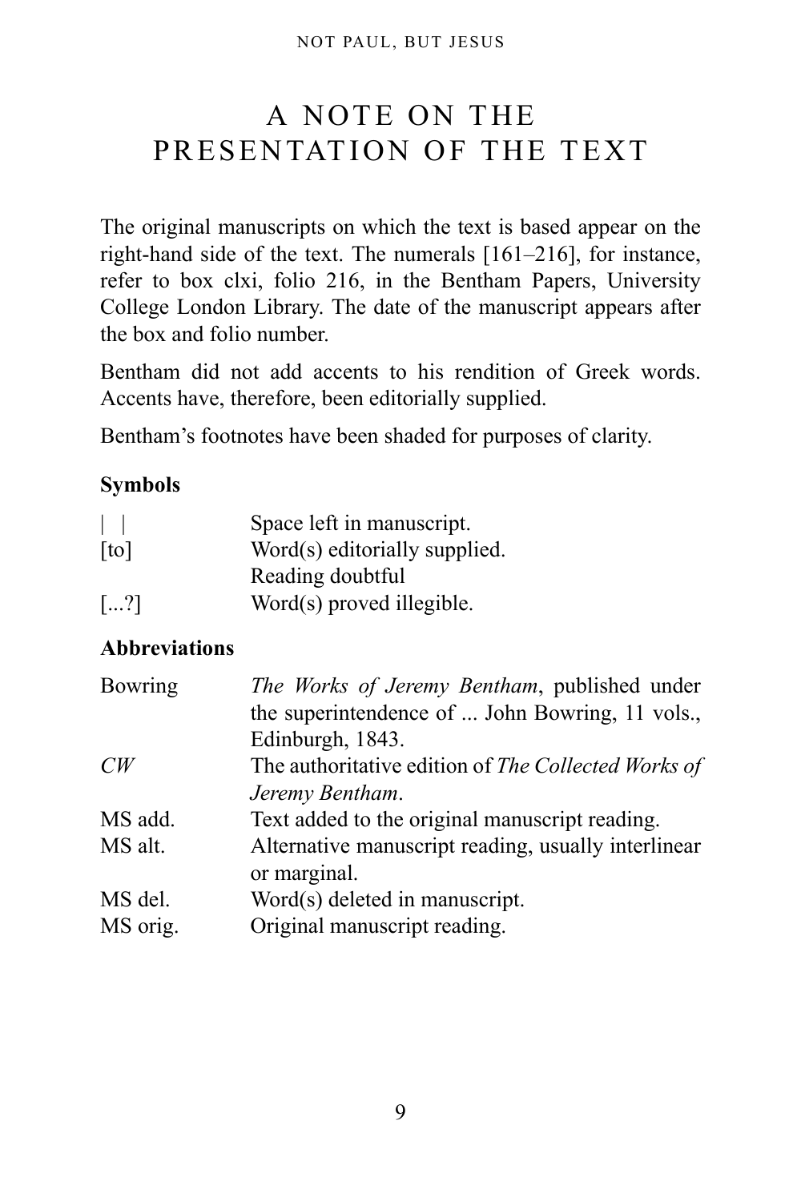# A NOTE ON THE PRESENTATION OF THE TEXT

The original manuscripts on which the text is based appear on the right-hand side of the text. The numerals [161–216], for instance, refer to box clxi, folio 216, in the Bentham Papers, University College London Library. The date of the manuscript appears after the box and folio number.

Bentham did not add accents to his rendition of Greek words. Accents have, therefore, been editorially supplied.

Bentham's footnotes have been shaded for purposes of clarity.

**Symbols**

| | |
|---|---|
| \| \| | Space left in manuscript. |
| [to] | Word(s) editorially supplied. |
| | Reading doubtful |
| [...?] | Word(s) proved illegible. |

**Abbreviations**

| | |
|---|---|
| Bowring | *The Works of Jeremy Bentham*, published under the superintendence of ... John Bowring, 11 vols., Edinburgh, 1843. |
| *CW* | The authoritative edition of *The Collected Works of Jeremy Bentham*. |
| MS add. | Text added to the original manuscript reading. |
| MS alt. | Alternative manuscript reading, usually interlinear or marginal. |
| MS del. | Word(s) deleted in manuscript. |
| MS orig. | Original manuscript reading. |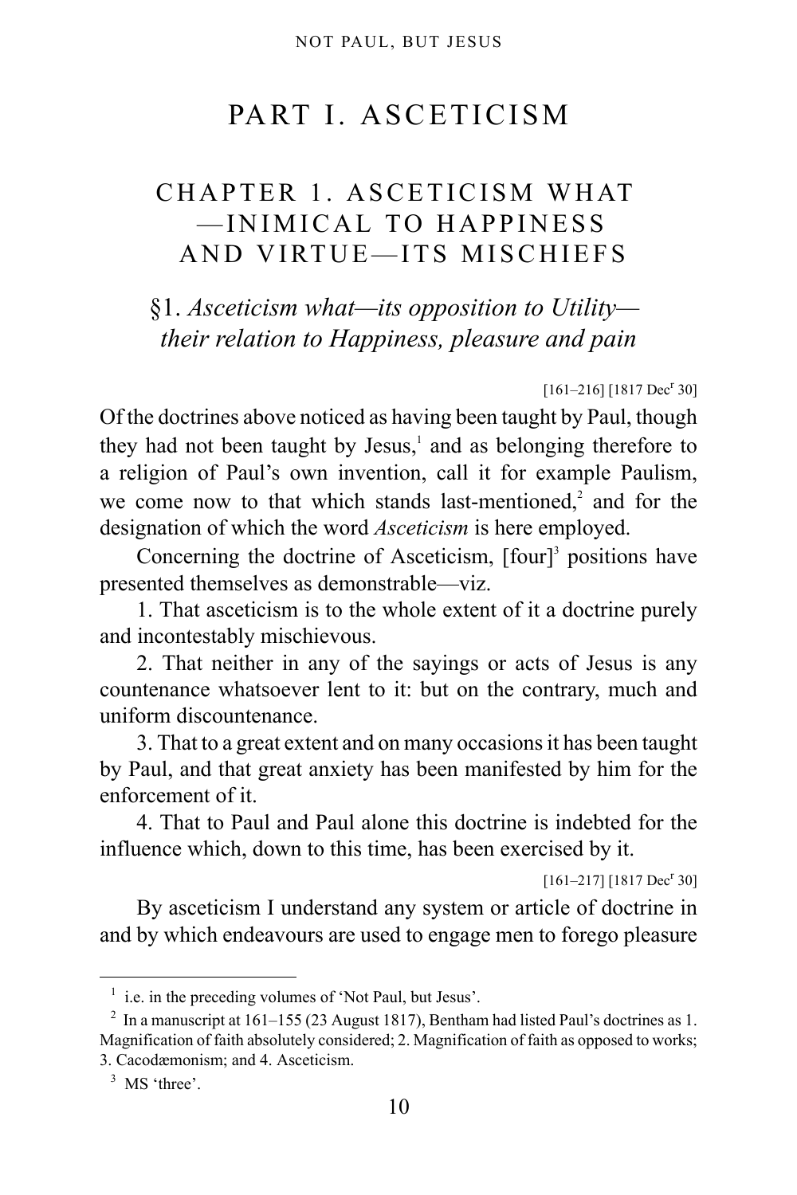# PART I. ASCETICISM

## CHAPTER 1. ASCETICISM WHAT —INIMICAL TO HAPPINESS AND VIRTUE—ITS MISCHIEFS

### §1. *Asceticism what—its opposition to Utility—their relation to Happiness, pleasure and pain*

[161–216] [1817 Dec[r] 30]

Of the doctrines above noticed as having been taught by Paul, though they had not been taught by Jesus,[1] and as belonging therefore to a religion of Paul's own invention, call it for example Paulism, we come now to that which stands last-mentioned,[2] and for the designation of which the word *Asceticism* is here employed.

Concerning the doctrine of Asceticism, [four][3] positions have presented themselves as demonstrable—viz.

1. That asceticism is to the whole extent of it a doctrine purely and incontestably mischievous.

2. That neither in any of the sayings or acts of Jesus is any countenance whatsoever lent to it: but on the contrary, much and uniform discountenance.

3. That to a great extent and on many occasions it has been taught by Paul, and that great anxiety has been manifested by him for the enforcement of it.

4. That to Paul and Paul alone this doctrine is indebted for the influence which, down to this time, has been exercised by it.

[161–217] [1817 Dec[r] 30]

By asceticism I understand any system or article of doctrine in and by which endeavours are used to engage men to forego pleasure

---

[1] i.e. in the preceding volumes of 'Not Paul, but Jesus'.

[2] In a manuscript at 161–155 (23 August 1817), Bentham had listed Paul's doctrines as 1. Magnification of faith absolutely considered; 2. Magnification of faith as opposed to works; 3. Cacodæmonism; and 4. Asceticism.

[3] MS 'three'.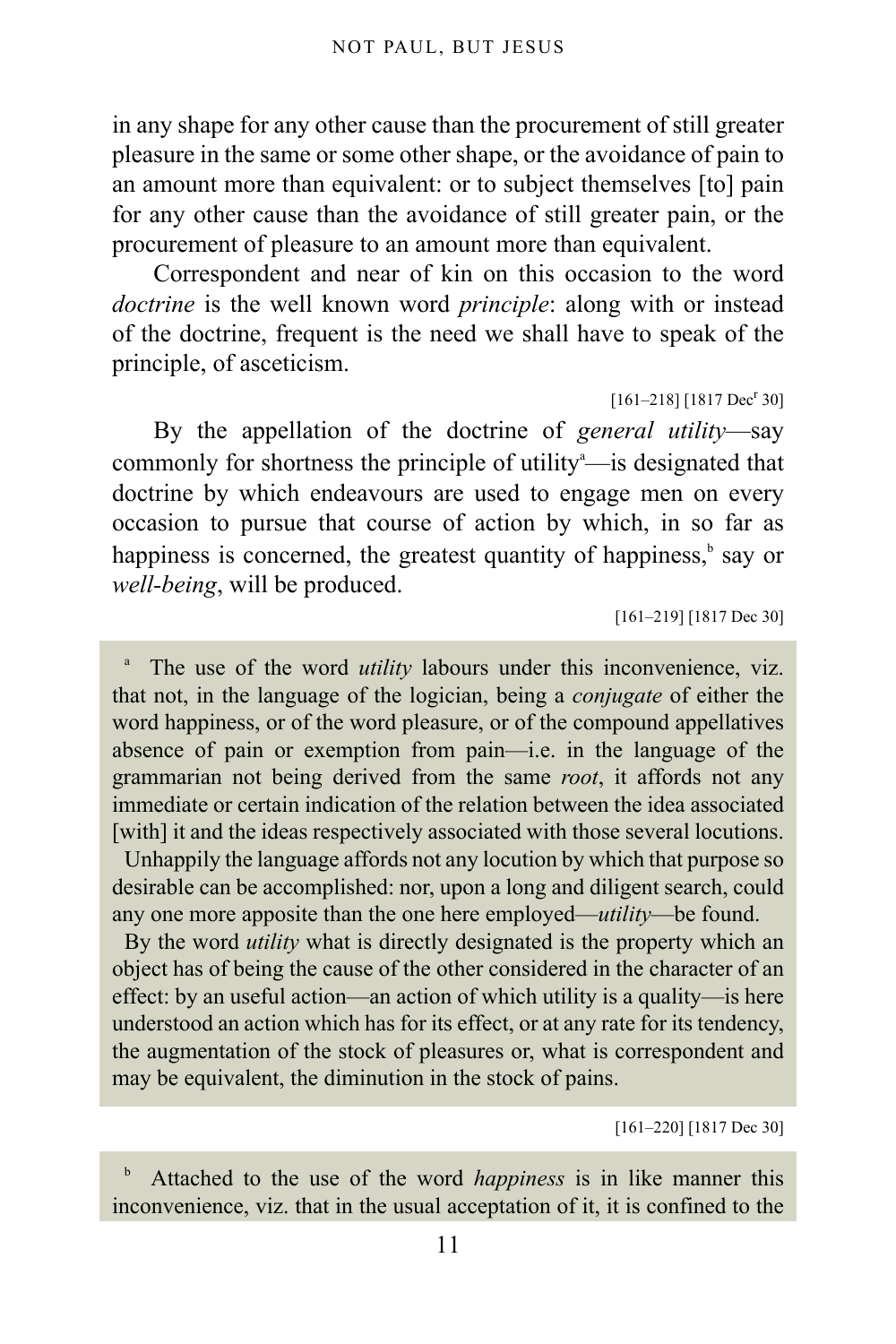in any shape for any other cause than the procurement of still greater pleasure in the same or some other shape, or the avoidance of pain to an amount more than equivalent: or to subject themselves [to] pain for any other cause than the avoidance of still greater pain, or the procurement of pleasure to an amount more than equivalent.

Correspondent and near of kin on this occasion to the word *doctrine* is the well known word *principle*: along with or instead of the doctrine, frequent is the need we shall have to speak of the principle, of asceticism.

[161–218] [1817 Dec[r] 30]

By the appellation of the doctrine of *general utility*—say commonly for shortness the principle of utility[a]—is designated that doctrine by which endeavours are used to engage men on every occasion to pursue that course of action by which, in so far as happiness is concerned, the greatest quantity of happiness,[b] say or *well-being*, will be produced.

[161–219] [1817 Dec 30]

[a] The use of the word *utility* labours under this inconvenience, viz. that not, in the language of the logician, being a *conjugate* of either the word happiness, or of the word pleasure, or of the compound appellatives absence of pain or exemption from pain—i.e. in the language of the grammarian not being derived from the same *root*, it affords not any immediate or certain indication of the relation between the idea associated [with] it and the ideas respectively associated with those several locutions.

Unhappily the language affords not any locution by which that purpose so desirable can be accomplished: nor, upon a long and diligent search, could any one more apposite than the one here employed—*utility*—be found.

By the word *utility* what is directly designated is the property which an object has of being the cause of the other considered in the character of an effect: by an useful action—an action of which utility is a quality—is here understood an action which has for its effect, or at any rate for its tendency, the augmentation of the stock of pleasures or, what is correspondent and may be equivalent, the diminution in the stock of pains.

[161–220] [1817 Dec 30]

[b] Attached to the use of the word *happiness* is in like manner this inconvenience, viz. that in the usual acceptation of it, it is confined to the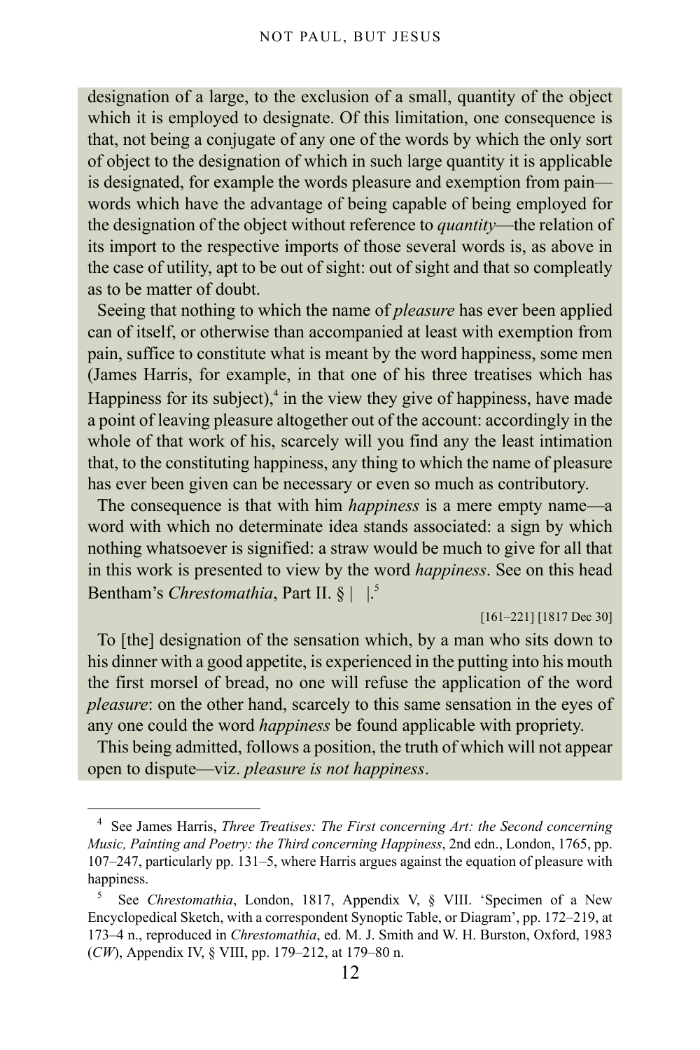designation of a large, to the exclusion of a small, quantity of the object which it is employed to designate. Of this limitation, one consequence is that, not being a conjugate of any one of the words by which the only sort of object to the designation of which in such large quantity it is applicable is designated, for example the words pleasure and exemption from pain—words which have the advantage of being capable of being employed for the designation of the object without reference to *quantity*—the relation of its import to the respective imports of those several words is, as above in the case of utility, apt to be out of sight: out of sight and that so compleatly as to be matter of doubt.

Seeing that nothing to which the name of *pleasure* has ever been applied can of itself, or otherwise than accompanied at least with exemption from pain, suffice to constitute what is meant by the word happiness, some men (James Harris, for example, in that one of his three treatises which has Happiness for its subject),[4] in the view they give of happiness, have made a point of leaving pleasure altogether out of the account: accordingly in the whole of that work of his, scarcely will you find any the least intimation that, to the constituting happiness, any thing to which the name of pleasure has ever been given can be necessary or even so much as contributory.

The consequence is that with him *happiness* is a mere empty name—a word with which no determinate idea stands associated: a sign by which nothing whatsoever is signified: a straw would be much to give for all that in this work is presented to view by the word *happiness*. See on this head Bentham's *Chrestomathia*, Part II. § |   |.[5]

[161–221] [1817 Dec 30]

To [the] designation of the sensation which, by a man who sits down to his dinner with a good appetite, is experienced in the putting into his mouth the first morsel of bread, no one will refuse the application of the word *pleasure*: on the other hand, scarcely to this same sensation in the eyes of any one could the word *happiness* be found applicable with propriety.

This being admitted, follows a position, the truth of which will not appear open to dispute—viz. *pleasure is not happiness*.

---

[4] See James Harris, *Three Treatises: The First concerning Art: the Second concerning Music, Painting and Poetry: the Third concerning Happiness*, 2nd edn., London, 1765, pp. 107–247, particularly pp. 131–5, where Harris argues against the equation of pleasure with happiness.

[5] See *Chrestomathia*, London, 1817, Appendix V, § VIII. 'Specimen of a New Encyclopedical Sketch, with a correspondent Synoptic Table, or Diagram', pp. 172–219, at 173–4 n., reproduced in *Chrestomathia*, ed. M. J. Smith and W. H. Burston, Oxford, 1983 (*CW*), Appendix IV, § VIII, pp. 179–212, at 179–80 n.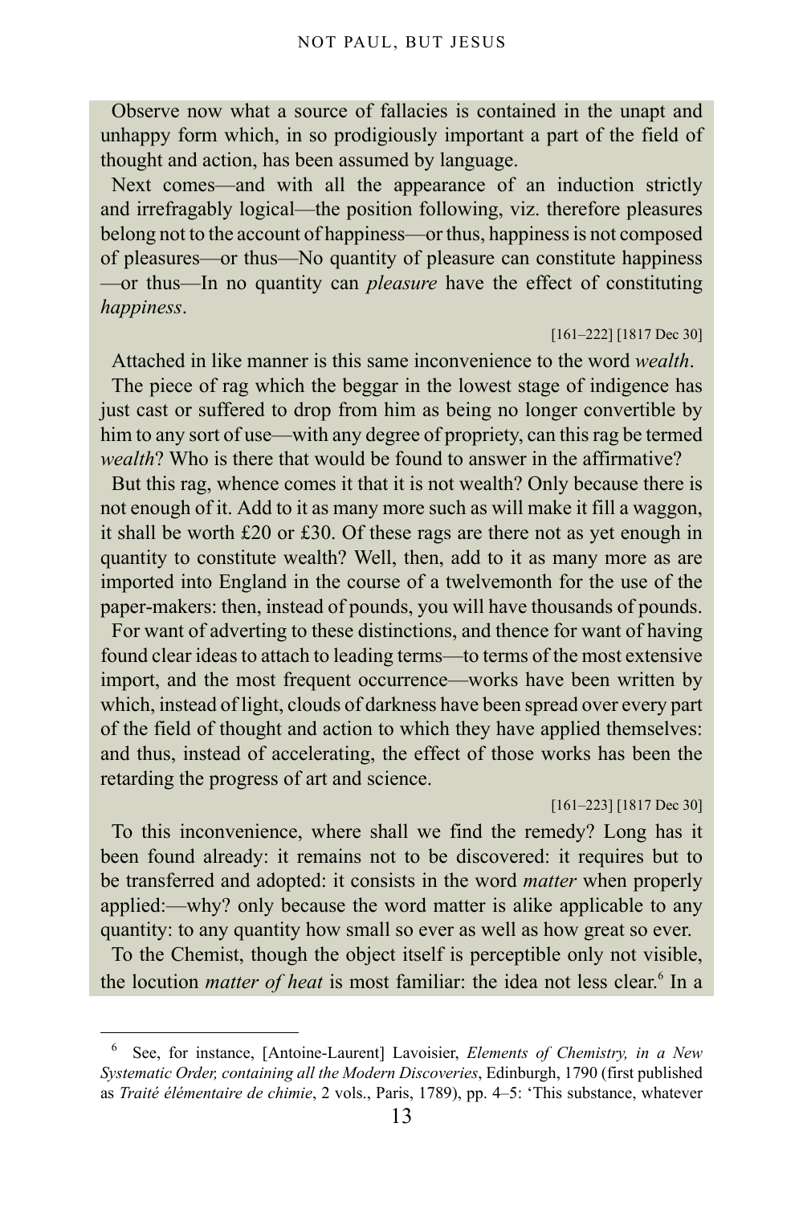Observe now what a source of fallacies is contained in the unapt and unhappy form which, in so prodigiously important a part of the field of thought and action, has been assumed by language.

Next comes—and with all the appearance of an induction strictly and irrefragably logical—the position following, viz. therefore pleasures belong not to the account of happiness—or thus, happiness is not composed of pleasures—or thus—No quantity of pleasure can constitute happiness—or thus—In no quantity can *pleasure* have the effect of constituting *happiness*.

[161–222] [1817 Dec 30]

Attached in like manner is this same inconvenience to the word *wealth*.

The piece of rag which the beggar in the lowest stage of indigence has just cast or suffered to drop from him as being no longer convertible by him to any sort of use—with any degree of propriety, can this rag be termed *wealth*? Who is there that would be found to answer in the affirmative?

But this rag, whence comes it that it is not wealth? Only because there is not enough of it. Add to it as many more such as will make it fill a waggon, it shall be worth £20 or £30. Of these rags are there not as yet enough in quantity to constitute wealth? Well, then, add to it as many more as are imported into England in the course of a twelvemonth for the use of the paper-makers: then, instead of pounds, you will have thousands of pounds.

For want of adverting to these distinctions, and thence for want of having found clear ideas to attach to leading terms—to terms of the most extensive import, and the most frequent occurrence—works have been written by which, instead of light, clouds of darkness have been spread over every part of the field of thought and action to which they have applied themselves: and thus, instead of accelerating, the effect of those works has been the retarding the progress of art and science.

[161–223] [1817 Dec 30]

To this inconvenience, where shall we find the remedy? Long has it been found already: it remains not to be discovered: it requires but to be transferred and adopted: it consists in the word *matter* when properly applied:—why? only because the word matter is alike applicable to any quantity: to any quantity how small so ever as well as how great so ever.

To the Chemist, though the object itself is perceptible only not visible, the locution *matter of heat* is most familiar: the idea not less clear.[6] In a

---

[6] See, for instance, [Antoine-Laurent] Lavoisier, *Elements of Chemistry, in a New Systematic Order, containing all the Modern Discoveries*, Edinburgh, 1790 (first published as *Traité élémentaire de chimie*, 2 vols., Paris, 1789), pp. 4–5: 'This substance, whatever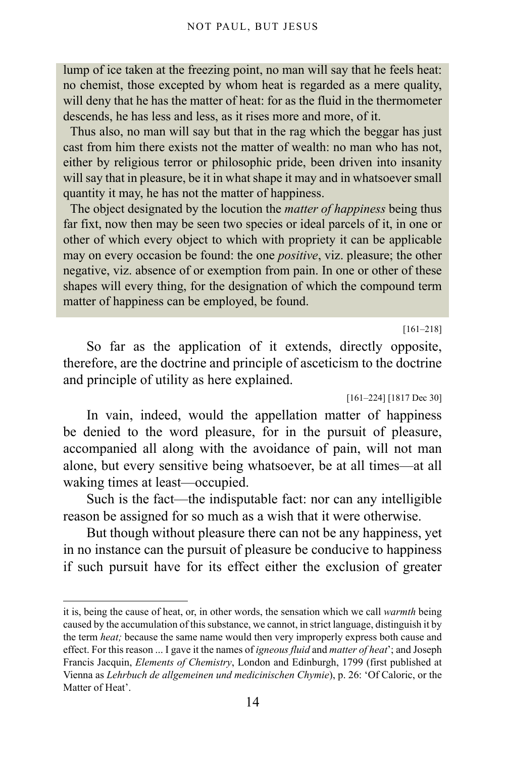lump of ice taken at the freezing point, no man will say that he feels heat: no chemist, those excepted by whom heat is regarded as a mere quality, will deny that he has the matter of heat: for as the fluid in the thermometer descends, he has less and less, as it rises more and more, of it.

Thus also, no man will say but that in the rag which the beggar has just cast from him there exists not the matter of wealth: no man who has not, either by religious terror or philosophic pride, been driven into insanity will say that in pleasure, be it in what shape it may and in whatsoever small quantity it may, he has not the matter of happiness.

The object designated by the locution the *matter of happiness* being thus far fixt, now then may be seen two species or ideal parcels of it, in one or other of which every object to which with propriety it can be applicable may on every occasion be found: the one *positive*, viz. pleasure; the other negative, viz. absence of or exemption from pain. In one or other of these shapes will every thing, for the designation of which the compound term matter of happiness can be employed, be found.

[161–218]

So far as the application of it extends, directly opposite, therefore, are the doctrine and principle of asceticism to the doctrine and principle of utility as here explained.

[161–224] [1817 Dec 30]

In vain, indeed, would the appellation matter of happiness be denied to the word pleasure, for in the pursuit of pleasure, accompanied all along with the avoidance of pain, will not man alone, but every sensitive being whatsoever, be at all times—at all waking times at least—occupied.

Such is the fact—the indisputable fact: nor can any intelligible reason be assigned for so much as a wish that it were otherwise.

But though without pleasure there can not be any happiness, yet in no instance can the pursuit of pleasure be conducive to happiness if such pursuit have for its effect either the exclusion of greater

---

it is, being the cause of heat, or, in other words, the sensation which we call *warmth* being caused by the accumulation of this substance, we cannot, in strict language, distinguish it by the term *heat;* because the same name would then very improperly express both cause and effect. For this reason ... I gave it the names of *igneous fluid* and *matter of heat*'; and Joseph Francis Jacquin, *Elements of Chemistry*, London and Edinburgh, 1799 (first published at Vienna as *Lehrbuch de allgemeinen und medicinischen Chymie*), p. 26: 'Of Caloric, or the Matter of Heat'.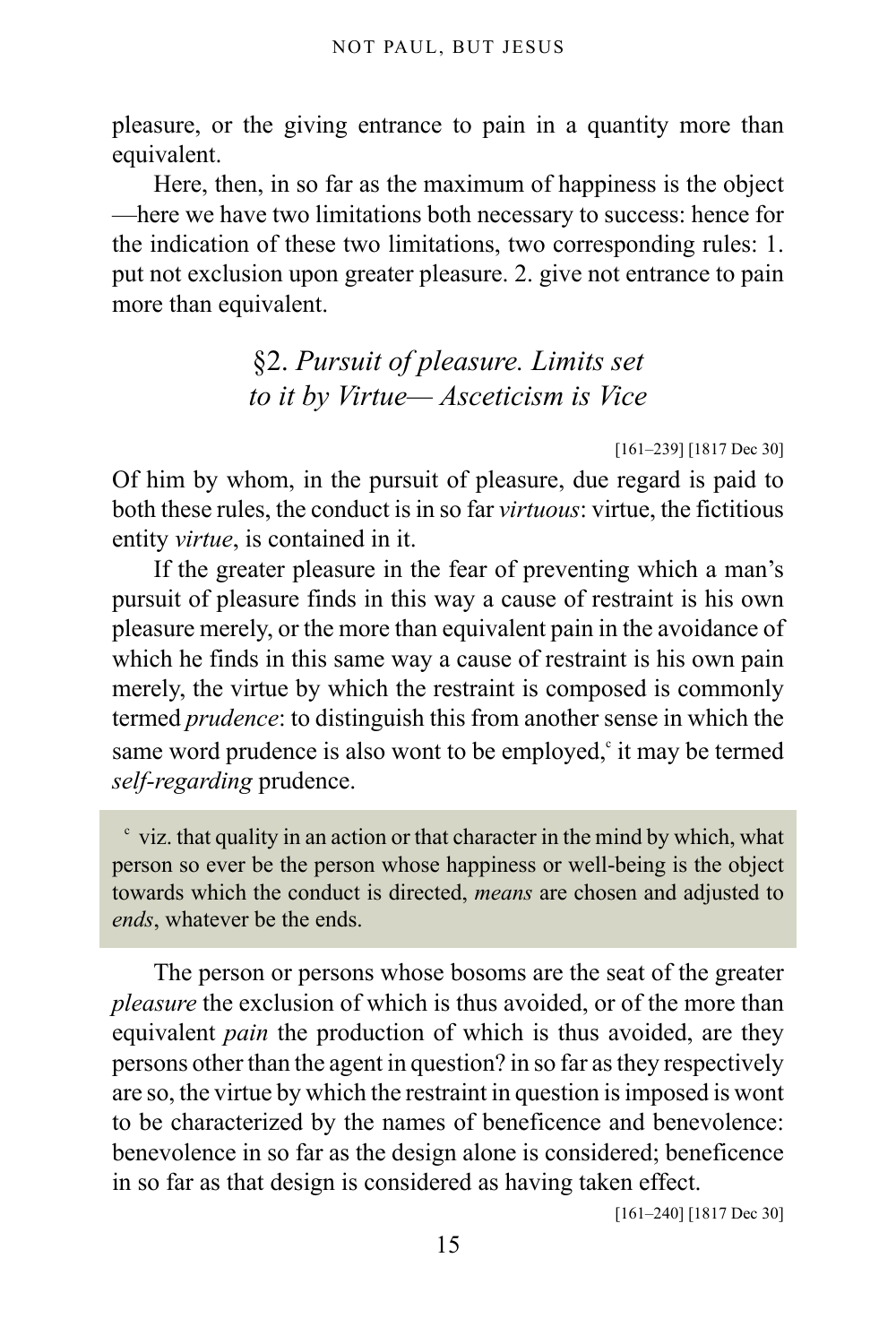pleasure, or the giving entrance to pain in a quantity more than equivalent.

Here, then, in so far as the maximum of happiness is the object —here we have two limitations both necessary to success: hence for the indication of these two limitations, two corresponding rules: 1. put not exclusion upon greater pleasure. 2. give not entrance to pain more than equivalent.

## §2. *Pursuit of pleasure. Limits set to it by Virtue— Asceticism is Vice*

[161–239] [1817 Dec 30]

Of him by whom, in the pursuit of pleasure, due regard is paid to both these rules, the conduct is in so far *virtuous*: virtue, the fictitious entity *virtue*, is contained in it.

If the greater pleasure in the fear of preventing which a man's pursuit of pleasure finds in this way a cause of restraint is his own pleasure merely, or the more than equivalent pain in the avoidance of which he finds in this same way a cause of restraint is his own pain merely, the virtue by which the restraint is composed is commonly termed *prudence*: to distinguish this from another sense in which the same word prudence is also wont to be employed,[c] it may be termed *self-regarding* prudence.

> [c] viz. that quality in an action or that character in the mind by which, what person so ever be the person whose happiness or well-being is the object towards which the conduct is directed, *means* are chosen and adjusted to *ends*, whatever be the ends.

The person or persons whose bosoms are the seat of the greater *pleasure* the exclusion of which is thus avoided, or of the more than equivalent *pain* the production of which is thus avoided, are they persons other than the agent in question? in so far as they respectively are so, the virtue by which the restraint in question is imposed is wont to be characterized by the names of beneficence and benevolence: benevolence in so far as the design alone is considered; beneficence in so far as that design is considered as having taken effect.

[161–240] [1817 Dec 30]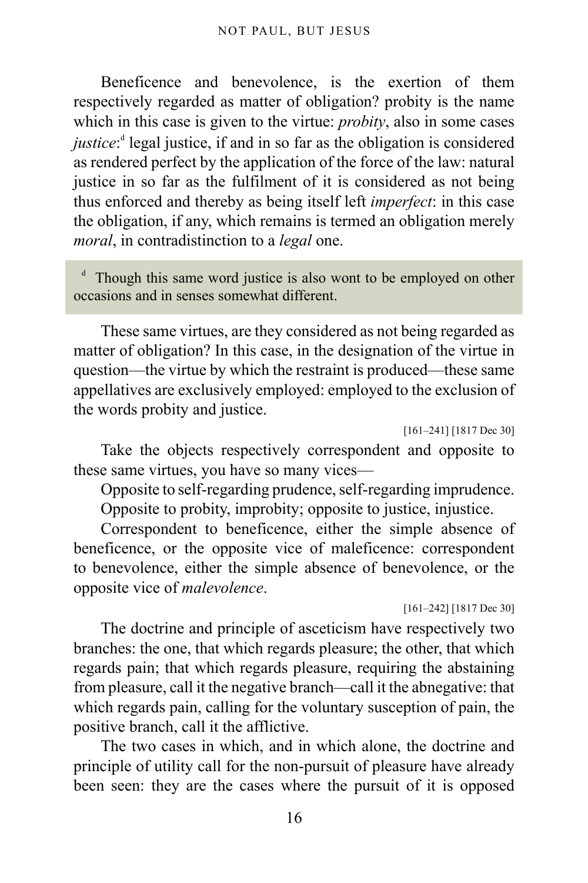Beneficence and benevolence, is the exertion of them respectively regarded as matter of obligation? probity is the name which in this case is given to the virtue: *probity*, also in some cases *justice*:[d] legal justice, if and in so far as the obligation is considered as rendered perfect by the application of the force of the law: natural justice in so far as the fulfilment of it is considered as not being thus enforced and thereby as being itself left *imperfect*: in this case the obligation, if any, which remains is termed an obligation merely *moral*, in contradistinction to a *legal* one.

> [d] Though this same word justice is also wont to be employed on other occasions and in senses somewhat different.

These same virtues, are they considered as not being regarded as matter of obligation? In this case, in the designation of the virtue in question—the virtue by which the restraint is produced—these same appellatives are exclusively employed: employed to the exclusion of the words probity and justice.

[161–241] [1817 Dec 30]

Take the objects respectively correspondent and opposite to these same virtues, you have so many vices—

Opposite to self-regarding prudence, self-regarding imprudence.

Opposite to probity, improbity; opposite to justice, injustice.

Correspondent to beneficence, either the simple absence of beneficence, or the opposite vice of maleficence: correspondent to benevolence, either the simple absence of benevolence, or the opposite vice of *malevolence*.

[161–242] [1817 Dec 30]

The doctrine and principle of asceticism have respectively two branches: the one, that which regards pleasure; the other, that which regards pain; that which regards pleasure, requiring the abstaining from pleasure, call it the negative branch—call it the abnegative: that which regards pain, calling for the voluntary susception of pain, the positive branch, call it the afflictive.

The two cases in which, and in which alone, the doctrine and principle of utility call for the non-pursuit of pleasure have already been seen: they are the cases where the pursuit of it is opposed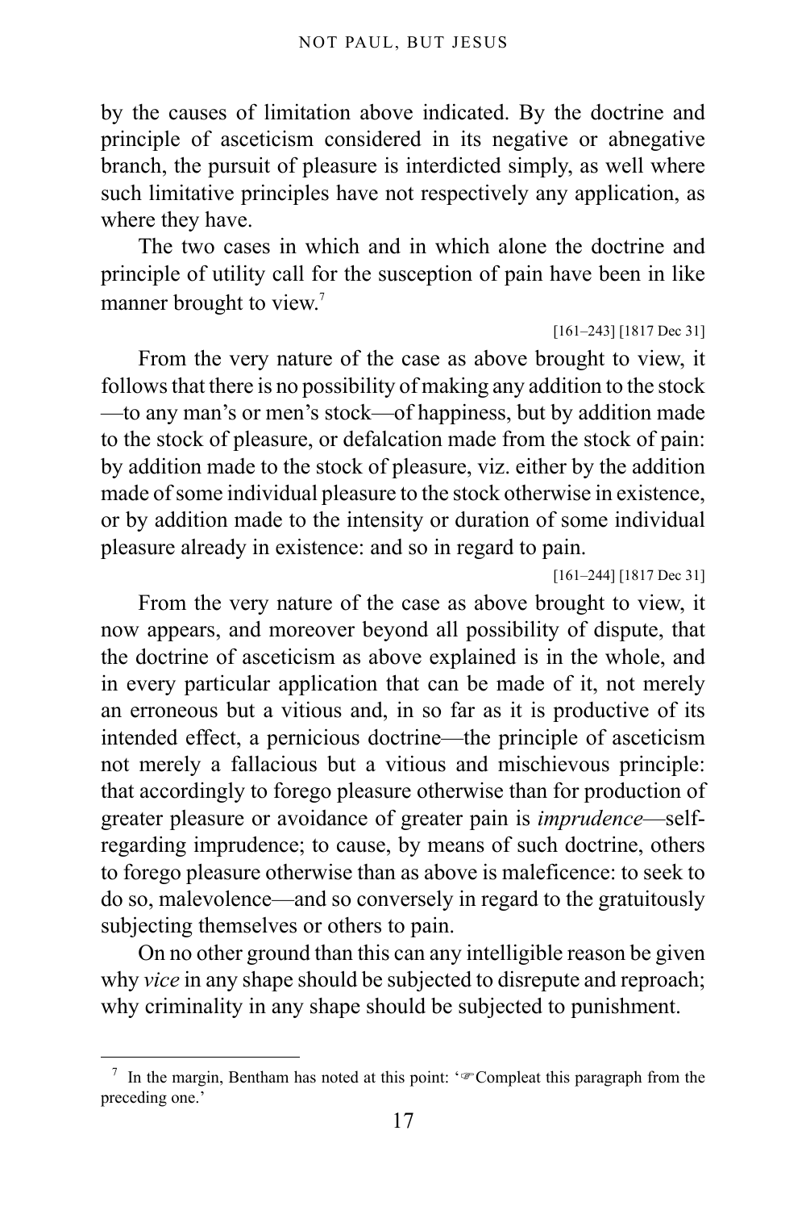by the causes of limitation above indicated. By the doctrine and principle of asceticism considered in its negative or abnegative branch, the pursuit of pleasure is interdicted simply, as well where such limitative principles have not respectively any application, as where they have.

The two cases in which and in which alone the doctrine and principle of utility call for the susception of pain have been in like manner brought to view.[7]

[161–243] [1817 Dec 31]

From the very nature of the case as above brought to view, it follows that there is no possibility of making any addition to the stock—to any man's or men's stock—of happiness, but by addition made to the stock of pleasure, or defalcation made from the stock of pain: by addition made to the stock of pleasure, viz. either by the addition made of some individual pleasure to the stock otherwise in existence, or by addition made to the intensity or duration of some individual pleasure already in existence: and so in regard to pain.

[161–244] [1817 Dec 31]

From the very nature of the case as above brought to view, it now appears, and moreover beyond all possibility of dispute, that the doctrine of asceticism as above explained is in the whole, and in every particular application that can be made of it, not merely an erroneous but a vitious and, in so far as it is productive of its intended effect, a pernicious doctrine—the principle of asceticism not merely a fallacious but a vitious and mischievous principle: that accordingly to forego pleasure otherwise than for production of greater pleasure or avoidance of greater pain is *imprudence*—self-regarding imprudence; to cause, by means of such doctrine, others to forego pleasure otherwise than as above is maleficence: to seek to do so, malevolence—and so conversely in regard to the gratuitously subjecting themselves or others to pain.

On no other ground than this can any intelligible reason be given why *vice* in any shape should be subjected to disrepute and reproach; why criminality in any shape should be subjected to punishment.

---

[7] In the margin, Bentham has noted at this point: '☞Compleat this paragraph from the preceding one.'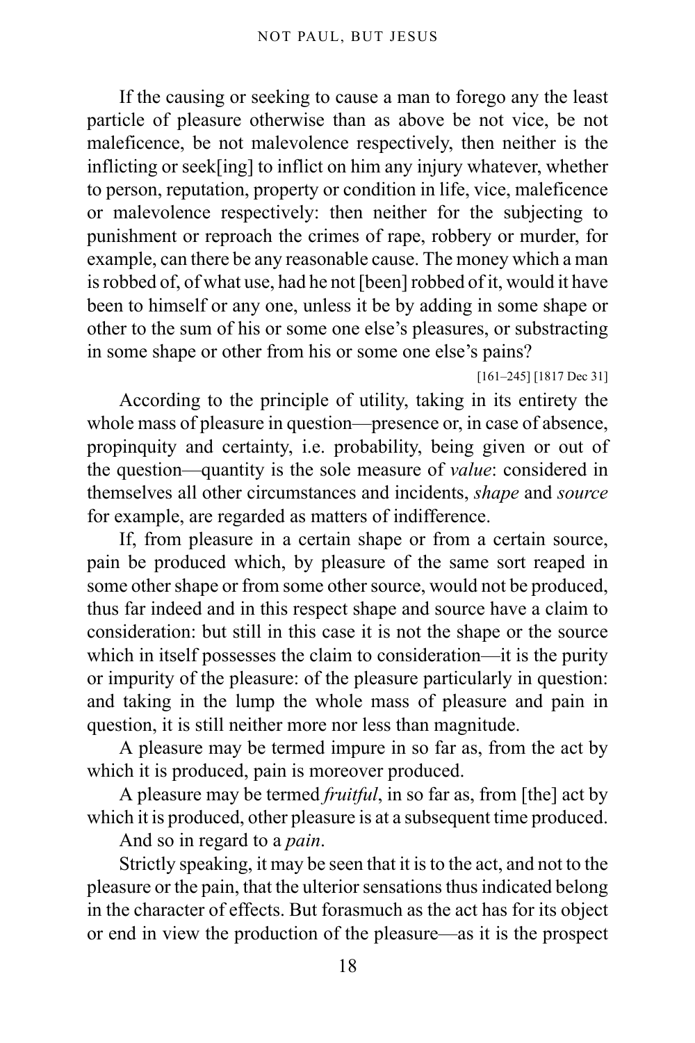If the causing or seeking to cause a man to forego any the least particle of pleasure otherwise than as above be not vice, be not maleficence, be not malevolence respectively, then neither is the inflicting or seek[ing] to inflict on him any injury whatever, whether to person, reputation, property or condition in life, vice, maleficence or malevolence respectively: then neither for the subjecting to punishment or reproach the crimes of rape, robbery or murder, for example, can there be any reasonable cause. The money which a man is robbed of, of what use, had he not [been] robbed of it, would it have been to himself or any one, unless it be by adding in some shape or other to the sum of his or some one else's pleasures, or substracting in some shape or other from his or some one else's pains?

[161–245] [1817 Dec 31]

According to the principle of utility, taking in its entirety the whole mass of pleasure in question—presence or, in case of absence, propinquity and certainty, i.e. probability, being given or out of the question—quantity is the sole measure of *value*: considered in themselves all other circumstances and incidents, *shape* and *source* for example, are regarded as matters of indifference.

If, from pleasure in a certain shape or from a certain source, pain be produced which, by pleasure of the same sort reaped in some other shape or from some other source, would not be produced, thus far indeed and in this respect shape and source have a claim to consideration: but still in this case it is not the shape or the source which in itself possesses the claim to consideration—it is the purity or impurity of the pleasure: of the pleasure particularly in question: and taking in the lump the whole mass of pleasure and pain in question, it is still neither more nor less than magnitude.

A pleasure may be termed impure in so far as, from the act by which it is produced, pain is moreover produced.

A pleasure may be termed *fruitful*, in so far as, from [the] act by which it is produced, other pleasure is at a subsequent time produced.

And so in regard to a *pain*.

Strictly speaking, it may be seen that it is to the act, and not to the pleasure or the pain, that the ulterior sensations thus indicated belong in the character of effects. But forasmuch as the act has for its object or end in view the production of the pleasure—as it is the prospect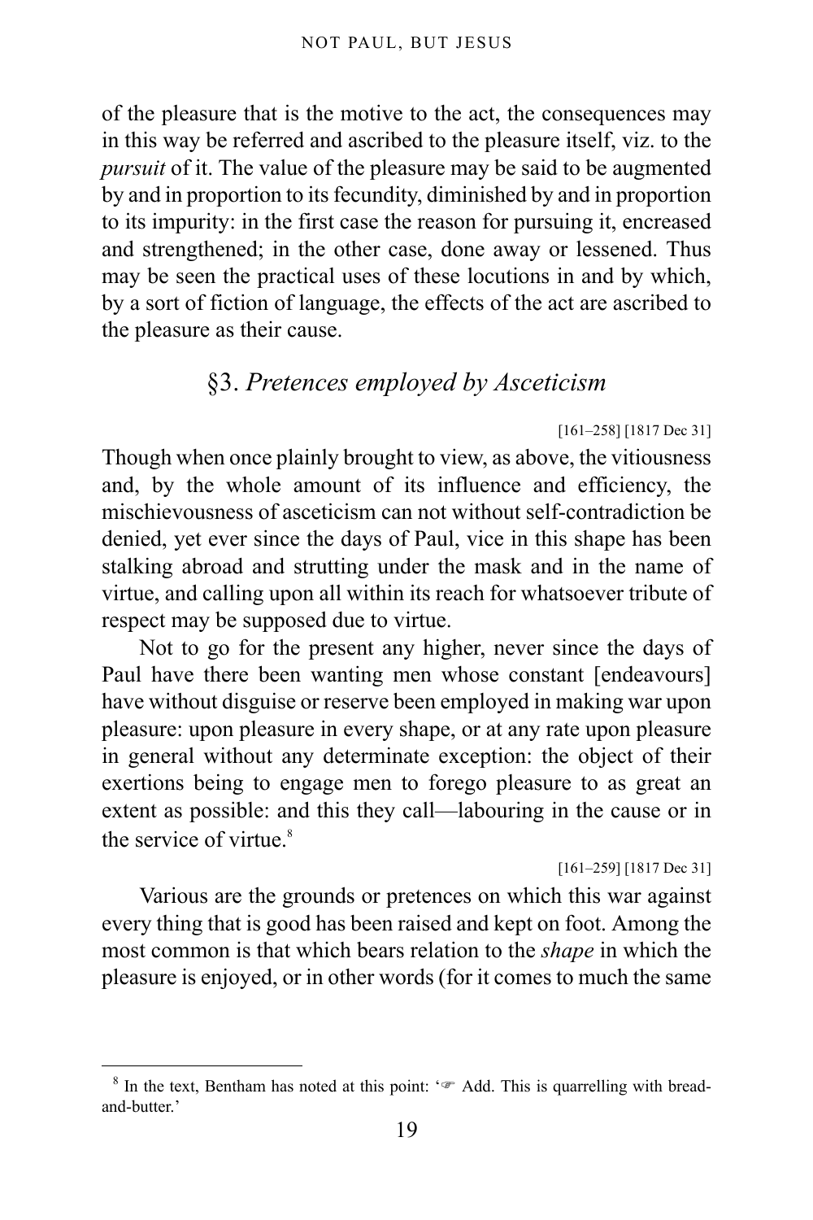of the pleasure that is the motive to the act, the consequences may in this way be referred and ascribed to the pleasure itself, viz. to the *pursuit* of it. The value of the pleasure may be said to be augmented by and in proportion to its fecundity, diminished by and in proportion to its impurity: in the first case the reason for pursuing it, encreased and strengthened; in the other case, done away or lessened. Thus may be seen the practical uses of these locutions in and by which, by a sort of fiction of language, the effects of the act are ascribed to the pleasure as their cause.

## §3. *Pretences employed by Asceticism*

[161–258] [1817 Dec 31]

Though when once plainly brought to view, as above, the vitiousness and, by the whole amount of its influence and efficiency, the mischievousness of asceticism can not without self-contradiction be denied, yet ever since the days of Paul, vice in this shape has been stalking abroad and strutting under the mask and in the name of virtue, and calling upon all within its reach for whatsoever tribute of respect may be supposed due to virtue.

Not to go for the present any higher, never since the days of Paul have there been wanting men whose constant [endeavours] have without disguise or reserve been employed in making war upon pleasure: upon pleasure in every shape, or at any rate upon pleasure in general without any determinate exception: the object of their exertions being to engage men to forego pleasure to as great an extent as possible: and this they call—labouring in the cause or in the service of virtue.[8]

[161–259] [1817 Dec 31]

Various are the grounds or pretences on which this war against every thing that is good has been raised and kept on foot. Among the most common is that which bears relation to the *shape* in which the pleasure is enjoyed, or in other words (for it comes to much the same

[8] In the text, Bentham has noted at this point: '☞ Add. This is quarrelling with bread-and-butter.'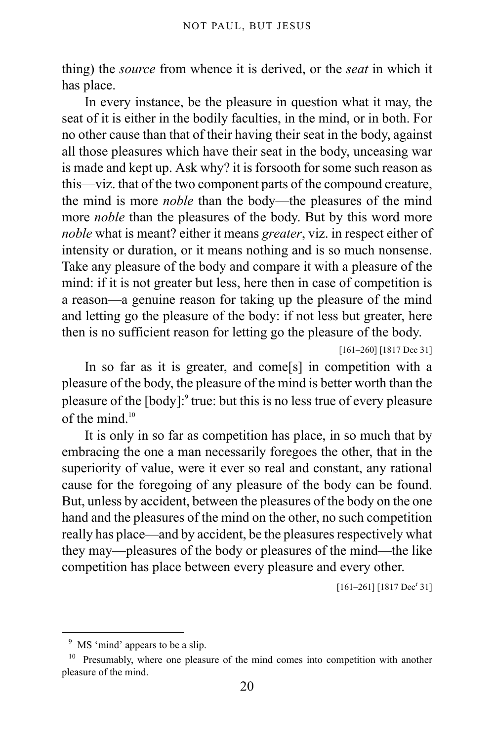thing) the *source* from whence it is derived, or the *seat* in which it has place.

In every instance, be the pleasure in question what it may, the seat of it is either in the bodily faculties, in the mind, or in both. For no other cause than that of their having their seat in the body, against all those pleasures which have their seat in the body, unceasing war is made and kept up. Ask why? it is forsooth for some such reason as this—viz. that of the two component parts of the compound creature, the mind is more *noble* than the body—the pleasures of the mind more *noble* than the pleasures of the body. But by this word more *noble* what is meant? either it means *greater*, viz. in respect either of intensity or duration, or it means nothing and is so much nonsense. Take any pleasure of the body and compare it with a pleasure of the mind: if it is not greater but less, here then in case of competition is a reason—a genuine reason for taking up the pleasure of the mind and letting go the pleasure of the body: if not less but greater, here then is no sufficient reason for letting go the pleasure of the body.

[161–260] [1817 Dec 31]

In so far as it is greater, and come[s] in competition with a pleasure of the body, the pleasure of the mind is better worth than the pleasure of the [body]:[9] true: but this is no less true of every pleasure of the mind.[10]

It is only in so far as competition has place, in so much that by embracing the one a man necessarily foregoes the other, that in the superiority of value, were it ever so real and constant, any rational cause for the foregoing of any pleasure of the body can be found. But, unless by accident, between the pleasures of the body on the one hand and the pleasures of the mind on the other, no such competition really has place—and by accident, be the pleasures respectively what they may—pleasures of the body or pleasures of the mind—the like competition has place between every pleasure and every other.

[161–261] [1817 Dec^r 31]

---

[9] MS 'mind' appears to be a slip.

[10] Presumably, where one pleasure of the mind comes into competition with another pleasure of the mind.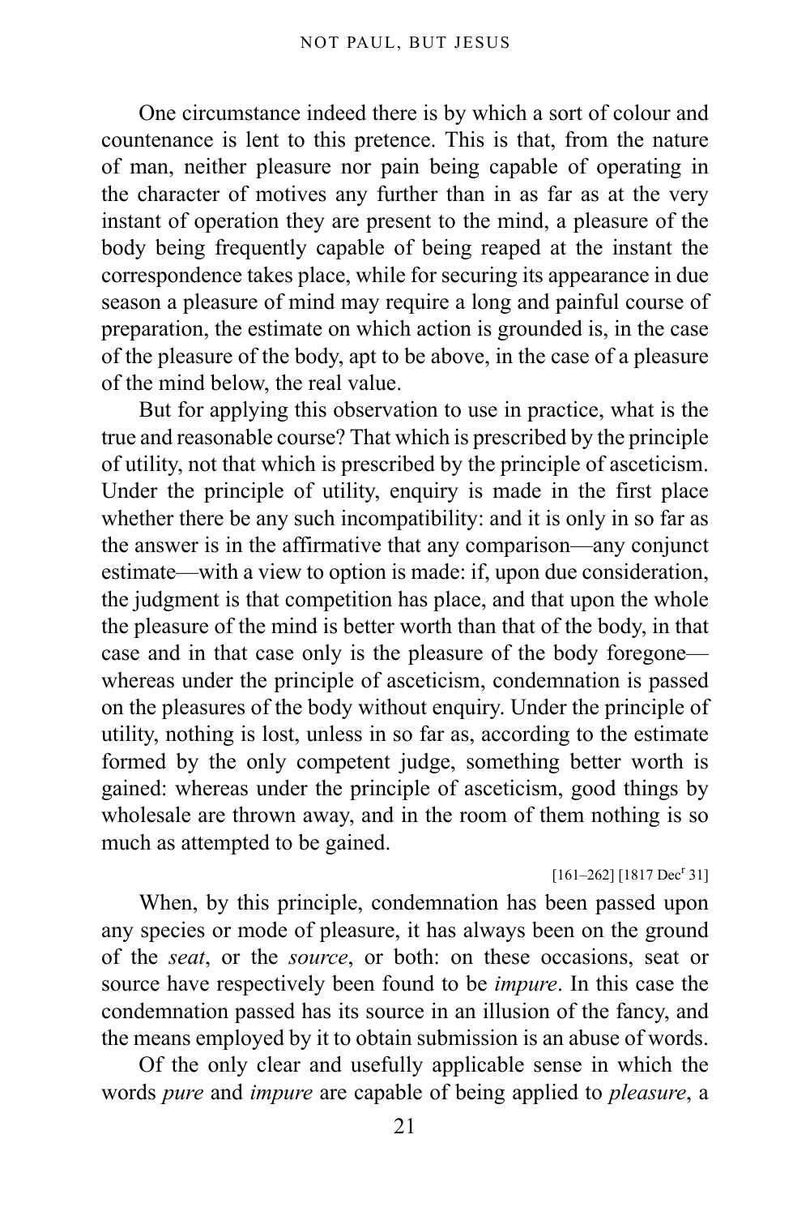One circumstance indeed there is by which a sort of colour and countenance is lent to this pretence. This is that, from the nature of man, neither pleasure nor pain being capable of operating in the character of motives any further than in as far as at the very instant of operation they are present to the mind, a pleasure of the body being frequently capable of being reaped at the instant the correspondence takes place, while for securing its appearance in due season a pleasure of mind may require a long and painful course of preparation, the estimate on which action is grounded is, in the case of the pleasure of the body, apt to be above, in the case of a pleasure of the mind below, the real value.

But for applying this observation to use in practice, what is the true and reasonable course? That which is prescribed by the principle of utility, not that which is prescribed by the principle of asceticism. Under the principle of utility, enquiry is made in the first place whether there be any such incompatibility: and it is only in so far as the answer is in the affirmative that any comparison—any conjunct estimate—with a view to option is made: if, upon due consideration, the judgment is that competition has place, and that upon the whole the pleasure of the mind is better worth than that of the body, in that case and in that case only is the pleasure of the body foregone—whereas under the principle of asceticism, condemnation is passed on the pleasures of the body without enquiry. Under the principle of utility, nothing is lost, unless in so far as, according to the estimate formed by the only competent judge, something better worth is gained: whereas under the principle of asceticism, good things by wholesale are thrown away, and in the room of them nothing is so much as attempted to be gained.

[161–262] [1817 Dec[r] 31]

When, by this principle, condemnation has been passed upon any species or mode of pleasure, it has always been on the ground of the *seat*, or the *source*, or both: on these occasions, seat or source have respectively been found to be *impure*. In this case the condemnation passed has its source in an illusion of the fancy, and the means employed by it to obtain submission is an abuse of words.

Of the only clear and usefully applicable sense in which the words *pure* and *impure* are capable of being applied to *pleasure*, a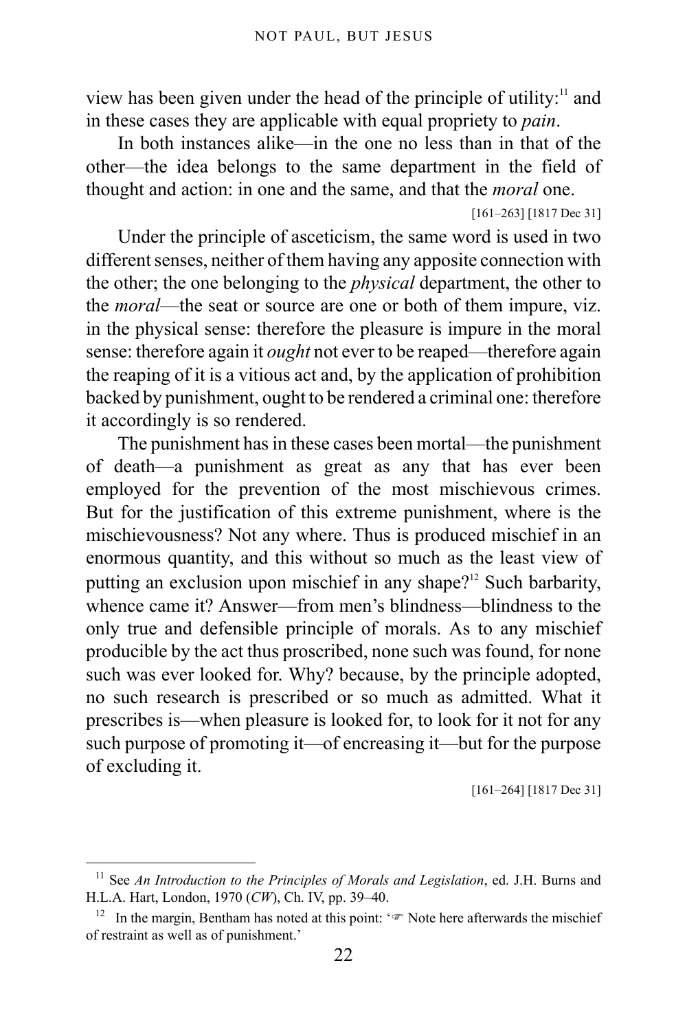view has been given under the head of the principle of utility:[11] and in these cases they are applicable with equal propriety to *pain*.

In both instances alike—in the one no less than in that of the other—the idea belongs to the same department in the field of thought and action: in one and the same, and that the *moral* one.

[161–263] [1817 Dec 31]

Under the principle of asceticism, the same word is used in two different senses, neither of them having any apposite connection with the other; the one belonging to the *physical* department, the other to the *moral*—the seat or source are one or both of them impure, viz. in the physical sense: therefore the pleasure is impure in the moral sense: therefore again it *ought* not ever to be reaped—therefore again the reaping of it is a vitious act and, by the application of prohibition backed by punishment, ought to be rendered a criminal one: therefore it accordingly is so rendered.

The punishment has in these cases been mortal—the punishment of death—a punishment as great as any that has ever been employed for the prevention of the most mischievous crimes. But for the justification of this extreme punishment, where is the mischievousness? Not any where. Thus is produced mischief in an enormous quantity, and this without so much as the least view of putting an exclusion upon mischief in any shape?[12] Such barbarity, whence came it? Answer—from men's blindness—blindness to the only true and defensible principle of morals. As to any mischief producible by the act thus proscribed, none such was found, for none such was ever looked for. Why? because, by the principle adopted, no such research is prescribed or so much as admitted. What it prescribes is—when pleasure is looked for, to look for it not for any such purpose of promoting it—of encreasing it—but for the purpose of excluding it.

[161–264] [1817 Dec 31]

---

[11] See *An Introduction to the Principles of Morals and Legislation*, ed. J.H. Burns and H.L.A. Hart, London, 1970 (*CW*), Ch. IV, pp. 39–40.

[12] In the margin, Bentham has noted at this point: '☞ Note here afterwards the mischief of restraint as well as of punishment.'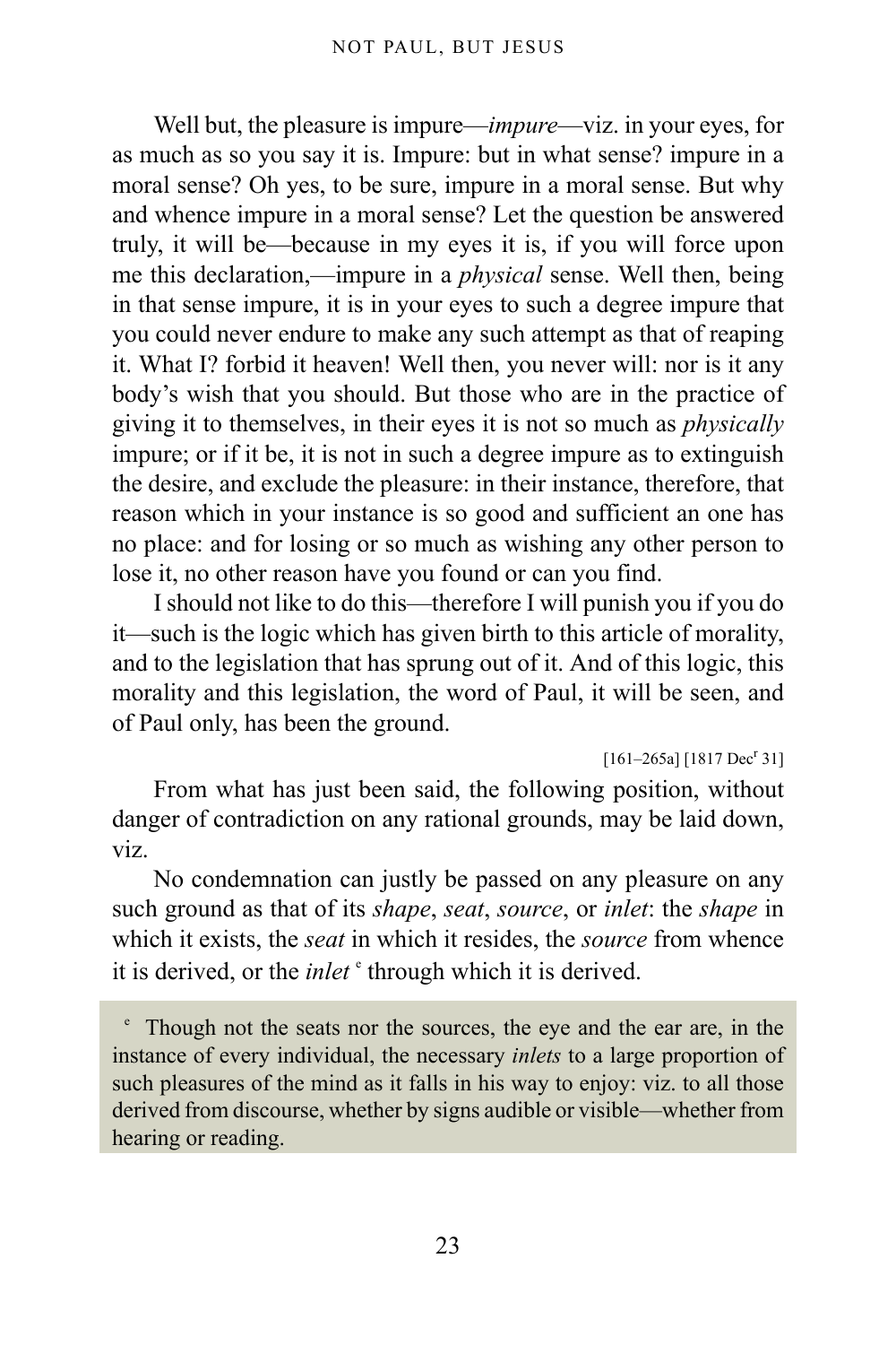Well but, the pleasure is impure—*impure*—viz. in your eyes, for as much as so you say it is. Impure: but in what sense? impure in a moral sense? Oh yes, to be sure, impure in a moral sense. But why and whence impure in a moral sense? Let the question be answered truly, it will be—because in my eyes it is, if you will force upon me this declaration,—impure in a *physical* sense. Well then, being in that sense impure, it is in your eyes to such a degree impure that you could never endure to make any such attempt as that of reaping it. What I? forbid it heaven! Well then, you never will: nor is it any body's wish that you should. But those who are in the practice of giving it to themselves, in their eyes it is not so much as *physically* impure; or if it be, it is not in such a degree impure as to extinguish the desire, and exclude the pleasure: in their instance, therefore, that reason which in your instance is so good and sufficient an one has no place: and for losing or so much as wishing any other person to lose it, no other reason have you found or can you find.

I should not like to do this—therefore I will punish you if you do it—such is the logic which has given birth to this article of morality, and to the legislation that has sprung out of it. And of this logic, this morality and this legislation, the word of Paul, it will be seen, and of Paul only, has been the ground.

[161–265a] [1817 Dec[r] 31]

From what has just been said, the following position, without danger of contradiction on any rational grounds, may be laid down, viz.

No condemnation can justly be passed on any pleasure on any such ground as that of its *shape*, *seat*, *source*, or *inlet*: the *shape* in which it exists, the *seat* in which it resides, the *source* from whence it is derived, or the *inlet* [e] through which it is derived.

[e] Though not the seats nor the sources, the eye and the ear are, in the instance of every individual, the necessary *inlets* to a large proportion of such pleasures of the mind as it falls in his way to enjoy: viz. to all those derived from discourse, whether by signs audible or visible—whether from hearing or reading.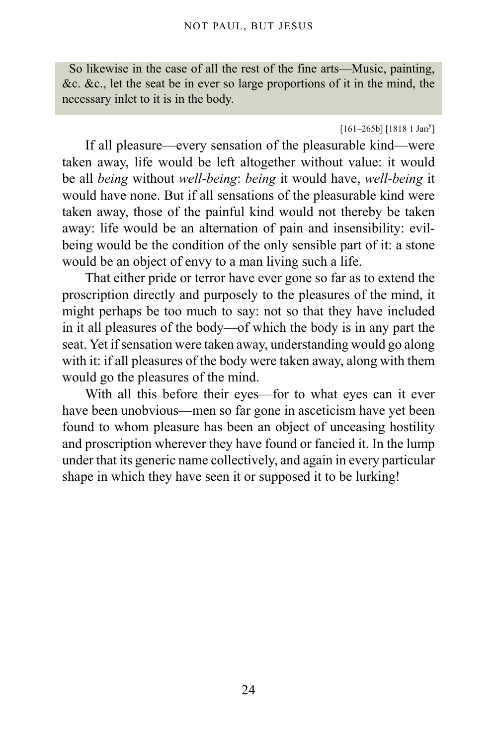So likewise in the case of all the rest of the fine arts—Music, painting, &c. &c., let the seat be in ever so large proportions of it in the mind, the necessary inlet to it is in the body.

[161–265b] [1818 1 Jan[y]]

If all pleasure—every sensation of the pleasurable kind—were taken away, life would be left altogether without value: it would be all *being* without *well-being*: *being* it would have, *well-being* it would have none. But if all sensations of the pleasurable kind were taken away, those of the painful kind would not thereby be taken away: life would be an alternation of pain and insensibility: evil-being would be the condition of the only sensible part of it: a stone would be an object of envy to a man living such a life.

That either pride or terror have ever gone so far as to extend the proscription directly and purposely to the pleasures of the mind, it might perhaps be too much to say: not so that they have included in it all pleasures of the body—of which the body is in any part the seat. Yet if sensation were taken away, understanding would go along with it: if all pleasures of the body were taken away, along with them would go the pleasures of the mind.

With all this before their eyes—for to what eyes can it ever have been unobvious—men so far gone in asceticism have yet been found to whom pleasure has been an object of unceasing hostility and proscription wherever they have found or fancied it. In the lump under that its generic name collectively, and again in every particular shape in which they have seen it or supposed it to be lurking!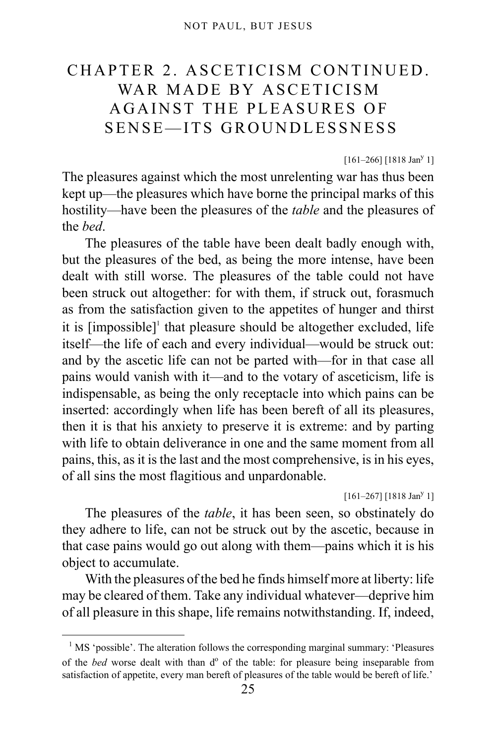# CHAPTER 2. ASCETICISM CONTINUED. WAR MADE BY ASCETICISM AGAINST THE PLEASURES OF SENSE—ITS GROUNDLESSNESS

[161–266] [1818 Jan[y] 1]

The pleasures against which the most unrelenting war has thus been kept up—the pleasures which have borne the principal marks of this hostility—have been the pleasures of the *table* and the pleasures of the *bed*.

The pleasures of the table have been dealt badly enough with, but the pleasures of the bed, as being the more intense, have been dealt with still worse. The pleasures of the table could not have been struck out altogether: for with them, if struck out, forasmuch as from the satisfaction given to the appetites of hunger and thirst it is [impossible][1] that pleasure should be altogether excluded, life itself—the life of each and every individual—would be struck out: and by the ascetic life can not be parted with—for in that case all pains would vanish with it—and to the votary of asceticism, life is indispensable, as being the only receptacle into which pains can be inserted: accordingly when life has been bereft of all its pleasures, then it is that his anxiety to preserve it is extreme: and by parting with life to obtain deliverance in one and the same moment from all pains, this, as it is the last and the most comprehensive, is in his eyes, of all sins the most flagitious and unpardonable.

[161–267] [1818 Jan[y] 1]

The pleasures of the *table*, it has been seen, so obstinately do they adhere to life, can not be struck out by the ascetic, because in that case pains would go out along with them—pains which it is his object to accumulate.

With the pleasures of the bed he finds himself more at liberty: life may be cleared of them. Take any individual whatever—deprive him of all pleasure in this shape, life remains notwithstanding. If, indeed,

[1] MS 'possible'. The alteration follows the corresponding marginal summary: 'Pleasures of the *bed* worse dealt with than d[o] of the table: for pleasure being inseparable from satisfaction of appetite, every man bereft of pleasures of the table would be bereft of life.'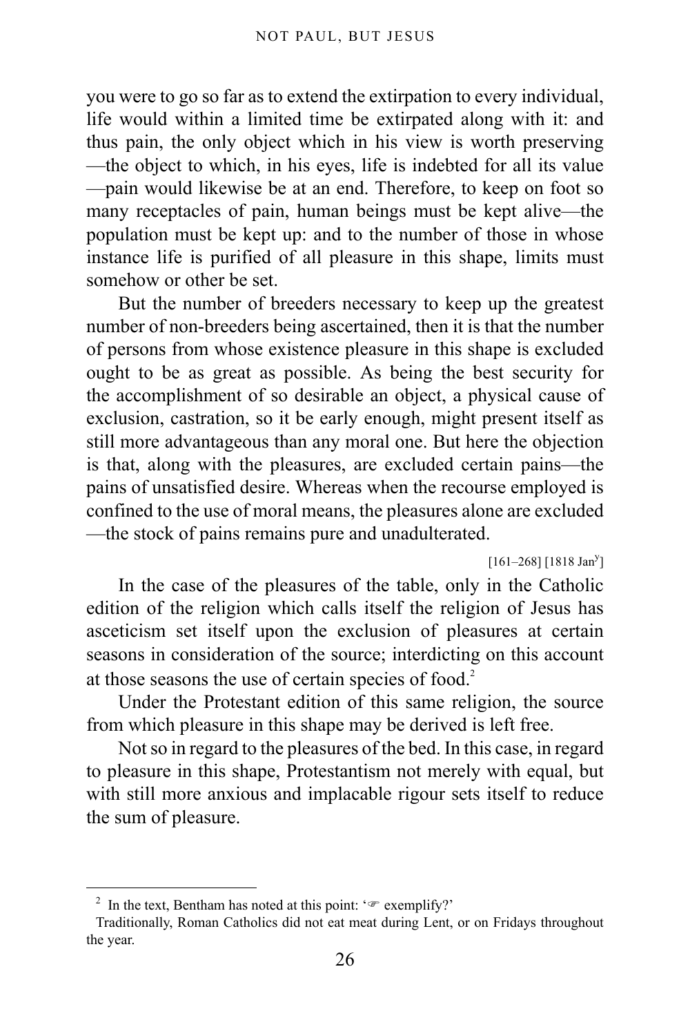you were to go so far as to extend the extirpation to every individual, life would within a limited time be extirpated along with it: and thus pain, the only object which in his view is worth preserving—the object to which, in his eyes, life is indebted for all its value—pain would likewise be at an end. Therefore, to keep on foot so many receptacles of pain, human beings must be kept alive—the population must be kept up: and to the number of those in whose instance life is purified of all pleasure in this shape, limits must somehow or other be set.

But the number of breeders necessary to keep up the greatest number of non-breeders being ascertained, then it is that the number of persons from whose existence pleasure in this shape is excluded ought to be as great as possible. As being the best security for the accomplishment of so desirable an object, a physical cause of exclusion, castration, so it be early enough, might present itself as still more advantageous than any moral one. But here the objection is that, along with the pleasures, are excluded certain pains—the pains of unsatisfied desire. Whereas when the recourse employed is confined to the use of moral means, the pleasures alone are excluded—the stock of pains remains pure and unadulterated.

[161–268] [1818 Jan[y]]

In the case of the pleasures of the table, only in the Catholic edition of the religion which calls itself the religion of Jesus has asceticism set itself upon the exclusion of pleasures at certain seasons in consideration of the source; interdicting on this account at those seasons the use of certain species of food.[2]

Under the Protestant edition of this same religion, the source from which pleasure in this shape may be derived is left free.

Not so in regard to the pleasures of the bed. In this case, in regard to pleasure in this shape, Protestantism not merely with equal, but with still more anxious and implacable rigour sets itself to reduce the sum of pleasure.

---

[2] In the text, Bentham has noted at this point: '☞ exemplify?'

Traditionally, Roman Catholics did not eat meat during Lent, or on Fridays throughout the year.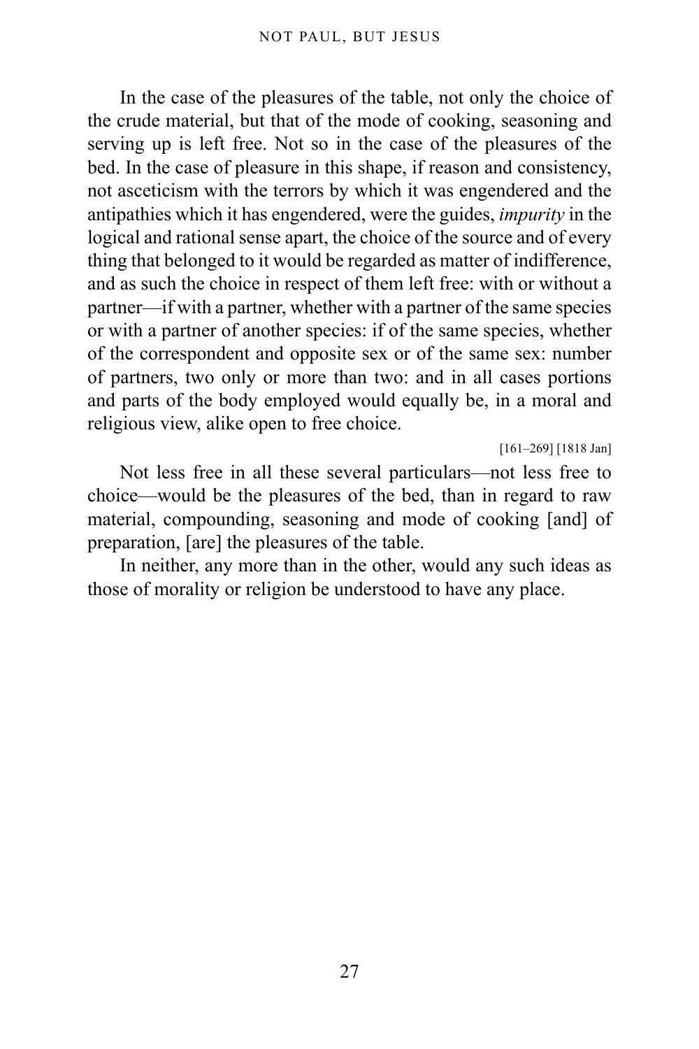In the case of the pleasures of the table, not only the choice of the crude material, but that of the mode of cooking, seasoning and serving up is left free. Not so in the case of the pleasures of the bed. In the case of pleasure in this shape, if reason and consistency, not asceticism with the terrors by which it was engendered and the antipathies which it has engendered, were the guides, *impurity* in the logical and rational sense apart, the choice of the source and of every thing that belonged to it would be regarded as matter of indifference, and as such the choice in respect of them left free: with or without a partner—if with a partner, whether with a partner of the same species or with a partner of another species: if of the same species, whether of the correspondent and opposite sex or of the same sex: number of partners, two only or more than two: and in all cases portions and parts of the body employed would equally be, in a moral and religious view, alike open to free choice.

[161–269] [1818 Jan]

Not less free in all these several particulars—not less free to choice—would be the pleasures of the bed, than in regard to raw material, compounding, seasoning and mode of cooking [and] of preparation, [are] the pleasures of the table.

In neither, any more than in the other, would any such ideas as those of morality or religion be understood to have any place.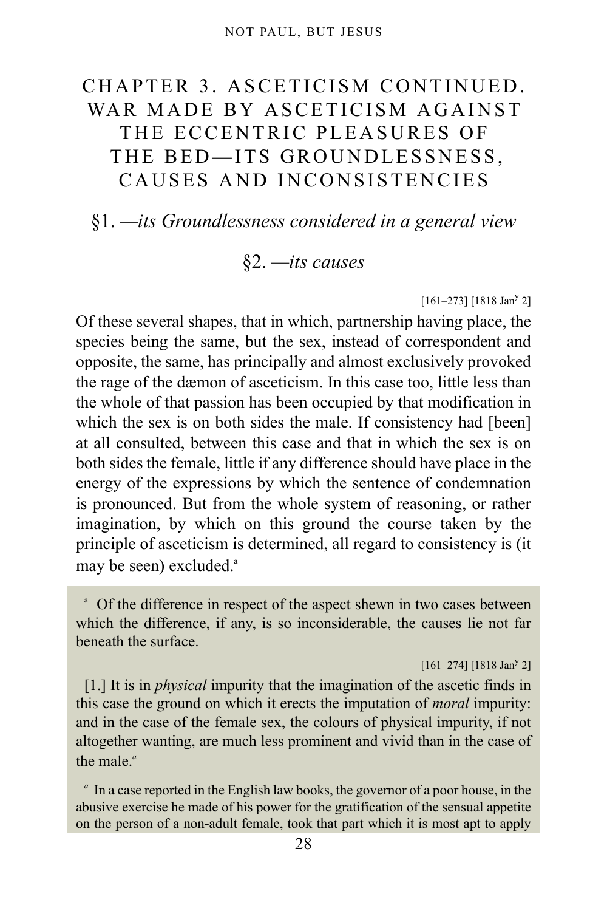# CHAPTER 3. ASCETICISM CONTINUED. WAR MADE BY ASCETICISM AGAINST THE ECCENTRIC PLEASURES OF THE BED—ITS GROUNDLESSNESS, CAUSES AND INCONSISTENCIES

## §1. —*its Groundlessness considered in a general view*

## §2. —*its causes*

[161–273] [1818 Jan^y 2]

Of these several shapes, that in which, partnership having place, the species being the same, but the sex, instead of correspondent and opposite, the same, has principally and almost exclusively provoked the rage of the dæmon of asceticism. In this case too, little less than the whole of that passion has been occupied by that modification in which the sex is on both sides the male. If consistency had [been] at all consulted, between this case and that in which the sex is on both sides the female, little if any difference should have place in the energy of the expressions by which the sentence of condemnation is pronounced. But from the whole system of reasoning, or rather imagination, by which on this ground the course taken by the principle of asceticism is determined, all regard to consistency is (it may be seen) excluded.[a]

[a] Of the difference in respect of the aspect shewn in two cases between which the difference, if any, is so inconsiderable, the causes lie not far beneath the surface.

[161–274] [1818 Jan^y 2]

[1.] It is in *physical* impurity that the imagination of the ascetic finds in this case the ground on which it erects the imputation of *moral* impurity: and in the case of the female sex, the colours of physical impurity, if not altogether wanting, are much less prominent and vivid than in the case of the male.[*a*]

[*a*] In a case reported in the English law books, the governor of a poor house, in the abusive exercise he made of his power for the gratification of the sensual appetite on the person of a non-adult female, took that part which it is most apt to apply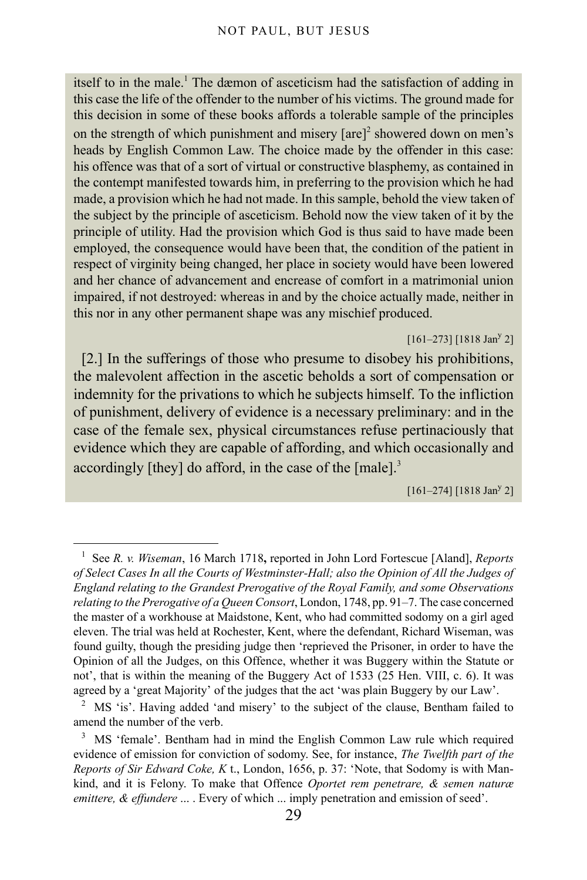itself to in the male.[1] The dæmon of asceticism had the satisfaction of adding in this case the life of the offender to the number of his victims. The ground made for this decision in some of these books affords a tolerable sample of the principles on the strength of which punishment and misery [are][2] showered down on men's heads by English Common Law. The choice made by the offender in this case: his offence was that of a sort of virtual or constructive blasphemy, as contained in the contempt manifested towards him, in preferring to the provision which he had made, a provision which he had not made. In this sample, behold the view taken of the subject by the principle of asceticism. Behold now the view taken of it by the principle of utility. Had the provision which God is thus said to have made been employed, the consequence would have been that, the condition of the patient in respect of virginity being changed, her place in society would have been lowered and her chance of advancement and encrease of comfort in a matrimonial union impaired, if not destroyed: whereas in and by the choice actually made, neither in this nor in any other permanent shape was any mischief produced.

[161–273] [1818 Jan^y 2]

[2.] In the sufferings of those who presume to disobey his prohibitions, the malevolent affection in the ascetic beholds a sort of compensation or indemnity for the privations to which he subjects himself. To the infliction of punishment, delivery of evidence is a necessary preliminary: and in the case of the female sex, physical circumstances refuse pertinaciously that evidence which they are capable of affording, and which occasionally and accordingly [they] do afford, in the case of the [male].[3]

[161–274] [1818 Jan^y 2]

---

[1] See *R. v. Wiseman*, 16 March 1718**,** reported in John Lord Fortescue [Aland], *Reports of Select Cases In all the Courts of Westminster-Hall; also the Opinion of All the Judges of England relating to the Grandest Prerogative of the Royal Family, and some Observations relating to the Prerogative of a Queen Consort*, London, 1748, pp. 91–7. The case concerned the master of a workhouse at Maidstone, Kent, who had committed sodomy on a girl aged eleven. The trial was held at Rochester, Kent, where the defendant, Richard Wiseman, was found guilty, though the presiding judge then 'reprieved the Prisoner, in order to have the Opinion of all the Judges, on this Offence, whether it was Buggery within the Statute or not', that is within the meaning of the Buggery Act of 1533 (25 Hen. VIII, c. 6). It was agreed by a 'great Majority' of the judges that the act 'was plain Buggery by our Law'.

[2] MS 'is'. Having added 'and misery' to the subject of the clause, Bentham failed to amend the number of the verb.

[3] MS 'female'. Bentham had in mind the English Common Law rule which required evidence of emission for conviction of sodomy. See, for instance, *The Twelfth part of the Reports of Sir Edward Coke, K* t., London, 1656, p. 37: 'Note, that Sodomy is with Mankind, and it is Felony. To make that Offence *Oportet rem penetrare, & semen naturæ emittere, & effundere* ... . Every of which ... imply penetration and emission of seed'.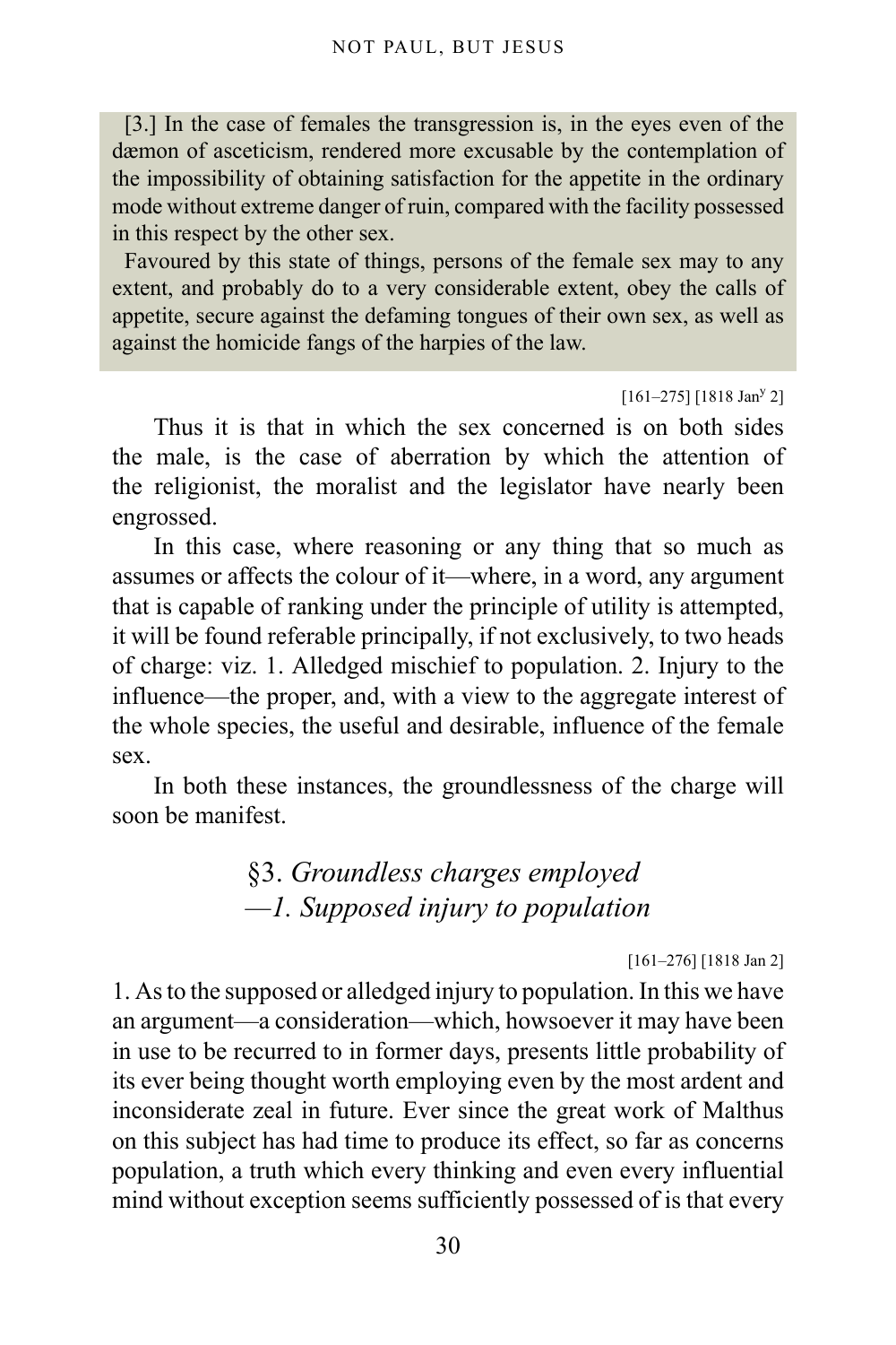[3.] In the case of females the transgression is, in the eyes even of the dæmon of asceticism, rendered more excusable by the contemplation of the impossibility of obtaining satisfaction for the appetite in the ordinary mode without extreme danger of ruin, compared with the facility possessed in this respect by the other sex.

Favoured by this state of things, persons of the female sex may to any extent, and probably do to a very considerable extent, obey the calls of appetite, secure against the defaming tongues of their own sex, as well as against the homicide fangs of the harpies of the law.

[161–275] [1818 Jan[y] 2]

Thus it is that in which the sex concerned is on both sides the male, is the case of aberration by which the attention of the religionist, the moralist and the legislator have nearly been engrossed.

In this case, where reasoning or any thing that so much as assumes or affects the colour of it—where, in a word, any argument that is capable of ranking under the principle of utility is attempted, it will be found referable principally, if not exclusively, to two heads of charge: viz. 1. Alledged mischief to population. 2. Injury to the influence—the proper, and, with a view to the aggregate interest of the whole species, the useful and desirable, influence of the female sex.

In both these instances, the groundlessness of the charge will soon be manifest.

## §3. *Groundless charges employed —1. Supposed injury to population*

[161–276] [1818 Jan 2]

1. As to the supposed or alledged injury to population. In this we have an argument—a consideration—which, howsoever it may have been in use to be recurred to in former days, presents little probability of its ever being thought worth employing even by the most ardent and inconsiderate zeal in future. Ever since the great work of Malthus on this subject has had time to produce its effect, so far as concerns population, a truth which every thinking and even every influential mind without exception seems sufficiently possessed of is that every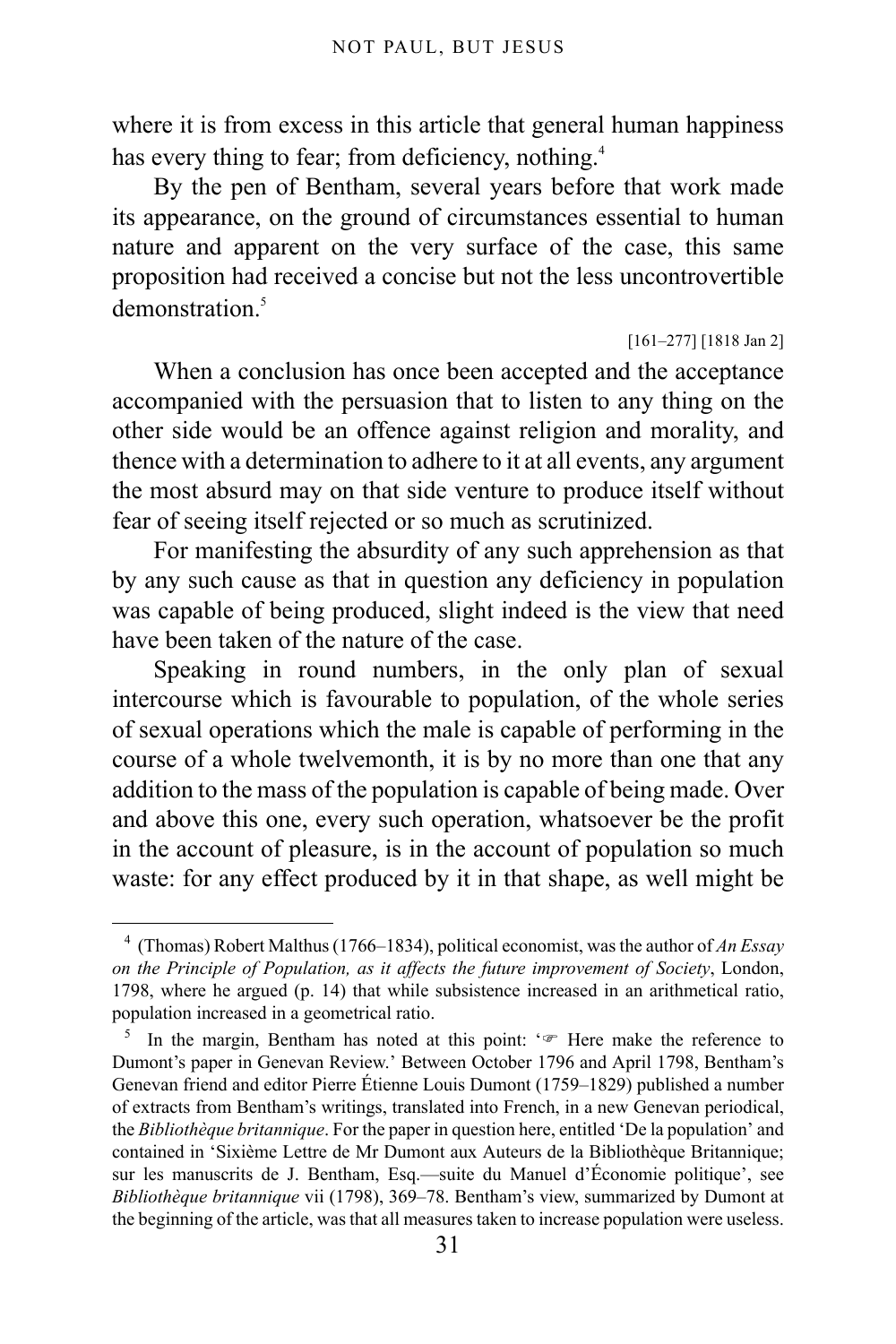where it is from excess in this article that general human happiness has every thing to fear; from deficiency, nothing.[4]

By the pen of Bentham, several years before that work made its appearance, on the ground of circumstances essential to human nature and apparent on the very surface of the case, this same proposition had received a concise but not the less uncontrovertible demonstration.[5]

[161–277] [1818 Jan 2]

When a conclusion has once been accepted and the acceptance accompanied with the persuasion that to listen to any thing on the other side would be an offence against religion and morality, and thence with a determination to adhere to it at all events, any argument the most absurd may on that side venture to produce itself without fear of seeing itself rejected or so much as scrutinized.

For manifesting the absurdity of any such apprehension as that by any such cause as that in question any deficiency in population was capable of being produced, slight indeed is the view that need have been taken of the nature of the case.

Speaking in round numbers, in the only plan of sexual intercourse which is favourable to population, of the whole series of sexual operations which the male is capable of performing in the course of a whole twelvemonth, it is by no more than one that any addition to the mass of the population is capable of being made. Over and above this one, every such operation, whatsoever be the profit in the account of pleasure, is in the account of population so much waste: for any effect produced by it in that shape, as well might be

---

[4] (Thomas) Robert Malthus (1766–1834), political economist, was the author of *An Essay on the Principle of Population, as it affects the future improvement of Society*, London, 1798, where he argued (p. 14) that while subsistence increased in an arithmetical ratio, population increased in a geometrical ratio.

[5] In the margin, Bentham has noted at this point: '☞ Here make the reference to Dumont's paper in Genevan Review.' Between October 1796 and April 1798, Bentham's Genevan friend and editor Pierre Étienne Louis Dumont (1759–1829) published a number of extracts from Bentham's writings, translated into French, in a new Genevan periodical, the *Bibliothèque britannique*. For the paper in question here, entitled 'De la population' and contained in 'Sixième Lettre de Mr Dumont aux Auteurs de la Bibliothèque Britannique; sur les manuscrits de J. Bentham, Esq.—suite du Manuel d'Économie politique', see *Bibliothèque britannique* vii (1798), 369–78. Bentham's view, summarized by Dumont at the beginning of the article, was that all measures taken to increase population were useless.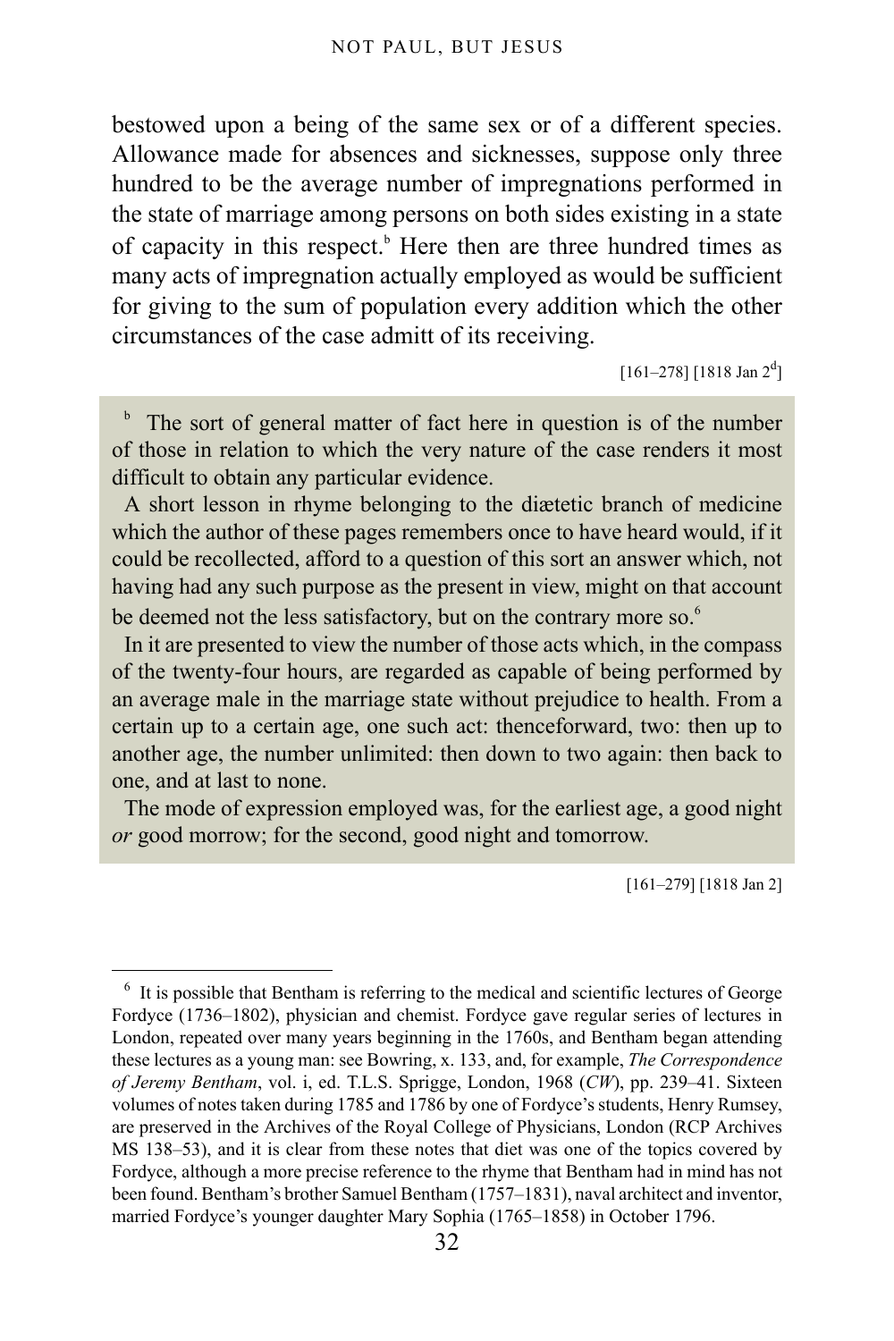bestowed upon a being of the same sex or of a different species. Allowance made for absences and sicknesses, suppose only three hundred to be the average number of impregnations performed in the state of marriage among persons on both sides existing in a state of capacity in this respect.[b] Here then are three hundred times as many acts of impregnation actually employed as would be sufficient for giving to the sum of population every addition which the other circumstances of the case admitt of its receiving.

[161–278] [1818 Jan 2[d]]

[b] The sort of general matter of fact here in question is of the number of those in relation to which the very nature of the case renders it most difficult to obtain any particular evidence.

A short lesson in rhyme belonging to the diætetic branch of medicine which the author of these pages remembers once to have heard would, if it could be recollected, afford to a question of this sort an answer which, not having had any such purpose as the present in view, might on that account be deemed not the less satisfactory, but on the contrary more so.[6]

In it are presented to view the number of those acts which, in the compass of the twenty-four hours, are regarded as capable of being performed by an average male in the marriage state without prejudice to health. From a certain up to a certain age, one such act: thenceforward, two: then up to another age, the number unlimited: then down to two again: then back to one, and at last to none.

The mode of expression employed was, for the earliest age, a good night *or* good morrow; for the second, good night and tomorrow.

[161–279] [1818 Jan 2]

---

[6] It is possible that Bentham is referring to the medical and scientific lectures of George Fordyce (1736–1802), physician and chemist. Fordyce gave regular series of lectures in London, repeated over many years beginning in the 1760s, and Bentham began attending these lectures as a young man: see Bowring, x. 133, and, for example, *The Correspondence of Jeremy Bentham*, vol. i, ed. T.L.S. Sprigge, London, 1968 (*CW*), pp. 239–41. Sixteen volumes of notes taken during 1785 and 1786 by one of Fordyce's students, Henry Rumsey, are preserved in the Archives of the Royal College of Physicians, London (RCP Archives MS 138–53), and it is clear from these notes that diet was one of the topics covered by Fordyce, although a more precise reference to the rhyme that Bentham had in mind has not been found. Bentham's brother Samuel Bentham (1757–1831), naval architect and inventor, married Fordyce's younger daughter Mary Sophia (1765–1858) in October 1796.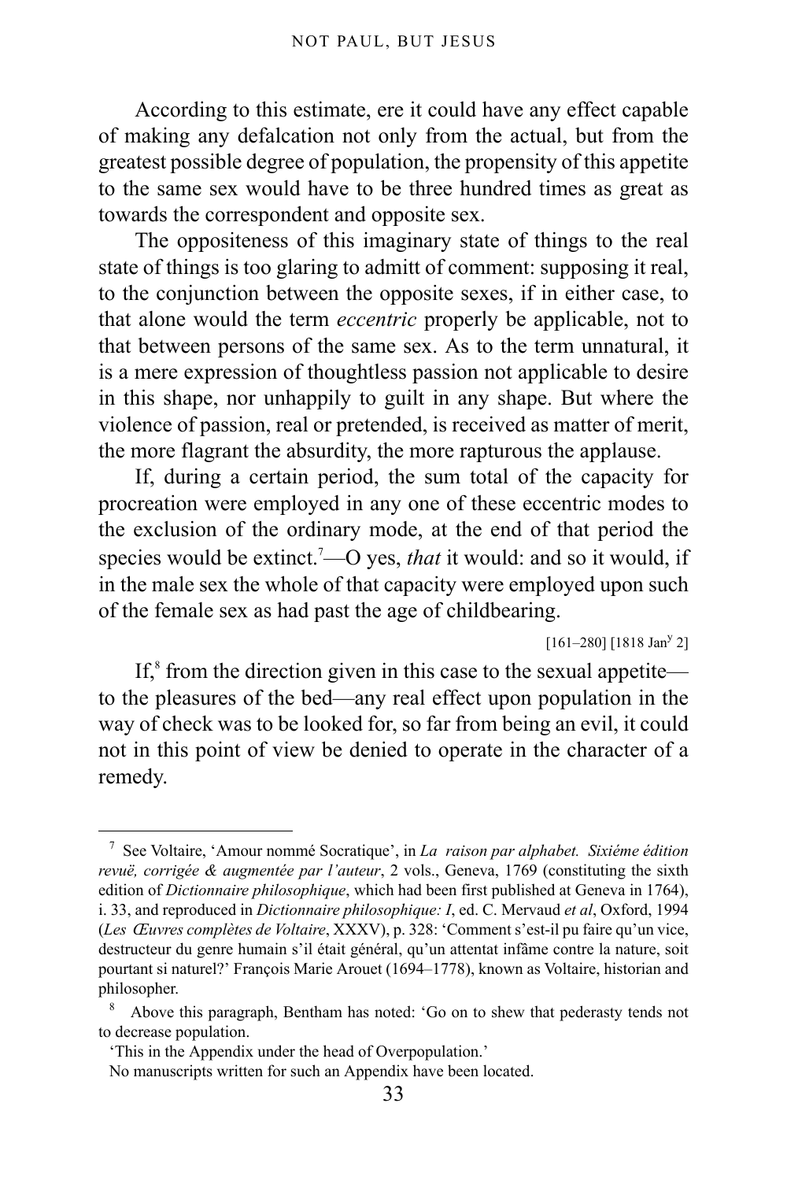According to this estimate, ere it could have any effect capable of making any defalcation not only from the actual, but from the greatest possible degree of population, the propensity of this appetite to the same sex would have to be three hundred times as great as towards the correspondent and opposite sex.

The oppositeness of this imaginary state of things to the real state of things is too glaring to admitt of comment: supposing it real, to the conjunction between the opposite sexes, if in either case, to that alone would the term *eccentric* properly be applicable, not to that between persons of the same sex. As to the term unnatural, it is a mere expression of thoughtless passion not applicable to desire in this shape, nor unhappily to guilt in any shape. But where the violence of passion, real or pretended, is received as matter of merit, the more flagrant the absurdity, the more rapturous the applause.

If, during a certain period, the sum total of the capacity for procreation were employed in any one of these eccentric modes to the exclusion of the ordinary mode, at the end of that period the species would be extinct.[7]—O yes, *that* it would: and so it would, if in the male sex the whole of that capacity were employed upon such of the female sex as had past the age of childbearing.

[161–280] [1818 Jan[y] 2]

If,[8] from the direction given in this case to the sexual appetite—to the pleasures of the bed—any real effect upon population in the way of check was to be looked for, so far from being an evil, it could not in this point of view be denied to operate in the character of a remedy.

---

[7] See Voltaire, 'Amour nommé Socratique', in *La raison par alphabet. Sixiéme édition revuë, corrigée & augmentée par l'auteur*, 2 vols., Geneva, 1769 (constituting the sixth edition of *Dictionnaire philosophique*, which had been first published at Geneva in 1764), i. 33, and reproduced in *Dictionnaire philosophique: I*, ed. C. Mervaud *et al*, Oxford, 1994 (*Les Œuvres complètes de Voltaire*, XXXV), p. 328: 'Comment s'est-il pu faire qu'un vice, destructeur du genre humain s'il était général, qu'un attentat infâme contre la nature, soit pourtant si naturel?' François Marie Arouet (1694–1778), known as Voltaire, historian and philosopher.

[8] Above this paragraph, Bentham has noted: 'Go on to shew that pederasty tends not to decrease population.

'This in the Appendix under the head of Overpopulation.'

No manuscripts written for such an Appendix have been located.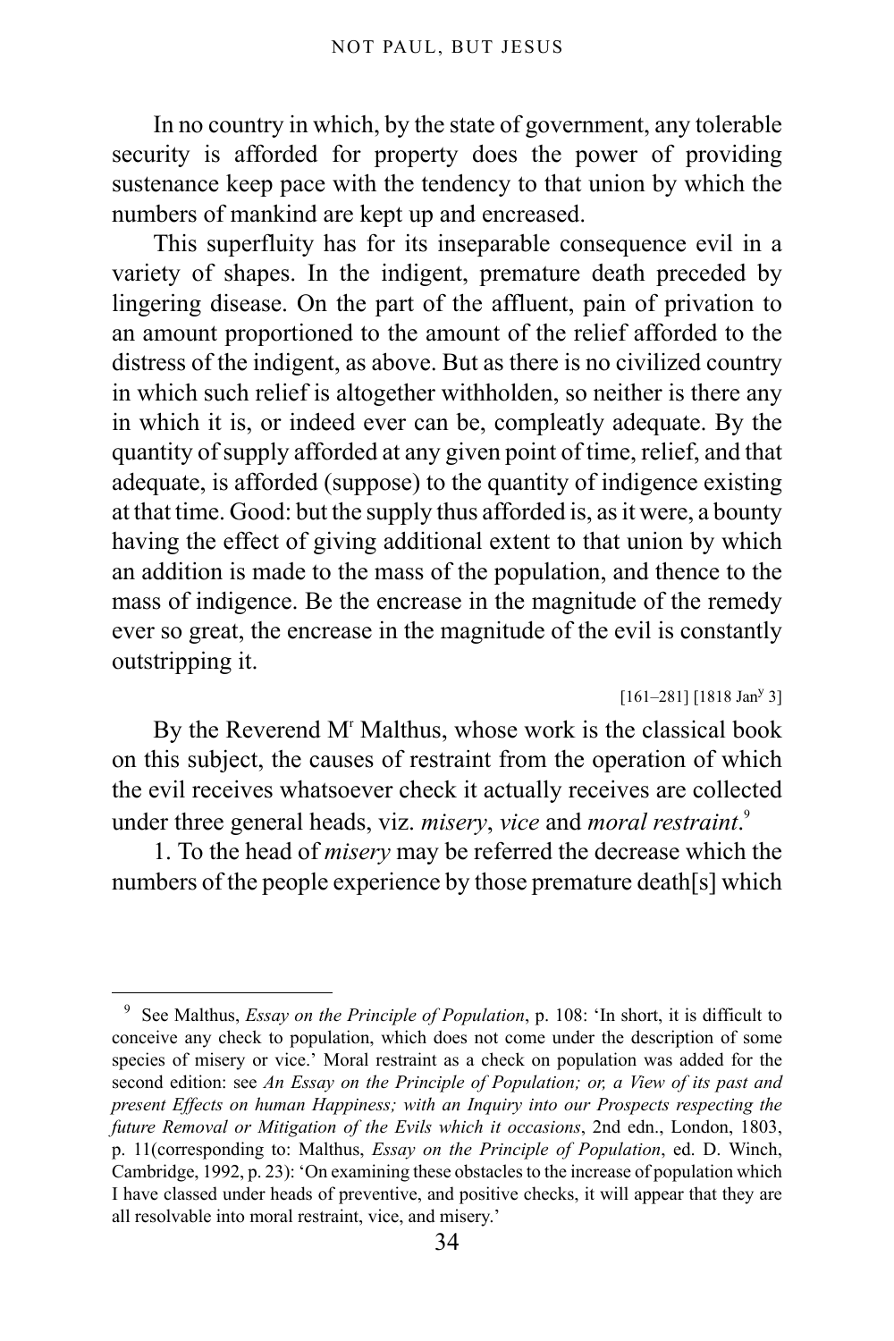In no country in which, by the state of government, any tolerable security is afforded for property does the power of providing sustenance keep pace with the tendency to that union by which the numbers of mankind are kept up and encreased.

This superfluity has for its inseparable consequence evil in a variety of shapes. In the indigent, premature death preceded by lingering disease. On the part of the affluent, pain of privation to an amount proportioned to the amount of the relief afforded to the distress of the indigent, as above. But as there is no civilized country in which such relief is altogether withholden, so neither is there any in which it is, or indeed ever can be, compleatly adequate. By the quantity of supply afforded at any given point of time, relief, and that adequate, is afforded (suppose) to the quantity of indigence existing at that time. Good: but the supply thus afforded is, as it were, a bounty having the effect of giving additional extent to that union by which an addition is made to the mass of the population, and thence to the mass of indigence. Be the encrease in the magnitude of the remedy ever so great, the encrease in the magnitude of the evil is constantly outstripping it.

[161–281] [1818 Jan^y 3]

By the Reverend M^r Malthus, whose work is the classical book on this subject, the causes of restraint from the operation of which the evil receives whatsoever check it actually receives are collected under three general heads, viz. *misery*, *vice* and *moral restraint*.[9]

1. To the head of *misery* may be referred the decrease which the numbers of the people experience by those premature death[s] which

---

[9] See Malthus, *Essay on the Principle of Population*, p. 108: 'In short, it is difficult to conceive any check to population, which does not come under the description of some species of misery or vice.' Moral restraint as a check on population was added for the second edition: see *An Essay on the Principle of Population; or, a View of its past and present Effects on human Happiness; with an Inquiry into our Prospects respecting the future Removal or Mitigation of the Evils which it occasions*, 2nd edn., London, 1803, p. 11(corresponding to: Malthus, *Essay on the Principle of Population*, ed. D. Winch, Cambridge, 1992, p. 23): 'On examining these obstacles to the increase of population which I have classed under heads of preventive, and positive checks, it will appear that they are all resolvable into moral restraint, vice, and misery.'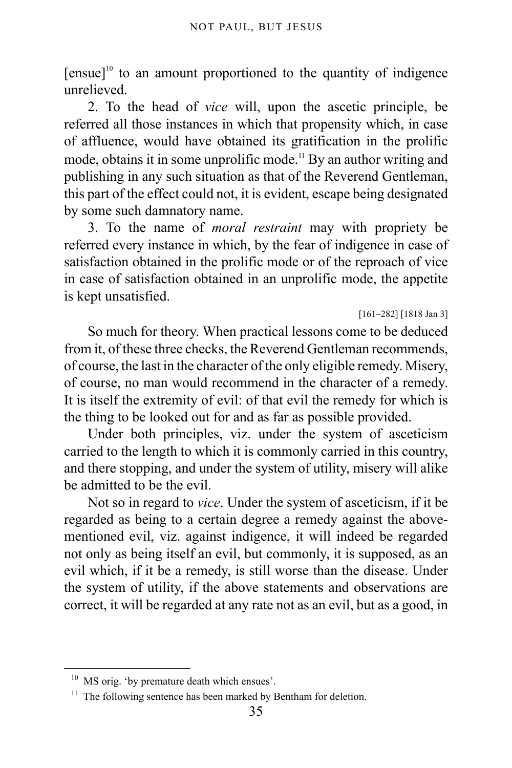[ensue][10] to an amount proportioned to the quantity of indigence unrelieved.

2. To the head of *vice* will, upon the ascetic principle, be referred all those instances in which that propensity which, in case of affluence, would have obtained its gratification in the prolific mode, obtains it in some unprolific mode.[11] By an author writing and publishing in any such situation as that of the Reverend Gentleman, this part of the effect could not, it is evident, escape being designated by some such damnatory name.

3. To the name of *moral restraint* may with propriety be referred every instance in which, by the fear of indigence in case of satisfaction obtained in the prolific mode or of the reproach of vice in case of satisfaction obtained in an unprolific mode, the appetite is kept unsatisfied.

[161–282] [1818 Jan 3]

So much for theory. When practical lessons come to be deduced from it, of these three checks, the Reverend Gentleman recommends, of course, the last in the character of the only eligible remedy. Misery, of course, no man would recommend in the character of a remedy. It is itself the extremity of evil: of that evil the remedy for which is the thing to be looked out for and as far as possible provided.

Under both principles, viz. under the system of asceticism carried to the length to which it is commonly carried in this country, and there stopping, and under the system of utility, misery will alike be admitted to be the evil.

Not so in regard to *vice*. Under the system of asceticism, if it be regarded as being to a certain degree a remedy against the above-mentioned evil, viz. against indigence, it will indeed be regarded not only as being itself an evil, but commonly, it is supposed, as an evil which, if it be a remedy, is still worse than the disease. Under the system of utility, if the above statements and observations are correct, it will be regarded at any rate not as an evil, but as a good, in

---

[10] MS orig. 'by premature death which ensues'.

[11] The following sentence has been marked by Bentham for deletion.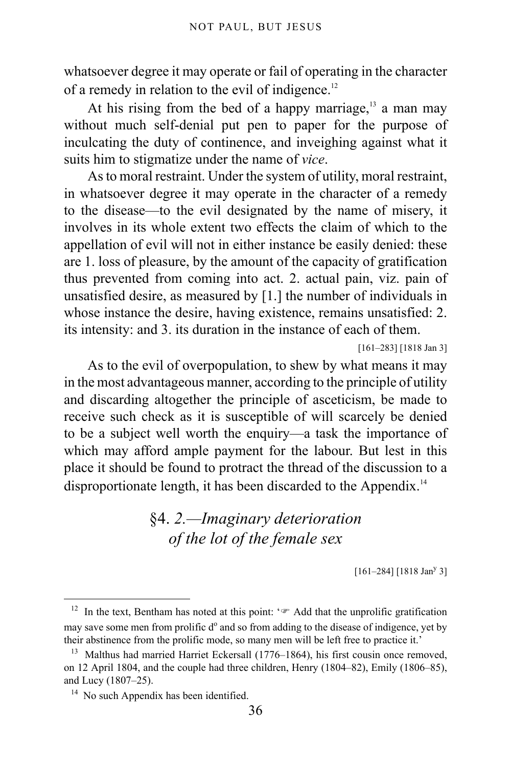whatsoever degree it may operate or fail of operating in the character of a remedy in relation to the evil of indigence.[12]

At his rising from the bed of a happy marriage,[13] a man may without much self-denial put pen to paper for the purpose of inculcating the duty of continence, and inveighing against what it suits him to stigmatize under the name of *vice*.

As to moral restraint. Under the system of utility, moral restraint, in whatsoever degree it may operate in the character of a remedy to the disease—to the evil designated by the name of misery, it involves in its whole extent two effects the claim of which to the appellation of evil will not in either instance be easily denied: these are 1. loss of pleasure, by the amount of the capacity of gratification thus prevented from coming into act. 2. actual pain, viz. pain of unsatisfied desire, as measured by [1.] the number of individuals in whose instance the desire, having existence, remains unsatisfied: 2. its intensity: and 3. its duration in the instance of each of them.

[161–283] [1818 Jan 3]

As to the evil of overpopulation, to shew by what means it may in the most advantageous manner, according to the principle of utility and discarding altogether the principle of asceticism, be made to receive such check as it is susceptible of will scarcely be denied to be a subject well worth the enquiry—a task the importance of which may afford ample payment for the labour. But lest in this place it should be found to protract the thread of the discussion to a disproportionate length, it has been discarded to the Appendix.[14]

## §4. *2.—Imaginary deterioration of the lot of the female sex*

[161–284] [1818 Jan^y 3]

---

[12] In the text, Bentham has noted at this point: '☞ Add that the unprolific gratification may save some men from prolific d^o and so from adding to the disease of indigence, yet by their abstinence from the prolific mode, so many men will be left free to practice it.'

[13] Malthus had married Harriet Eckersall (1776–1864), his first cousin once removed, on 12 April 1804, and the couple had three children, Henry (1804–82), Emily (1806–85), and Lucy (1807–25).

[14] No such Appendix has been identified.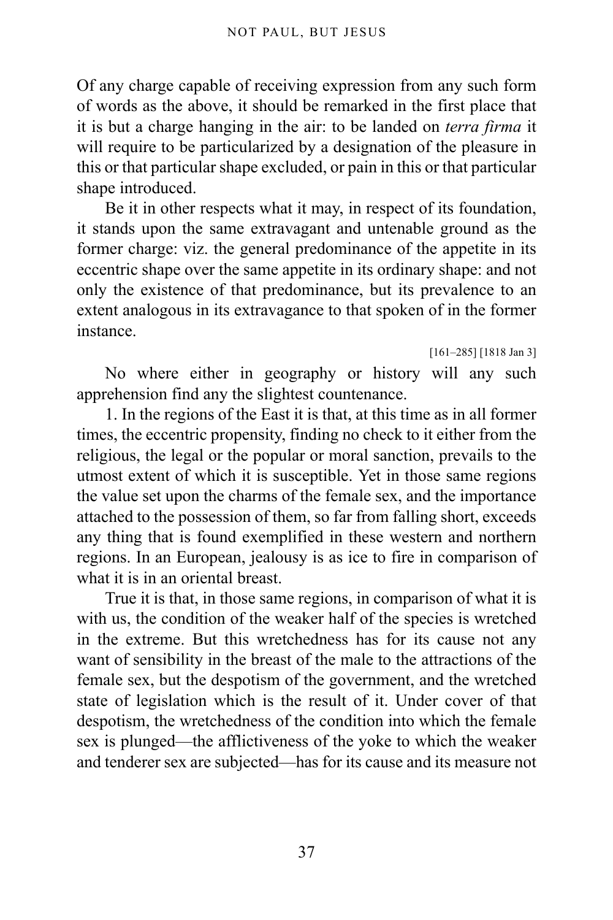Of any charge capable of receiving expression from any such form of words as the above, it should be remarked in the first place that it is but a charge hanging in the air: to be landed on *terra firma* it will require to be particularized by a designation of the pleasure in this or that particular shape excluded, or pain in this or that particular shape introduced.

Be it in other respects what it may, in respect of its foundation, it stands upon the same extravagant and untenable ground as the former charge: viz. the general predominance of the appetite in its eccentric shape over the same appetite in its ordinary shape: and not only the existence of that predominance, but its prevalence to an extent analogous in its extravagance to that spoken of in the former instance.

[161–285] [1818 Jan 3]

No where either in geography or history will any such apprehension find any the slightest countenance.

1. In the regions of the East it is that, at this time as in all former times, the eccentric propensity, finding no check to it either from the religious, the legal or the popular or moral sanction, prevails to the utmost extent of which it is susceptible. Yet in those same regions the value set upon the charms of the female sex, and the importance attached to the possession of them, so far from falling short, exceeds any thing that is found exemplified in these western and northern regions. In an European, jealousy is as ice to fire in comparison of what it is in an oriental breast.

True it is that, in those same regions, in comparison of what it is with us, the condition of the weaker half of the species is wretched in the extreme. But this wretchedness has for its cause not any want of sensibility in the breast of the male to the attractions of the female sex, but the despotism of the government, and the wretched state of legislation which is the result of it. Under cover of that despotism, the wretchedness of the condition into which the female sex is plunged—the afflictiveness of the yoke to which the weaker and tenderer sex are subjected—has for its cause and its measure not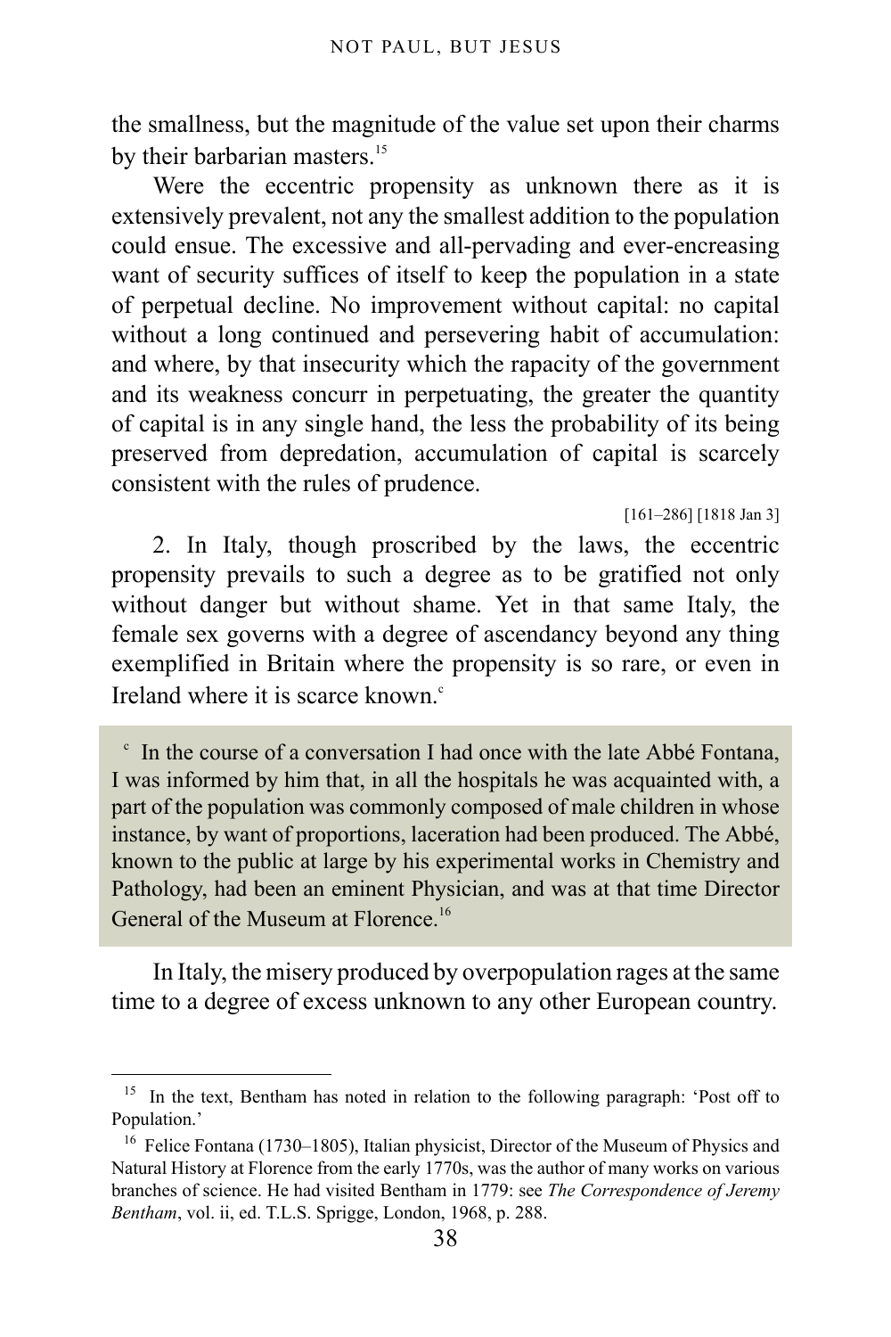the smallness, but the magnitude of the value set upon their charms by their barbarian masters.[15]

Were the eccentric propensity as unknown there as it is extensively prevalent, not any the smallest addition to the population could ensue. The excessive and all-pervading and ever-encreasing want of security suffices of itself to keep the population in a state of perpetual decline. No improvement without capital: no capital without a long continued and persevering habit of accumulation: and where, by that insecurity which the rapacity of the government and its weakness concurr in perpetuating, the greater the quantity of capital is in any single hand, the less the probability of its being preserved from depredation, accumulation of capital is scarcely consistent with the rules of prudence.

[161–286] [1818 Jan 3]

2. In Italy, though proscribed by the laws, the eccentric propensity prevails to such a degree as to be gratified not only without danger but without shame. Yet in that same Italy, the female sex governs with a degree of ascendancy beyond any thing exemplified in Britain where the propensity is so rare, or even in Ireland where it is scarce known.[c]

> [c] In the course of a conversation I had once with the late Abbé Fontana, I was informed by him that, in all the hospitals he was acquainted with, a part of the population was commonly composed of male children in whose instance, by want of proportions, laceration had been produced. The Abbé, known to the public at large by his experimental works in Chemistry and Pathology, had been an eminent Physician, and was at that time Director General of the Museum at Florence.[16]

In Italy, the misery produced by overpopulation rages at the same time to a degree of excess unknown to any other European country.

---

[15] In the text, Bentham has noted in relation to the following paragraph: 'Post off to Population.'

[16] Felice Fontana (1730–1805), Italian physicist, Director of the Museum of Physics and Natural History at Florence from the early 1770s, was the author of many works on various branches of science. He had visited Bentham in 1779: see *The Correspondence of Jeremy Bentham*, vol. ii, ed. T.L.S. Sprigge, London, 1968, p. 288.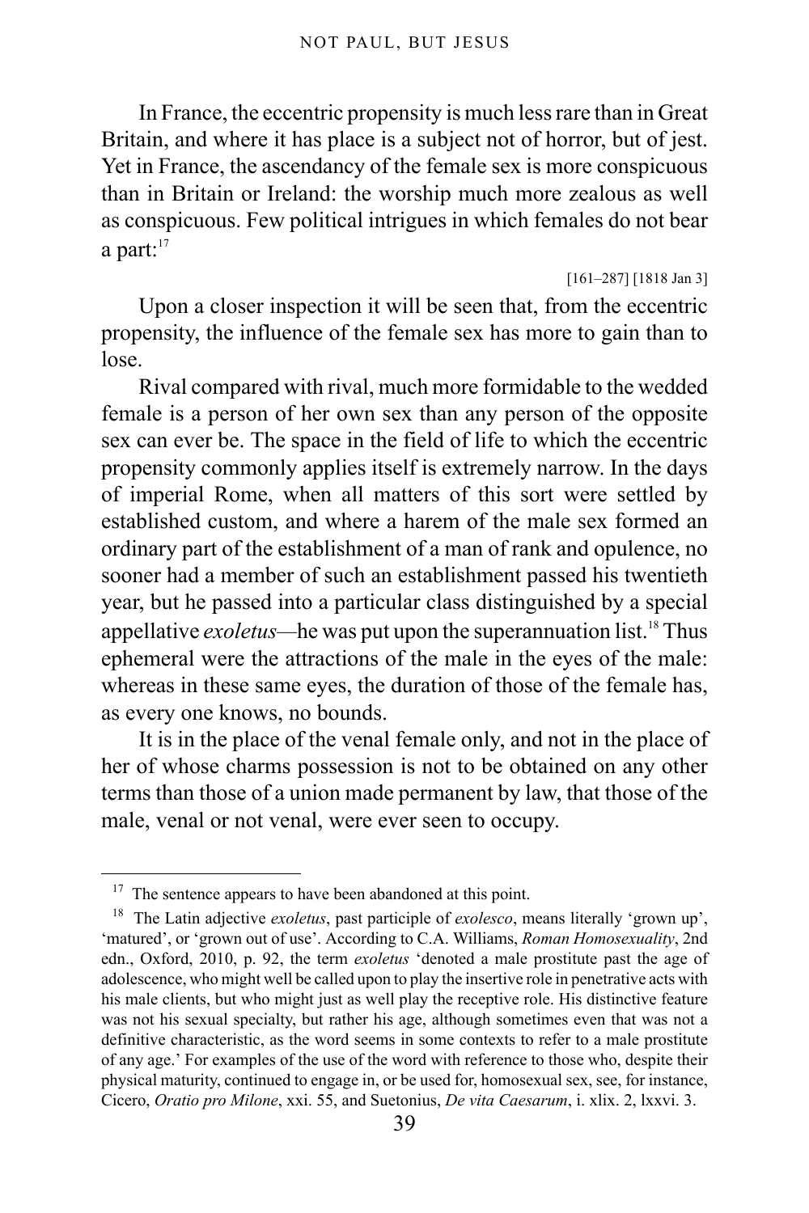In France, the eccentric propensity is much less rare than in Great Britain, and where it has place is a subject not of horror, but of jest. Yet in France, the ascendancy of the female sex is more conspicuous than in Britain or Ireland: the worship much more zealous as well as conspicuous. Few political intrigues in which females do not bear a part:[17]

[161–287] [1818 Jan 3]

Upon a closer inspection it will be seen that, from the eccentric propensity, the influence of the female sex has more to gain than to lose.

Rival compared with rival, much more formidable to the wedded female is a person of her own sex than any person of the opposite sex can ever be. The space in the field of life to which the eccentric propensity commonly applies itself is extremely narrow. In the days of imperial Rome, when all matters of this sort were settled by established custom, and where a harem of the male sex formed an ordinary part of the establishment of a man of rank and opulence, no sooner had a member of such an establishment passed his twentieth year, but he passed into a particular class distinguished by a special appellative *exoletus*—he was put upon the superannuation list.[18] Thus ephemeral were the attractions of the male in the eyes of the male: whereas in these same eyes, the duration of those of the female has, as every one knows, no bounds.

It is in the place of the venal female only, and not in the place of her of whose charms possession is not to be obtained on any other terms than those of a union made permanent by law, that those of the male, venal or not venal, were ever seen to occupy.

---

[17] The sentence appears to have been abandoned at this point.

[18] The Latin adjective *exoletus*, past participle of *exolesco*, means literally 'grown up', 'matured', or 'grown out of use'. According to C.A. Williams, *Roman Homosexuality*, 2nd edn., Oxford, 2010, p. 92, the term *exoletus* 'denoted a male prostitute past the age of adolescence, who might well be called upon to play the insertive role in penetrative acts with his male clients, but who might just as well play the receptive role. His distinctive feature was not his sexual specialty, but rather his age, although sometimes even that was not a definitive characteristic, as the word seems in some contexts to refer to a male prostitute of any age.' For examples of the use of the word with reference to those who, despite their physical maturity, continued to engage in, or be used for, homosexual sex, see, for instance, Cicero, *Oratio pro Milone*, xxi. 55, and Suetonius, *De vita Caesarum*, i. xlix. 2, lxxvi. 3.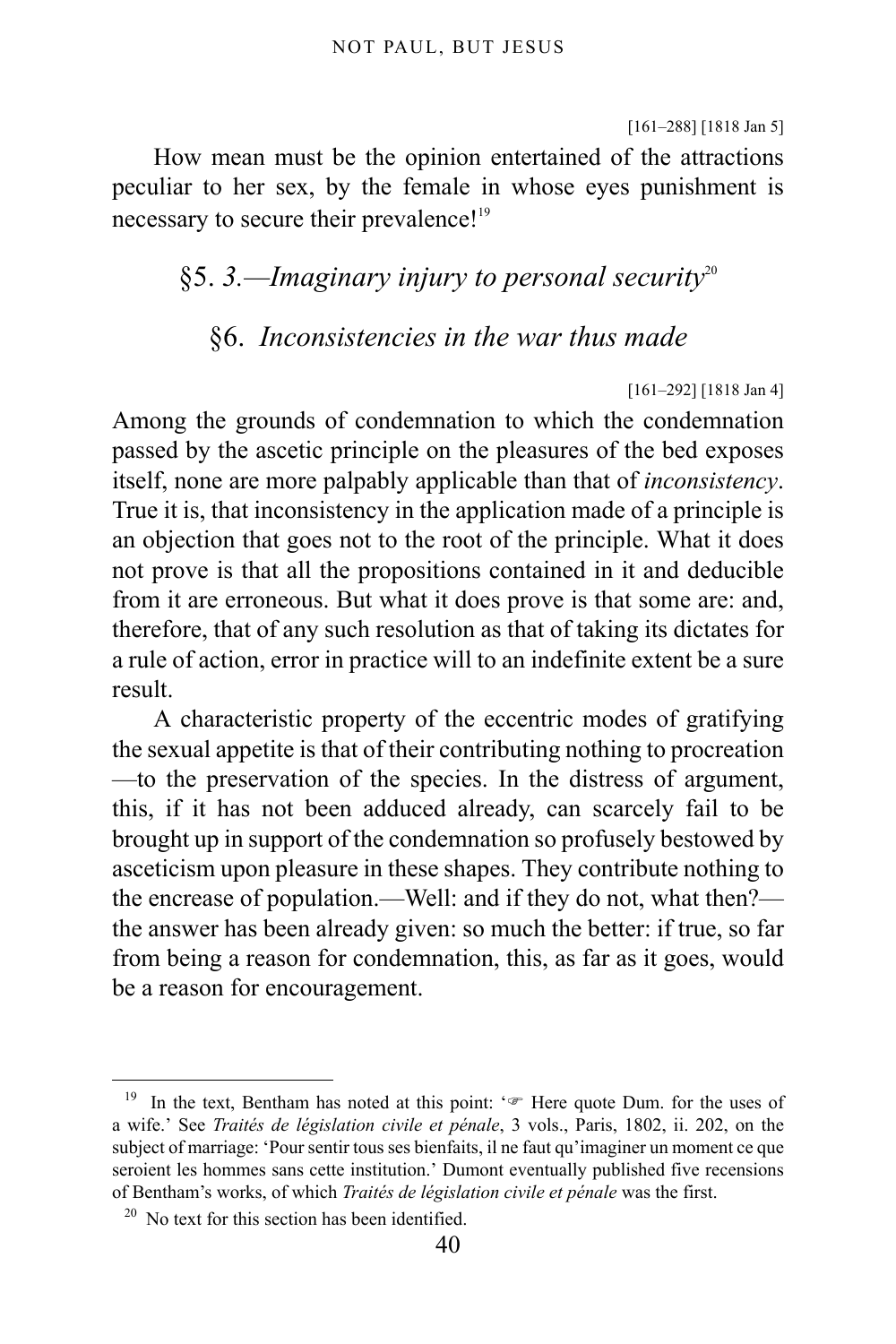[161–288] [1818 Jan 5]

How mean must be the opinion entertained of the attractions peculiar to her sex, by the female in whose eyes punishment is necessary to secure their prevalence![19]

## §5. *3.—Imaginary injury to personal security*[20]

## §6. *Inconsistencies in the war thus made*

[161–292] [1818 Jan 4]

Among the grounds of condemnation to which the condemnation passed by the ascetic principle on the pleasures of the bed exposes itself, none are more palpably applicable than that of *inconsistency*. True it is, that inconsistency in the application made of a principle is an objection that goes not to the root of the principle. What it does not prove is that all the propositions contained in it and deducible from it are erroneous. But what it does prove is that some are: and, therefore, that of any such resolution as that of taking its dictates for a rule of action, error in practice will to an indefinite extent be a sure result.

A characteristic property of the eccentric modes of gratifying the sexual appetite is that of their contributing nothing to procreation—to the preservation of the species. In the distress of argument, this, if it has not been adduced already, can scarcely fail to be brought up in support of the condemnation so profusely bestowed by asceticism upon pleasure in these shapes. They contribute nothing to the encrease of population.—Well: and if they do not, what then?—the answer has been already given: so much the better: if true, so far from being a reason for condemnation, this, as far as it goes, would be a reason for encouragement.

---

[19] In the text, Bentham has noted at this point: '☞ Here quote Dum. for the uses of a wife.' See *Traités de législation civile et pénale*, 3 vols., Paris, 1802, ii. 202, on the subject of marriage: 'Pour sentir tous ses bienfaits, il ne faut qu'imaginer un moment ce que seroient les hommes sans cette institution.' Dumont eventually published five recensions of Bentham's works, of which *Traités de législation civile et pénale* was the first.

[20] No text for this section has been identified.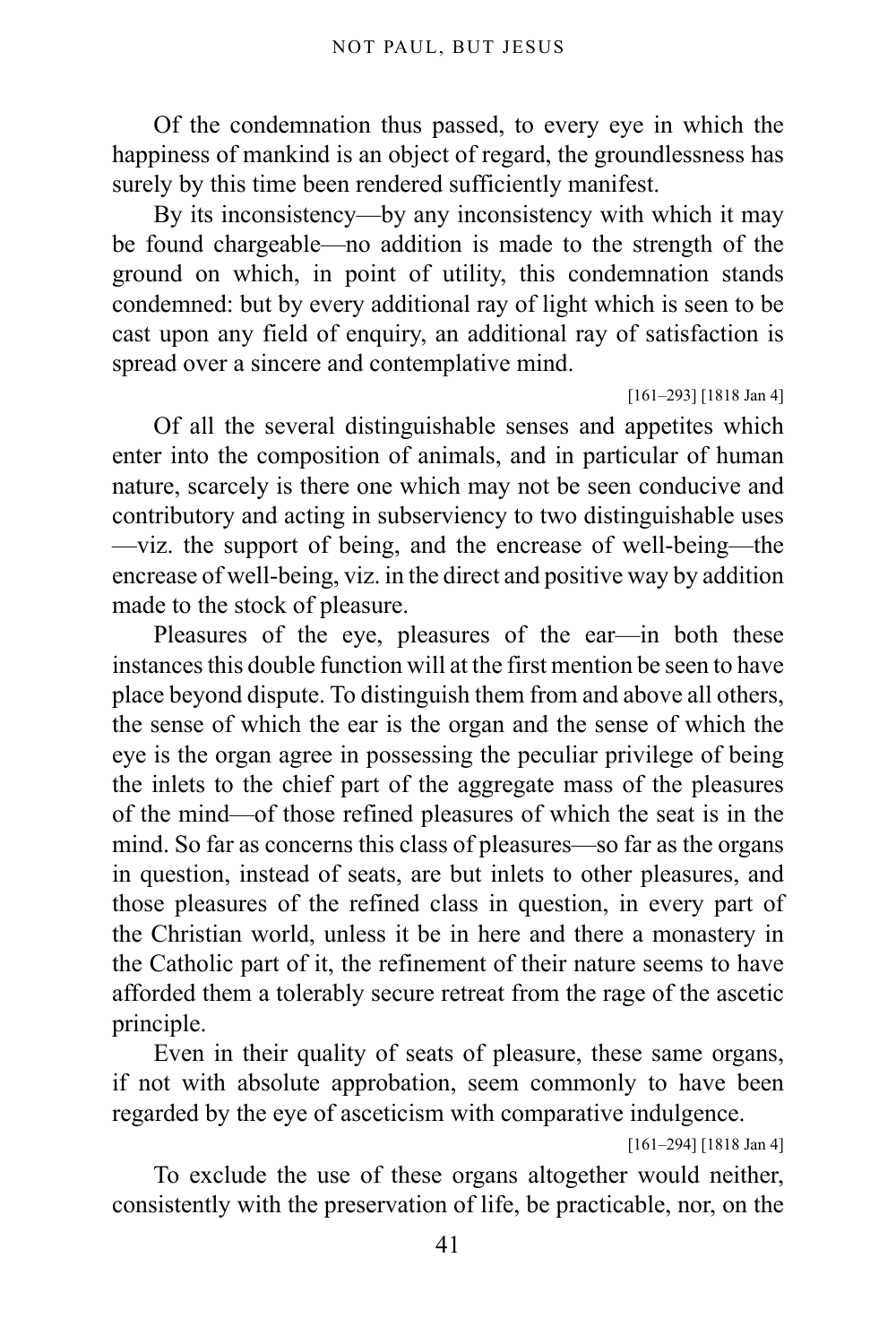Of the condemnation thus passed, to every eye in which the happiness of mankind is an object of regard, the groundlessness has surely by this time been rendered sufficiently manifest.

By its inconsistency—by any inconsistency with which it may be found chargeable—no addition is made to the strength of the ground on which, in point of utility, this condemnation stands condemned: but by every additional ray of light which is seen to be cast upon any field of enquiry, an additional ray of satisfaction is spread over a sincere and contemplative mind.

[161–293] [1818 Jan 4]

Of all the several distinguishable senses and appetites which enter into the composition of animals, and in particular of human nature, scarcely is there one which may not be seen conducive and contributory and acting in subserviency to two distinguishable uses—viz. the support of being, and the encrease of well-being—the encrease of well-being, viz. in the direct and positive way by addition made to the stock of pleasure.

Pleasures of the eye, pleasures of the ear—in both these instances this double function will at the first mention be seen to have place beyond dispute. To distinguish them from and above all others, the sense of which the ear is the organ and the sense of which the eye is the organ agree in possessing the peculiar privilege of being the inlets to the chief part of the aggregate mass of the pleasures of the mind—of those refined pleasures of which the seat is in the mind. So far as concerns this class of pleasures—so far as the organs in question, instead of seats, are but inlets to other pleasures, and those pleasures of the refined class in question, in every part of the Christian world, unless it be in here and there a monastery in the Catholic part of it, the refinement of their nature seems to have afforded them a tolerably secure retreat from the rage of the ascetic principle.

Even in their quality of seats of pleasure, these same organs, if not with absolute approbation, seem commonly to have been regarded by the eye of asceticism with comparative indulgence.

[161–294] [1818 Jan 4]

To exclude the use of these organs altogether would neither, consistently with the preservation of life, be practicable, nor, on the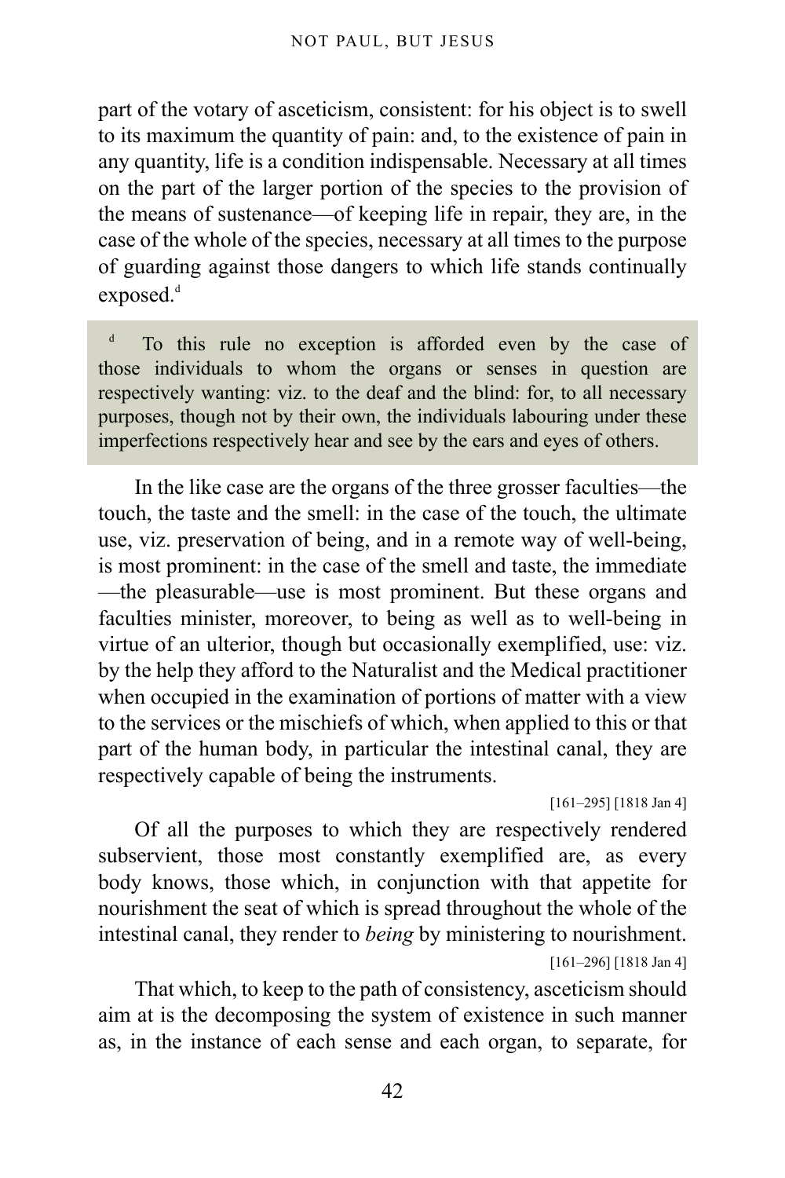part of the votary of asceticism, consistent: for his object is to swell to its maximum the quantity of pain: and, to the existence of pain in any quantity, life is a condition indispensable. Necessary at all times on the part of the larger portion of the species to the provision of the means of sustenance—of keeping life in repair, they are, in the case of the whole of the species, necessary at all times to the purpose of guarding against those dangers to which life stands continually exposed.[d]

> [d] To this rule no exception is afforded even by the case of those individuals to whom the organs or senses in question are respectively wanting: viz. to the deaf and the blind: for, to all necessary purposes, though not by their own, the individuals labouring under these imperfections respectively hear and see by the ears and eyes of others.

In the like case are the organs of the three grosser faculties—the touch, the taste and the smell: in the case of the touch, the ultimate use, viz. preservation of being, and in a remote way of well-being, is most prominent: in the case of the smell and taste, the immediate—the pleasurable—use is most prominent. But these organs and faculties minister, moreover, to being as well as to well-being in virtue of an ulterior, though but occasionally exemplified, use: viz. by the help they afford to the Naturalist and the Medical practitioner when occupied in the examination of portions of matter with a view to the services or the mischiefs of which, when applied to this or that part of the human body, in particular the intestinal canal, they are respectively capable of being the instruments.

[161–295] [1818 Jan 4]

Of all the purposes to which they are respectively rendered subservient, those most constantly exemplified are, as every body knows, those which, in conjunction with that appetite for nourishment the seat of which is spread throughout the whole of the intestinal canal, they render to *being* by ministering to nourishment.

[161–296] [1818 Jan 4]

That which, to keep to the path of consistency, asceticism should aim at is the decomposing the system of existence in such manner as, in the instance of each sense and each organ, to separate, for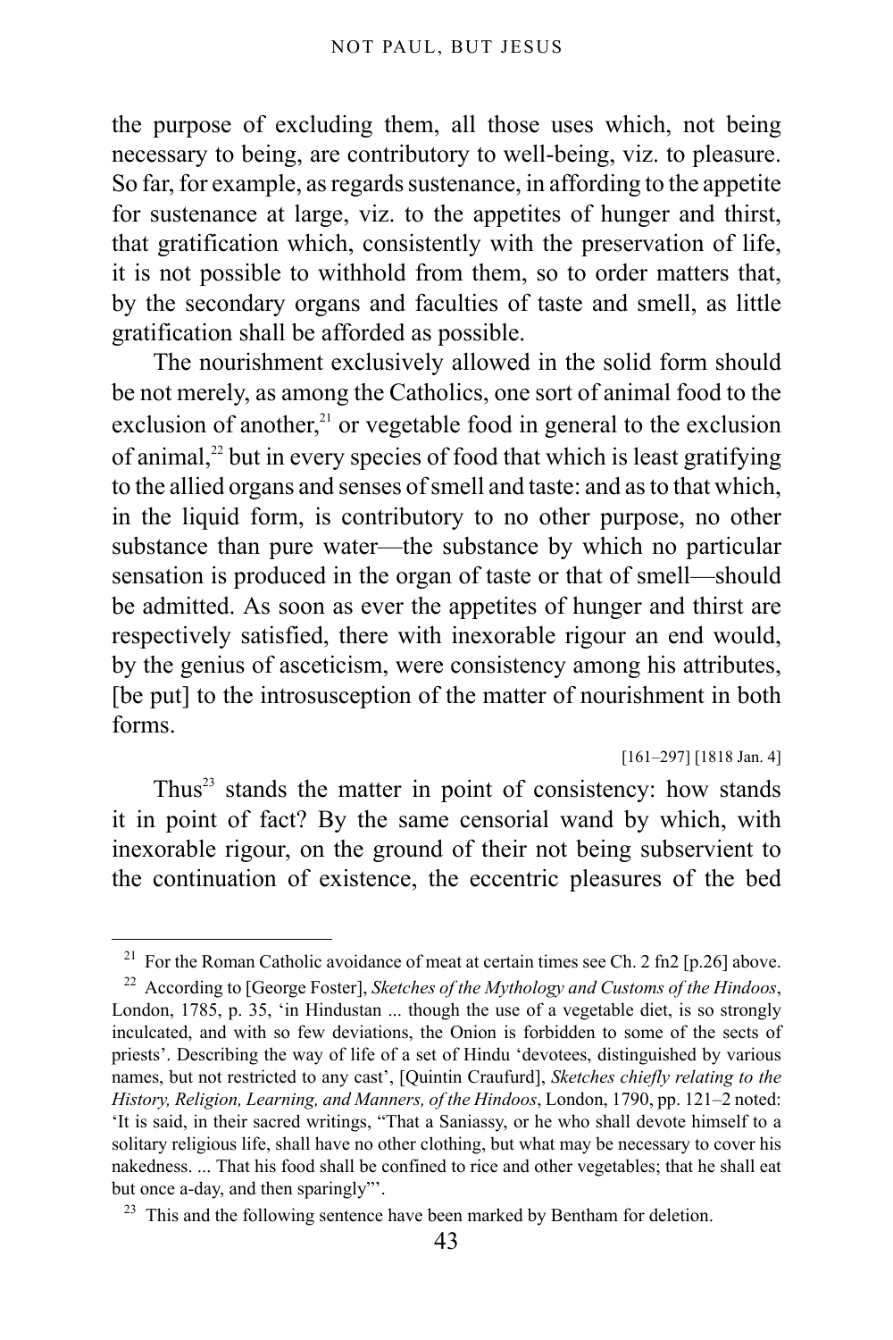the purpose of excluding them, all those uses which, not being necessary to being, are contributory to well-being, viz. to pleasure. So far, for example, as regards sustenance, in affording to the appetite for sustenance at large, viz. to the appetites of hunger and thirst, that gratification which, consistently with the preservation of life, it is not possible to withhold from them, so to order matters that, by the secondary organs and faculties of taste and smell, as little gratification shall be afforded as possible.

The nourishment exclusively allowed in the solid form should be not merely, as among the Catholics, one sort of animal food to the exclusion of another,[21] or vegetable food in general to the exclusion of animal,[22] but in every species of food that which is least gratifying to the allied organs and senses of smell and taste: and as to that which, in the liquid form, is contributory to no other purpose, no other substance than pure water—the substance by which no particular sensation is produced in the organ of taste or that of smell—should be admitted. As soon as ever the appetites of hunger and thirst are respectively satisfied, there with inexorable rigour an end would, by the genius of asceticism, were consistency among his attributes, [be put] to the introsusception of the matter of nourishment in both forms.

[161–297] [1818 Jan. 4]

Thus[23] stands the matter in point of consistency: how stands it in point of fact? By the same censorial wand by which, with inexorable rigour, on the ground of their not being subservient to the continuation of existence, the eccentric pleasures of the bed

---

[21] For the Roman Catholic avoidance of meat at certain times see Ch. 2 fn2 [p.26] above.

[22] According to [George Foster], *Sketches of the Mythology and Customs of the Hindoos*, London, 1785, p. 35, 'in Hindustan ... though the use of a vegetable diet, is so strongly inculcated, and with so few deviations, the Onion is forbidden to some of the sects of priests'. Describing the way of life of a set of Hindu 'devotees, distinguished by various names, but not restricted to any cast', [Quintin Craufurd], *Sketches chiefly relating to the History, Religion, Learning, and Manners, of the Hindoos*, London, 1790, pp. 121–2 noted: 'It is said, in their sacred writings, "That a Saniassy, or he who shall devote himself to a solitary religious life, shall have no other clothing, but what may be necessary to cover his nakedness. ... That his food shall be confined to rice and other vegetables; that he shall eat but once a-day, and then sparingly"'.

[23] This and the following sentence have been marked by Bentham for deletion.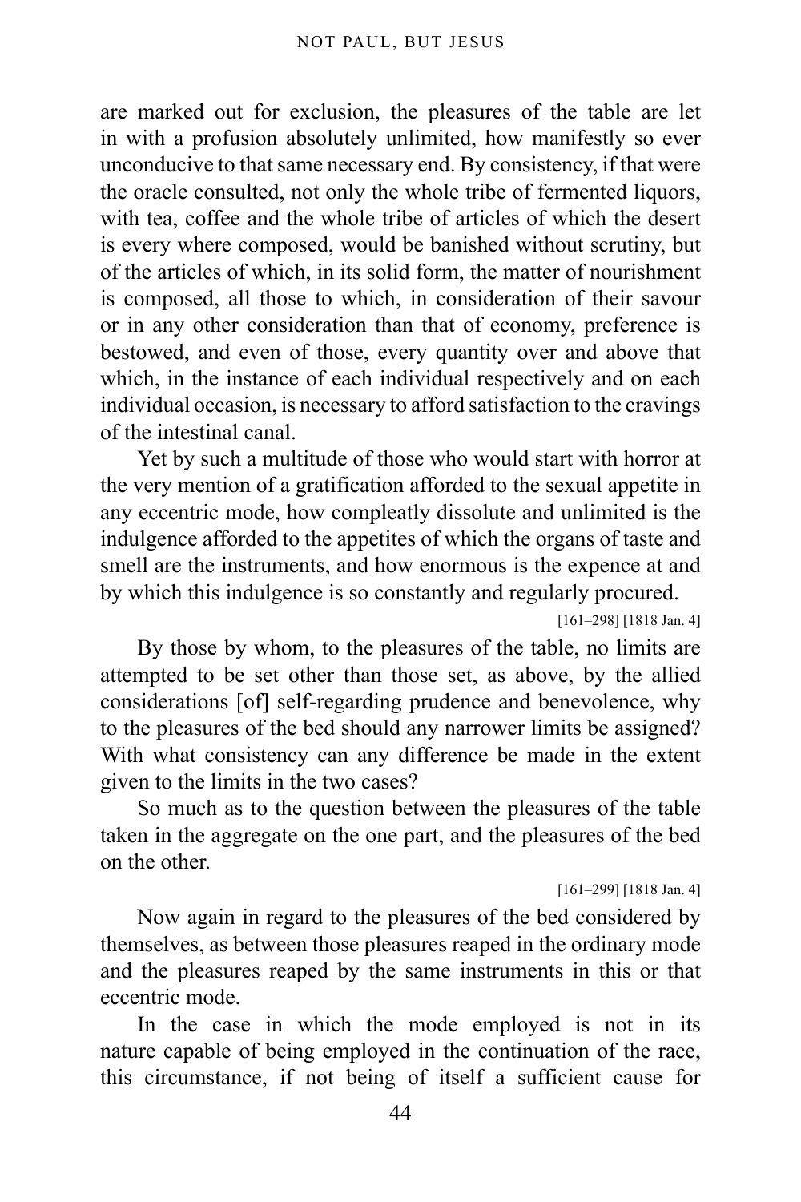are marked out for exclusion, the pleasures of the table are let in with a profusion absolutely unlimited, how manifestly so ever unconducive to that same necessary end. By consistency, if that were the oracle consulted, not only the whole tribe of fermented liquors, with tea, coffee and the whole tribe of articles of which the desert is every where composed, would be banished without scrutiny, but of the articles of which, in its solid form, the matter of nourishment is composed, all those to which, in consideration of their savour or in any other consideration than that of economy, preference is bestowed, and even of those, every quantity over and above that which, in the instance of each individual respectively and on each individual occasion, is necessary to afford satisfaction to the cravings of the intestinal canal.

Yet by such a multitude of those who would start with horror at the very mention of a gratification afforded to the sexual appetite in any eccentric mode, how compleatly dissolute and unlimited is the indulgence afforded to the appetites of which the organs of taste and smell are the instruments, and how enormous is the expence at and by which this indulgence is so constantly and regularly procured.

[161–298] [1818 Jan. 4]

By those by whom, to the pleasures of the table, no limits are attempted to be set other than those set, as above, by the allied considerations [of] self-regarding prudence and benevolence, why to the pleasures of the bed should any narrower limits be assigned? With what consistency can any difference be made in the extent given to the limits in the two cases?

So much as to the question between the pleasures of the table taken in the aggregate on the one part, and the pleasures of the bed on the other.

[161–299] [1818 Jan. 4]

Now again in regard to the pleasures of the bed considered by themselves, as between those pleasures reaped in the ordinary mode and the pleasures reaped by the same instruments in this or that eccentric mode.

In the case in which the mode employed is not in its nature capable of being employed in the continuation of the race, this circumstance, if not being of itself a sufficient cause for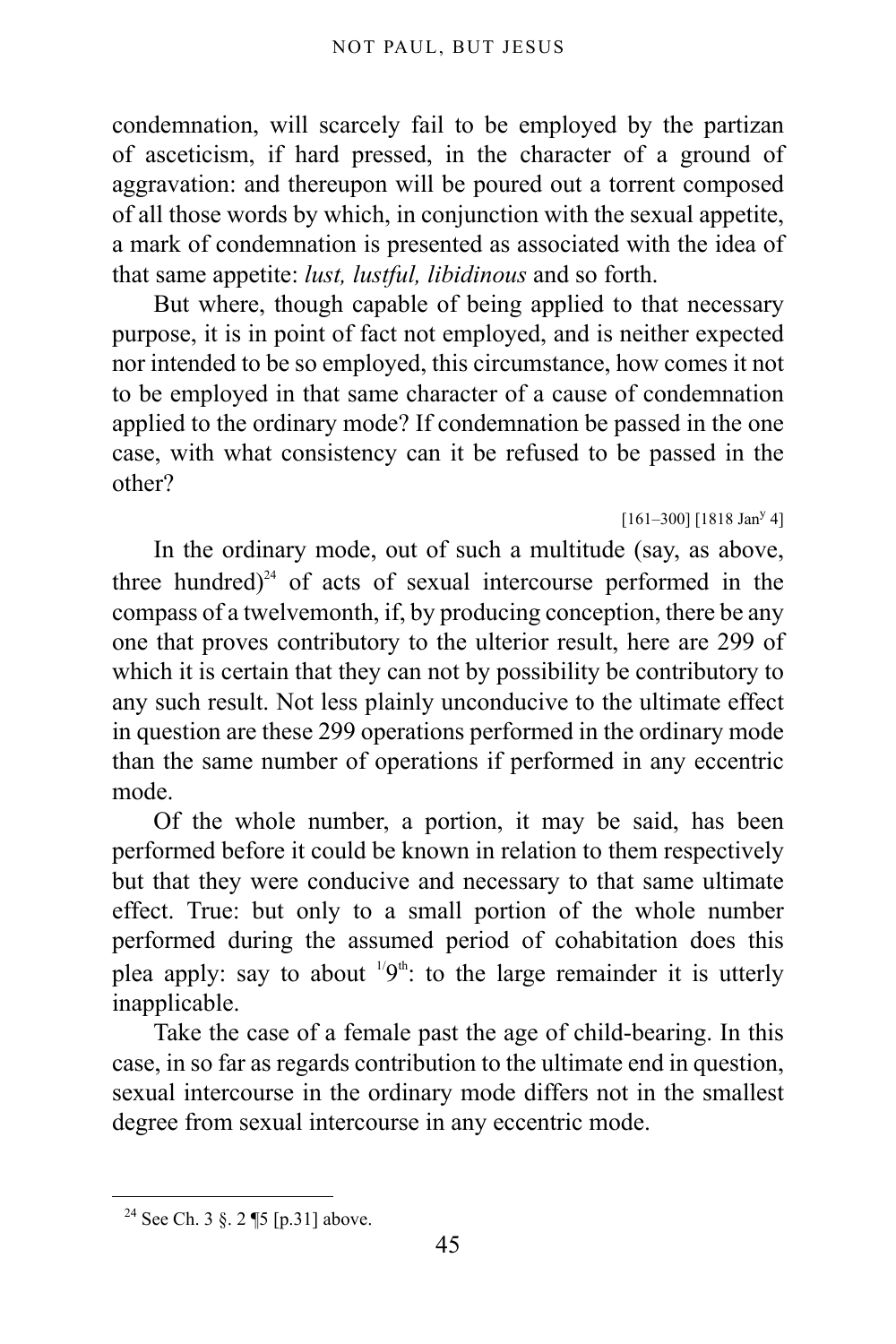condemnation, will scarcely fail to be employed by the partizan of asceticism, if hard pressed, in the character of a ground of aggravation: and thereupon will be poured out a torrent composed of all those words by which, in conjunction with the sexual appetite, a mark of condemnation is presented as associated with the idea of that same appetite: *lust, lustful, libidinous* and so forth.

But where, though capable of being applied to that necessary purpose, it is in point of fact not employed, and is neither expected nor intended to be so employed, this circumstance, how comes it not to be employed in that same character of a cause of condemnation applied to the ordinary mode? If condemnation be passed in the one case, with what consistency can it be refused to be passed in the other?

[161–300] [1818 Jan$^{y}$ 4]

In the ordinary mode, out of such a multitude (say, as above, three hundred)[24] of acts of sexual intercourse performed in the compass of a twelvemonth, if, by producing conception, there be any one that proves contributory to the ulterior result, here are 299 of which it is certain that they can not by possibility be contributory to any such result. Not less plainly unconducive to the ultimate effect in question are these 299 operations performed in the ordinary mode than the same number of operations if performed in any eccentric mode.

Of the whole number, a portion, it may be said, has been performed before it could be known in relation to them respectively but that they were conducive and necessary to that same ultimate effect. True: but only to a small portion of the whole number performed during the assumed period of cohabitation does this plea apply: say to about $^{1}/9^{th}$: to the large remainder it is utterly inapplicable.

Take the case of a female past the age of child-bearing. In this case, in so far as regards contribution to the ultimate end in question, sexual intercourse in the ordinary mode differs not in the smallest degree from sexual intercourse in any eccentric mode.

---

[24] See Ch. 3 §. 2 ¶5 [p.31] above.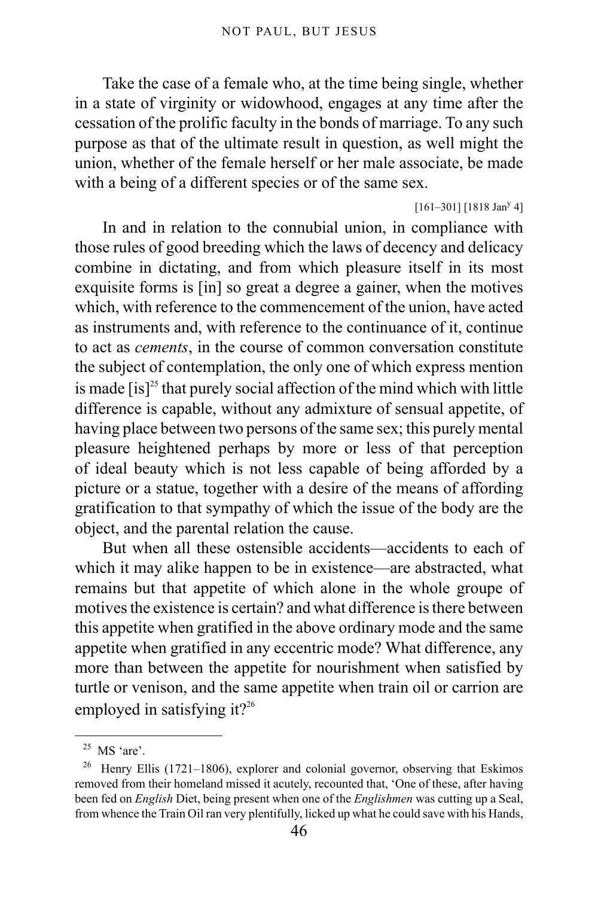Take the case of a female who, at the time being single, whether in a state of virginity or widowhood, engages at any time after the cessation of the prolific faculty in the bonds of marriage. To any such purpose as that of the ultimate result in question, as well might the union, whether of the female herself or her male associate, be made with a being of a different species or of the same sex.

[161–301] [1818 Jan^y 4]

In and in relation to the connubial union, in compliance with those rules of good breeding which the laws of decency and delicacy combine in dictating, and from which pleasure itself in its most exquisite forms is [in] so great a degree a gainer, when the motives which, with reference to the commencement of the union, have acted as instruments and, with reference to the continuance of it, continue to act as *cements*, in the course of common conversation constitute the subject of contemplation, the only one of which express mention is made [is][25] that purely social affection of the mind which with little difference is capable, without any admixture of sensual appetite, of having place between two persons of the same sex; this purely mental pleasure heightened perhaps by more or less of that perception of ideal beauty which is not less capable of being afforded by a picture or a statue, together with a desire of the means of affording gratification to that sympathy of which the issue of the body are the object, and the parental relation the cause.

But when all these ostensible accidents—accidents to each of which it may alike happen to be in existence—are abstracted, what remains but that appetite of which alone in the whole groupe of motives the existence is certain? and what difference is there between this appetite when gratified in the above ordinary mode and the same appetite when gratified in any eccentric mode? What difference, any more than between the appetite for nourishment when satisfied by turtle or venison, and the same appetite when train oil or carrion are employed in satisfying it?[26]

---

[25] MS 'are'.

[26] Henry Ellis (1721–1806), explorer and colonial governor, observing that Eskimos removed from their homeland missed it acutely, recounted that, 'One of these, after having been fed on *English* Diet, being present when one of the *Englishmen* was cutting up a Seal, from whence the Train Oil ran very plentifully, licked up what he could save with his Hands,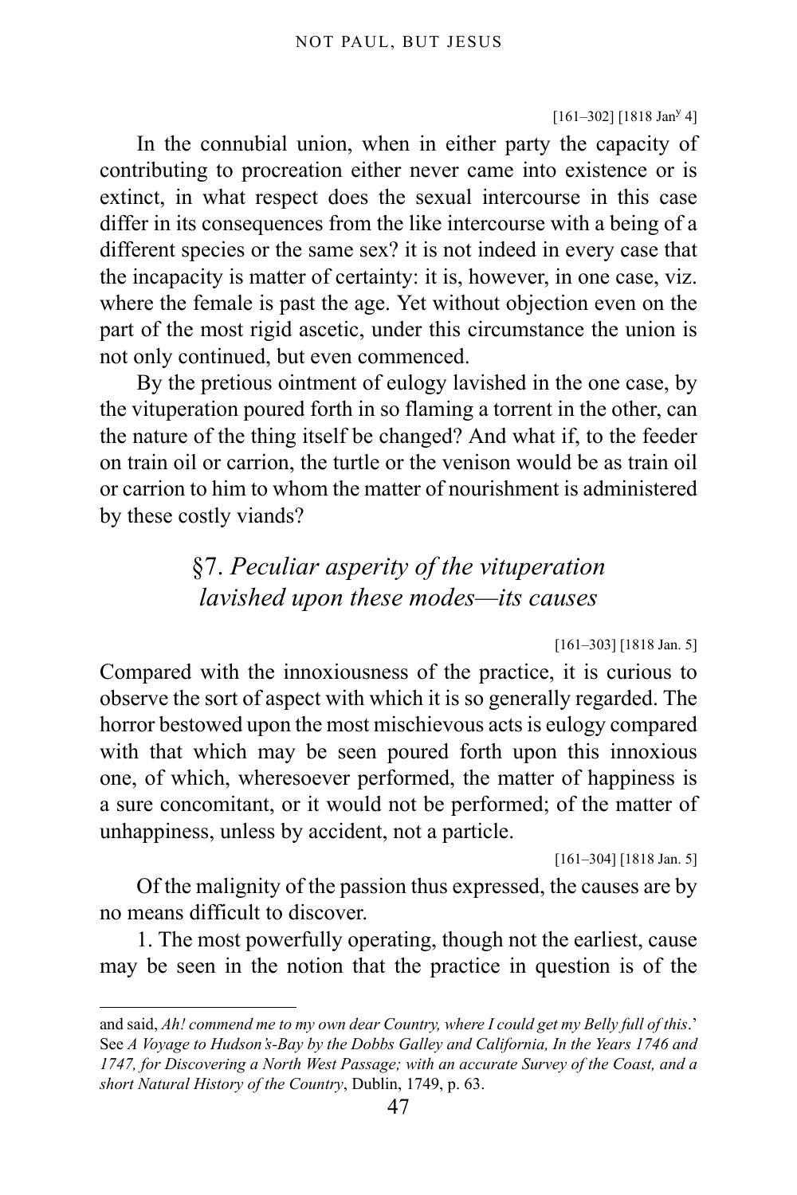[161–302] [1818 Jan[y] 4]

In the connubial union, when in either party the capacity of contributing to procreation either never came into existence or is extinct, in what respect does the sexual intercourse in this case differ in its consequences from the like intercourse with a being of a different species or the same sex? it is not indeed in every case that the incapacity is matter of certainty: it is, however, in one case, viz. where the female is past the age. Yet without objection even on the part of the most rigid ascetic, under this circumstance the union is not only continued, but even commenced.

By the pretious ointment of eulogy lavished in the one case, by the vituperation poured forth in so flaming a torrent in the other, can the nature of the thing itself be changed? And what if, to the feeder on train oil or carrion, the turtle or the venison would be as train oil or carrion to him to whom the matter of nourishment is administered by these costly viands?

## §7. *Peculiar asperity of the vituperation lavished upon these modes—its causes*

[161–303] [1818 Jan. 5]

Compared with the innoxiousness of the practice, it is curious to observe the sort of aspect with which it is so generally regarded. The horror bestowed upon the most mischievous acts is eulogy compared with that which may be seen poured forth upon this innoxious one, of which, wheresoever performed, the matter of happiness is a sure concomitant, or it would not be performed; of the matter of unhappiness, unless by accident, not a particle.

[161–304] [1818 Jan. 5]

Of the malignity of the passion thus expressed, the causes are by no means difficult to discover.

1. The most powerfully operating, though not the earliest, cause may be seen in the notion that the practice in question is of the

---

and said, *Ah! commend me to my own dear Country, where I could get my Belly full of this*.' See *A Voyage to Hudson's-Bay by the Dobbs Galley and California, In the Years 1746 and 1747, for Discovering a North West Passage; with an accurate Survey of the Coast, and a short Natural History of the Country*, Dublin, 1749, p. 63.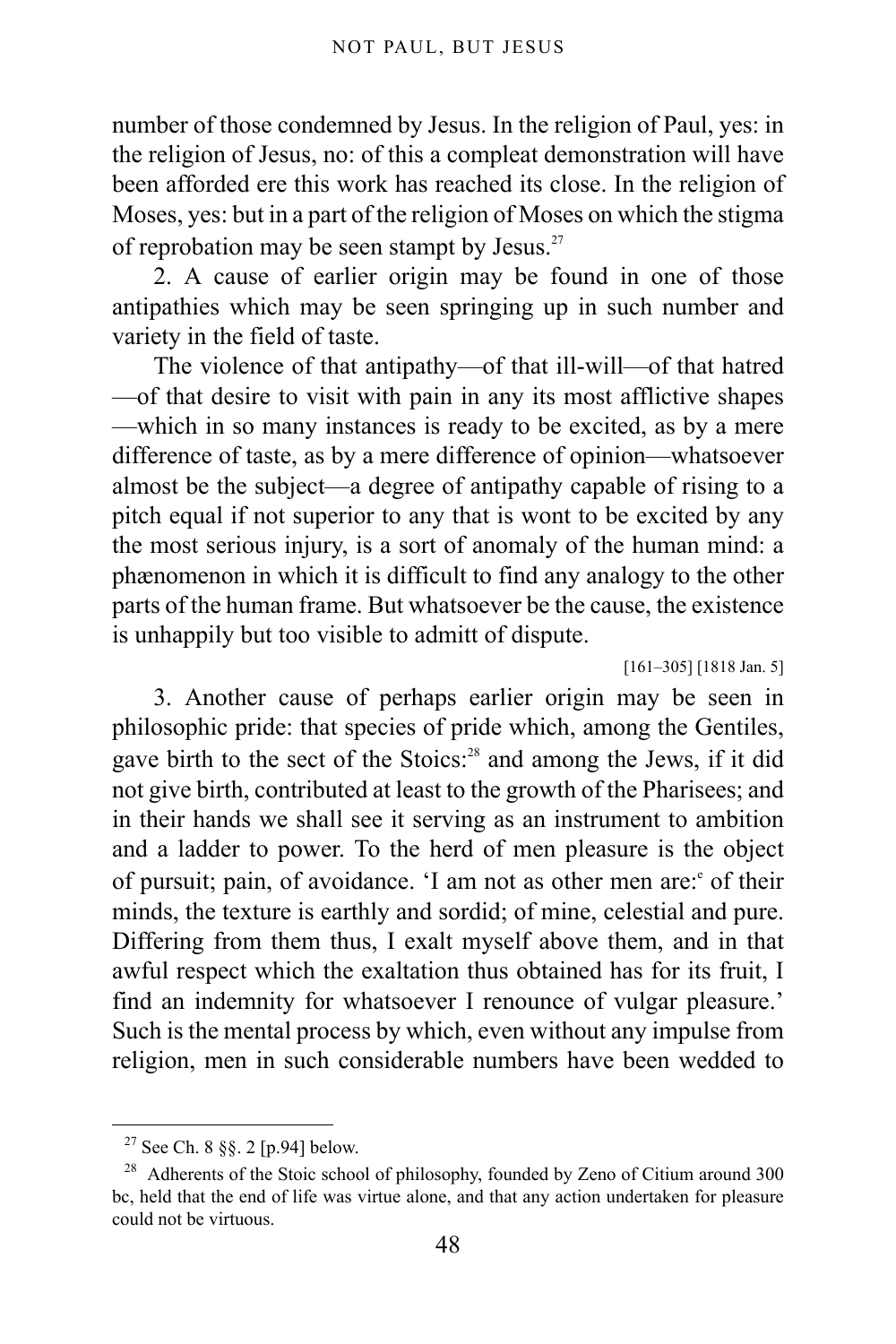number of those condemned by Jesus. In the religion of Paul, yes: in the religion of Jesus, no: of this a compleat demonstration will have been afforded ere this work has reached its close. In the religion of Moses, yes: but in a part of the religion of Moses on which the stigma of reprobation may be seen stampt by Jesus.[27]

2. A cause of earlier origin may be found in one of those antipathies which may be seen springing up in such number and variety in the field of taste.

The violence of that antipathy—of that ill-will—of that hatred—of that desire to visit with pain in any its most afflictive shapes—which in so many instances is ready to be excited, as by a mere difference of taste, as by a mere difference of opinion—whatsoever almost be the subject—a degree of antipathy capable of rising to a pitch equal if not superior to any that is wont to be excited by any the most serious injury, is a sort of anomaly of the human mind: a phænomenon in which it is difficult to find any analogy to the other parts of the human frame. But whatsoever be the cause, the existence is unhappily but too visible to admitt of dispute.

[161–305] [1818 Jan. 5]

3. Another cause of perhaps earlier origin may be seen in philosophic pride: that species of pride which, among the Gentiles, gave birth to the sect of the Stoics:[28] and among the Jews, if it did not give birth, contributed at least to the growth of the Pharisees; and in their hands we shall see it serving as an instrument to ambition and a ladder to power. To the herd of men pleasure is the object of pursuit; pain, of avoidance. 'I am not as other men are:[e] of their minds, the texture is earthly and sordid; of mine, celestial and pure. Differing from them thus, I exalt myself above them, and in that awful respect which the exaltation thus obtained has for its fruit, I find an indemnity for whatsoever I renounce of vulgar pleasure.' Such is the mental process by which, even without any impulse from religion, men in such considerable numbers have been wedded to

---

[27] See Ch. 8 §§. 2 [p.94] below.

[28] Adherents of the Stoic school of philosophy, founded by Zeno of Citium around 300 bc, held that the end of life was virtue alone, and that any action undertaken for pleasure could not be virtuous.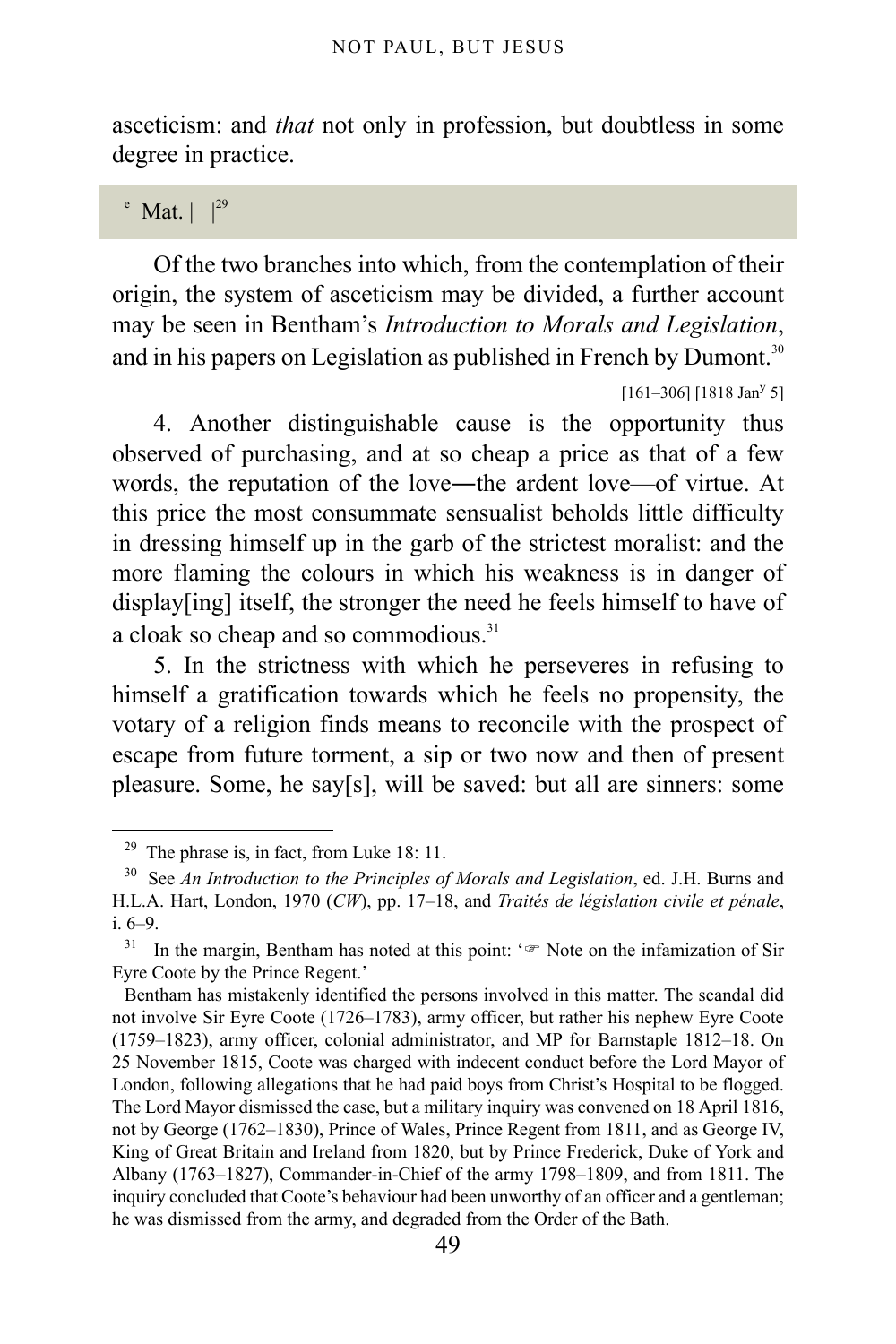asceticism: and *that* not only in profession, but doubtless in some degree in practice.

[e] Mat. | |[29]

Of the two branches into which, from the contemplation of their origin, the system of asceticism may be divided, a further account may be seen in Bentham's *Introduction to Morals and Legislation*, and in his papers on Legislation as published in French by Dumont.[30]

[161–306] [1818 Jan^y 5]

4. Another distinguishable cause is the opportunity thus observed of purchasing, and at so cheap a price as that of a few words, the reputation of the love―the ardent love—of virtue. At this price the most consummate sensualist beholds little difficulty in dressing himself up in the garb of the strictest moralist: and the more flaming the colours in which his weakness is in danger of display[ing] itself, the stronger the need he feels himself to have of a cloak so cheap and so commodious.[31]

5. In the strictness with which he perseveres in refusing to himself a gratification towards which he feels no propensity, the votary of a religion finds means to reconcile with the prospect of escape from future torment, a sip or two now and then of present pleasure. Some, he say[s], will be saved: but all are sinners: some

---

[29] The phrase is, in fact, from Luke 18: 11.

[30] See *An Introduction to the Principles of Morals and Legislation*, ed. J.H. Burns and H.L.A. Hart, London, 1970 (*CW*), pp. 17–18, and *Traités de législation civile et pénale*, i. 6–9.

[31] In the margin, Bentham has noted at this point: '☞ Note on the infamization of Sir Eyre Coote by the Prince Regent.'

Bentham has mistakenly identified the persons involved in this matter. The scandal did not involve Sir Eyre Coote (1726–1783), army officer, but rather his nephew Eyre Coote (1759–1823), army officer, colonial administrator, and MP for Barnstaple 1812–18. On 25 November 1815, Coote was charged with indecent conduct before the Lord Mayor of London, following allegations that he had paid boys from Christ's Hospital to be flogged. The Lord Mayor dismissed the case, but a military inquiry was convened on 18 April 1816, not by George (1762–1830), Prince of Wales, Prince Regent from 1811, and as George IV, King of Great Britain and Ireland from 1820, but by Prince Frederick, Duke of York and Albany (1763–1827), Commander-in-Chief of the army 1798–1809, and from 1811. The inquiry concluded that Coote's behaviour had been unworthy of an officer and a gentleman; he was dismissed from the army, and degraded from the Order of the Bath.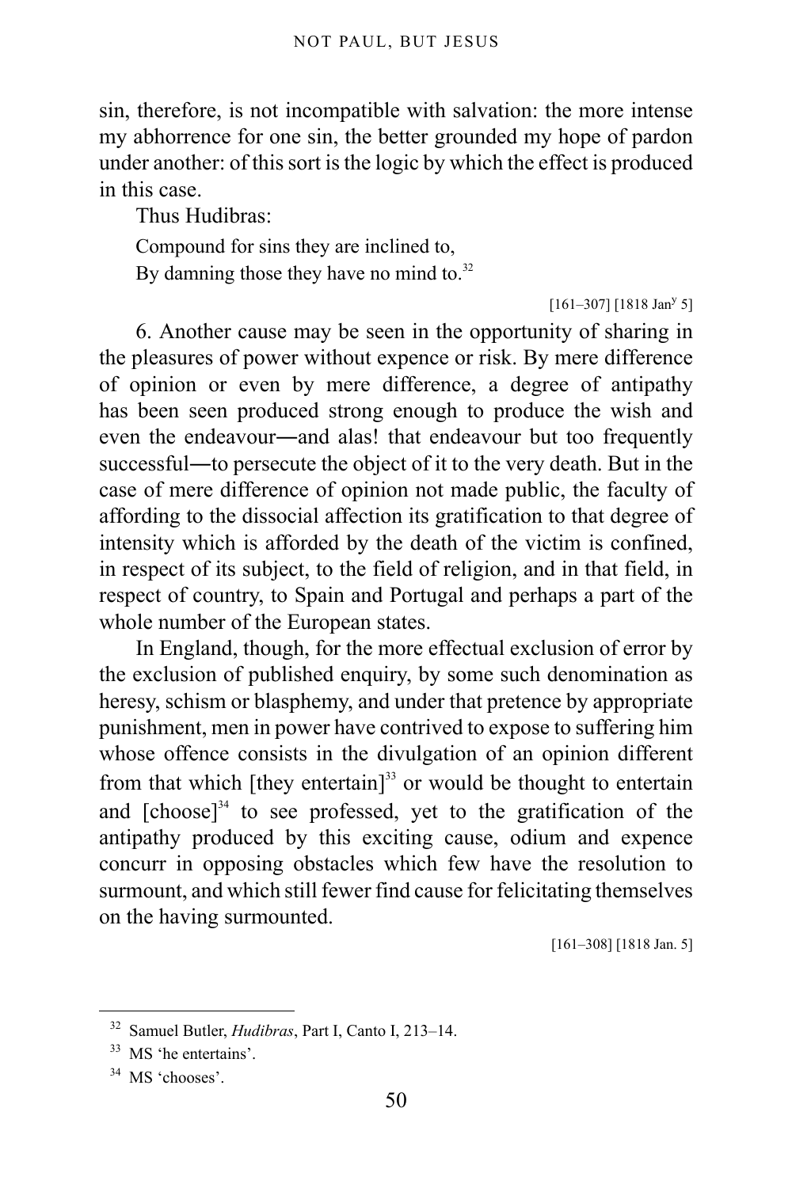sin, therefore, is not incompatible with salvation: the more intense my abhorrence for one sin, the better grounded my hope of pardon under another: of this sort is the logic by which the effect is produced in this case.

Thus Hudibras:

Compound for sins they are inclined to,
By damning those they have no mind to.[32]

[161–307] [1818 Jan$^{y}$ 5]

6. Another cause may be seen in the opportunity of sharing in the pleasures of power without expence or risk. By mere difference of opinion or even by mere difference, a degree of antipathy has been seen produced strong enough to produce the wish and even the endeavour—and alas! that endeavour but too frequently successful—to persecute the object of it to the very death. But in the case of mere difference of opinion not made public, the faculty of affording to the dissocial affection its gratification to that degree of intensity which is afforded by the death of the victim is confined, in respect of its subject, to the field of religion, and in that field, in respect of country, to Spain and Portugal and perhaps a part of the whole number of the European states.

In England, though, for the more effectual exclusion of error by the exclusion of published enquiry, by some such denomination as heresy, schism or blasphemy, and under that pretence by appropriate punishment, men in power have contrived to expose to suffering him whose offence consists in the divulgation of an opinion different from that which [they entertain][33] or would be thought to entertain and [choose][34] to see professed, yet to the gratification of the antipathy produced by this exciting cause, odium and expence concurr in opposing obstacles which few have the resolution to surmount, and which still fewer find cause for felicitating themselves on the having surmounted.

[161–308] [1818 Jan. 5]

---

[32] Samuel Butler, *Hudibras*, Part I, Canto I, 213–14.

[33] MS 'he entertains'.

[34] MS 'chooses'.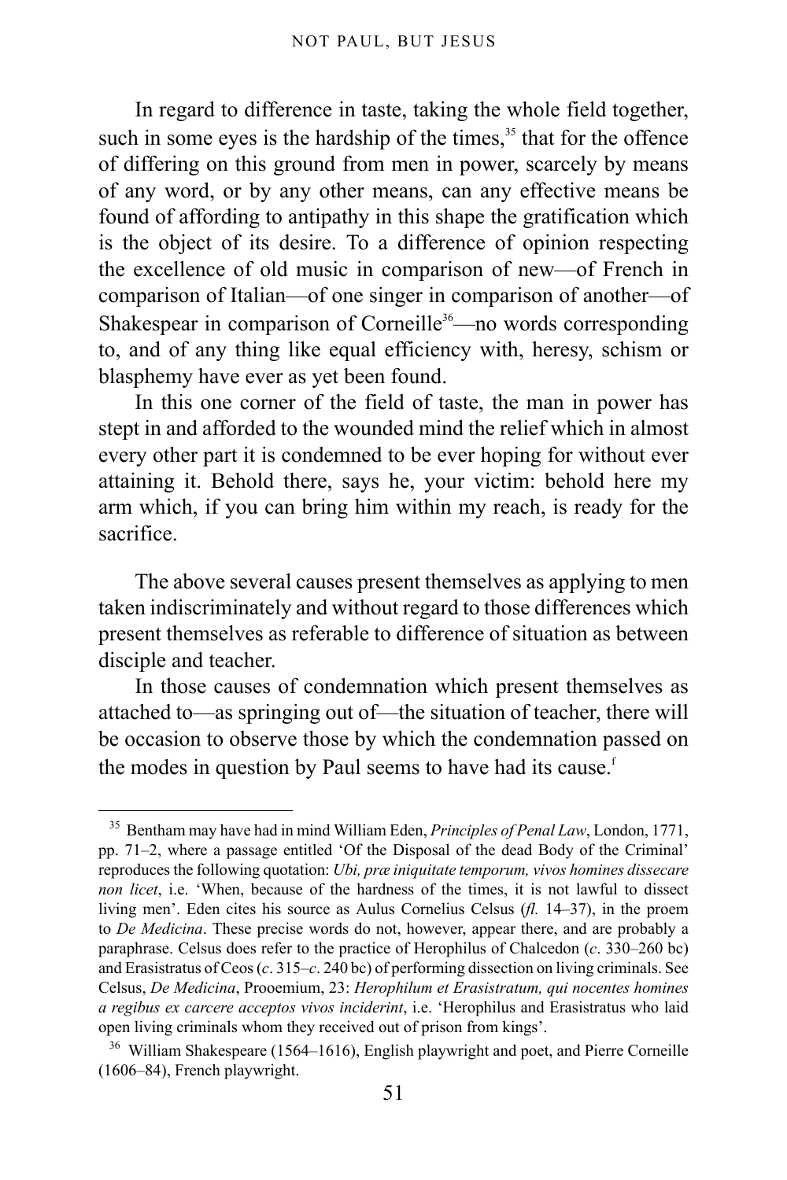In regard to difference in taste, taking the whole field together, such in some eyes is the hardship of the times,[35] that for the offence of differing on this ground from men in power, scarcely by means of any word, or by any other means, can any effective means be found of affording to antipathy in this shape the gratification which is the object of its desire. To a difference of opinion respecting the excellence of old music in comparison of new—of French in comparison of Italian—of one singer in comparison of another—of Shakespear in comparison of Corneille[36]—no words corresponding to, and of any thing like equal efficiency with, heresy, schism or blasphemy have ever as yet been found.

In this one corner of the field of taste, the man in power has stept in and afforded to the wounded mind the relief which in almost every other part it is condemned to be ever hoping for without ever attaining it. Behold there, says he, your victim: behold here my arm which, if you can bring him within my reach, is ready for the sacrifice.

The above several causes present themselves as applying to men taken indiscriminately and without regard to those differences which present themselves as referable to difference of situation as between disciple and teacher.

In those causes of condemnation which present themselves as attached to—as springing out of—the situation of teacher, there will be occasion to observe those by which the condemnation passed on the modes in question by Paul seems to have had its cause.[f]

---

[35] Bentham may have had in mind William Eden, *Principles of Penal Law*, London, 1771, pp. 71–2, where a passage entitled 'Of the Disposal of the dead Body of the Criminal' reproduces the following quotation: *Ubi, præ iniquitate temporum, vivos homines dissecare non licet*, i.e. 'When, because of the hardness of the times, it is not lawful to dissect living men'. Eden cites his source as Aulus Cornelius Celsus (*fl.* 14–37), in the proem to *De Medicina*. These precise words do not, however, appear there, and are probably a paraphrase. Celsus does refer to the practice of Herophilus of Chalcedon (*c*. 330–260 bc) and Erasistratus of Ceos (*c*. 315–*c*. 240 bc) of performing dissection on living criminals. See Celsus, *De Medicina*, Prooemium, 23: *Herophilum et Erasistratum, qui nocentes homines a regibus ex carcere acceptos vivos inciderint*, i.e. 'Herophilus and Erasistratus who laid open living criminals whom they received out of prison from kings'.

[36] William Shakespeare (1564–1616), English playwright and poet, and Pierre Corneille (1606–84), French playwright.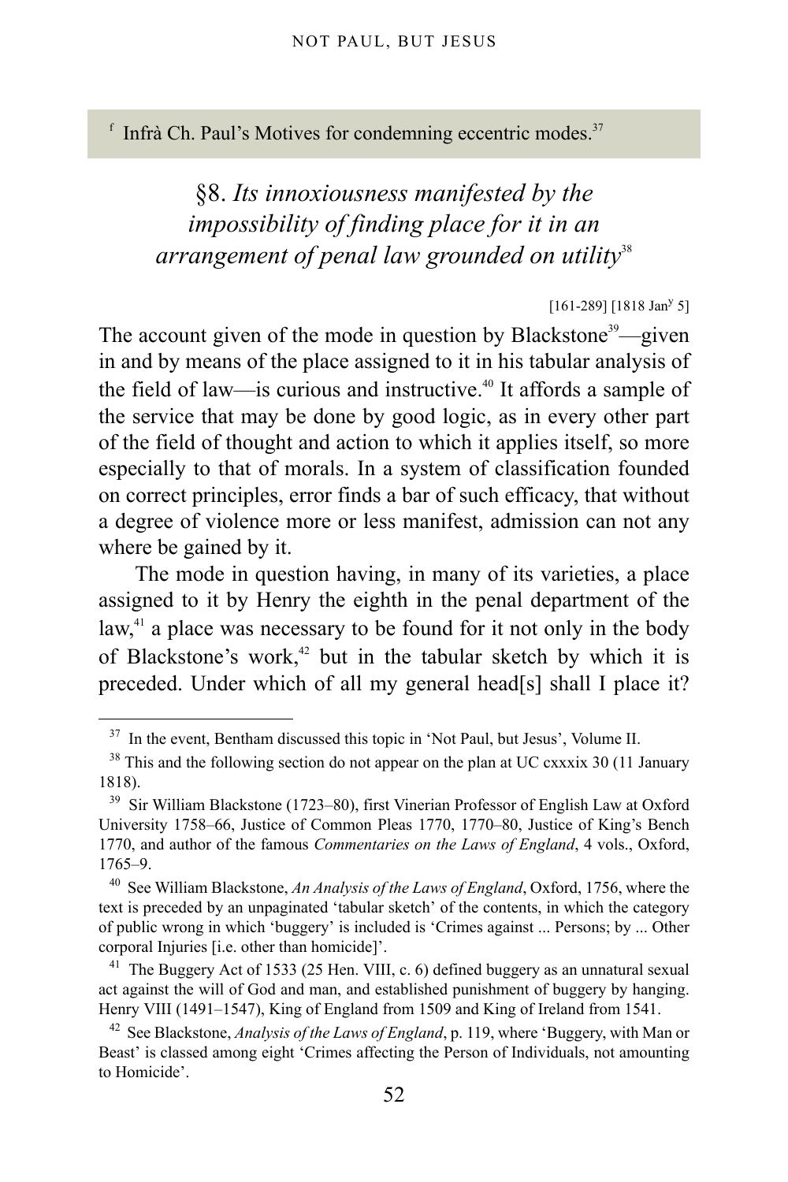[f] Infrà Ch. Paul's Motives for condemning eccentric modes.[37]

## §8. *Its innoxiousness manifested by the impossibility of finding place for it in an arrangement of penal law grounded on utility*[38]

[161-289] [1818 Jan[y] 5]

The account given of the mode in question by Blackstone[39]—given in and by means of the place assigned to it in his tabular analysis of the field of law—is curious and instructive.[40] It affords a sample of the service that may be done by good logic, as in every other part of the field of thought and action to which it applies itself, so more especially to that of morals. In a system of classification founded on correct principles, error finds a bar of such efficacy, that without a degree of violence more or less manifest, admission can not any where be gained by it.

The mode in question having, in many of its varieties, a place assigned to it by Henry the eighth in the penal department of the law,[41] a place was necessary to be found for it not only in the body of Blackstone's work,[42] but in the tabular sketch by which it is preceded. Under which of all my general head[s] shall I place it?

---

[37] In the event, Bentham discussed this topic in 'Not Paul, but Jesus', Volume II.

[38] This and the following section do not appear on the plan at UC cxxxix 30 (11 January 1818).

[39] Sir William Blackstone (1723–80), first Vinerian Professor of English Law at Oxford University 1758–66, Justice of Common Pleas 1770, 1770–80, Justice of King's Bench 1770, and author of the famous *Commentaries on the Laws of England*, 4 vols., Oxford, 1765–9.

[40] See William Blackstone, *An Analysis of the Laws of England*, Oxford, 1756, where the text is preceded by an unpaginated 'tabular sketch' of the contents, in which the category of public wrong in which 'buggery' is included is 'Crimes against ... Persons; by ... Other corporal Injuries [i.e. other than homicide]'.

[41] The Buggery Act of 1533 (25 Hen. VIII, c. 6) defined buggery as an unnatural sexual act against the will of God and man, and established punishment of buggery by hanging. Henry VIII (1491–1547), King of England from 1509 and King of Ireland from 1541.

[42] See Blackstone, *Analysis of the Laws of England*, p. 119, where 'Buggery, with Man or Beast' is classed among eight 'Crimes affecting the Person of Individuals, not amounting to Homicide'.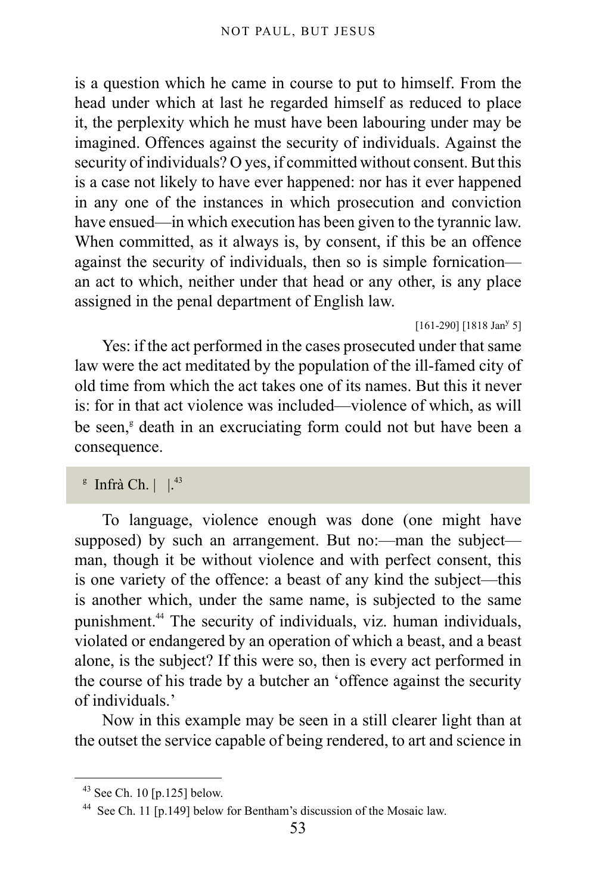is a question which he came in course to put to himself. From the head under which at last he regarded himself as reduced to place it, the perplexity which he must have been labouring under may be imagined. Offences against the security of individuals. Against the security of individuals? O yes, if committed without consent. But this is a case not likely to have ever happened: nor has it ever happened in any one of the instances in which prosecution and conviction have ensued—in which execution has been given to the tyrannic law. When committed, as it always is, by consent, if this be an offence against the security of individuals, then so is simple fornication—an act to which, neither under that head or any other, is any place assigned in the penal department of English law.

[161-290] [1818 Jan[y] 5]

Yes: if the act performed in the cases prosecuted under that same law were the act meditated by the population of the ill-famed city of old time from which the act takes one of its names. But this it never is: for in that act violence was included—violence of which, as will be seen,[g] death in an excruciating form could not but have been a consequence.

[g] Infrà Ch. | |.[43]

To language, violence enough was done (one might have supposed) by such an arrangement. But no:—man the subject—man, though it be without violence and with perfect consent, this is one variety of the offence: a beast of any kind the subject—this is another which, under the same name, is subjected to the same punishment.[44] The security of individuals, viz. human individuals, violated or endangered by an operation of which a beast, and a beast alone, is the subject? If this were so, then is every act performed in the course of his trade by a butcher an 'offence against the security of individuals.'

Now in this example may be seen in a still clearer light than at the outset the service capable of being rendered, to art and science in

---

[43] See Ch. 10 [p.125] below.

[44] See Ch. 11 [p.149] below for Bentham's discussion of the Mosaic law.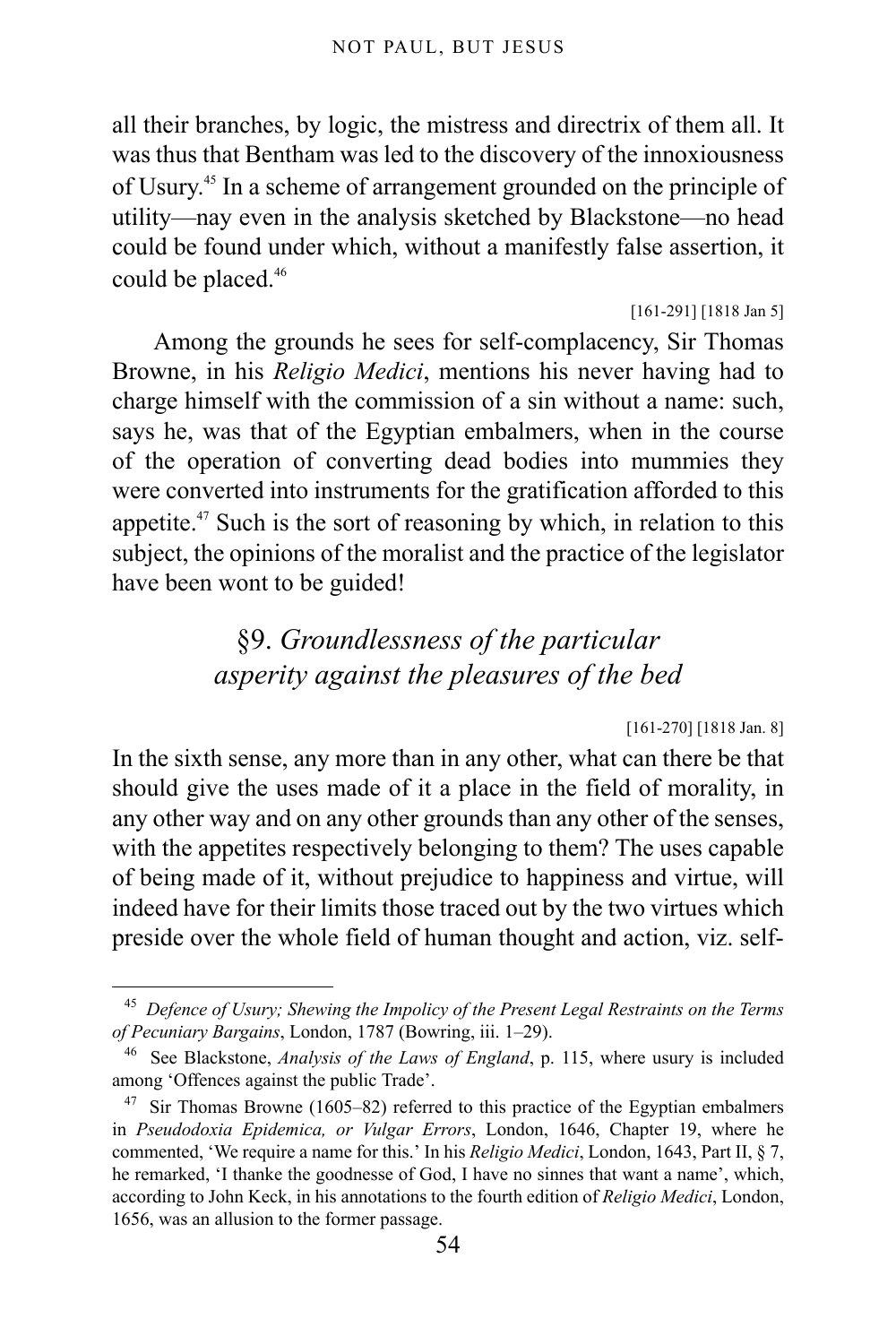all their branches, by logic, the mistress and directrix of them all. It was thus that Bentham was led to the discovery of the innoxiousness of Usury.[45] In a scheme of arrangement grounded on the principle of utility—nay even in the analysis sketched by Blackstone—no head could be found under which, without a manifestly false assertion, it could be placed.[46]

[161-291] [1818 Jan 5]

Among the grounds he sees for self-complacency, Sir Thomas Browne, in his *Religio Medici*, mentions his never having had to charge himself with the commission of a sin without a name: such, says he, was that of the Egyptian embalmers, when in the course of the operation of converting dead bodies into mummies they were converted into instruments for the gratification afforded to this appetite.[47] Such is the sort of reasoning by which, in relation to this subject, the opinions of the moralist and the practice of the legislator have been wont to be guided!

## §9. *Groundlessness of the particular asperity against the pleasures of the bed*

[161-270] [1818 Jan. 8]

In the sixth sense, any more than in any other, what can there be that should give the uses made of it a place in the field of morality, in any other way and on any other grounds than any other of the senses, with the appetites respectively belonging to them? The uses capable of being made of it, without prejudice to happiness and virtue, will indeed have for their limits those traced out by the two virtues which preside over the whole field of human thought and action, viz. self-

---

[45] *Defence of Usury; Shewing the Impolicy of the Present Legal Restraints on the Terms of Pecuniary Bargains*, London, 1787 (Bowring, iii. 1–29).

[46] See Blackstone, *Analysis of the Laws of England*, p. 115, where usury is included among 'Offences against the public Trade'.

[47] Sir Thomas Browne (1605–82) referred to this practice of the Egyptian embalmers in *Pseudodoxia Epidemica, or Vulgar Errors*, London, 1646, Chapter 19, where he commented, 'We require a name for this.' In his *Religio Medici*, London, 1643, Part II, § 7, he remarked, 'I thanke the goodnesse of God, I have no sinnes that want a name', which, according to John Keck, in his annotations to the fourth edition of *Religio Medici*, London, 1656, was an allusion to the former passage.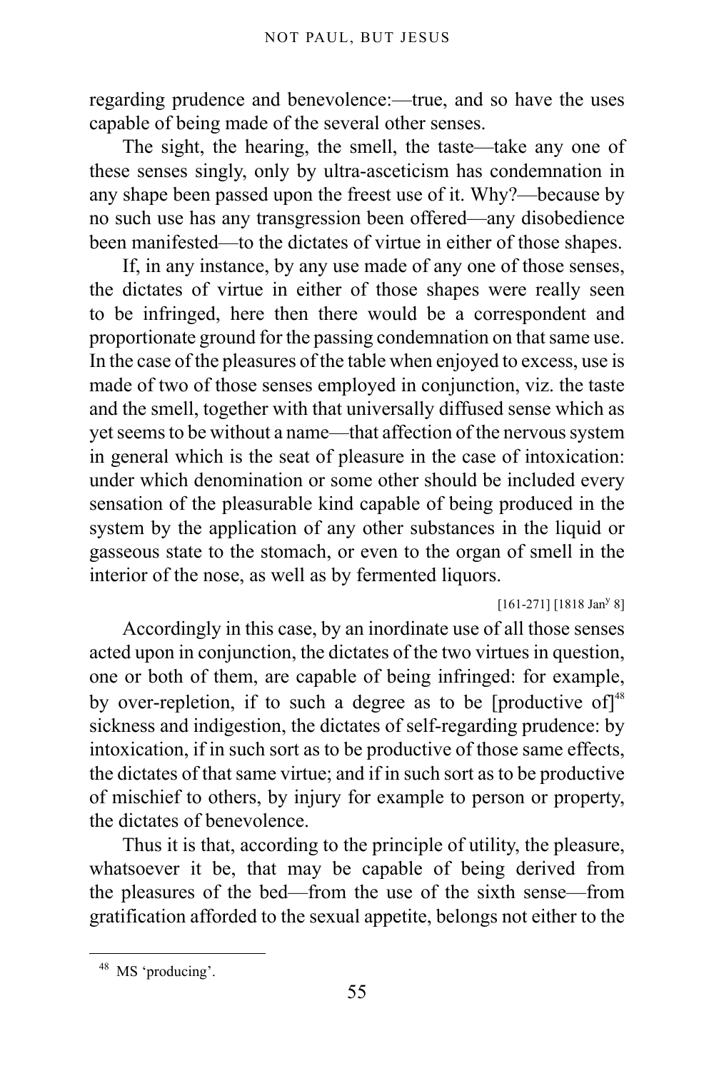regarding prudence and benevolence:—true, and so have the uses capable of being made of the several other senses.

The sight, the hearing, the smell, the taste—take any one of these senses singly, only by ultra-asceticism has condemnation in any shape been passed upon the freest use of it. Why?—because by no such use has any transgression been offered—any disobedience been manifested—to the dictates of virtue in either of those shapes.

If, in any instance, by any use made of any one of those senses, the dictates of virtue in either of those shapes were really seen to be infringed, here then there would be a correspondent and proportionate ground for the passing condemnation on that same use. In the case of the pleasures of the table when enjoyed to excess, use is made of two of those senses employed in conjunction, viz. the taste and the smell, together with that universally diffused sense which as yet seems to be without a name—that affection of the nervous system in general which is the seat of pleasure in the case of intoxication: under which denomination or some other should be included every sensation of the pleasurable kind capable of being produced in the system by the application of any other substances in the liquid or gaseous state to the stomach, or even to the organ of smell in the interior of the nose, as well as by fermented liquors.

[161-271] [1818 Jan$^{y}$ 8]

Accordingly in this case, by an inordinate use of all those senses acted upon in conjunction, the dictates of the two virtues in question, one or both of them, are capable of being infringed: for example, by over-repletion, if to such a degree as to be [productive of][48] sickness and indigestion, the dictates of self-regarding prudence: by intoxication, if in such sort as to be productive of those same effects, the dictates of that same virtue; and if in such sort as to be productive of mischief to others, by injury for example to person or property, the dictates of benevolence.

Thus it is that, according to the principle of utility, the pleasure, whatsoever it be, that may be capable of being derived from the pleasures of the bed—from the use of the sixth sense—from gratification afforded to the sexual appetite, belongs not either to the

[48] MS 'producing'.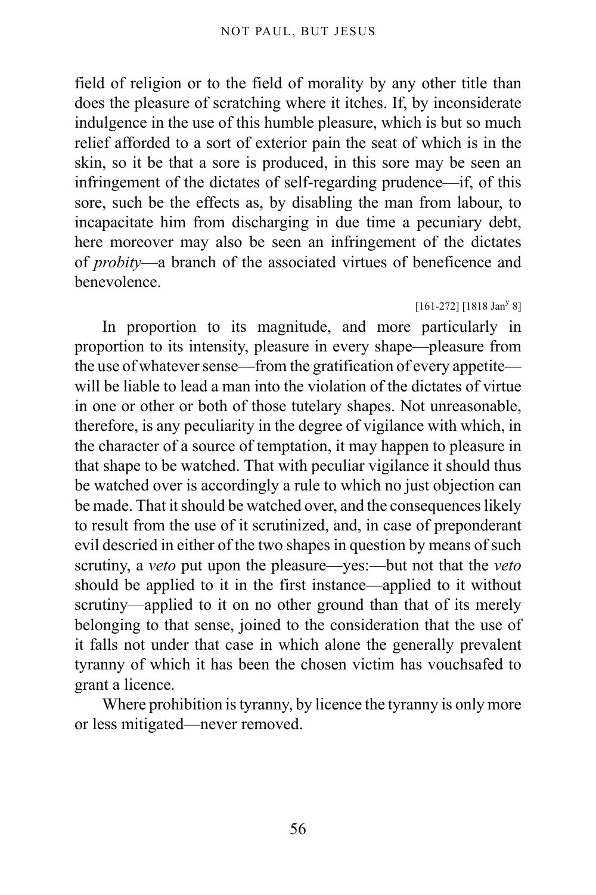field of religion or to the field of morality by any other title than does the pleasure of scratching where it itches. If, by inconsiderate indulgence in the use of this humble pleasure, which is but so much relief afforded to a sort of exterior pain the seat of which is in the skin, so it be that a sore is produced, in this sore may be seen an infringement of the dictates of self-regarding prudence—if, of this sore, such be the effects as, by disabling the man from labour, to incapacitate him from discharging in due time a pecuniary debt, here moreover may also be seen an infringement of the dictates of *probity*—a branch of the associated virtues of beneficence and benevolence.

[161-272] [1818 Jan[y] 8]

In proportion to its magnitude, and more particularly in proportion to its intensity, pleasure in every shape—pleasure from the use of whatever sense—from the gratification of every appetite—will be liable to lead a man into the violation of the dictates of virtue in one or other or both of those tutelary shapes. Not unreasonable, therefore, is any peculiarity in the degree of vigilance with which, in the character of a source of temptation, it may happen to pleasure in that shape to be watched. That with peculiar vigilance it should thus be watched over is accordingly a rule to which no just objection can be made. That it should be watched over, and the consequences likely to result from the use of it scrutinized, and, in case of preponderant evil descried in either of the two shapes in question by means of such scrutiny, a *veto* put upon the pleasure—yes:—but not that the *veto* should be applied to it in the first instance—applied to it without scrutiny—applied to it on no other ground than that of its merely belonging to that sense, joined to the consideration that the use of it falls not under that case in which alone the generally prevalent tyranny of which it has been the chosen victim has vouchsafed to grant a licence.

Where prohibition is tyranny, by licence the tyranny is only more or less mitigated—never removed.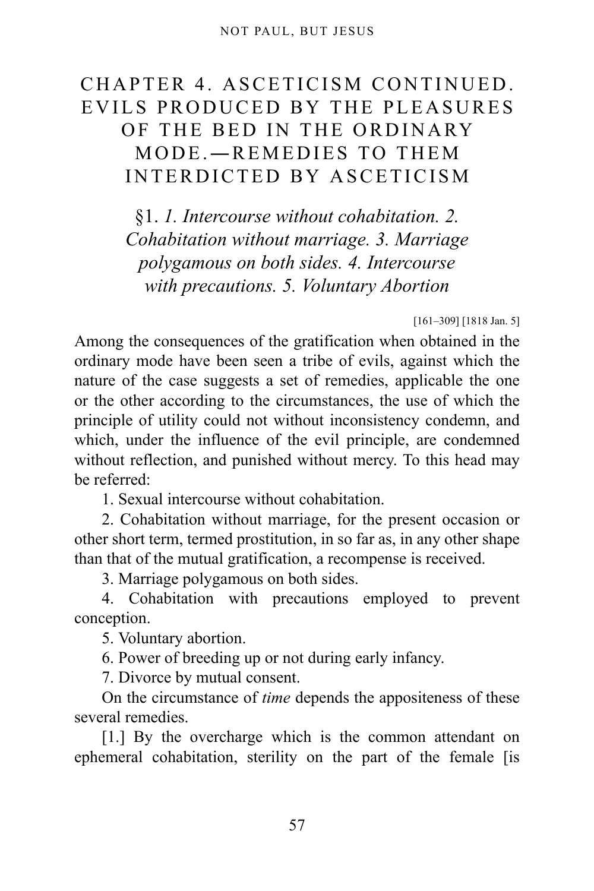# CHAPTER 4. ASCETICISM CONTINUED. EVILS PRODUCED BY THE PLEASURES OF THE BED IN THE ORDINARY MODE.—REMEDIES TO THEM INTERDICTED BY ASCETICISM

## §1. *1. Intercourse without cohabitation. 2. Cohabitation without marriage. 3. Marriage polygamous on both sides. 4. Intercourse with precautions. 5. Voluntary Abortion*

[161–309] [1818 Jan. 5]

Among the consequences of the gratification when obtained in the ordinary mode have been seen a tribe of evils, against which the nature of the case suggests a set of remedies, applicable the one or the other according to the circumstances, the use of which the principle of utility could not without inconsistency condemn, and which, under the influence of the evil principle, are condemned without reflection, and punished without mercy. To this head may be referred:

1. Sexual intercourse without cohabitation.

2. Cohabitation without marriage, for the present occasion or other short term, termed prostitution, in so far as, in any other shape than that of the mutual gratification, a recompense is received.

3. Marriage polygamous on both sides.

4. Cohabitation with precautions employed to prevent conception.

5. Voluntary abortion.

6. Power of breeding up or not during early infancy.

7. Divorce by mutual consent.

On the circumstance of *time* depends the appositeness of these several remedies.

[1.] By the overcharge which is the common attendant on ephemeral cohabitation, sterility on the part of the female [is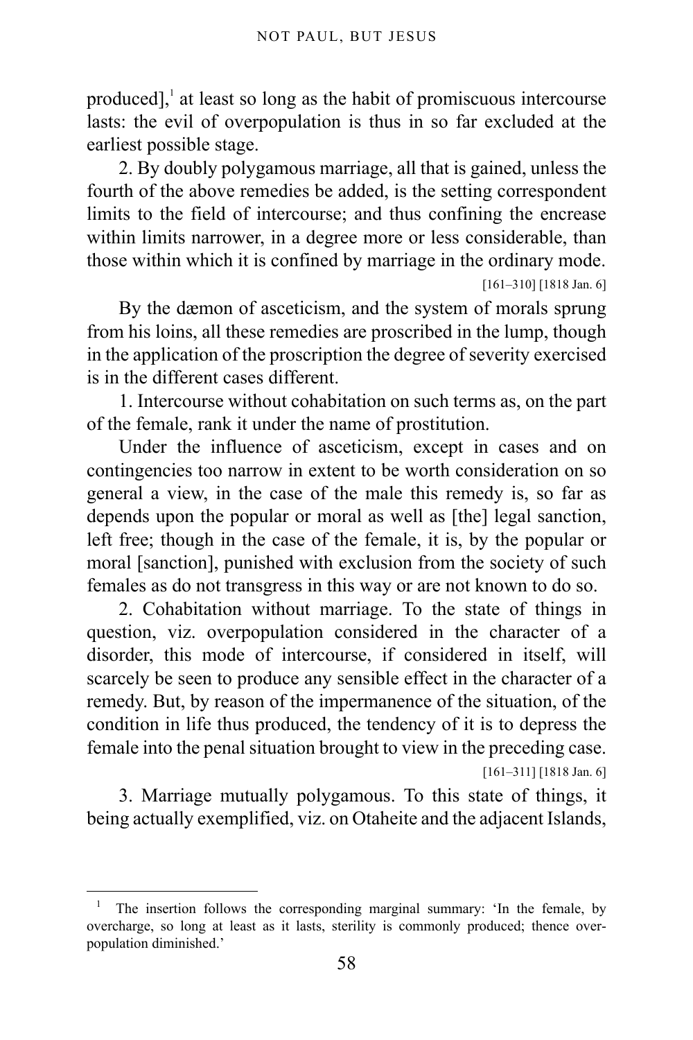produced],[1] at least so long as the habit of promiscuous intercourse lasts: the evil of overpopulation is thus in so far excluded at the earliest possible stage.

2. By doubly polygamous marriage, all that is gained, unless the fourth of the above remedies be added, is the setting correspondent limits to the field of intercourse; and thus confining the encrease within limits narrower, in a degree more or less considerable, than those within which it is confined by marriage in the ordinary mode.

[161–310] [1818 Jan. 6]

By the dæmon of asceticism, and the system of morals sprung from his loins, all these remedies are proscribed in the lump, though in the application of the proscription the degree of severity exercised is in the different cases different.

1. Intercourse without cohabitation on such terms as, on the part of the female, rank it under the name of prostitution.

Under the influence of asceticism, except in cases and on contingencies too narrow in extent to be worth consideration on so general a view, in the case of the male this remedy is, so far as depends upon the popular or moral as well as [the] legal sanction, left free; though in the case of the female, it is, by the popular or moral [sanction], punished with exclusion from the society of such females as do not transgress in this way or are not known to do so.

2. Cohabitation without marriage. To the state of things in question, viz. overpopulation considered in the character of a disorder, this mode of intercourse, if considered in itself, will scarcely be seen to produce any sensible effect in the character of a remedy. But, by reason of the impermanence of the situation, of the condition in life thus produced, the tendency of it is to depress the female into the penal situation brought to view in the preceding case.

[161–311] [1818 Jan. 6]

3. Marriage mutually polygamous. To this state of things, it being actually exemplified, viz. on Otaheite and the adjacent Islands,

---

[1] The insertion follows the corresponding marginal summary: 'In the female, by overcharge, so long at least as it lasts, sterility is commonly produced; thence over-population diminished.'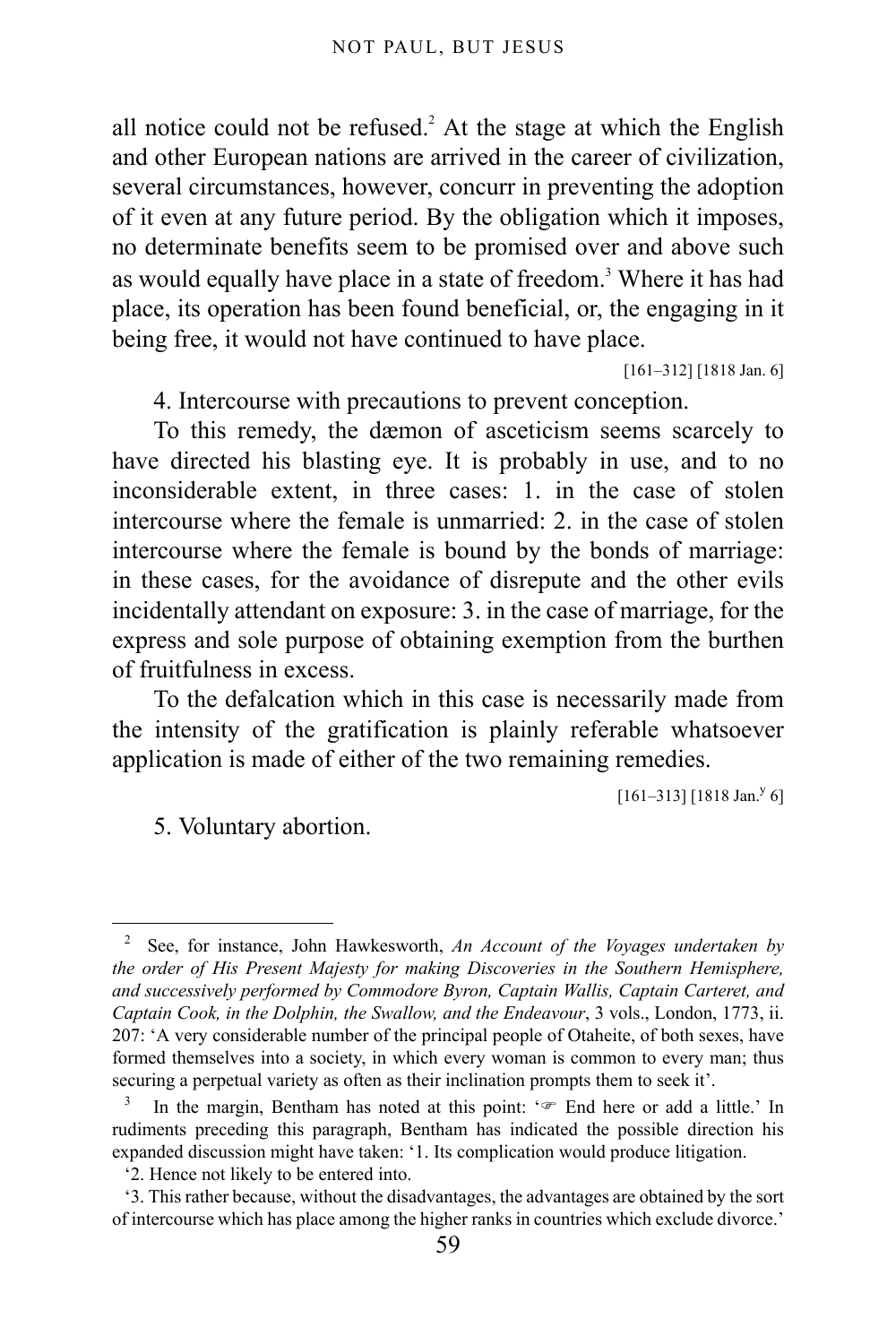all notice could not be refused.[2] At the stage at which the English and other European nations are arrived in the career of civilization, several circumstances, however, concurr in preventing the adoption of it even at any future period. By the obligation which it imposes, no determinate benefits seem to be promised over and above such as would equally have place in a state of freedom.[3] Where it has had place, its operation has been found beneficial, or, the engaging in it being free, it would not have continued to have place.

[161–312] [1818 Jan. 6]

4. Intercourse with precautions to prevent conception.

To this remedy, the dæmon of asceticism seems scarcely to have directed his blasting eye. It is probably in use, and to no inconsiderable extent, in three cases: 1. in the case of stolen intercourse where the female is unmarried: 2. in the case of stolen intercourse where the female is bound by the bonds of marriage: in these cases, for the avoidance of disrepute and the other evils incidentally attendant on exposure: 3. in the case of marriage, for the express and sole purpose of obtaining exemption from the burthen of fruitfulness in excess.

To the defalcation which in this case is necessarily made from the intensity of the gratification is plainly referable whatsoever application is made of either of the two remaining remedies.

[161–313] [1818 Jan.[y] 6]

5. Voluntary abortion.

---

[2] See, for instance, John Hawkesworth, *An Account of the Voyages undertaken by the order of His Present Majesty for making Discoveries in the Southern Hemisphere, and successively performed by Commodore Byron, Captain Wallis, Captain Carteret, and Captain Cook, in the Dolphin, the Swallow, and the Endeavour*, 3 vols., London, 1773, ii. 207: 'A very considerable number of the principal people of Otaheite, of both sexes, have formed themselves into a society, in which every woman is common to every man; thus securing a perpetual variety as often as their inclination prompts them to seek it'.

[3] In the margin, Bentham has noted at this point: '☞ End here or add a little.' In rudiments preceding this paragraph, Bentham has indicated the possible direction his expanded discussion might have taken: '1. Its complication would produce litigation.

'2. Hence not likely to be entered into.

'3. This rather because, without the disadvantages, the advantages are obtained by the sort of intercourse which has place among the higher ranks in countries which exclude divorce.'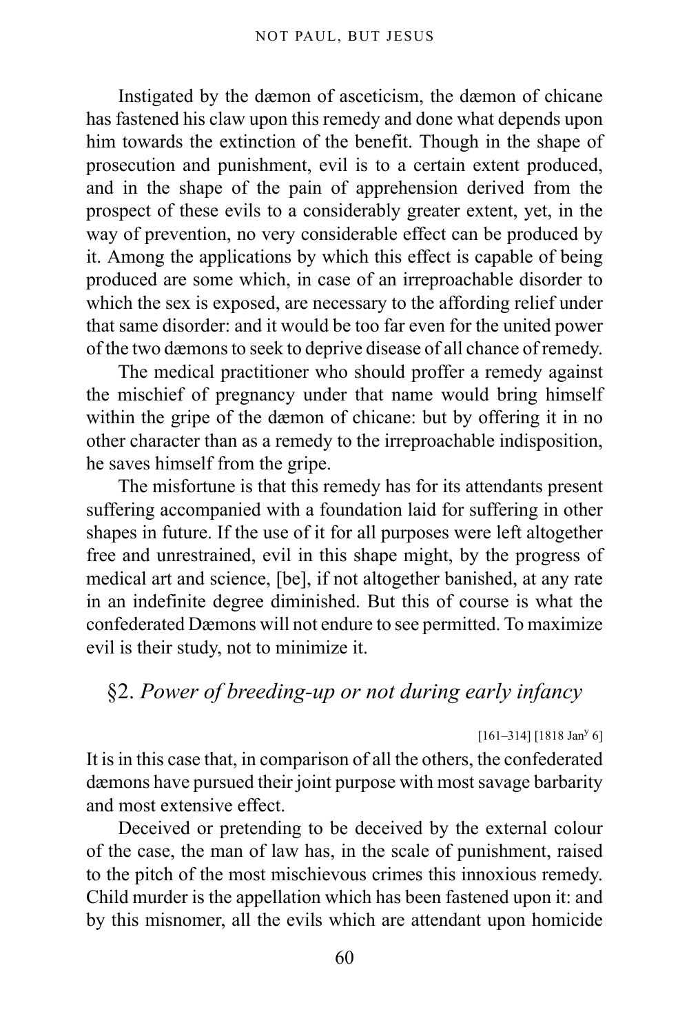Instigated by the dæmon of asceticism, the dæmon of chicane has fastened his claw upon this remedy and done what depends upon him towards the extinction of the benefit. Though in the shape of prosecution and punishment, evil is to a certain extent produced, and in the shape of the pain of apprehension derived from the prospect of these evils to a considerably greater extent, yet, in the way of prevention, no very considerable effect can be produced by it. Among the applications by which this effect is capable of being produced are some which, in case of an irreproachable disorder to which the sex is exposed, are necessary to the affording relief under that same disorder: and it would be too far even for the united power of the two dæmons to seek to deprive disease of all chance of remedy.

The medical practitioner who should proffer a remedy against the mischief of pregnancy under that name would bring himself within the gripe of the dæmon of chicane: but by offering it in no other character than as a remedy to the irreproachable indisposition, he saves himself from the gripe.

The misfortune is that this remedy has for its attendants present suffering accompanied with a foundation laid for suffering in other shapes in future. If the use of it for all purposes were left altogether free and unrestrained, evil in this shape might, by the progress of medical art and science, [be], if not altogether banished, at any rate in an indefinite degree diminished. But this of course is what the confederated Dæmons will not endure to see permitted. To maximize evil is their study, not to minimize it.

## §2. *Power of breeding-up or not during early infancy*

[161–314] [1818 Jan[y] 6]

It is in this case that, in comparison of all the others, the confederated dæmons have pursued their joint purpose with most savage barbarity and most extensive effect.

Deceived or pretending to be deceived by the external colour of the case, the man of law has, in the scale of punishment, raised to the pitch of the most mischievous crimes this innoxious remedy. Child murder is the appellation which has been fastened upon it: and by this misnomer, all the evils which are attendant upon homicide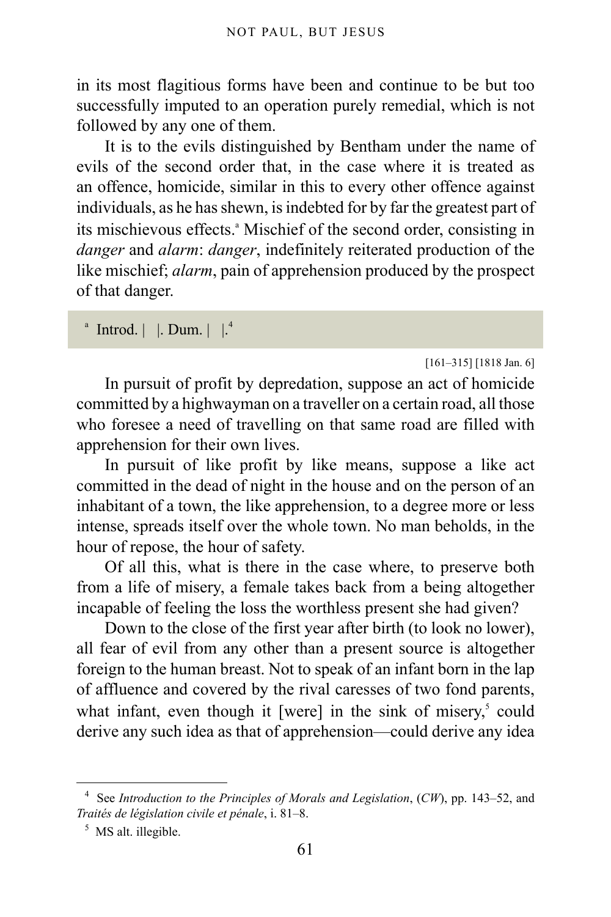in its most flagitious forms have been and continue to be but too successfully imputed to an operation purely remedial, which is not followed by any one of them.

It is to the evils distinguished by Bentham under the name of evils of the second order that, in the case where it is treated as an offence, homicide, similar in this to every other offence against individuals, as he has shewn, is indebted for by far the greatest part of its mischievous effects.[a] Mischief of the second order, consisting in *danger* and *alarm*: *danger*, indefinitely reiterated production of the like mischief; *alarm*, pain of apprehension produced by the prospect of that danger.

[a] Introd. | |. Dum. | |.[4]

[161–315] [1818 Jan. 6]

In pursuit of profit by depredation, suppose an act of homicide committed by a highwayman on a traveller on a certain road, all those who foresee a need of travelling on that same road are filled with apprehension for their own lives.

In pursuit of like profit by like means, suppose a like act committed in the dead of night in the house and on the person of an inhabitant of a town, the like apprehension, to a degree more or less intense, spreads itself over the whole town. No man beholds, in the hour of repose, the hour of safety.

Of all this, what is there in the case where, to preserve both from a life of misery, a female takes back from a being altogether incapable of feeling the loss the worthless present she had given?

Down to the close of the first year after birth (to look no lower), all fear of evil from any other than a present source is altogether foreign to the human breast. Not to speak of an infant born in the lap of affluence and covered by the rival caresses of two fond parents, what infant, even though it [were] in the sink of misery,[5] could derive any such idea as that of apprehension—could derive any idea

---

[4] See *Introduction to the Principles of Morals and Legislation*, (*CW*), pp. 143–52, and *Traités de législation civile et pénale*, i. 81–8.

[5] MS alt. illegible.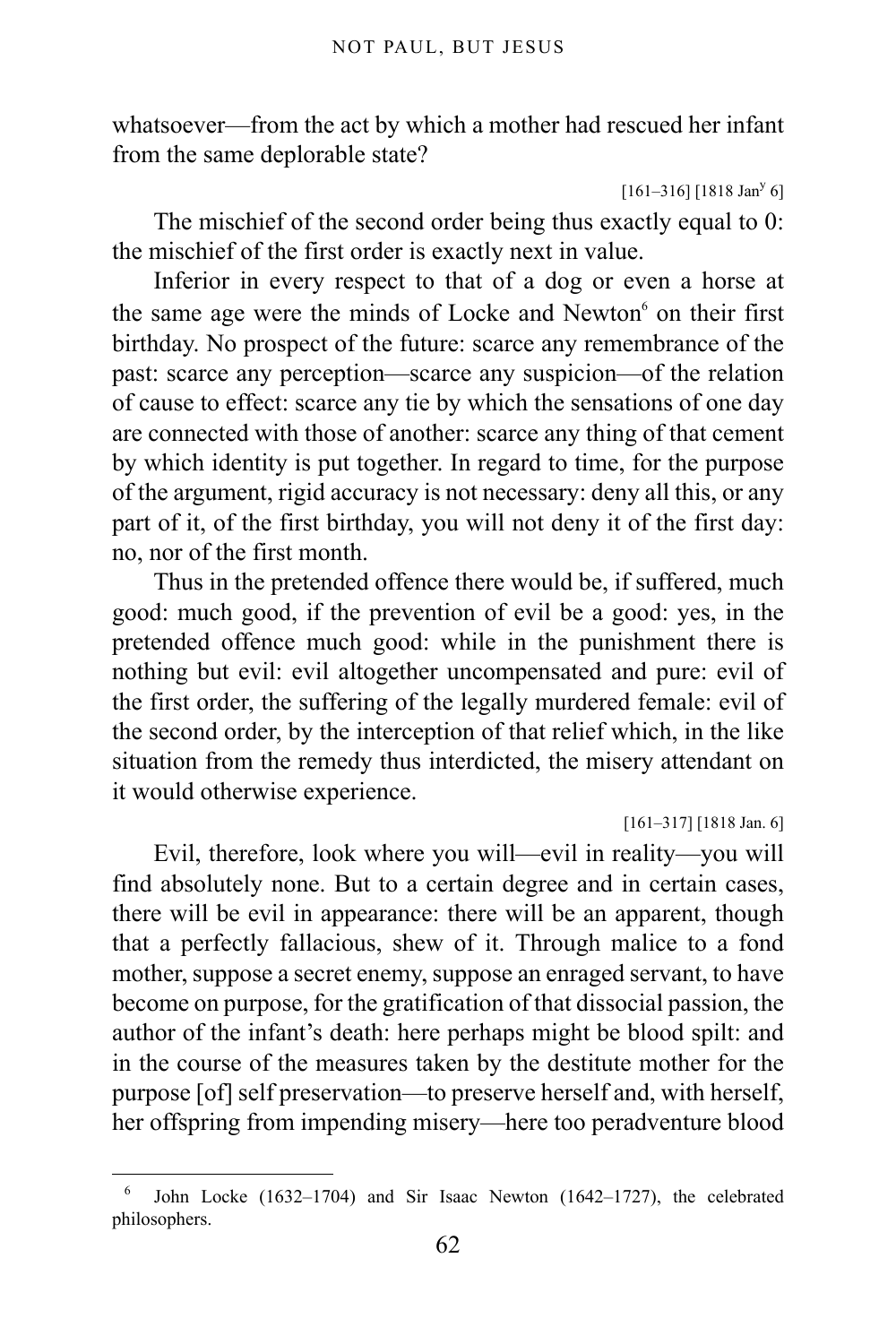whatsoever—from the act by which a mother had rescued her infant from the same deplorable state?

[161–316] [1818 Jan$^{y}$ 6]

The mischief of the second order being thus exactly equal to 0: the mischief of the first order is exactly next in value.

Inferior in every respect to that of a dog or even a horse at the same age were the minds of Locke and Newton[6] on their first birthday. No prospect of the future: scarce any remembrance of the past: scarce any perception—scarce any suspicion—of the relation of cause to effect: scarce any tie by which the sensations of one day are connected with those of another: scarce any thing of that cement by which identity is put together. In regard to time, for the purpose of the argument, rigid accuracy is not necessary: deny all this, or any part of it, of the first birthday, you will not deny it of the first day: no, nor of the first month.

Thus in the pretended offence there would be, if suffered, much good: much good, if the prevention of evil be a good: yes, in the pretended offence much good: while in the punishment there is nothing but evil: evil altogether uncompensated and pure: evil of the first order, the suffering of the legally murdered female: evil of the second order, by the interception of that relief which, in the like situation from the remedy thus interdicted, the misery attendant on it would otherwise experience.

[161–317] [1818 Jan. 6]

Evil, therefore, look where you will—evil in reality—you will find absolutely none. But to a certain degree and in certain cases, there will be evil in appearance: there will be an apparent, though that a perfectly fallacious, shew of it. Through malice to a fond mother, suppose a secret enemy, suppose an enraged servant, to have become on purpose, for the gratification of that dissocial passion, the author of the infant's death: here perhaps might be blood spilt: and in the course of the measures taken by the destitute mother for the purpose [of] self preservation—to preserve herself and, with herself, her offspring from impending misery—here too peradventure blood

---

[6] John Locke (1632–1704) and Sir Isaac Newton (1642–1727), the celebrated philosophers.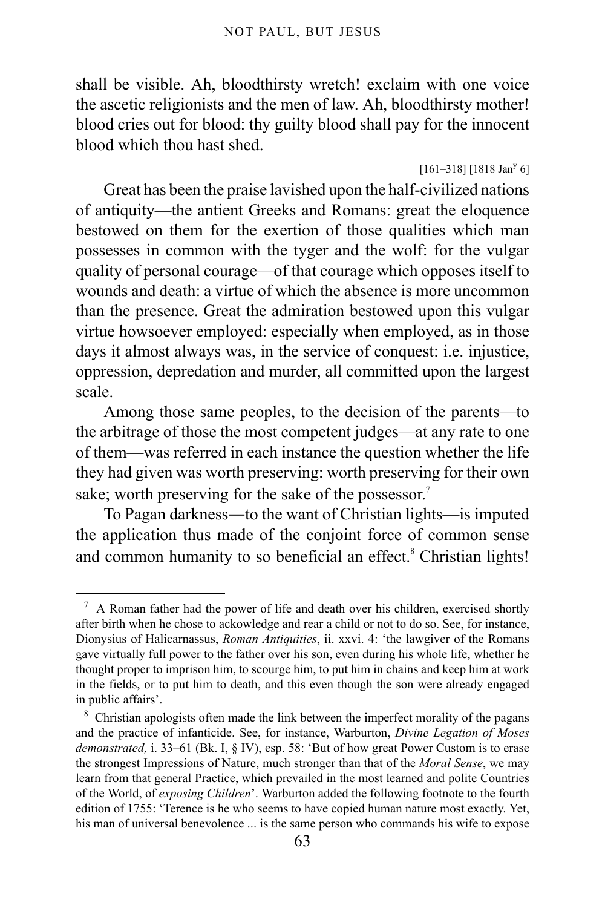shall be visible. Ah, bloodthirsty wretch! exclaim with one voice the ascetic religionists and the men of law. Ah, bloodthirsty mother! blood cries out for blood: thy guilty blood shall pay for the innocent blood which thou hast shed.

[161–318] [1818 Jan$^{y}$ 6]

Great has been the praise lavished upon the half-civilized nations of antiquity—the antient Greeks and Romans: great the eloquence bestowed on them for the exertion of those qualities which man possesses in common with the tyger and the wolf: for the vulgar quality of personal courage—of that courage which opposes itself to wounds and death: a virtue of which the absence is more uncommon than the presence. Great the admiration bestowed upon this vulgar virtue howsoever employed: especially when employed, as in those days it almost always was, in the service of conquest: i.e. injustice, oppression, depredation and murder, all committed upon the largest scale.

Among those same peoples, to the decision of the parents—to the arbitrage of those the most competent judges—at any rate to one of them—was referred in each instance the question whether the life they had given was worth preserving: worth preserving for their own sake; worth preserving for the sake of the possessor.[7]

To Pagan darkness—to the want of Christian lights—is imputed the application thus made of the conjoint force of common sense and common humanity to so beneficial an effect.[8] Christian lights!

---

[7] A Roman father had the power of life and death over his children, exercised shortly after birth when he chose to ackowledge and rear a child or not to do so. See, for instance, Dionysius of Halicarnassus, *Roman Antiquities*, ii. xxvi. 4: 'the lawgiver of the Romans gave virtually full power to the father over his son, even during his whole life, whether he thought proper to imprison him, to scourge him, to put him in chains and keep him at work in the fields, or to put him to death, and this even though the son were already engaged in public affairs'.

[8] Christian apologists often made the link between the imperfect morality of the pagans and the practice of infanticide. See, for instance, Warburton, *Divine Legation of Moses demonstrated,* i. 33–61 (Bk. I, § IV), esp. 58: 'But of how great Power Custom is to erase the strongest Impressions of Nature, much stronger than that of the *Moral Sense*, we may learn from that general Practice, which prevailed in the most learned and polite Countries of the World, of *exposing Children*'. Warburton added the following footnote to the fourth edition of 1755: 'Terence is he who seems to have copied human nature most exactly. Yet, his man of universal benevolence ... is the same person who commands his wife to expose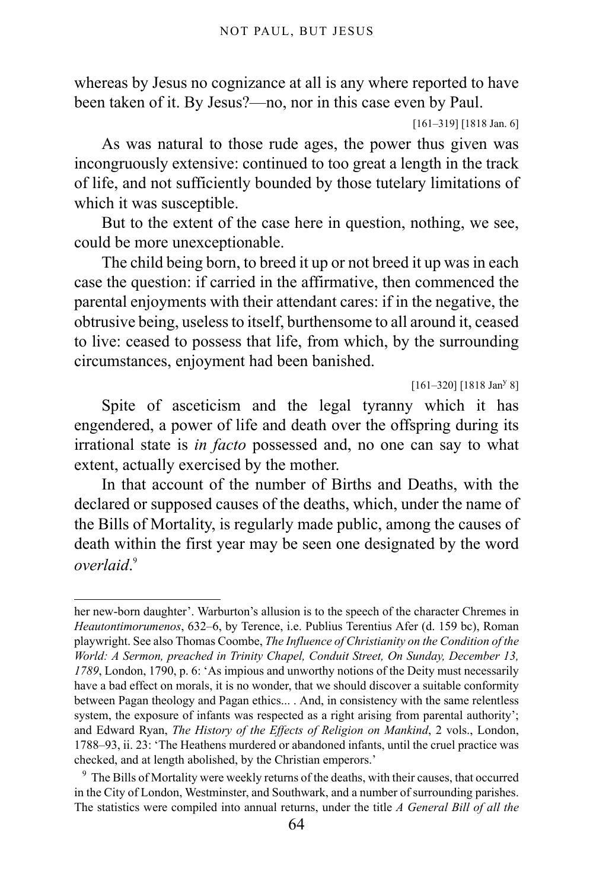whereas by Jesus no cognizance at all is any where reported to have been taken of it. By Jesus?—no, nor in this case even by Paul.

[161–319] [1818 Jan. 6]

As was natural to those rude ages, the power thus given was incongruously extensive: continued to too great a length in the track of life, and not sufficiently bounded by those tutelary limitations of which it was susceptible.

But to the extent of the case here in question, nothing, we see, could be more unexceptionable.

The child being born, to breed it up or not breed it up was in each case the question: if carried in the affirmative, then commenced the parental enjoyments with their attendant cares: if in the negative, the obtrusive being, useless to itself, burthensome to all around it, ceased to live: ceased to possess that life, from which, by the surrounding circumstances, enjoyment had been banished.

[161–320] [1818 Jan^y 8]

Spite of asceticism and the legal tyranny which it has engendered, a power of life and death over the offspring during its irrational state is *in facto* possessed and, no one can say to what extent, actually exercised by the mother.

In that account of the number of Births and Deaths, with the declared or supposed causes of the deaths, which, under the name of the Bills of Mortality, is regularly made public, among the causes of death within the first year may be seen one designated by the word *overlaid*.[9]

---

her new-born daughter'. Warburton's allusion is to the speech of the character Chremes in *Heautontimorumenos*, 632–6, by Terence, i.e. Publius Terentius Afer (d. 159 bc), Roman playwright. See also Thomas Coombe, *The Influence of Christianity on the Condition of the World: A Sermon, preached in Trinity Chapel, Conduit Street, On Sunday, December 13, 1789*, London, 1790, p. 6: 'As impious and unworthy notions of the Deity must necessarily have a bad effect on morals, it is no wonder, that we should discover a suitable conformity between Pagan theology and Pagan ethics... . And, in consistency with the same relentless system, the exposure of infants was respected as a right arising from parental authority'; and Edward Ryan, *The History of the Effects of Religion on Mankind*, 2 vols., London, 1788–93, ii. 23: 'The Heathens murdered or abandoned infants, until the cruel practice was checked, and at length abolished, by the Christian emperors.'

[9] The Bills of Mortality were weekly returns of the deaths, with their causes, that occurred in the City of London, Westminster, and Southwark, and a number of surrounding parishes. The statistics were compiled into annual returns, under the title *A General Bill of all the*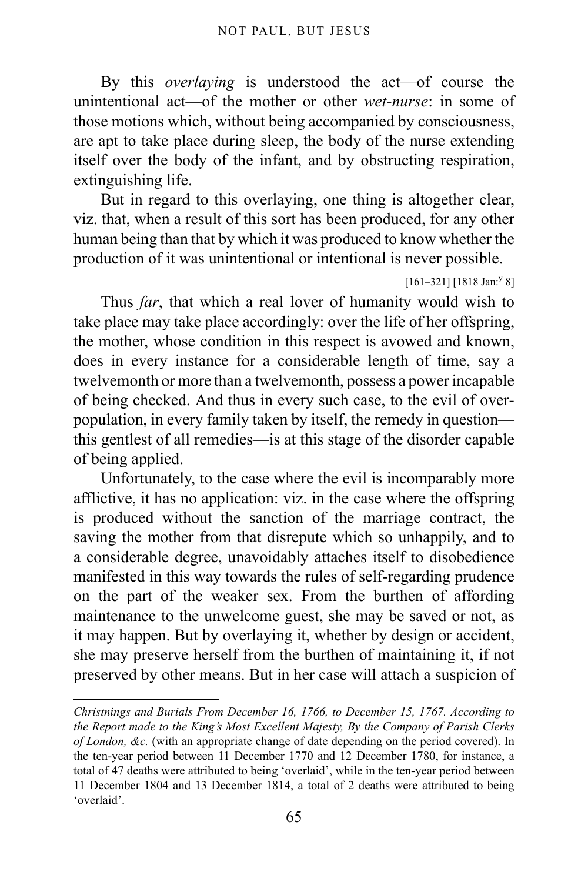By this *overlaying* is understood the act—of course the unintentional act—of the mother or other *wet-nurse*: in some of those motions which, without being accompanied by consciousness, are apt to take place during sleep, the body of the nurse extending itself over the body of the infant, and by obstructing respiration, extinguishing life.

But in regard to this overlaying, one thing is altogether clear, viz. that, when a result of this sort has been produced, for any other human being than that by which it was produced to know whether the production of it was unintentional or intentional is never possible.

[161–321] [1818 Jan:[y] 8]

Thus *far*, that which a real lover of humanity would wish to take place may take place accordingly: over the life of her offspring, the mother, whose condition in this respect is avowed and known, does in every instance for a considerable length of time, say a twelvemonth or more than a twelvemonth, possess a power incapable of being checked. And thus in every such case, to the evil of over-population, in every family taken by itself, the remedy in question—this gentlest of all remedies—is at this stage of the disorder capable of being applied.

Unfortunately, to the case where the evil is incomparably more afflictive, it has no application: viz. in the case where the offspring is produced without the sanction of the marriage contract, the saving the mother from that disrepute which so unhappily, and to a considerable degree, unavoidably attaches itself to disobedience manifested in this way towards the rules of self-regarding prudence on the part of the weaker sex. From the burthen of affording maintenance to the unwelcome guest, she may be saved or not, as it may happen. But by overlaying it, whether by design or accident, she may preserve herself from the burthen of maintaining it, if not preserved by other means. But in her case will attach a suspicion of

---

*Christnings and Burials From December 16, 1766, to December 15, 1767. According to the Report made to the King's Most Excellent Majesty, By the Company of Parish Clerks of London, &c.* (with an appropriate change of date depending on the period covered). In the ten-year period between 11 December 1770 and 12 December 1780, for instance, a total of 47 deaths were attributed to being 'overlaid', while in the ten-year period between 11 December 1804 and 13 December 1814, a total of 2 deaths were attributed to being 'overlaid'.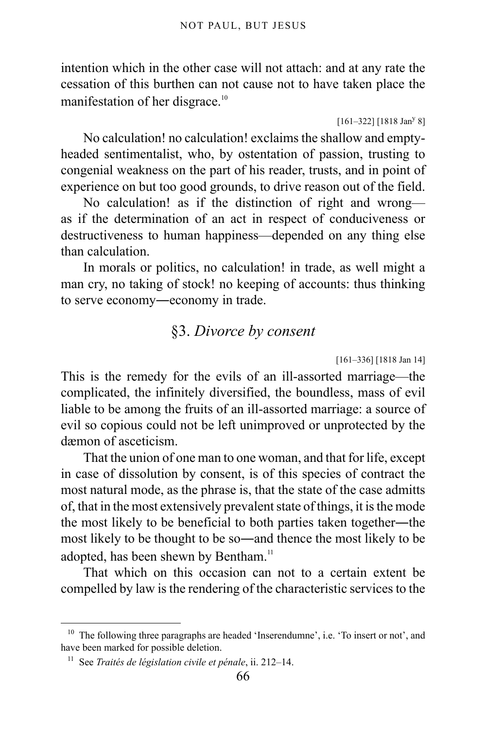intention which in the other case will not attach: and at any rate the cessation of this burthen can not cause not to have taken place the manifestation of her disgrace.[10]

[161–322] [1818 Jan$^{y}$ 8]

No calculation! no calculation! exclaims the shallow and empty-headed sentimentalist, who, by ostentation of passion, trusting to congenial weakness on the part of his reader, trusts, and in point of experience on but too good grounds, to drive reason out of the field.

No calculation! as if the distinction of right and wrong—as if the determination of an act in respect of conduciveness or destructiveness to human happiness—depended on any thing else than calculation.

In morals or politics, no calculation! in trade, as well might a man cry, no taking of stock! no keeping of accounts: thus thinking to serve economy―economy in trade.

## §3. *Divorce by consent*

[161–336] [1818 Jan 14]

This is the remedy for the evils of an ill-assorted marriage—the complicated, the infinitely diversified, the boundless, mass of evil liable to be among the fruits of an ill-assorted marriage: a source of evil so copious could not be left unimproved or unprotected by the dæmon of asceticism.

That the union of one man to one woman, and that for life, except in case of dissolution by consent, is of this species of contract the most natural mode, as the phrase is, that the state of the case admitts of, that in the most extensively prevalent state of things, it is the mode the most likely to be beneficial to both parties taken together―the most likely to be thought to be so―and thence the most likely to be adopted, has been shewn by Bentham.[11]

That which on this occasion can not to a certain extent be compelled by law is the rendering of the characteristic services to the

---

[10] The following three paragraphs are headed 'Inserendumne', i.e. 'To insert or not', and have been marked for possible deletion.

[11] See *Traités de législation civile et pénale*, ii. 212–14.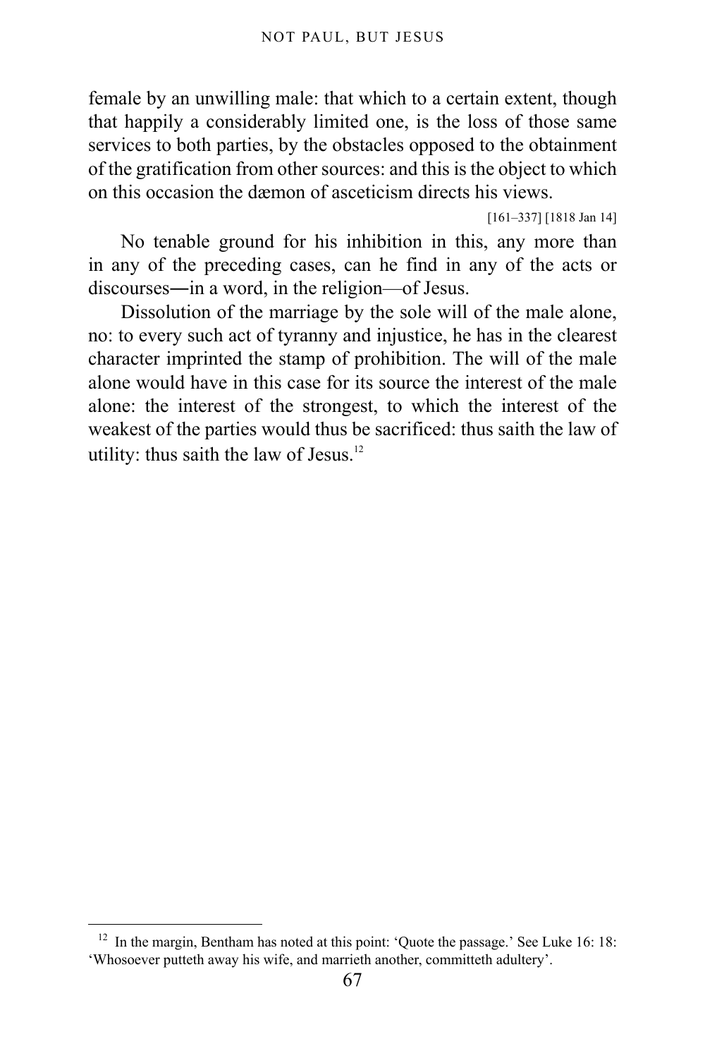female by an unwilling male: that which to a certain extent, though that happily a considerably limited one, is the loss of those same services to both parties, by the obstacles opposed to the obtainment of the gratification from other sources: and this is the object to which on this occasion the dæmon of asceticism directs his views.

[161–337] [1818 Jan 14]

No tenable ground for his inhibition in this, any more than in any of the preceding cases, can he find in any of the acts or discourses―in a word, in the religion—of Jesus.

Dissolution of the marriage by the sole will of the male alone, no: to every such act of tyranny and injustice, he has in the clearest character imprinted the stamp of prohibition. The will of the male alone would have in this case for its source the interest of the male alone: the interest of the strongest, to which the interest of the weakest of the parties would thus be sacrificed: thus saith the law of utility: thus saith the law of Jesus.[12]

---

[12] In the margin, Bentham has noted at this point: 'Quote the passage.' See Luke 16: 18: 'Whosoever putteth away his wife, and marrieth another, committeth adultery'.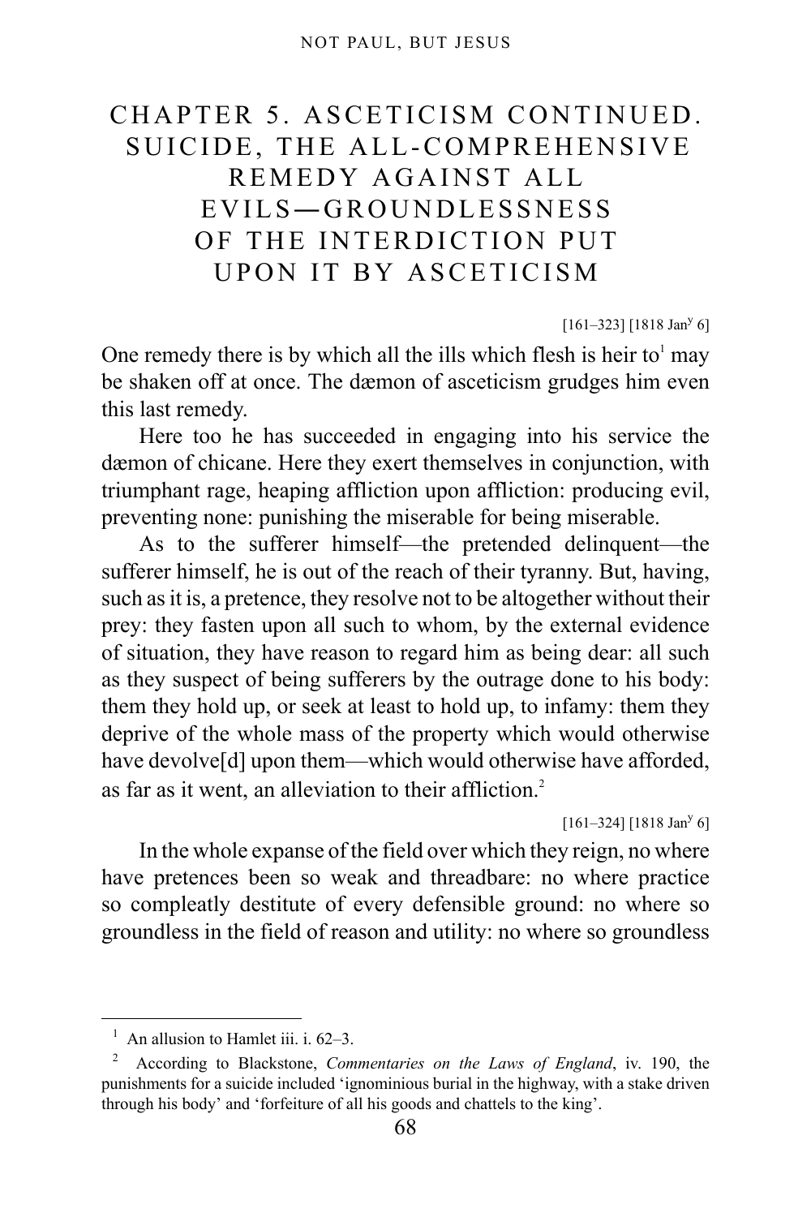# CHAPTER 5. ASCETICISM CONTINUED. SUICIDE, THE ALL-COMPREHENSIVE REMEDY AGAINST ALL EVILS—GROUNDLESSNESS OF THE INTERDICTION PUT UPON IT BY ASCETICISM

[161–323] [1818 Jan[y] 6]

One remedy there is by which all the ills which flesh is heir to[1] may be shaken off at once. The dæmon of asceticism grudges him even this last remedy.

Here too he has succeeded in engaging into his service the dæmon of chicane. Here they exert themselves in conjunction, with triumphant rage, heaping affliction upon affliction: producing evil, preventing none: punishing the miserable for being miserable.

As to the sufferer himself—the pretended delinquent—the sufferer himself, he is out of the reach of their tyranny. But, having, such as it is, a pretence, they resolve not to be altogether without their prey: they fasten upon all such to whom, by the external evidence of situation, they have reason to regard him as being dear: all such as they suspect of being sufferers by the outrage done to his body: them they hold up, or seek at least to hold up, to infamy: them they deprive of the whole mass of the property which would otherwise have devolve[d] upon them—which would otherwise have afforded, as far as it went, an alleviation to their affliction.[2]

[161–324] [1818 Jan[y] 6]

In the whole expanse of the field over which they reign, no where have pretences been so weak and threadbare: no where practice so compleatly destitute of every defensible ground: no where so groundless in the field of reason and utility: no where so groundless

---

[1] An allusion to Hamlet iii. i. 62–3.

[2] According to Blackstone, *Commentaries on the Laws of England*, iv. 190, the punishments for a suicide included 'ignominious burial in the highway, with a stake driven through his body' and 'forfeiture of all his goods and chattels to the king'.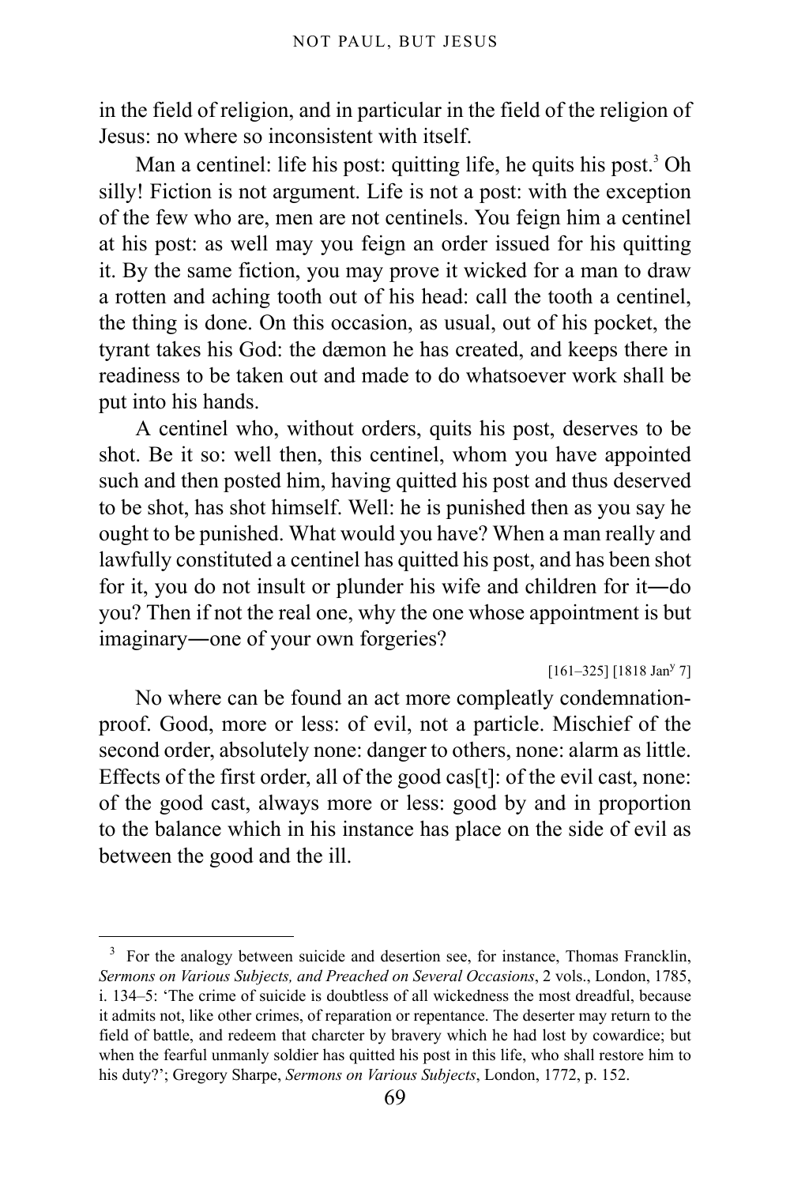in the field of religion, and in particular in the field of the religion of Jesus: no where so inconsistent with itself.

Man a centinel: life his post: quitting life, he quits his post.[3] Oh silly! Fiction is not argument. Life is not a post: with the exception of the few who are, men are not centinels. You feign him a centinel at his post: as well may you feign an order issued for his quitting it. By the same fiction, you may prove it wicked for a man to draw a rotten and aching tooth out of his head: call the tooth a centinel, the thing is done. On this occasion, as usual, out of his pocket, the tyrant takes his God: the dæmon he has created, and keeps there in readiness to be taken out and made to do whatsoever work shall be put into his hands.

A centinel who, without orders, quits his post, deserves to be shot. Be it so: well then, this centinel, whom you have appointed such and then posted him, having quitted his post and thus deserved to be shot, has shot himself. Well: he is punished then as you say he ought to be punished. What would you have? When a man really and lawfully constituted a centinel has quitted his post, and has been shot for it, you do not insult or plunder his wife and children for it—do you? Then if not the real one, why the one whose appointment is but imaginary—one of your own forgeries?

[161–325] [1818 Jan$^{y}$ 7]

No where can be found an act more compleatly condemnation-proof. Good, more or less: of evil, not a particle. Mischief of the second order, absolutely none: danger to others, none: alarm as little. Effects of the first order, all of the good cas[t]: of the evil cast, none: of the good cast, always more or less: good by and in proportion to the balance which in his instance has place on the side of evil as between the good and the ill.

---

[3] For the analogy between suicide and desertion see, for instance, Thomas Francklin, *Sermons on Various Subjects, and Preached on Several Occasions*, 2 vols., London, 1785, i. 134–5: 'The crime of suicide is doubtless of all wickedness the most dreadful, because it admits not, like other crimes, of reparation or repentance. The deserter may return to the field of battle, and redeem that charcter by bravery which he had lost by cowardice; but when the fearful unmanly soldier has quitted his post in this life, who shall restore him to his duty?'; Gregory Sharpe, *Sermons on Various Subjects*, London, 1772, p. 152.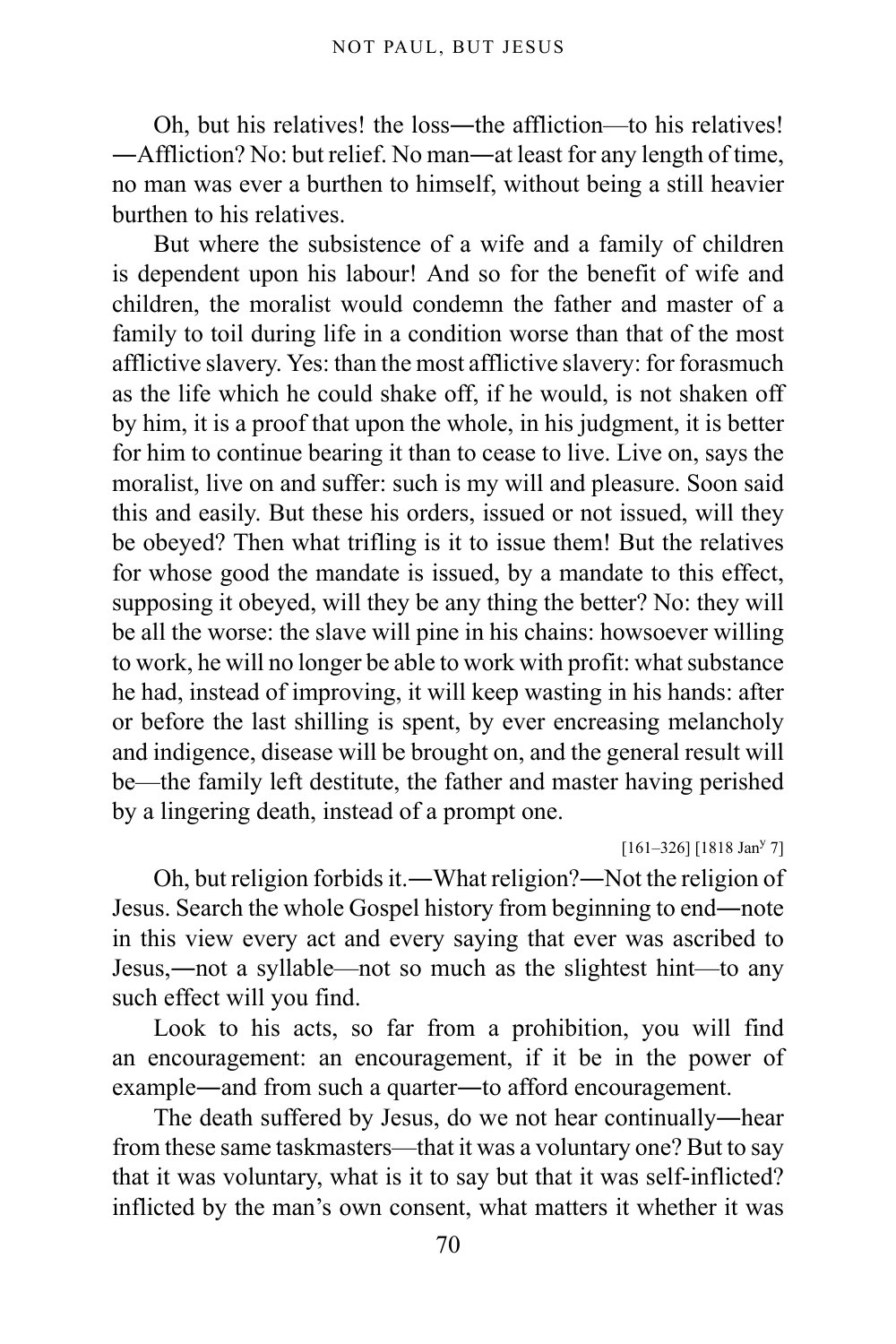Oh, but his relatives! the loss―the affliction—to his relatives! ―Affliction? No: but relief. No man―at least for any length of time, no man was ever a burthen to himself, without being a still heavier burthen to his relatives.

But where the subsistence of a wife and a family of children is dependent upon his labour! And so for the benefit of wife and children, the moralist would condemn the father and master of a family to toil during life in a condition worse than that of the most afflictive slavery. Yes: than the most afflictive slavery: for forasmuch as the life which he could shake off, if he would, is not shaken off by him, it is a proof that upon the whole, in his judgment, it is better for him to continue bearing it than to cease to live. Live on, says the moralist, live on and suffer: such is my will and pleasure. Soon said this and easily. But these his orders, issued or not issued, will they be obeyed? Then what trifling is it to issue them! But the relatives for whose good the mandate is issued, by a mandate to this effect, supposing it obeyed, will they be any thing the better? No: they will be all the worse: the slave will pine in his chains: howsoever willing to work, he will no longer be able to work with profit: what substance he had, instead of improving, it will keep wasting in his hands: after or before the last shilling is spent, by ever encreasing melancholy and indigence, disease will be brought on, and the general result will be—the family left destitute, the father and master having perished by a lingering death, instead of a prompt one.

[161–326] [1818 Jan[y] 7]

Oh, but religion forbids it.―What religion?―Not the religion of Jesus. Search the whole Gospel history from beginning to end―note in this view every act and every saying that ever was ascribed to Jesus,―not a syllable—not so much as the slightest hint—to any such effect will you find.

Look to his acts, so far from a prohibition, you will find an encouragement: an encouragement, if it be in the power of example―and from such a quarter―to afford encouragement.

The death suffered by Jesus, do we not hear continually―hear from these same taskmasters—that it was a voluntary one? But to say that it was voluntary, what is it to say but that it was self-inflicted? inflicted by the man's own consent, what matters it whether it was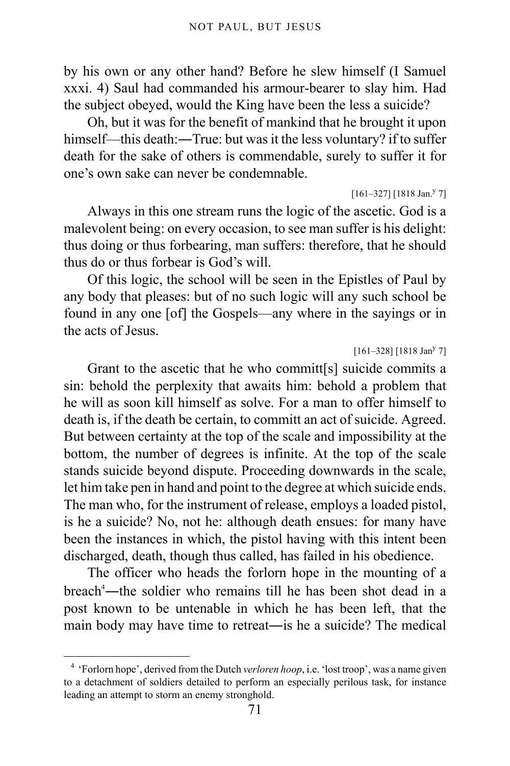by his own or any other hand? Before he slew himself (I Samuel xxxi. 4) Saul had commanded his armour-bearer to slay him. Had the subject obeyed, would the King have been the less a suicide?

Oh, but it was for the benefit of mankind that he brought it upon himself—this death:―True: but was it the less voluntary? if to suffer death for the sake of others is commendable, surely to suffer it for one's own sake can never be condemnable.

[161–327] [1818 Jan.y 7]

Always in this one stream runs the logic of the ascetic. God is a malevolent being: on every occasion, to see man suffer is his delight: thus doing or thus forbearing, man suffers: therefore, that he should thus do or thus forbear is God's will.

Of this logic, the school will be seen in the Epistles of Paul by any body that pleases: but of no such logic will any such school be found in any one [of] the Gospels—any where in the sayings or in the acts of Jesus.

[161–328] [1818 Jany 7]

Grant to the ascetic that he who committ[s] suicide commits a sin: behold the perplexity that awaits him: behold a problem that he will as soon kill himself as solve. For a man to offer himself to death is, if the death be certain, to committ an act of suicide. Agreed. But between certainty at the top of the scale and impossibility at the bottom, the number of degrees is infinite. At the top of the scale stands suicide beyond dispute. Proceeding downwards in the scale, let him take pen in hand and point to the degree at which suicide ends. The man who, for the instrument of release, employs a loaded pistol, is he a suicide? No, not he: although death ensues: for many have been the instances in which, the pistol having with this intent been discharged, death, though thus called, has failed in his obedience.

The officer who heads the forlorn hope in the mounting of a breach[4]―the soldier who remains till he has been shot dead in a post known to be untenable in which he has been left, that the main body may have time to retreat―is he a suicide? The medical

[4] 'Forlorn hope', derived from the Dutch *verloren hoop*, i.e. 'lost troop', was a name given to a detachment of soldiers detailed to perform an especially perilous task, for instance leading an attempt to storm an enemy stronghold.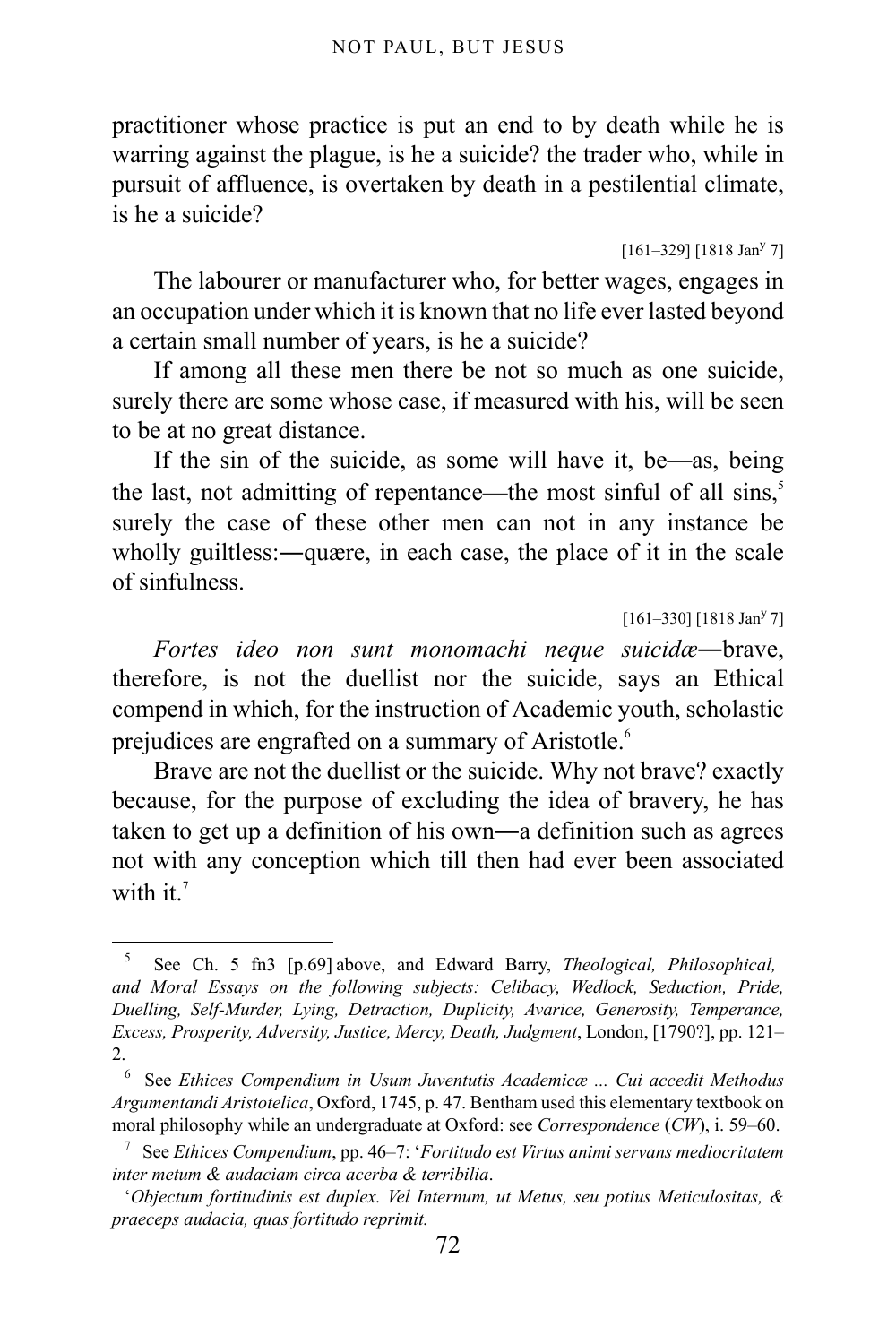practitioner whose practice is put an end to by death while he is warring against the plague, is he a suicide? the trader who, while in pursuit of affluence, is overtaken by death in a pestilential climate, is he a suicide?

[161–329] [1818 Jan$^{y}$ 7]

The labourer or manufacturer who, for better wages, engages in an occupation under which it is known that no life ever lasted beyond a certain small number of years, is he a suicide?

If among all these men there be not so much as one suicide, surely there are some whose case, if measured with his, will be seen to be at no great distance.

If the sin of the suicide, as some will have it, be—as, being the last, not admitting of repentance—the most sinful of all sins,[5] surely the case of these other men can not in any instance be wholly guiltless:―quære, in each case, the place of it in the scale of sinfulness.

[161–330] [1818 Jan$^{y}$ 7]

*Fortes ideo non sunt monomachi neque suicidæ*―brave, therefore, is not the duellist nor the suicide, says an Ethical compend in which, for the instruction of Academic youth, scholastic prejudices are engrafted on a summary of Aristotle.[6]

Brave are not the duellist or the suicide. Why not brave? exactly because, for the purpose of excluding the idea of bravery, he has taken to get up a definition of his own―a definition such as agrees not with any conception which till then had ever been associated with it.[7]

---

[5] See Ch. 5 fn3 [p.69] above, and Edward Barry, *Theological, Philosophical, and Moral Essays on the following subjects: Celibacy, Wedlock, Seduction, Pride, Duelling, Self-Murder, Lying, Detraction, Duplicity, Avarice, Generosity, Temperance, Excess, Prosperity, Adversity, Justice, Mercy, Death, Judgment*, London, [1790?], pp. 121–2.

[6] See *Ethices Compendium in Usum Juventutis Academicæ ... Cui accedit Methodus Argumentandi Aristotelica*, Oxford, 1745, p. 47. Bentham used this elementary textbook on moral philosophy while an undergraduate at Oxford: see *Correspondence* (*CW*), i. 59–60.

[7] See *Ethices Compendium*, pp. 46–7: '*Fortitudo est Virtus animi servans mediocritatem inter metum & audaciam circa acerba & terribilia*.

'*Objectum fortitudinis est duplex. Vel Internum, ut Metus, seu potius Meticulositas, & praeceps audacia, quas fortitudo reprimit.*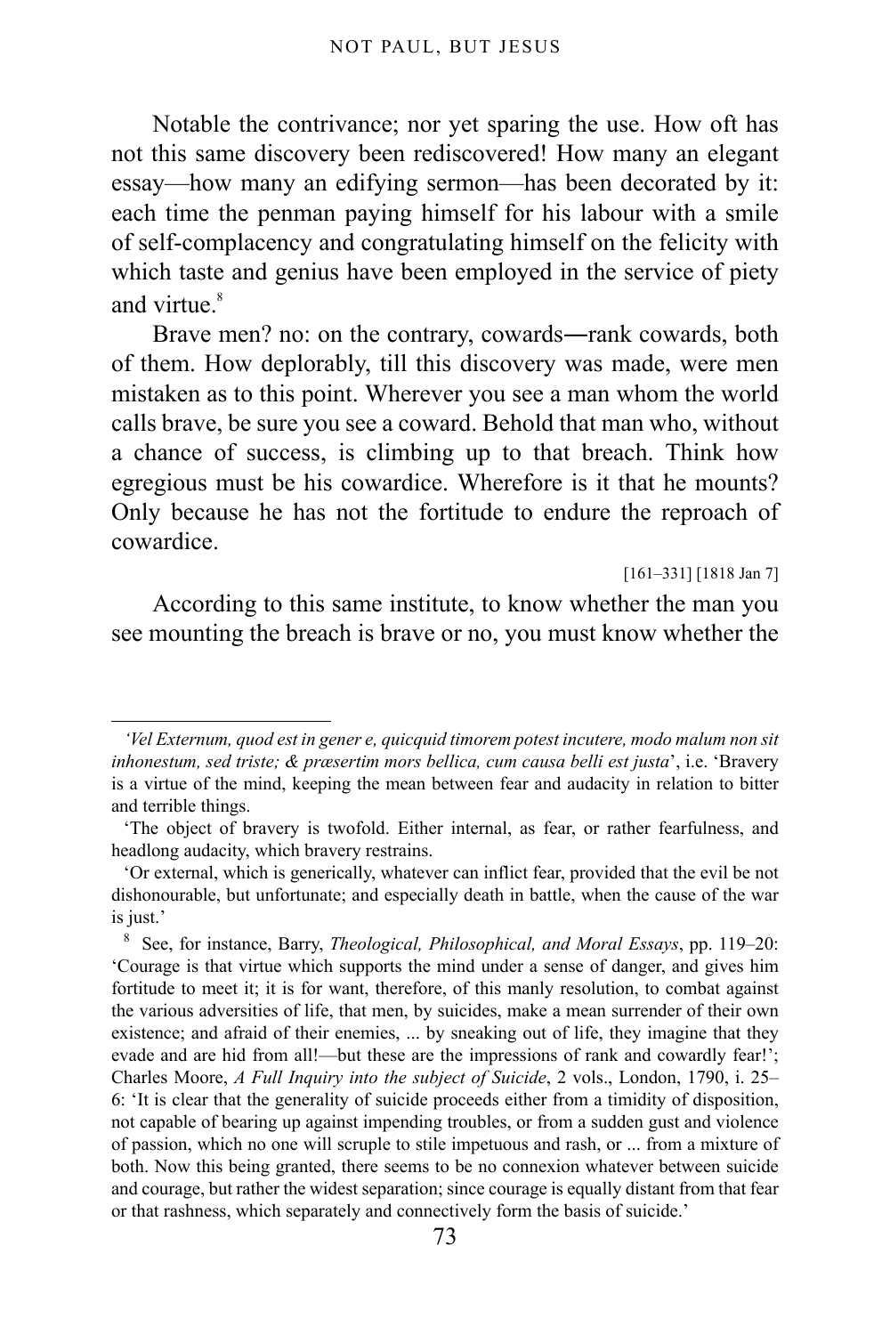Notable the contrivance; nor yet sparing the use. How oft has not this same discovery been rediscovered! How many an elegant essay—how many an edifying sermon—has been decorated by it: each time the penman paying himself for his labour with a smile of self-complacency and congratulating himself on the felicity with which taste and genius have been employed in the service of piety and virtue.[8]

Brave men? no: on the contrary, cowards―rank cowards, both of them. How deplorably, till this discovery was made, were men mistaken as to this point. Wherever you see a man whom the world calls brave, be sure you see a coward. Behold that man who, without a chance of success, is climbing up to that breach. Think how egregious must be his cowardice. Wherefore is it that he mounts? Only because he has not the fortitude to endure the reproach of cowardice.

[161–331] [1818 Jan 7]

According to this same institute, to know whether the man you see mounting the breach is brave or no, you must know whether the

---

*'Vel Externum, quod est in gener e, quicquid timorem potest incutere, modo malum non sit inhonestum, sed triste; & præsertim mors bellica, cum causa belli est justa*', i.e. 'Bravery is a virtue of the mind, keeping the mean between fear and audacity in relation to bitter and terrible things.

'The object of bravery is twofold. Either internal, as fear, or rather fearfulness, and headlong audacity, which bravery restrains.

'Or external, which is generically, whatever can inflict fear, provided that the evil be not dishonourable, but unfortunate; and especially death in battle, when the cause of the war is just.'

[8] See, for instance, Barry, *Theological, Philosophical, and Moral Essays*, pp. 119–20: 'Courage is that virtue which supports the mind under a sense of danger, and gives him fortitude to meet it; it is for want, therefore, of this manly resolution, to combat against the various adversities of life, that men, by suicides, make a mean surrender of their own existence; and afraid of their enemies, ... by sneaking out of life, they imagine that they evade and are hid from all!—but these are the impressions of rank and cowardly fear!'; Charles Moore, *A Full Inquiry into the subject of Suicide*, 2 vols., London, 1790, i. 25–6: 'It is clear that the generality of suicide proceeds either from a timidity of disposition, not capable of bearing up against impending troubles, or from a sudden gust and violence of passion, which no one will scruple to stile impetuous and rash, or ... from a mixture of both. Now this being granted, there seems to be no connexion whatever between suicide and courage, but rather the widest separation; since courage is equally distant from that fear or that rashness, which separately and connectively form the basis of suicide.'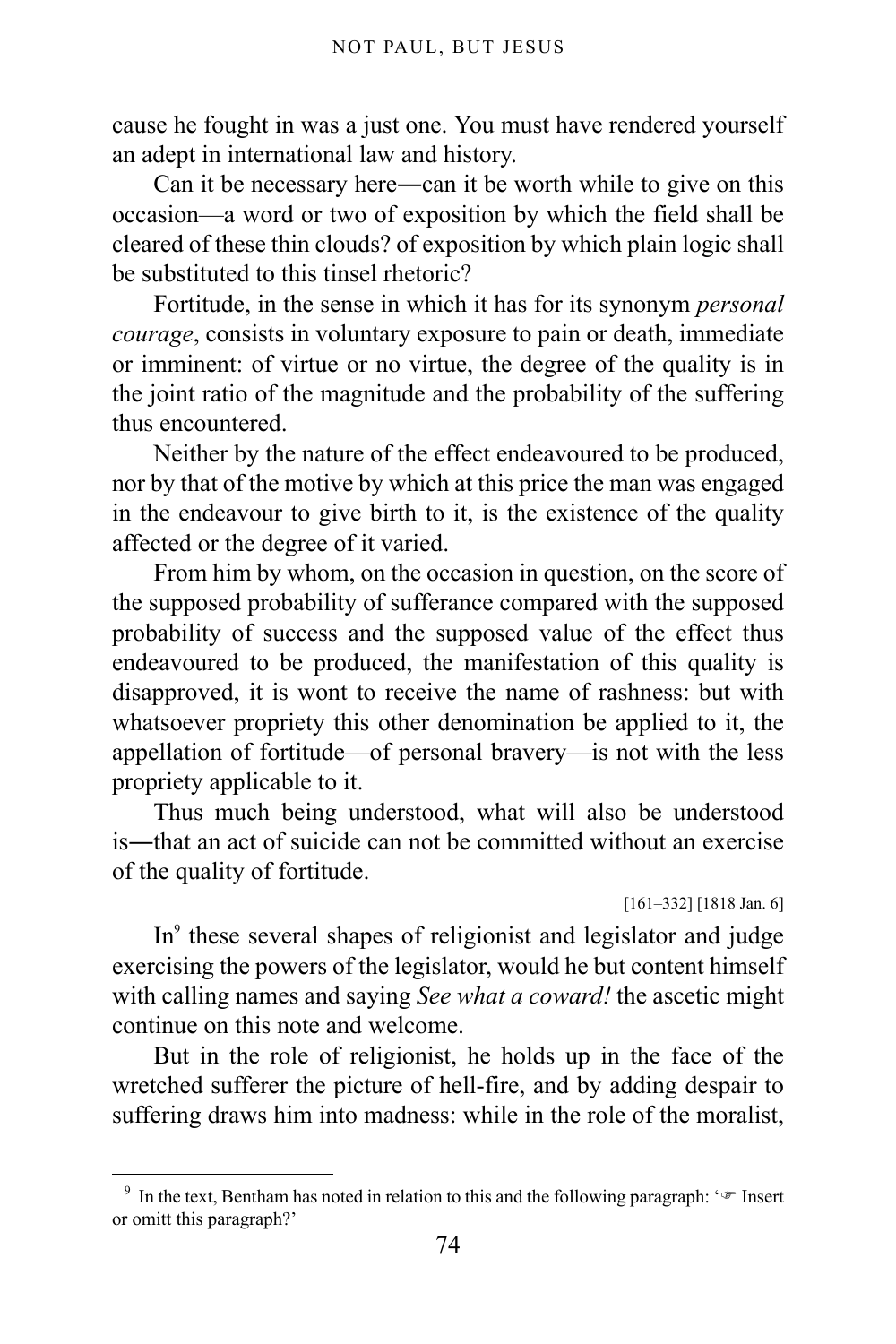cause he fought in was a just one. You must have rendered yourself an adept in international law and history.

Can it be necessary here—can it be worth while to give on this occasion—a word or two of exposition by which the field shall be cleared of these thin clouds? of exposition by which plain logic shall be substituted to this tinsel rhetoric?

Fortitude, in the sense in which it has for its synonym *personal courage*, consists in voluntary exposure to pain or death, immediate or imminent: of virtue or no virtue, the degree of the quality is in the joint ratio of the magnitude and the probability of the suffering thus encountered.

Neither by the nature of the effect endeavoured to be produced, nor by that of the motive by which at this price the man was engaged in the endeavour to give birth to it, is the existence of the quality affected or the degree of it varied.

From him by whom, on the occasion in question, on the score of the supposed probability of sufferance compared with the supposed probability of success and the supposed value of the effect thus endeavoured to be produced, the manifestation of this quality is disapproved, it is wont to receive the name of rashness: but with whatsoever propriety this other denomination be applied to it, the appellation of fortitude—of personal bravery—is not with the less propriety applicable to it.

Thus much being understood, what will also be understood is—that an act of suicide can not be committed without an exercise of the quality of fortitude.

[161–332] [1818 Jan. 6]

In[9] these several shapes of religionist and legislator and judge exercising the powers of the legislator, would he but content himself with calling names and saying *See what a coward!* the ascetic might continue on this note and welcome.

But in the role of religionist, he holds up in the face of the wretched sufferer the picture of hell-fire, and by adding despair to suffering draws him into madness: while in the role of the moralist,

---

[9] In the text, Bentham has noted in relation to this and the following paragraph: '☞ Insert or omitt this paragraph?'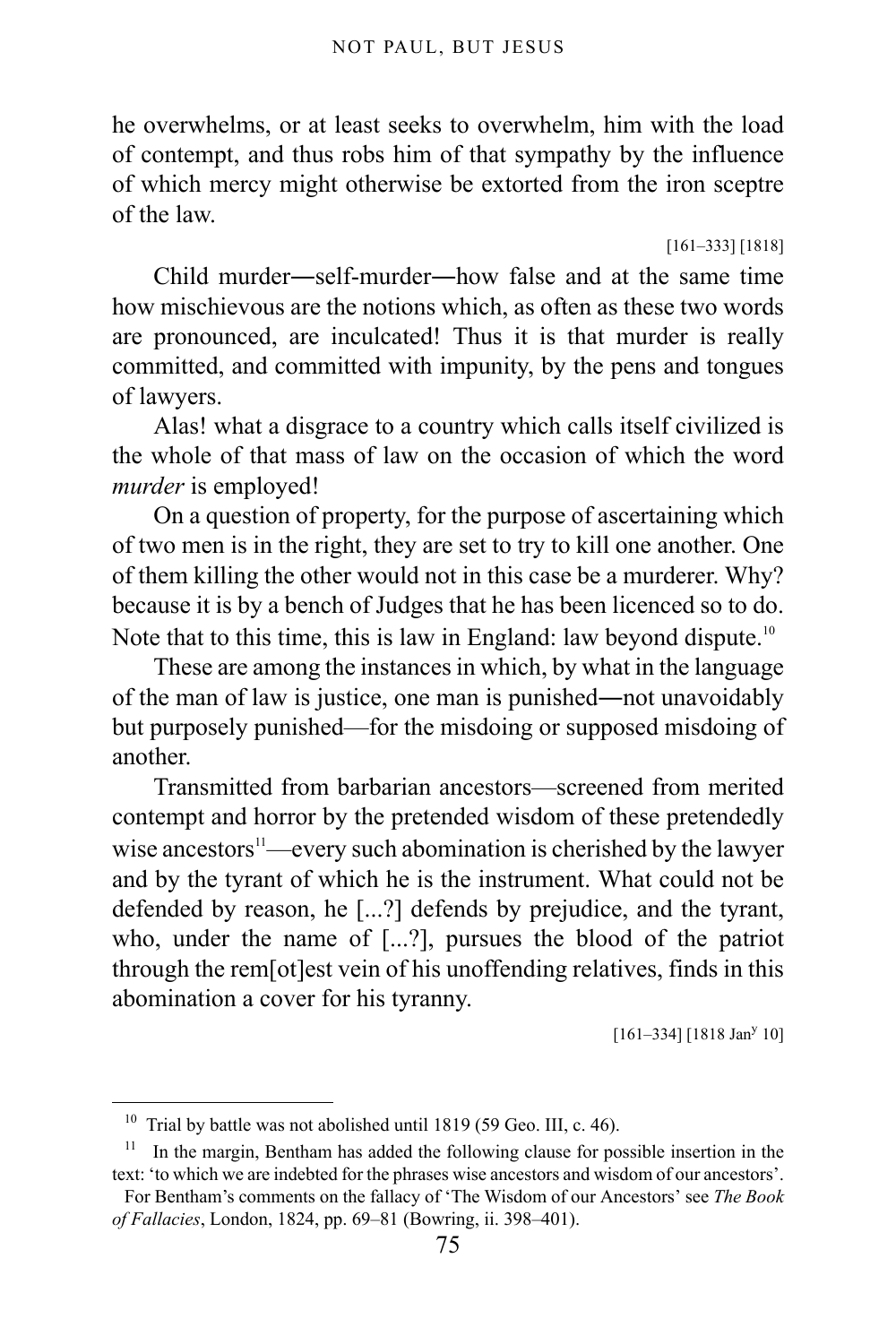he overwhelms, or at least seeks to overwhelm, him with the load of contempt, and thus robs him of that sympathy by the influence of which mercy might otherwise be extorted from the iron sceptre of the law.

[161–333] [1818]

Child murder―self-murder―how false and at the same time how mischievous are the notions which, as often as these two words are pronounced, are inculcated! Thus it is that murder is really committed, and committed with impunity, by the pens and tongues of lawyers.

Alas! what a disgrace to a country which calls itself civilized is the whole of that mass of law on the occasion of which the word *murder* is employed!

On a question of property, for the purpose of ascertaining which of two men is in the right, they are set to try to kill one another. One of them killing the other would not in this case be a murderer. Why? because it is by a bench of Judges that he has been licenced so to do. Note that to this time, this is law in England: law beyond dispute.[10]

These are among the instances in which, by what in the language of the man of law is justice, one man is punished―not unavoidably but purposely punished—for the misdoing or supposed misdoing of another.

Transmitted from barbarian ancestors—screened from merited contempt and horror by the pretended wisdom of these pretendedly wise ancestors[11]—every such abomination is cherished by the lawyer and by the tyrant of which he is the instrument. What could not be defended by reason, he [...?] defends by prejudice, and the tyrant, who, under the name of [...?], pursues the blood of the patriot through the rem[ot]est vein of his unoffending relatives, finds in this abomination a cover for his tyranny.

[161–334] [1818 Jan$^{y}$ 10]

---

[10] Trial by battle was not abolished until 1819 (59 Geo. III, c. 46).

[11] In the margin, Bentham has added the following clause for possible insertion in the text: 'to which we are indebted for the phrases wise ancestors and wisdom of our ancestors'. For Bentham's comments on the fallacy of 'The Wisdom of our Ancestors' see *The Book of Fallacies*, London, 1824, pp. 69–81 (Bowring, ii. 398–401).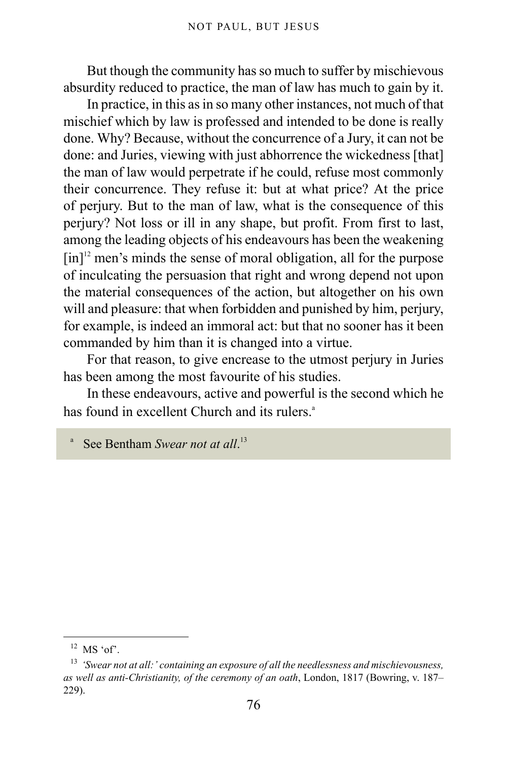But though the community has so much to suffer by mischievous absurdity reduced to practice, the man of law has much to gain by it.

In practice, in this as in so many other instances, not much of that mischief which by law is professed and intended to be done is really done. Why? Because, without the concurrence of a Jury, it can not be done: and Juries, viewing with just abhorrence the wickedness [that] the man of law would perpetrate if he could, refuse most commonly their concurrence. They refuse it: but at what price? At the price of perjury. But to the man of law, what is the consequence of this perjury? Not loss or ill in any shape, but profit. From first to last, among the leading objects of his endeavours has been the weakening [in][12] men's minds the sense of moral obligation, all for the purpose of inculcating the persuasion that right and wrong depend not upon the material consequences of the action, but altogether on his own will and pleasure: that when forbidden and punished by him, perjury, for example, is indeed an immoral act: but that no sooner has it been commanded by him than it is changed into a virtue.

For that reason, to give encrease to the utmost perjury in Juries has been among the most favourite of his studies.

In these endeavours, active and powerful is the second which he has found in excellent Church and its rulers.[a]

[a] See Bentham *Swear not at all*.[13]

---

[12] MS 'of'.

[13] *'Swear not at all:' containing an exposure of all the needlessness and mischievousness, as well as anti-Christianity, of the ceremony of an oath*, London, 1817 (Bowring, v. 187–229).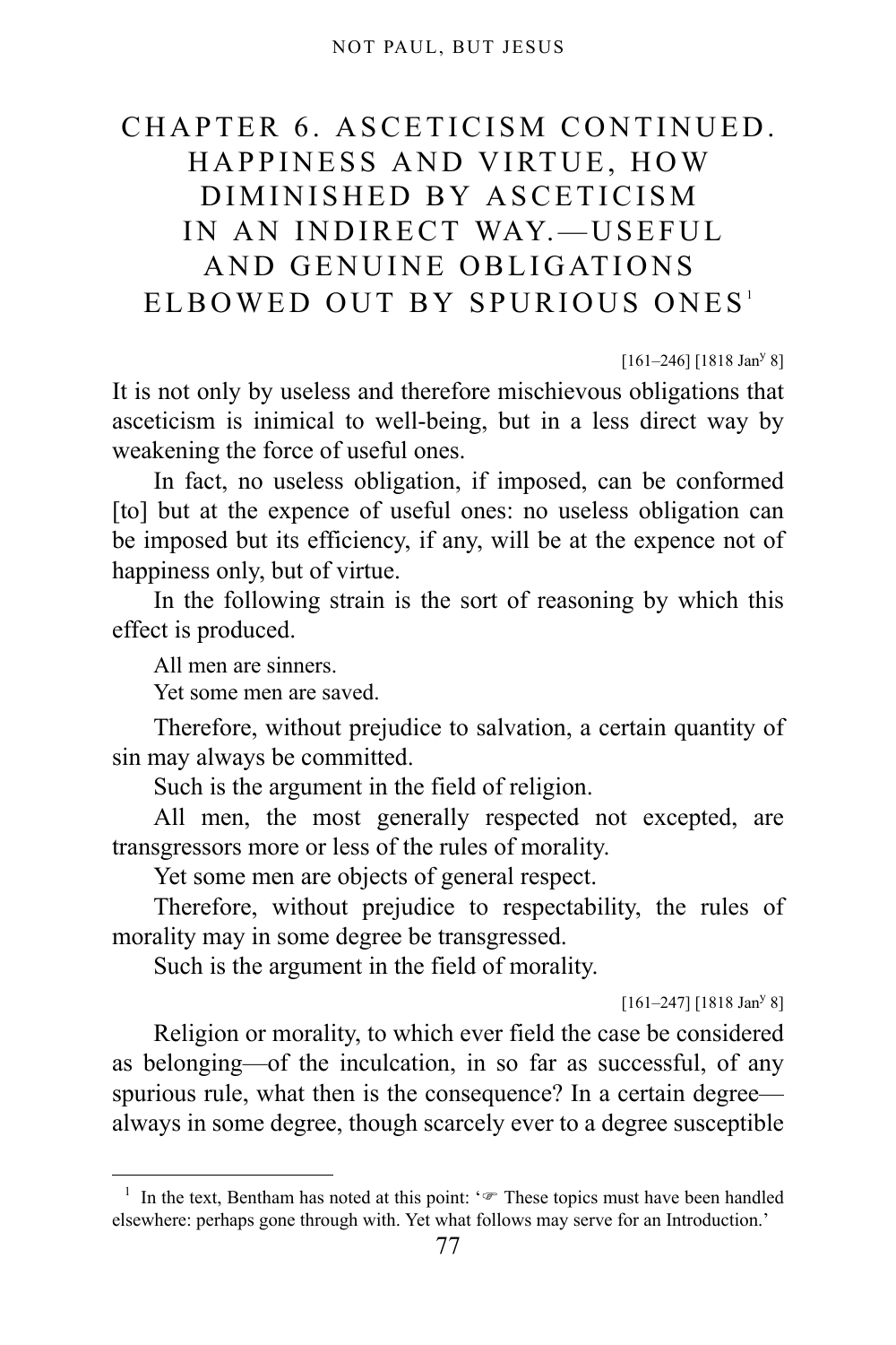# CHAPTER 6. ASCETICISM CONTINUED. HAPPINESS AND VIRTUE, HOW DIMINISHED BY ASCETICISM IN AN INDIRECT WAY.—USEFUL AND GENUINE OBLIGATIONS ELBOWED OUT BY SPURIOUS ONES[1]

[161–246] [1818 Jan$^{y}$ 8]

It is not only by useless and therefore mischievous obligations that asceticism is inimical to well-being, but in a less direct way by weakening the force of useful ones.

In fact, no useless obligation, if imposed, can be conformed [to] but at the expence of useful ones: no useless obligation can be imposed but its efficiency, if any, will be at the expence not of happiness only, but of virtue.

In the following strain is the sort of reasoning by which this effect is produced.

All men are sinners.
Yet some men are saved.

Therefore, without prejudice to salvation, a certain quantity of sin may always be committed.

Such is the argument in the field of religion.

All men, the most generally respected not excepted, are transgressors more or less of the rules of morality.

Yet some men are objects of general respect.

Therefore, without prejudice to respectability, the rules of morality may in some degree be transgressed.

Such is the argument in the field of morality.

[161–247] [1818 Jan$^{y}$ 8]

Religion or morality, to which ever field the case be considered as belonging—of the inculcation, in so far as successful, of any spurious rule, what then is the consequence? In a certain degree—always in some degree, though scarcely ever to a degree susceptible

---

[1] In the text, Bentham has noted at this point: '☞ These topics must have been handled elsewhere: perhaps gone through with. Yet what follows may serve for an Introduction.'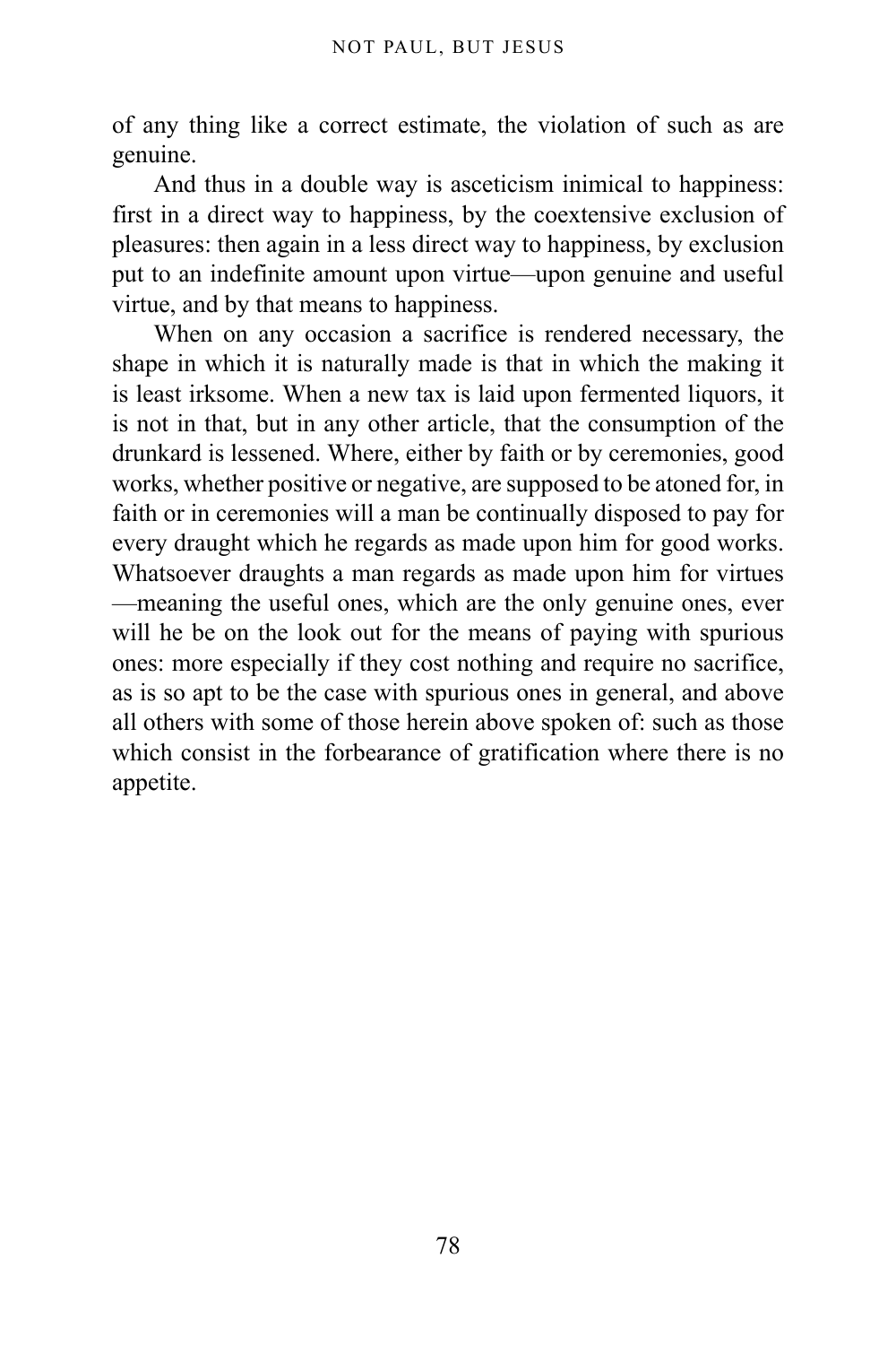of any thing like a correct estimate, the violation of such as are genuine.

And thus in a double way is asceticism inimical to happiness: first in a direct way to happiness, by the coextensive exclusion of pleasures: then again in a less direct way to happiness, by exclusion put to an indefinite amount upon virtue—upon genuine and useful virtue, and by that means to happiness.

When on any occasion a sacrifice is rendered necessary, the shape in which it is naturally made is that in which the making it is least irksome. When a new tax is laid upon fermented liquors, it is not in that, but in any other article, that the consumption of the drunkard is lessened. Where, either by faith or by ceremonies, good works, whether positive or negative, are supposed to be atoned for, in faith or in ceremonies will a man be continually disposed to pay for every draught which he regards as made upon him for good works. Whatsoever draughts a man regards as made upon him for virtues—meaning the useful ones, which are the only genuine ones, ever will he be on the look out for the means of paying with spurious ones: more especially if they cost nothing and require no sacrifice, as is so apt to be the case with spurious ones in general, and above all others with some of those herein above spoken of: such as those which consist in the forbearance of gratification where there is no appetite.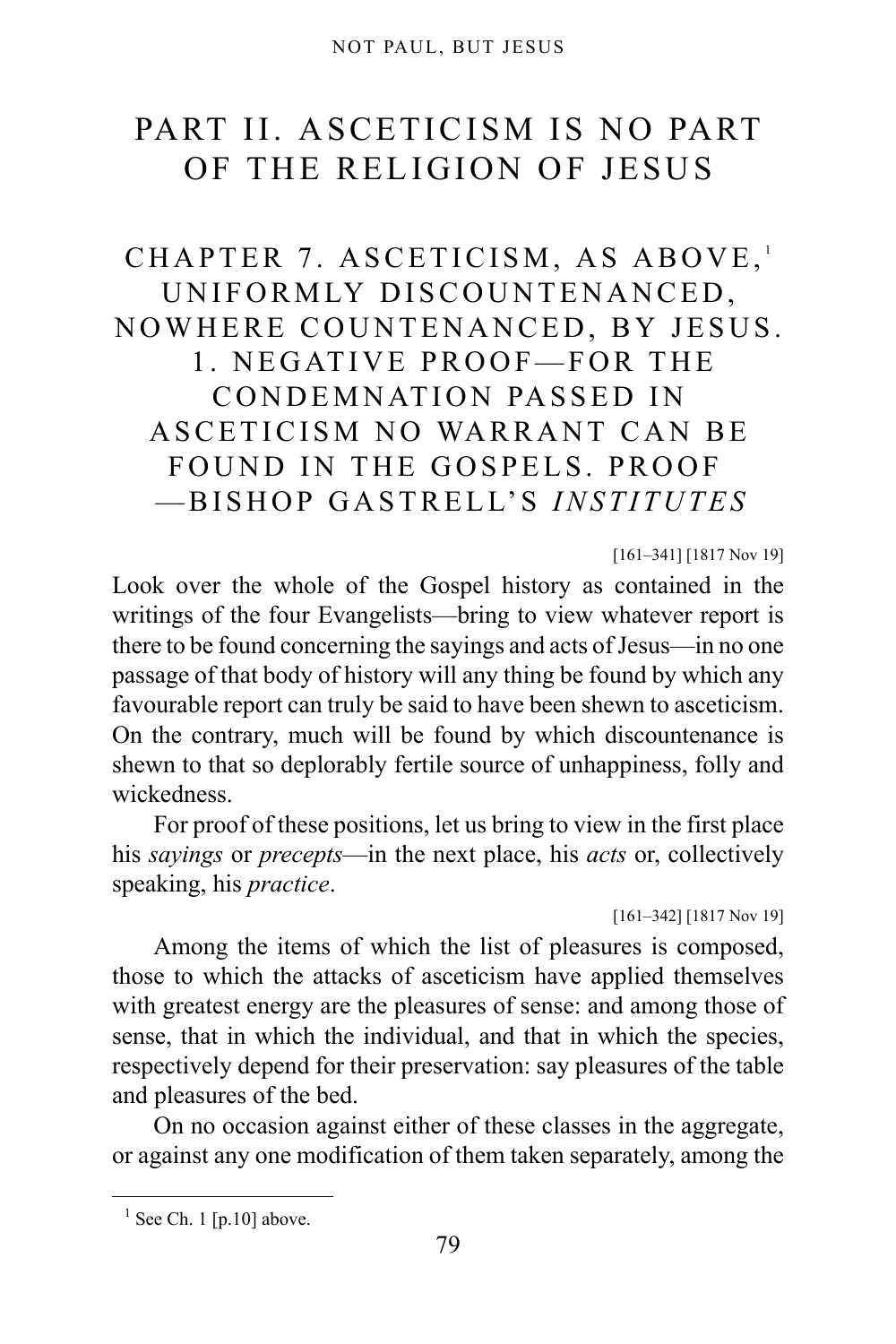# PART II. ASCETICISM IS NO PART OF THE RELIGION OF JESUS

## CHAPTER 7. ASCETICISM, AS ABOVE,[1] UNIFORMLY DISCOUNTENANCED, NOWHERE COUNTENANCED, BY JESUS. 1. NEGATIVE PROOF—FOR THE CONDEMNATION PASSED IN ASCETICISM NO WARRANT CAN BE FOUND IN THE GOSPELS. PROOF —BISHOP GASTRELL'S *INSTITUTES*

[161–341] [1817 Nov 19]

Look over the whole of the Gospel history as contained in the writings of the four Evangelists—bring to view whatever report is there to be found concerning the sayings and acts of Jesus—in no one passage of that body of history will any thing be found by which any favourable report can truly be said to have been shewn to asceticism. On the contrary, much will be found by which discountenance is shewn to that so deplorably fertile source of unhappiness, folly and wickedness.

For proof of these positions, let us bring to view in the first place his *sayings* or *precepts*—in the next place, his *acts* or, collectively speaking, his *practice*.

[161–342] [1817 Nov 19]

Among the items of which the list of pleasures is composed, those to which the attacks of asceticism have applied themselves with greatest energy are the pleasures of sense: and among those of sense, that in which the individual, and that in which the species, respectively depend for their preservation: say pleasures of the table and pleasures of the bed.

On no occasion against either of these classes in the aggregate, or against any one modification of them taken separately, among the

[1] See Ch. 1 [p.10] above.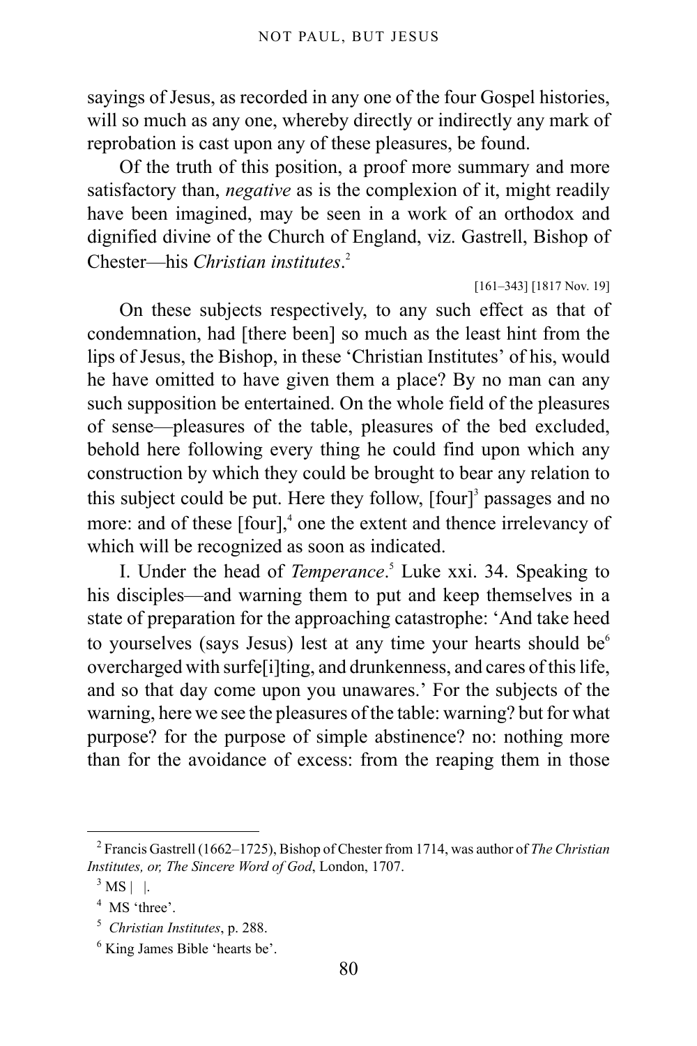sayings of Jesus, as recorded in any one of the four Gospel histories, will so much as any one, whereby directly or indirectly any mark of reprobation is cast upon any of these pleasures, be found.

Of the truth of this position, a proof more summary and more satisfactory than, *negative* as is the complexion of it, might readily have been imagined, may be seen in a work of an orthodox and dignified divine of the Church of England, viz. Gastrell, Bishop of Chester—his *Christian institutes*.[2]

[161–343] [1817 Nov. 19]

On these subjects respectively, to any such effect as that of condemnation, had [there been] so much as the least hint from the lips of Jesus, the Bishop, in these 'Christian Institutes' of his, would he have omitted to have given them a place? By no man can any such supposition be entertained. On the whole field of the pleasures of sense—pleasures of the table, pleasures of the bed excluded, behold here following every thing he could find upon which any construction by which they could be brought to bear any relation to this subject could be put. Here they follow, [four][3] passages and no more: and of these [four],[4] one the extent and thence irrelevancy of which will be recognized as soon as indicated.

I. Under the head of *Temperance*.[5] Luke xxi. 34. Speaking to his disciples—and warning them to put and keep themselves in a state of preparation for the approaching catastrophe: 'And take heed to yourselves (says Jesus) lest at any time your hearts should be[6] overcharged with surfe[i]ting, and drunkenness, and cares of this life, and so that day come upon you unawares.' For the subjects of the warning, here we see the pleasures of the table: warning? but for what purpose? for the purpose of simple abstinence? no: nothing more than for the avoidance of excess: from the reaping them in those

---

[2] Francis Gastrell (1662–1725), Bishop of Chester from 1714, was author of *The Christian Institutes, or, The Sincere Word of God*, London, 1707.

[3] MS | |.

[4] MS 'three'.

[5] *Christian Institutes*, p. 288.

[6] King James Bible 'hearts be'.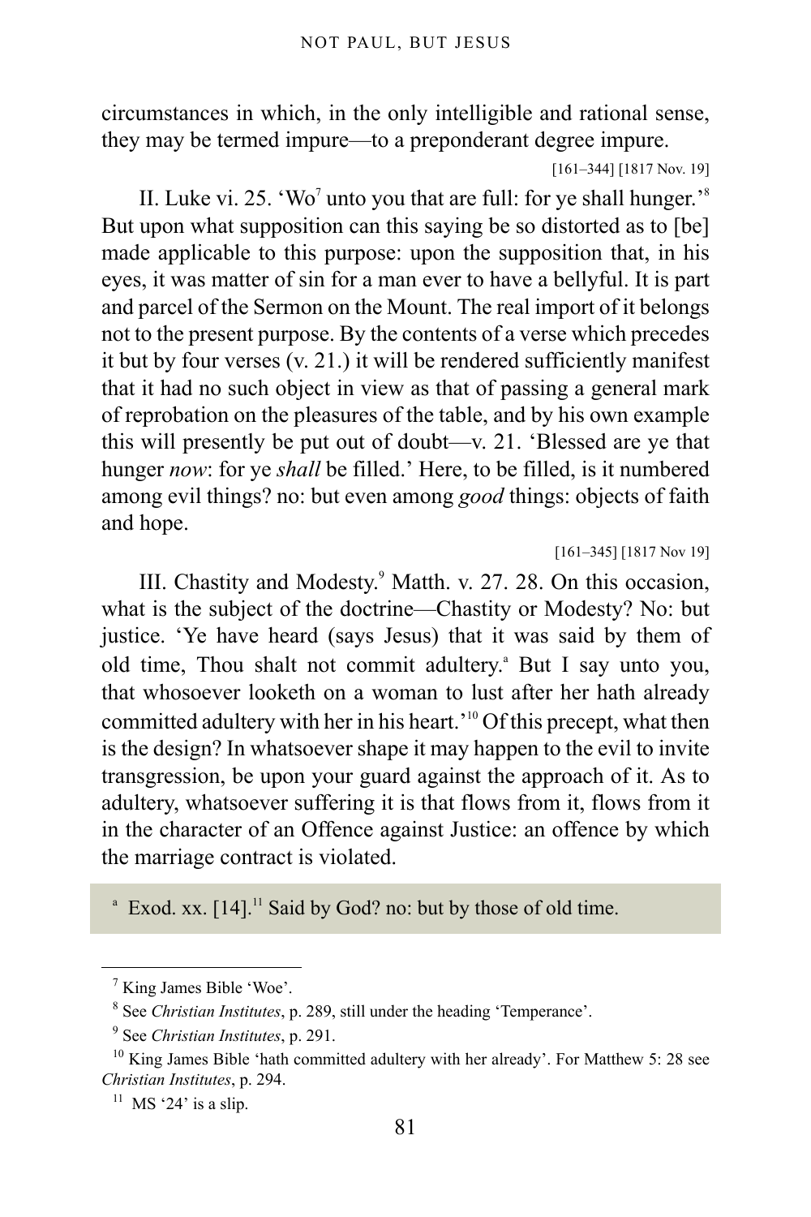circumstances in which, in the only intelligible and rational sense, they may be termed impure—to a preponderant degree impure.

[161–344] [1817 Nov. 19]

II. Luke vi. 25. 'Wo[7] unto you that are full: for ye shall hunger.'[8] But upon what supposition can this saying be so distorted as to [be] made applicable to this purpose: upon the supposition that, in his eyes, it was matter of sin for a man ever to have a bellyful. It is part and parcel of the Sermon on the Mount. The real import of it belongs not to the present purpose. By the contents of a verse which precedes it but by four verses (v. 21.) it will be rendered sufficiently manifest that it had no such object in view as that of passing a general mark of reprobation on the pleasures of the table, and by his own example this will presently be put out of doubt—v. 21. 'Blessed are ye that hunger *now*: for ye *shall* be filled.' Here, to be filled, is it numbered among evil things? no: but even among *good* things: objects of faith and hope.

[161–345] [1817 Nov 19]

III. Chastity and Modesty.[9] Matth. v. 27. 28. On this occasion, what is the subject of the doctrine—Chastity or Modesty? No: but justice. 'Ye have heard (says Jesus) that it was said by them of old time, Thou shalt not commit adultery.[a] But I say unto you, that whosoever looketh on a woman to lust after her hath already committed adultery with her in his heart.'[10] Of this precept, what then is the design? In whatsoever shape it may happen to the evil to invite transgression, be upon your guard against the approach of it. As to adultery, whatsoever suffering it is that flows from it, flows from it in the character of an Offence against Justice: an offence by which the marriage contract is violated.

[a] Exod. xx. [14].[11] Said by God? no: but by those of old time.

---

[7] King James Bible 'Woe'.

[8] See *Christian Institutes*, p. 289, still under the heading 'Temperance'.

[9] See *Christian Institutes*, p. 291.

[10] King James Bible 'hath committed adultery with her already'. For Matthew 5: 28 see *Christian Institutes*, p. 294.

[11] MS '24' is a slip.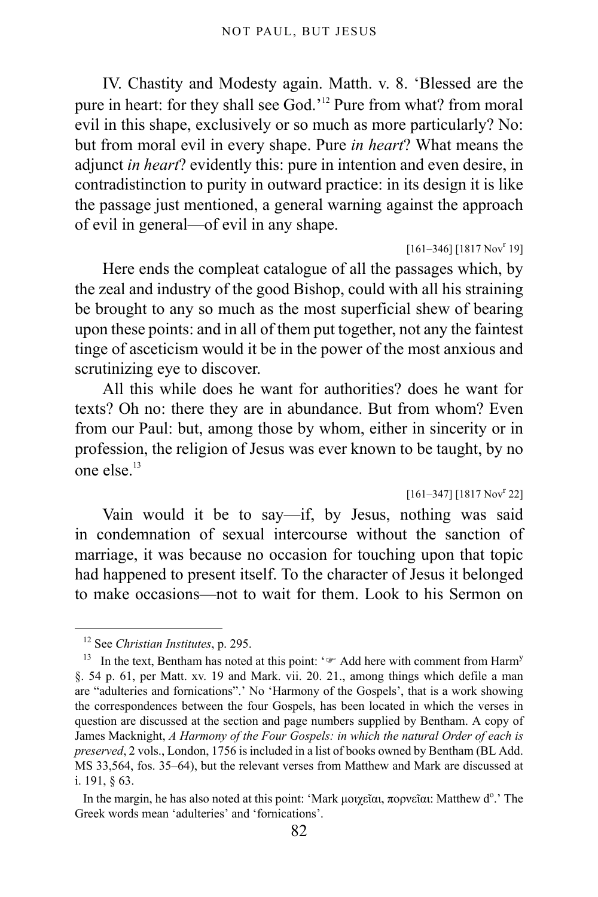IV. Chastity and Modesty again. Matth. v. 8. 'Blessed are the pure in heart: for they shall see God.'[12] Pure from what? from moral evil in this shape, exclusively or so much as more particularly? No: but from moral evil in every shape. Pure *in heart*? What means the adjunct *in heart*? evidently this: pure in intention and even desire, in contradistinction to purity in outward practice: in its design it is like the passage just mentioned, a general warning against the approach of evil in general—of evil in any shape.

[161–346] [1817 Nov$^{r}$ 19]

Here ends the compleat catalogue of all the passages which, by the zeal and industry of the good Bishop, could with all his straining be brought to any so much as the most superficial shew of bearing upon these points: and in all of them put together, not any the faintest tinge of asceticism would it be in the power of the most anxious and scrutinizing eye to discover.

All this while does he want for authorities? does he want for texts? Oh no: there they are in abundance. But from whom? Even from our Paul: but, among those by whom, either in sincerity or in profession, the religion of Jesus was ever known to be taught, by no one else.[13]

[161–347] [1817 Nov$^{r}$ 22]

Vain would it be to say—if, by Jesus, nothing was said in condemnation of sexual intercourse without the sanction of marriage, it was because no occasion for touching upon that topic had happened to present itself. To the character of Jesus it belonged to make occasions—not to wait for them. Look to his Sermon on

---

[12] See *Christian Institutes*, p. 295.

[13] In the text, Bentham has noted at this point: '☞ Add here with comment from Harm$^{y}$ §. 54 p. 61, per Matt. xv. 19 and Mark. vii. 20. 21., among things which defile a man are "adulteries and fornications".' No 'Harmony of the Gospels', that is a work showing the correspondences between the four Gospels, has been located in which the verses in question are discussed at the section and page numbers supplied by Bentham. A copy of James Macknight, *A Harmony of the Four Gospels: in which the natural Order of each is preserved*, 2 vols., London, 1756 is included in a list of books owned by Bentham (BL Add. MS 33,564, fos. 35–64), but the relevant verses from Matthew and Mark are discussed at i. 191, § 63.

In the margin, he has also noted at this point: 'Mark μοιχεῖαι, πορνεῖαι: Matthew d$^{o}$.' The Greek words mean 'adulteries' and 'fornications'.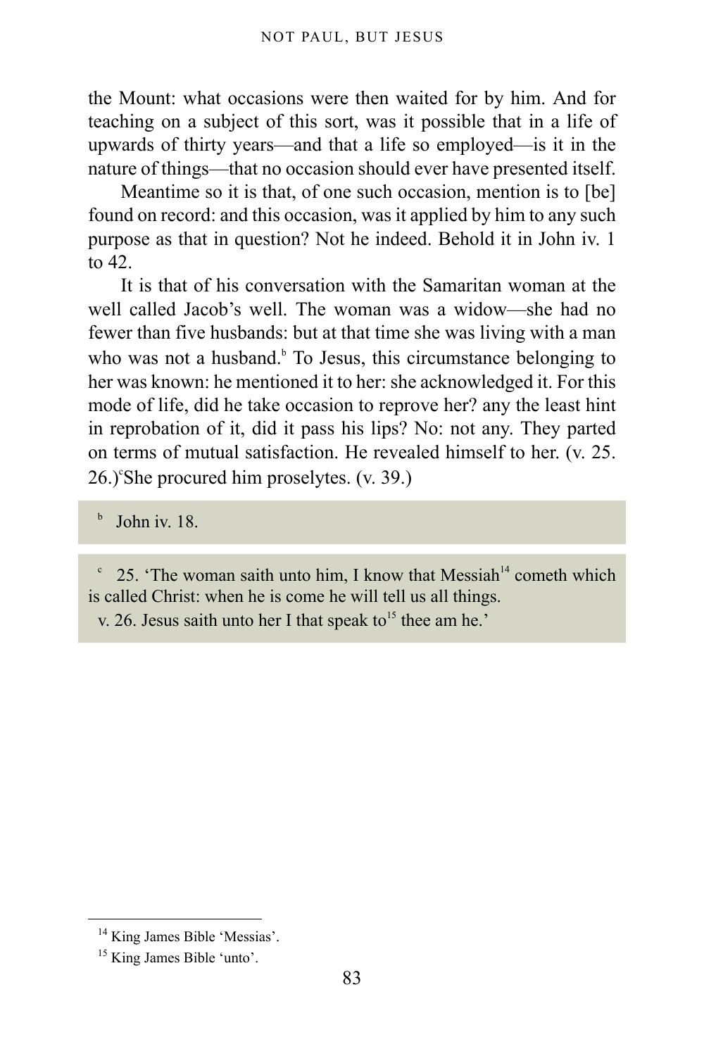the Mount: what occasions were then waited for by him. And for teaching on a subject of this sort, was it possible that in a life of upwards of thirty years—and that a life so employed—is it in the nature of things—that no occasion should ever have presented itself.

Meantime so it is that, of one such occasion, mention is to [be] found on record: and this occasion, was it applied by him to any such purpose as that in question? Not he indeed. Behold it in John iv. 1 to 42.

It is that of his conversation with the Samaritan woman at the well called Jacob's well. The woman was a widow—she had no fewer than five husbands: but at that time she was living with a man who was not a husband.[b] To Jesus, this circumstance belonging to her was known: he mentioned it to her: she acknowledged it. For this mode of life, did he take occasion to reprove her? any the least hint in reprobation of it, did it pass his lips? No: not any. They parted on terms of mutual satisfaction. He revealed himself to her. (v. 25. 26.)[c] She procured him proselytes. (v. 39.)

[b] John iv. 18.

[c] 25. 'The woman saith unto him, I know that Messiah[14] cometh which is called Christ: when he is come he will tell us all things.
v. 26. Jesus saith unto her I that speak to[15] thee am he.'

---

[14] King James Bible 'Messias'.

[15] King James Bible 'unto'.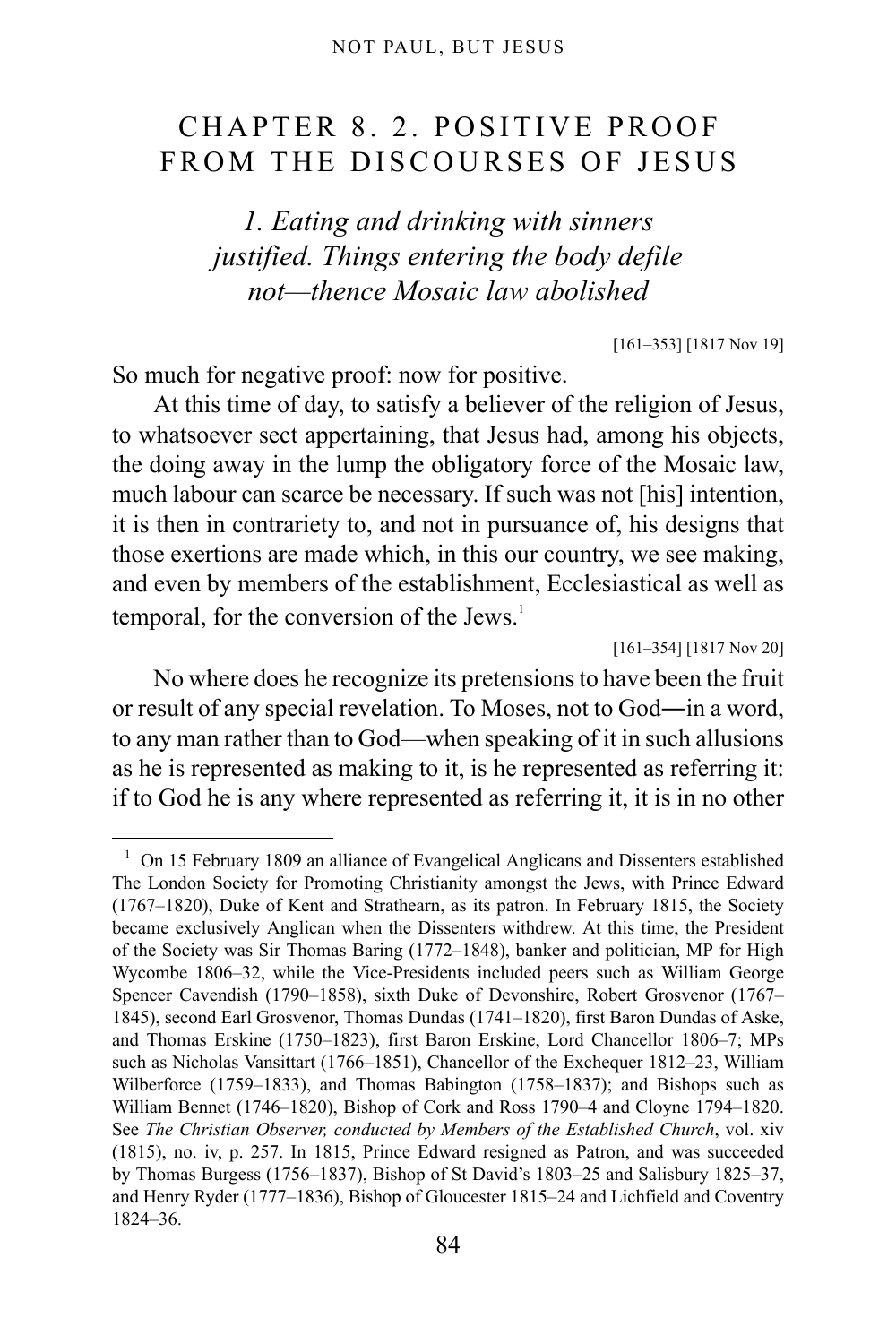# CHAPTER 8. 2. POSITIVE PROOF FROM THE DISCOURSES OF JESUS

## *1. Eating and drinking with sinners justified. Things entering the body defile not—thence Mosaic law abolished*

[161–353] [1817 Nov 19]

So much for negative proof: now for positive.

At this time of day, to satisfy a believer of the religion of Jesus, to whatsoever sect appertaining, that Jesus had, among his objects, the doing away in the lump the obligatory force of the Mosaic law, much labour can scarce be necessary. If such was not [his] intention, it is then in contrariety to, and not in pursuance of, his designs that those exertions are made which, in this our country, we see making, and even by members of the establishment, Ecclesiastical as well as temporal, for the conversion of the Jews.[1]

[161–354] [1817 Nov 20]

No where does he recognize its pretensions to have been the fruit or result of any special revelation. To Moses, not to God—in a word, to any man rather than to God—when speaking of it in such allusions as he is represented as making to it, is he represented as referring it: if to God he is any where represented as referring it, it is in no other

---

[1] On 15 February 1809 an alliance of Evangelical Anglicans and Dissenters established The London Society for Promoting Christianity amongst the Jews, with Prince Edward (1767–1820), Duke of Kent and Strathearn, as its patron. In February 1815, the Society became exclusively Anglican when the Dissenters withdrew. At this time, the President of the Society was Sir Thomas Baring (1772–1848), banker and politician, MP for High Wycombe 1806–32, while the Vice-Presidents included peers such as William George Spencer Cavendish (1790–1858), sixth Duke of Devonshire, Robert Grosvenor (1767–1845), second Earl Grosvenor, Thomas Dundas (1741–1820), first Baron Dundas of Aske, and Thomas Erskine (1750–1823), first Baron Erskine, Lord Chancellor 1806–7; MPs such as Nicholas Vansittart (1766–1851), Chancellor of the Exchequer 1812–23, William Wilberforce (1759–1833), and Thomas Babington (1758–1837); and Bishops such as William Bennet (1746–1820), Bishop of Cork and Ross 1790–4 and Cloyne 1794–1820. See *The Christian Observer, conducted by Members of the Established Church*, vol. xiv (1815), no. iv, p. 257. In 1815, Prince Edward resigned as Patron, and was succeeded by Thomas Burgess (1756–1837), Bishop of St David's 1803–25 and Salisbury 1825–37, and Henry Ryder (1777–1836), Bishop of Gloucester 1815–24 and Lichfield and Coventry 1824–36.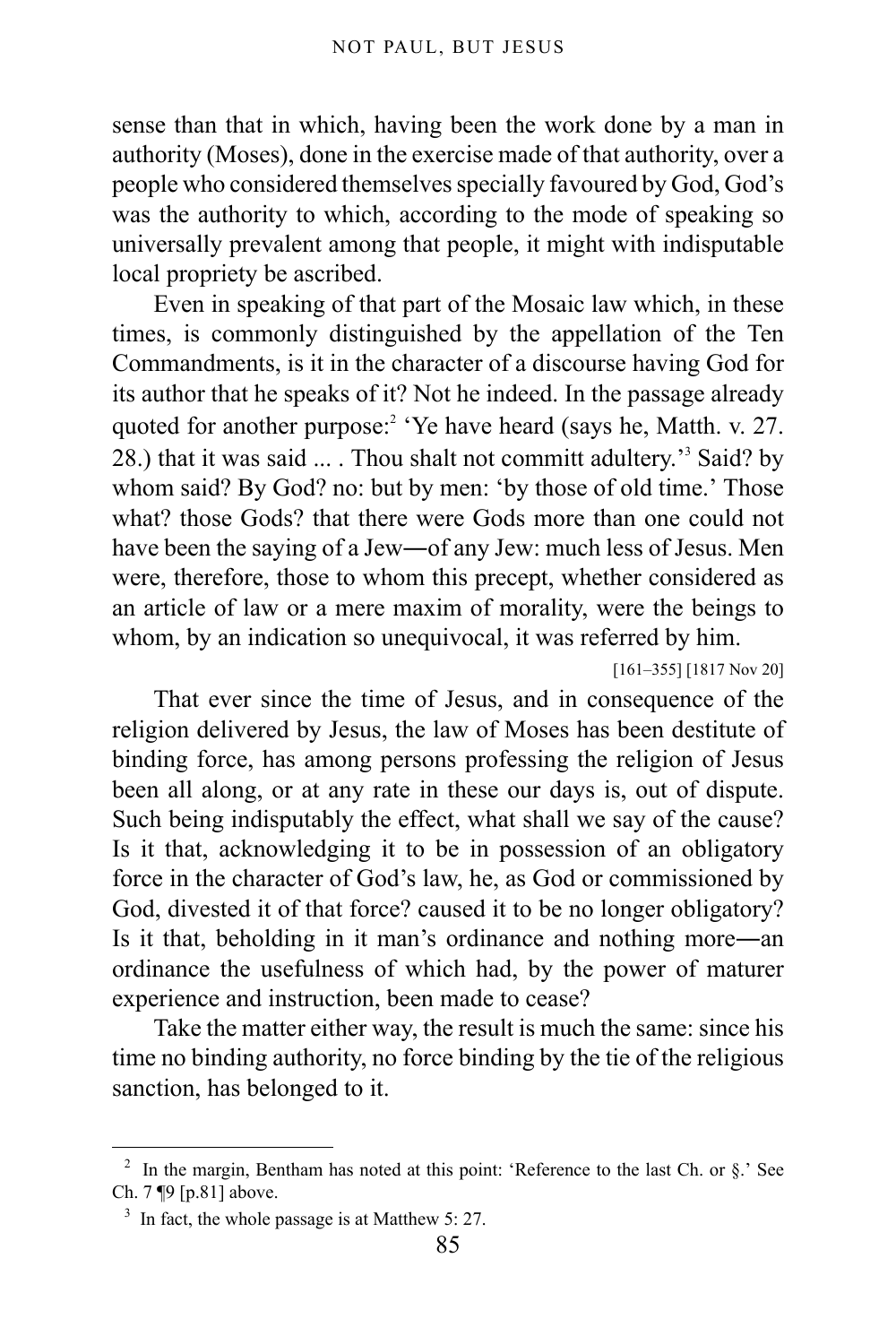sense than that in which, having been the work done by a man in authority (Moses), done in the exercise made of that authority, over a people who considered themselves specially favoured by God, God's was the authority to which, according to the mode of speaking so universally prevalent among that people, it might with indisputable local propriety be ascribed.

Even in speaking of that part of the Mosaic law which, in these times, is commonly distinguished by the appellation of the Ten Commandments, is it in the character of a discourse having God for its author that he speaks of it? Not he indeed. In the passage already quoted for another purpose:[2] 'Ye have heard (says he, Matth. v. 27. 28.) that it was said ... . Thou shalt not committ adultery.'[3] Said? by whom said? By God? no: but by men: 'by those of old time.' Those what? those Gods? that there were Gods more than one could not have been the saying of a Jew—of any Jew: much less of Jesus. Men were, therefore, those to whom this precept, whether considered as an article of law or a mere maxim of morality, were the beings to whom, by an indication so unequivocal, it was referred by him.

[161–355] [1817 Nov 20]

That ever since the time of Jesus, and in consequence of the religion delivered by Jesus, the law of Moses has been destitute of binding force, has among persons professing the religion of Jesus been all along, or at any rate in these our days is, out of dispute. Such being indisputably the effect, what shall we say of the cause? Is it that, acknowledging it to be in possession of an obligatory force in the character of God's law, he, as God or commissioned by God, divested it of that force? caused it to be no longer obligatory? Is it that, beholding in it man's ordinance and nothing more—an ordinance the usefulness of which had, by the power of maturer experience and instruction, been made to cease?

Take the matter either way, the result is much the same: since his time no binding authority, no force binding by the tie of the religious sanction, has belonged to it.

---

[2] In the margin, Bentham has noted at this point: 'Reference to the last Ch. or §.' See Ch. 7 ¶9 [p.81] above.

[3] In fact, the whole passage is at Matthew 5: 27.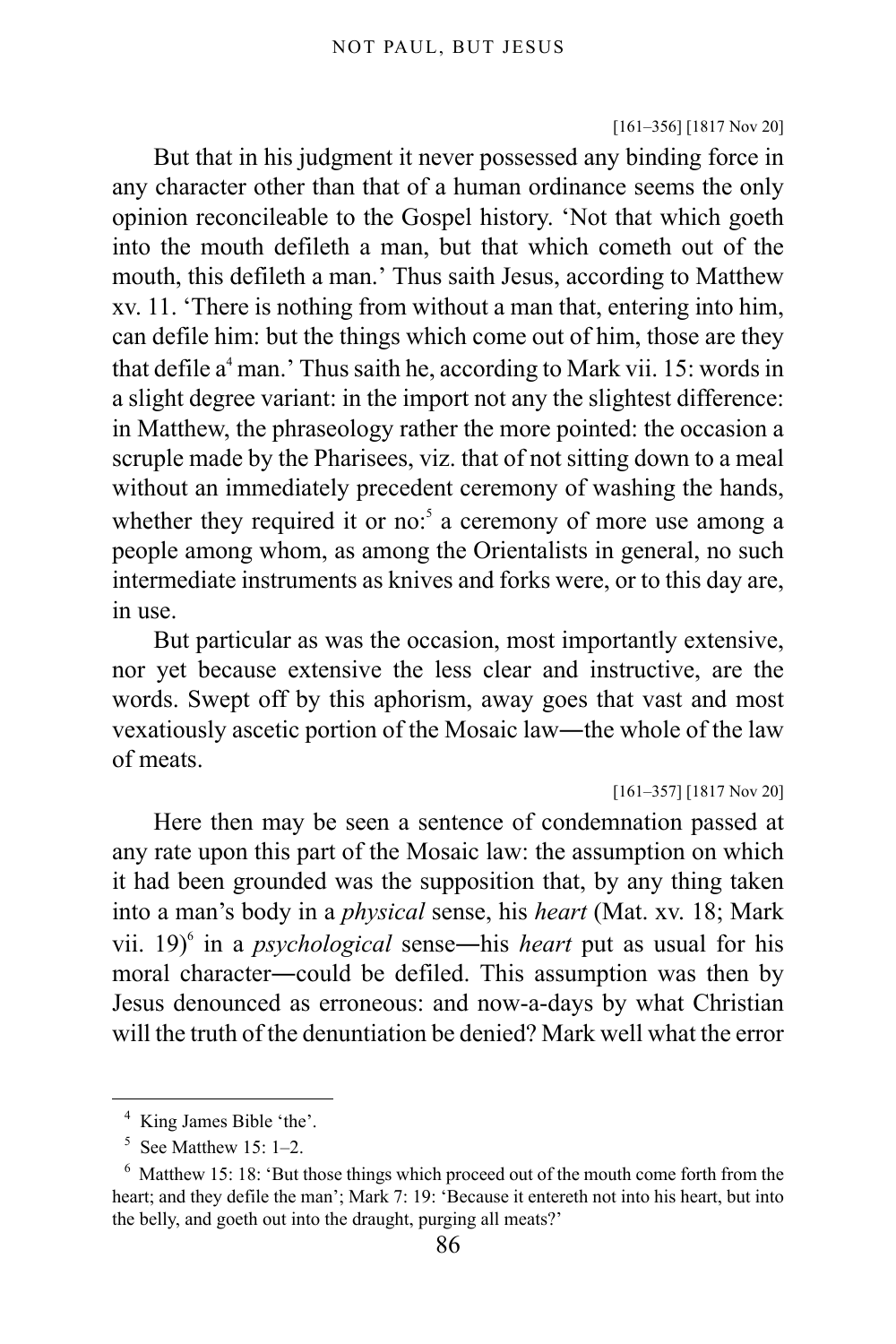[161–356] [1817 Nov 20]

But that in his judgment it never possessed any binding force in any character other than that of a human ordinance seems the only opinion reconcileable to the Gospel history. 'Not that which goeth into the mouth defileth a man, but that which cometh out of the mouth, this defileth a man.' Thus saith Jesus, according to Matthew xv. 11. 'There is nothing from without a man that, entering into him, can defile him: but the things which come out of him, those are they that defile a[4] man.' Thus saith he, according to Mark vii. 15: words in a slight degree variant: in the import not any the slightest difference: in Matthew, the phraseology rather the more pointed: the occasion a scruple made by the Pharisees, viz. that of not sitting down to a meal without an immediately precedent ceremony of washing the hands, whether they required it or no:[5] a ceremony of more use among a people among whom, as among the Orientalists in general, no such intermediate instruments as knives and forks were, or to this day are, in use.

But particular as was the occasion, most importantly extensive, nor yet because extensive the less clear and instructive, are the words. Swept off by this aphorism, away goes that vast and most vexatiously ascetic portion of the Mosaic law—the whole of the law of meats.

[161–357] [1817 Nov 20]

Here then may be seen a sentence of condemnation passed at any rate upon this part of the Mosaic law: the assumption on which it had been grounded was the supposition that, by any thing taken into a man's body in a *physical* sense, his *heart* (Mat. xv. 18; Mark vii. 19)[6] in a *psychological* sense—his *heart* put as usual for his moral character—could be defiled. This assumption was then by Jesus denounced as erroneous: and now-a-days by what Christian will the truth of the denuntiation be denied? Mark well what the error

---

[4] King James Bible 'the'.

[5] See Matthew 15: 1–2.

[6] Matthew 15: 18: 'But those things which proceed out of the mouth come forth from the heart; and they defile the man'; Mark 7: 19: 'Because it entereth not into his heart, but into the belly, and goeth out into the draught, purging all meats?'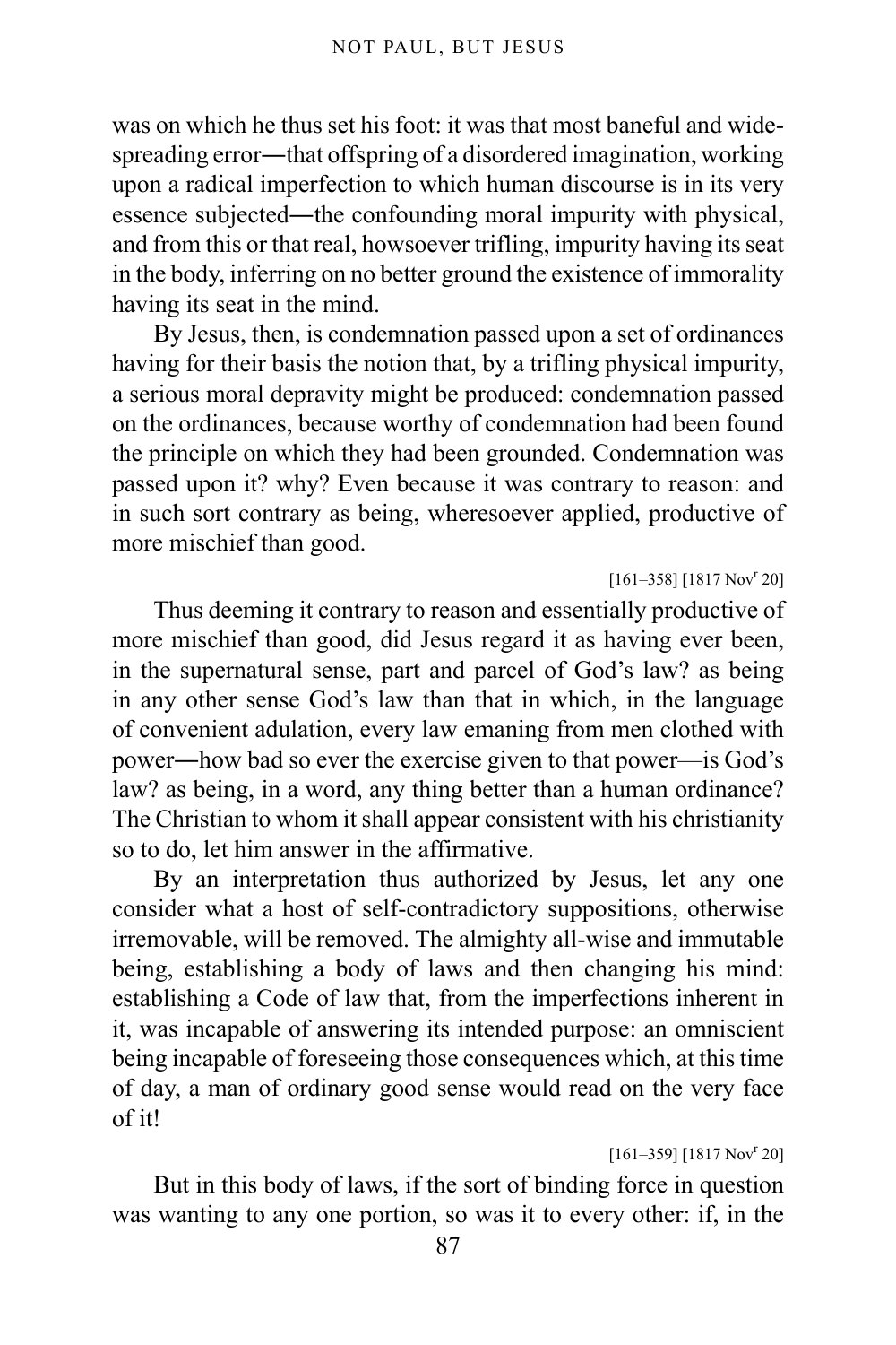was on which he thus set his foot: it was that most baneful and wide-spreading error—that offspring of a disordered imagination, working upon a radical imperfection to which human discourse is in its very essence subjected—the confounding moral impurity with physical, and from this or that real, howsoever trifling, impurity having its seat in the body, inferring on no better ground the existence of immorality having its seat in the mind.

By Jesus, then, is condemnation passed upon a set of ordinances having for their basis the notion that, by a trifling physical impurity, a serious moral depravity might be produced: condemnation passed on the ordinances, because worthy of condemnation had been found the principle on which they had been grounded. Condemnation was passed upon it? why? Even because it was contrary to reason: and in such sort contrary as being, wheresoever applied, productive of more mischief than good.

[161–358] [1817 Nov[r] 20]

Thus deeming it contrary to reason and essentially productive of more mischief than good, did Jesus regard it as having ever been, in the supernatural sense, part and parcel of God's law? as being in any other sense God's law than that in which, in the language of convenient adulation, every law emaning from men clothed with power—how bad so ever the exercise given to that power—is God's law? as being, in a word, any thing better than a human ordinance? The Christian to whom it shall appear consistent with his christianity so to do, let him answer in the affirmative.

By an interpretation thus authorized by Jesus, let any one consider what a host of self-contradictory suppositions, otherwise irremovable, will be removed. The almighty all-wise and immutable being, establishing a body of laws and then changing his mind: establishing a Code of law that, from the imperfections inherent in it, was incapable of answering its intended purpose: an omniscient being incapable of foreseeing those consequences which, at this time of day, a man of ordinary good sense would read on the very face of it!

[161–359] [1817 Nov[r] 20]

But in this body of laws, if the sort of binding force in question was wanting to any one portion, so was it to every other: if, in the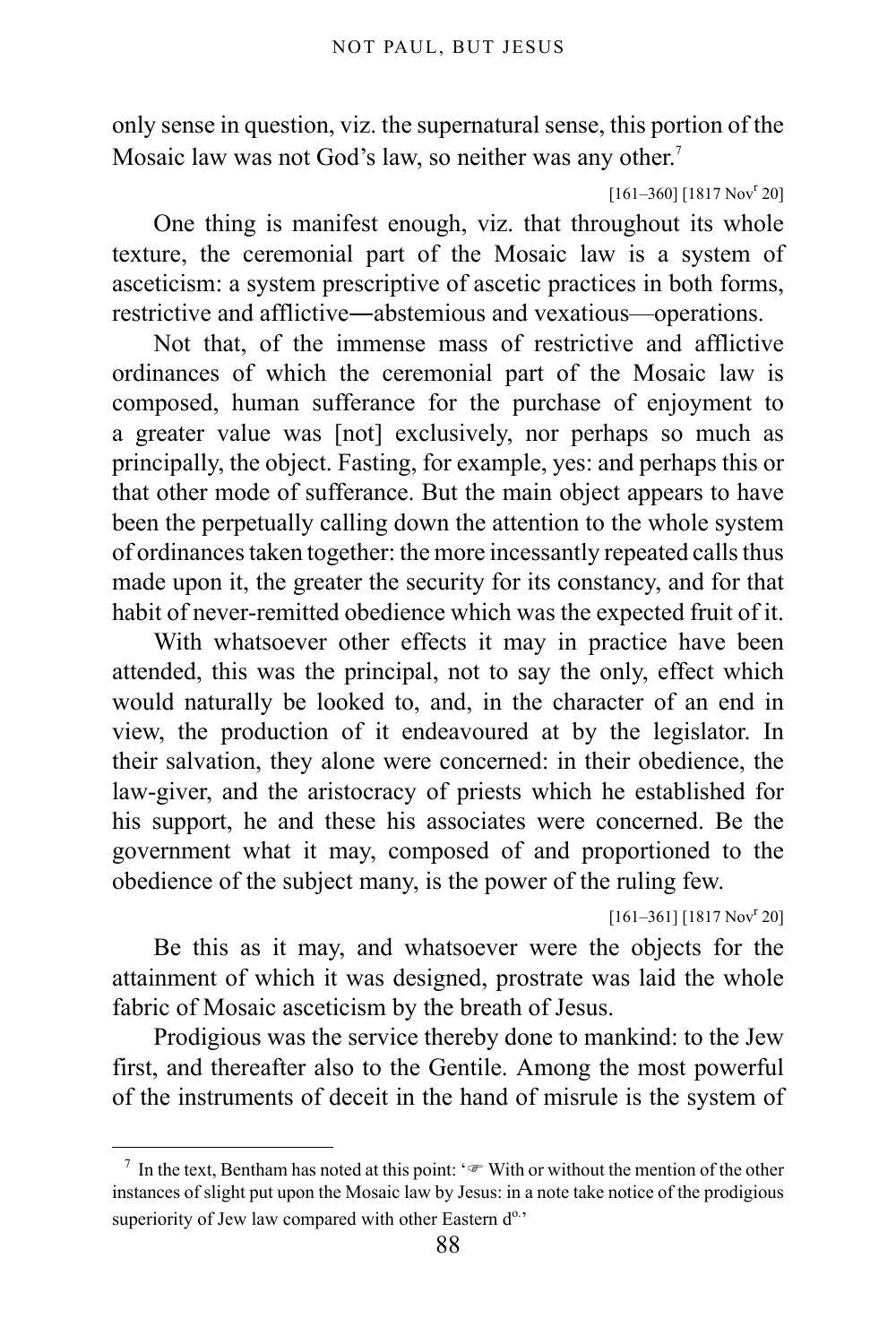only sense in question, viz. the supernatural sense, this portion of the Mosaic law was not God's law, so neither was any other.[7]

[161–360] [1817 Nov$^{r}$ 20]

One thing is manifest enough, viz. that throughout its whole texture, the ceremonial part of the Mosaic law is a system of asceticism: a system prescriptive of ascetic practices in both forms, restrictive and afflictive—abstemious and vexatious—operations.

Not that, of the immense mass of restrictive and afflictive ordinances of which the ceremonial part of the Mosaic law is composed, human sufferance for the purchase of enjoyment to a greater value was [not] exclusively, nor perhaps so much as principally, the object. Fasting, for example, yes: and perhaps this or that other mode of sufferance. But the main object appears to have been the perpetually calling down the attention to the whole system of ordinances taken together: the more incessantly repeated calls thus made upon it, the greater the security for its constancy, and for that habit of never-remitted obedience which was the expected fruit of it.

With whatsoever other effects it may in practice have been attended, this was the principal, not to say the only, effect which would naturally be looked to, and, in the character of an end in view, the production of it endeavoured at by the legislator. In their salvation, they alone were concerned: in their obedience, the law-giver, and the aristocracy of priests which he established for his support, he and these his associates were concerned. Be the government what it may, composed of and proportioned to the obedience of the subject many, is the power of the ruling few.

[161–361] [1817 Nov$^{r}$ 20]

Be this as it may, and whatsoever were the objects for the attainment of which it was designed, prostrate was laid the whole fabric of Mosaic asceticism by the breath of Jesus.

Prodigious was the service thereby done to mankind: to the Jew first, and thereafter also to the Gentile. Among the most powerful of the instruments of deceit in the hand of misrule is the system of

---

[7] In the text, Bentham has noted at this point: '☞ With or without the mention of the other instances of slight put upon the Mosaic law by Jesus: in a note take notice of the prodigious superiority of Jew law compared with other Eastern d$^{o.}$'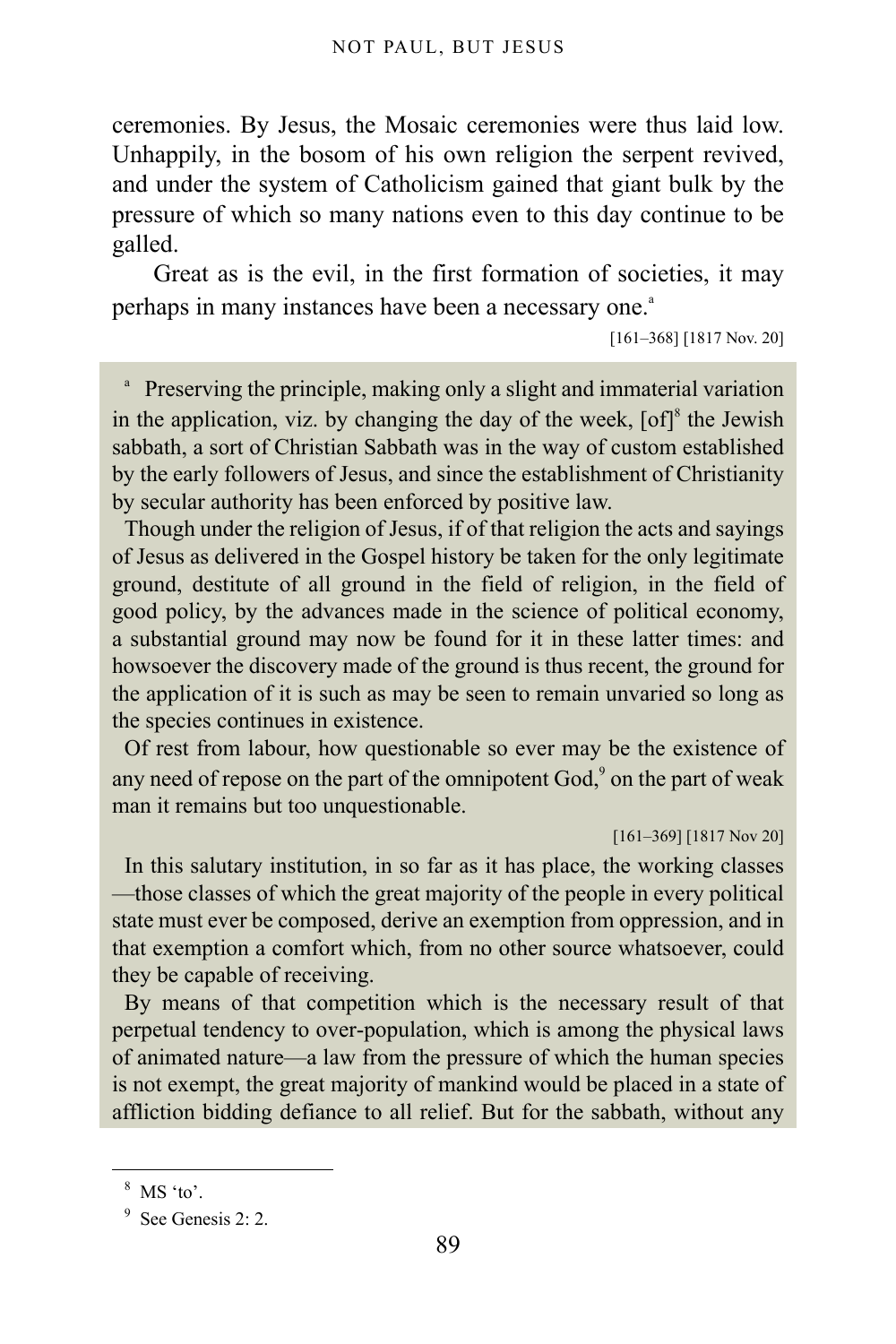ceremonies. By Jesus, the Mosaic ceremonies were thus laid low. Unhappily, in the bosom of his own religion the serpent revived, and under the system of Catholicism gained that giant bulk by the pressure of which so many nations even to this day continue to be galled.

Great as is the evil, in the first formation of societies, it may perhaps in many instances have been a necessary one.[a]

[161–368] [1817 Nov. 20]

[a] Preserving the principle, making only a slight and immaterial variation in the application, viz. by changing the day of the week, [of][8] the Jewish sabbath, a sort of Christian Sabbath was in the way of custom established by the early followers of Jesus, and since the establishment of Christianity by secular authority has been enforced by positive law.

Though under the religion of Jesus, if of that religion the acts and sayings of Jesus as delivered in the Gospel history be taken for the only legitimate ground, destitute of all ground in the field of religion, in the field of good policy, by the advances made in the science of political economy, a substantial ground may now be found for it in these latter times: and howsoever the discovery made of the ground is thus recent, the ground for the application of it is such as may be seen to remain unvaried so long as the species continues in existence.

Of rest from labour, how questionable so ever may be the existence of any need of repose on the part of the omnipotent God,[9] on the part of weak man it remains but too unquestionable.

[161–369] [1817 Nov 20]

In this salutary institution, in so far as it has place, the working classes —those classes of which the great majority of the people in every political state must ever be composed, derive an exemption from oppression, and in that exemption a comfort which, from no other source whatsoever, could they be capable of receiving.

By means of that competition which is the necessary result of that perpetual tendency to over-population, which is among the physical laws of animated nature—a law from the pressure of which the human species is not exempt, the great majority of mankind would be placed in a state of affliction bidding defiance to all relief. But for the sabbath, without any

[8] MS 'to'.

[9] See Genesis 2: 2.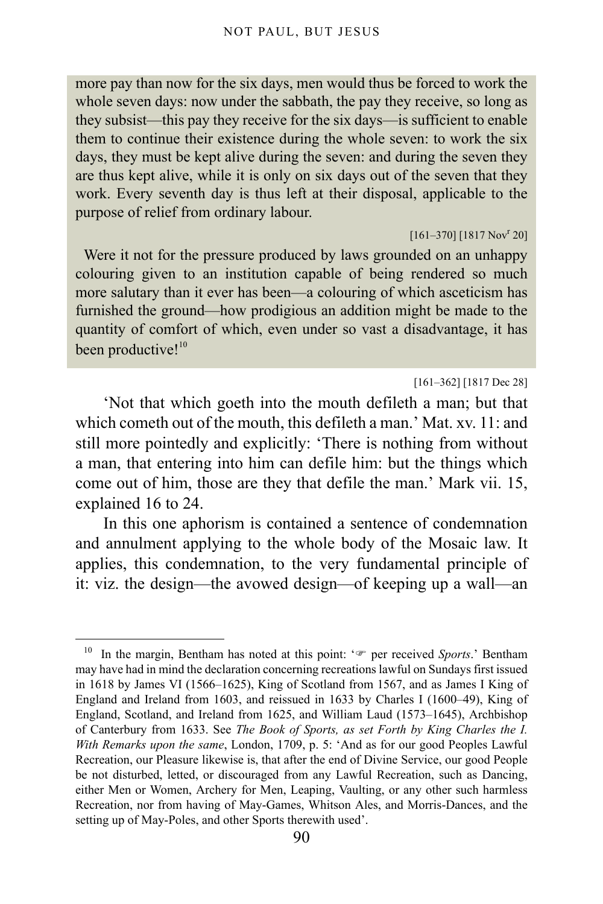more pay than now for the six days, men would thus be forced to work the whole seven days: now under the sabbath, the pay they receive, so long as they subsist—this pay they receive for the six days—is sufficient to enable them to continue their existence during the whole seven: to work the six days, they must be kept alive during the seven: and during the seven they are thus kept alive, while it is only on six days out of the seven that they work. Every seventh day is thus left at their disposal, applicable to the purpose of relief from ordinary labour.

[161–370] [1817 Nov^r 20]

Were it not for the pressure produced by laws grounded on an unhappy colouring given to an institution capable of being rendered so much more salutary than it ever has been—a colouring of which asceticism has furnished the ground—how prodigious an addition might be made to the quantity of comfort of which, even under so vast a disadvantage, it has been productive![10]

[161–362] [1817 Dec 28]

'Not that which goeth into the mouth defileth a man; but that which cometh out of the mouth, this defileth a man.' Mat. xv. 11: and still more pointedly and explicitly: 'There is nothing from without a man, that entering into him can defile him: but the things which come out of him, those are they that defile the man.' Mark vii. 15, explained 16 to 24.

In this one aphorism is contained a sentence of condemnation and annulment applying to the whole body of the Mosaic law. It applies, this condemnation, to the very fundamental principle of it: viz. the design—the avowed design—of keeping up a wall—an

---

[10] In the margin, Bentham has noted at this point: '☞ per received *Sports*.' Bentham may have had in mind the declaration concerning recreations lawful on Sundays first issued in 1618 by James VI (1566–1625), King of Scotland from 1567, and as James I King of England and Ireland from 1603, and reissued in 1633 by Charles I (1600–49), King of England, Scotland, and Ireland from 1625, and William Laud (1573–1645), Archbishop of Canterbury from 1633. See *The Book of Sports, as set Forth by King Charles the I. With Remarks upon the same*, London, 1709, p. 5: 'And as for our good Peoples Lawful Recreation, our Pleasure likewise is, that after the end of Divine Service, our good People be not disturbed, letted, or discouraged from any Lawful Recreation, such as Dancing, either Men or Women, Archery for Men, Leaping, Vaulting, or any other such harmless Recreation, nor from having of May-Games, Whitson Ales, and Morris-Dances, and the setting up of May-Poles, and other Sports therewith used'.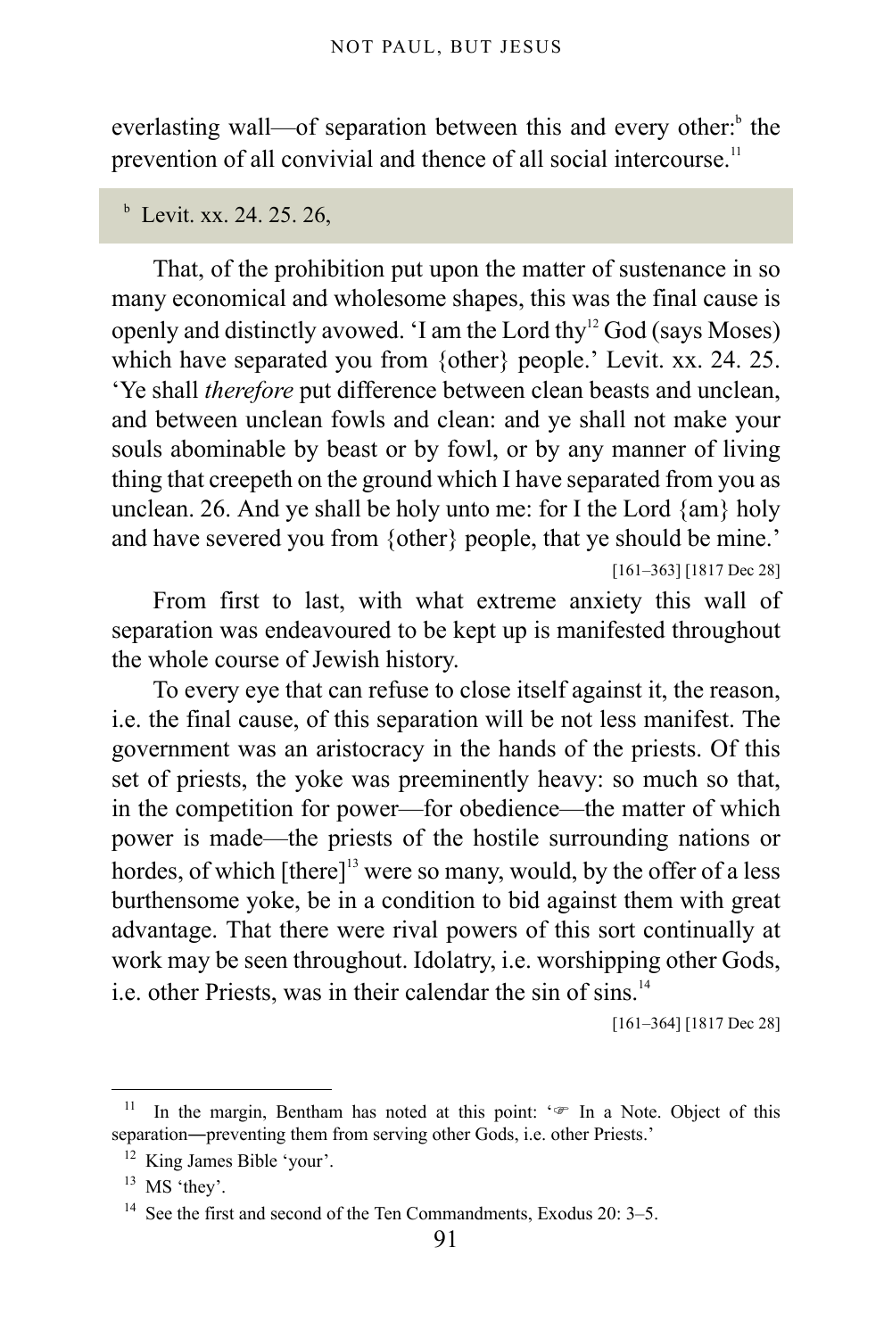everlasting wall—of separation between this and every other:[b] the prevention of all convivial and thence of all social intercourse.[11]

[b] Levit. xx. 24. 25. 26,

That, of the prohibition put upon the matter of sustenance in so many economical and wholesome shapes, this was the final cause is openly and distinctly avowed. 'I am the Lord thy[12] God (says Moses) which have separated you from {other} people.' Levit. xx. 24. 25. 'Ye shall *therefore* put difference between clean beasts and unclean, and between unclean fowls and clean: and ye shall not make your souls abominable by beast or by fowl, or by any manner of living thing that creepeth on the ground which I have separated from you as unclean. 26. And ye shall be holy unto me: for I the Lord {am} holy and have severed you from {other} people, that ye should be mine.'

[161–363] [1817 Dec 28]

From first to last, with what extreme anxiety this wall of separation was endeavoured to be kept up is manifested throughout the whole course of Jewish history.

To every eye that can refuse to close itself against it, the reason, i.e. the final cause, of this separation will be not less manifest. The government was an aristocracy in the hands of the priests. Of this set of priests, the yoke was preeminently heavy: so much so that, in the competition for power—for obedience—the matter of which power is made—the priests of the hostile surrounding nations or hordes, of which [there][13] were so many, would, by the offer of a less burthensome yoke, be in a condition to bid against them with great advantage. That there were rival powers of this sort continually at work may be seen throughout. Idolatry, i.e. worshipping other Gods, i.e. other Priests, was in their calendar the sin of sins.[14]

[161–364] [1817 Dec 28]

---

[11] In the margin, Bentham has noted at this point: '☞ In a Note. Object of this separation—preventing them from serving other Gods, i.e. other Priests.'

[12] King James Bible 'your'.

[13] MS 'they'.

[14] See the first and second of the Ten Commandments, Exodus 20: 3–5.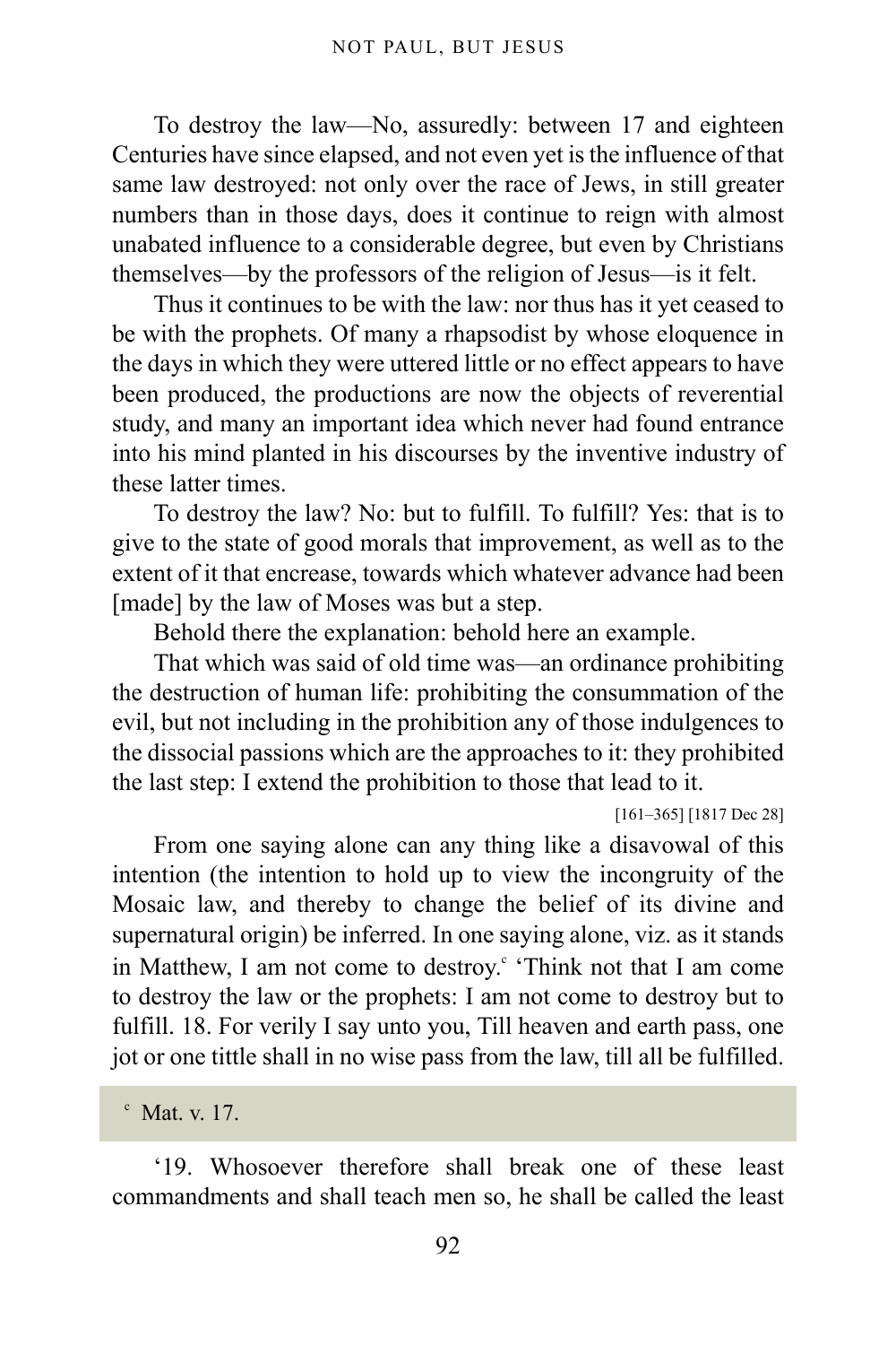To destroy the law—No, assuredly: between 17 and eighteen Centuries have since elapsed, and not even yet is the influence of that same law destroyed: not only over the race of Jews, in still greater numbers than in those days, does it continue to reign with almost unabated influence to a considerable degree, but even by Christians themselves—by the professors of the religion of Jesus—is it felt.

Thus it continues to be with the law: nor thus has it yet ceased to be with the prophets. Of many a rhapsodist by whose eloquence in the days in which they were uttered little or no effect appears to have been produced, the productions are now the objects of reverential study, and many an important idea which never had found entrance into his mind planted in his discourses by the inventive industry of these latter times.

To destroy the law? No: but to fulfill. To fulfill? Yes: that is to give to the state of good morals that improvement, as well as to the extent of it that encrease, towards which whatever advance had been [made] by the law of Moses was but a step.

Behold there the explanation: behold here an example.

That which was said of old time was—an ordinance prohibiting the destruction of human life: prohibiting the consummation of the evil, but not including in the prohibition any of those indulgences to the dissocial passions which are the approaches to it: they prohibited the last step: I extend the prohibition to those that lead to it.

[161–365] [1817 Dec 28]

From one saying alone can any thing like a disavowal of this intention (the intention to hold up to view the incongruity of the Mosaic law, and thereby to change the belief of its divine and supernatural origin) be inferred. In one saying alone, viz. as it stands in Matthew, I am not come to destroy.[c] 'Think not that I am come to destroy the law or the prophets: I am not come to destroy but to fulfill. 18. For verily I say unto you, Till heaven and earth pass, one jot or one tittle shall in no wise pass from the law, till all be fulfilled.

[c] Mat. v. 17.

'19. Whosoever therefore shall break one of these least commandments and shall teach men so, he shall be called the least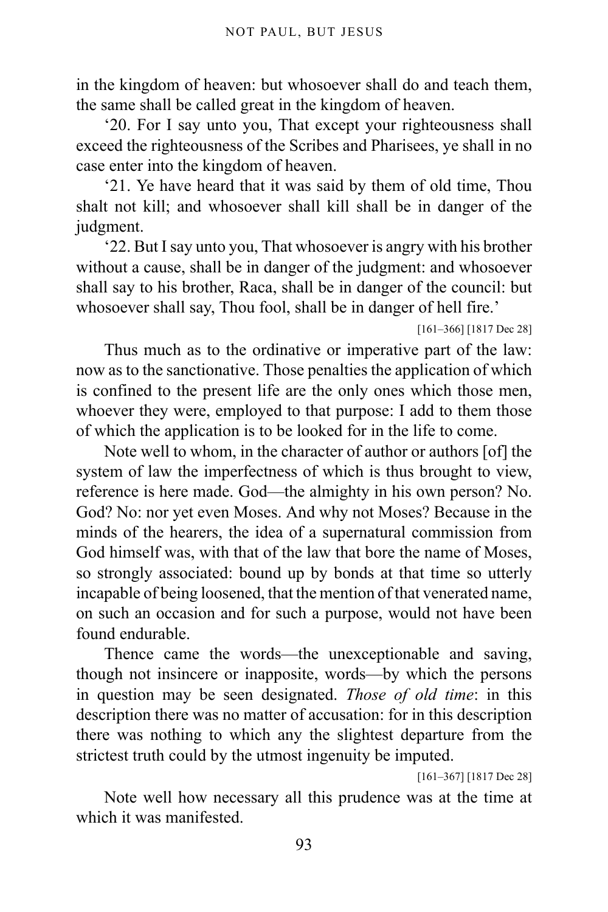in the kingdom of heaven: but whosoever shall do and teach them, the same shall be called great in the kingdom of heaven.

'20. For I say unto you, That except your righteousness shall exceed the righteousness of the Scribes and Pharisees, ye shall in no case enter into the kingdom of heaven.

'21. Ye have heard that it was said by them of old time, Thou shalt not kill; and whosoever shall kill shall be in danger of the judgment.

'22. But I say unto you, That whosoever is angry with his brother without a cause, shall be in danger of the judgment: and whosoever shall say to his brother, Raca, shall be in danger of the council: but whosoever shall say, Thou fool, shall be in danger of hell fire.'

[161–366] [1817 Dec 28]

Thus much as to the ordinative or imperative part of the law: now as to the sanctionative. Those penalties the application of which is confined to the present life are the only ones which those men, whoever they were, employed to that purpose: I add to them those of which the application is to be looked for in the life to come.

Note well to whom, in the character of author or authors [of] the system of law the imperfectness of which is thus brought to view, reference is here made. God—the almighty in his own person? No. God? No: nor yet even Moses. And why not Moses? Because in the minds of the hearers, the idea of a supernatural commission from God himself was, with that of the law that bore the name of Moses, so strongly associated: bound up by bonds at that time so utterly incapable of being loosened, that the mention of that venerated name, on such an occasion and for such a purpose, would not have been found endurable.

Thence came the words—the unexceptionable and saving, though not insincere or inapposite, words—by which the persons in question may be seen designated. *Those of old time*: in this description there was no matter of accusation: for in this description there was nothing to which any the slightest departure from the strictest truth could by the utmost ingenuity be imputed.

[161–367] [1817 Dec 28]

Note well how necessary all this prudence was at the time at which it was manifested.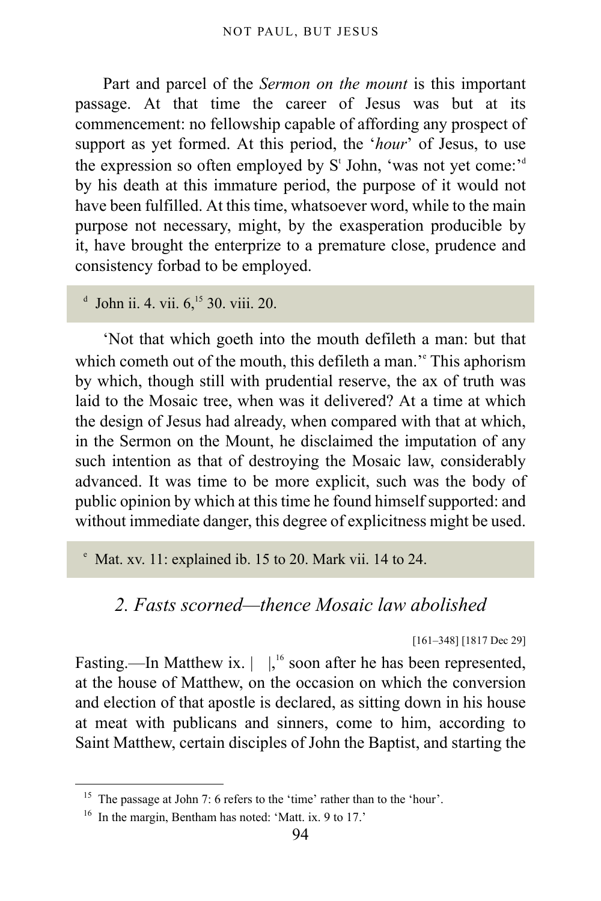Part and parcel of the *Sermon on the mount* is this important passage. At that time the career of Jesus was but at its commencement: no fellowship capable of affording any prospect of support as yet formed. At this period, the '*hour*' of Jesus, to use the expression so often employed by S[t] John, 'was not yet come:'[d] by his death at this immature period, the purpose of it would not have been fulfilled. At this time, whatsoever word, while to the main purpose not necessary, might, by the exasperation producible by it, have brought the enterprize to a premature close, prudence and consistency forbad to be employed.

[d] John ii. 4. vii. 6,[15] 30. viii. 20.

'Not that which goeth into the mouth defileth a man: but that which cometh out of the mouth, this defileth a man.'[e] This aphorism by which, though still with prudential reserve, the ax of truth was laid to the Mosaic tree, when was it delivered? At a time at which the design of Jesus had already, when compared with that at which, in the Sermon on the Mount, he disclaimed the imputation of any such intention as that of destroying the Mosaic law, considerably advanced. It was time to be more explicit, such was the body of public opinion by which at this time he found himself supported: and without immediate danger, this degree of explicitness might be used.

[e] Mat. xv. 11: explained ib. 15 to 20. Mark vii. 14 to 24.

## *2. Fasts scorned—thence Mosaic law abolished*

[161–348] [1817 Dec 29]

Fasting.—In Matthew ix. | |,[16] soon after he has been represented, at the house of Matthew, on the occasion on which the conversion and election of that apostle is declared, as sitting down in his house at meat with publicans and sinners, come to him, according to Saint Matthew, certain disciples of John the Baptist, and starting the

---

[15] The passage at John 7: 6 refers to the 'time' rather than to the 'hour'.

[16] In the margin, Bentham has noted: 'Matt. ix. 9 to 17.'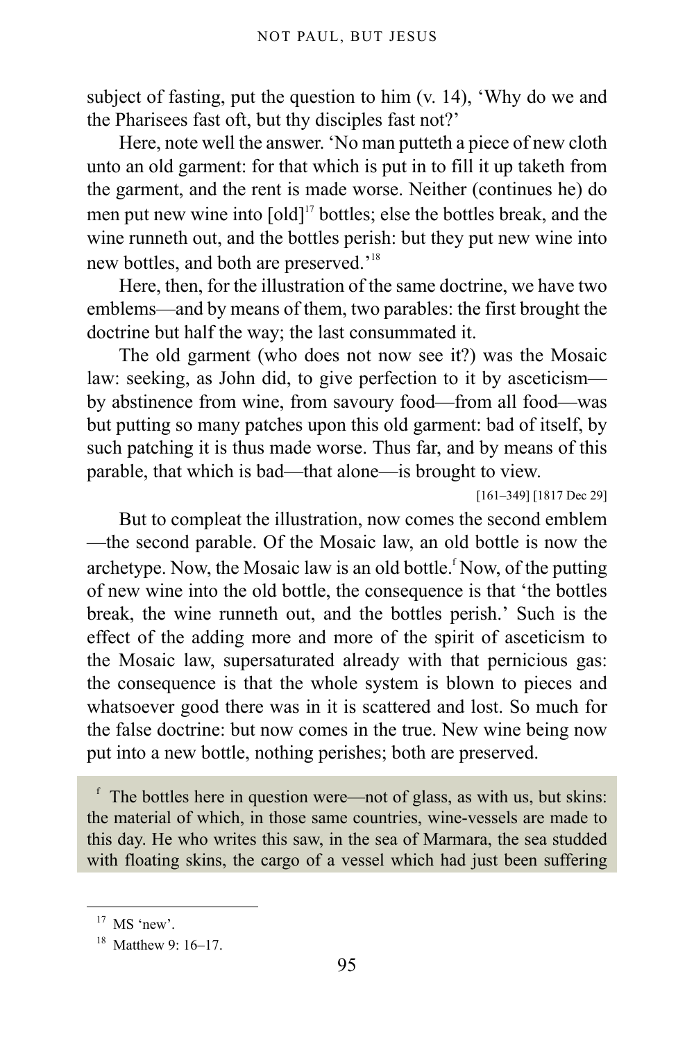subject of fasting, put the question to him (v. 14), 'Why do we and the Pharisees fast oft, but thy disciples fast not?'

Here, note well the answer. 'No man putteth a piece of new cloth unto an old garment: for that which is put in to fill it up taketh from the garment, and the rent is made worse. Neither (continues he) do men put new wine into [old][17] bottles; else the bottles break, and the wine runneth out, and the bottles perish: but they put new wine into new bottles, and both are preserved.'[18]

Here, then, for the illustration of the same doctrine, we have two emblems—and by means of them, two parables: the first brought the doctrine but half the way; the last consummated it.

The old garment (who does not now see it?) was the Mosaic law: seeking, as John did, to give perfection to it by asceticism—by abstinence from wine, from savoury food—from all food—was but putting so many patches upon this old garment: bad of itself, by such patching it is thus made worse. Thus far, and by means of this parable, that which is bad—that alone—is brought to view.

[161–349] [1817 Dec 29]

But to compleat the illustration, now comes the second emblem—the second parable. Of the Mosaic law, an old bottle is now the archetype. Now, the Mosaic law is an old bottle.[f] Now, of the putting of new wine into the old bottle, the consequence is that 'the bottles break, the wine runneth out, and the bottles perish.' Such is the effect of the adding more and more of the spirit of asceticism to the Mosaic law, supersaturated already with that pernicious gas: the consequence is that the whole system is blown to pieces and whatsoever good there was in it is scattered and lost. So much for the false doctrine: but now comes in the true. New wine being now put into a new bottle, nothing perishes; both are preserved.

[f] The bottles here in question were—not of glass, as with us, but skins: the material of which, in those same countries, wine-vessels are made to this day. He who writes this saw, in the sea of Marmara, the sea studded with floating skins, the cargo of a vessel which had just been suffering

[17] MS 'new'.

[18] Matthew 9: 16–17.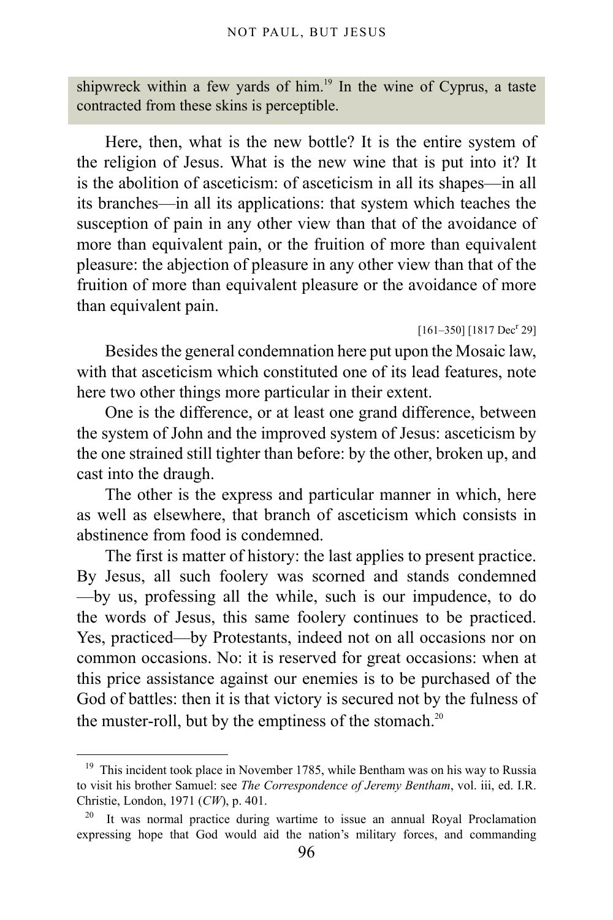shipwreck within a few yards of him.[19] In the wine of Cyprus, a taste contracted from these skins is perceptible.

Here, then, what is the new bottle? It is the entire system of the religion of Jesus. What is the new wine that is put into it? It is the abolition of asceticism: of asceticism in all its shapes—in all its branches—in all its applications: that system which teaches the susception of pain in any other view than that of the avoidance of more than equivalent pain, or the fruition of more than equivalent pleasure: the abjection of pleasure in any other view than that of the fruition of more than equivalent pleasure or the avoidance of more than equivalent pain.

[161–350] [1817 Dec^r 29]

Besides the general condemnation here put upon the Mosaic law, with that asceticism which constituted one of its lead features, note here two other things more particular in their extent.

One is the difference, or at least one grand difference, between the system of John and the improved system of Jesus: asceticism by the one strained still tighter than before: by the other, broken up, and cast into the draugh.

The other is the express and particular manner in which, here as well as elsewhere, that branch of asceticism which consists in abstinence from food is condemned.

The first is matter of history: the last applies to present practice. By Jesus, all such foolery was scorned and stands condemned—by us, professing all the while, such is our impudence, to do the words of Jesus, this same foolery continues to be practiced. Yes, practiced—by Protestants, indeed not on all occasions nor on common occasions. No: it is reserved for great occasions: when at this price assistance against our enemies is to be purchased of the God of battles: then it is that victory is secured not by the fulness of the muster-roll, but by the emptiness of the stomach.[20]

---

[19] This incident took place in November 1785, while Bentham was on his way to Russia to visit his brother Samuel: see *The Correspondence of Jeremy Bentham*, vol. iii, ed. I.R. Christie, London, 1971 (*CW*), p. 401.

[20] It was normal practice during wartime to issue an annual Royal Proclamation expressing hope that God would aid the nation's military forces, and commanding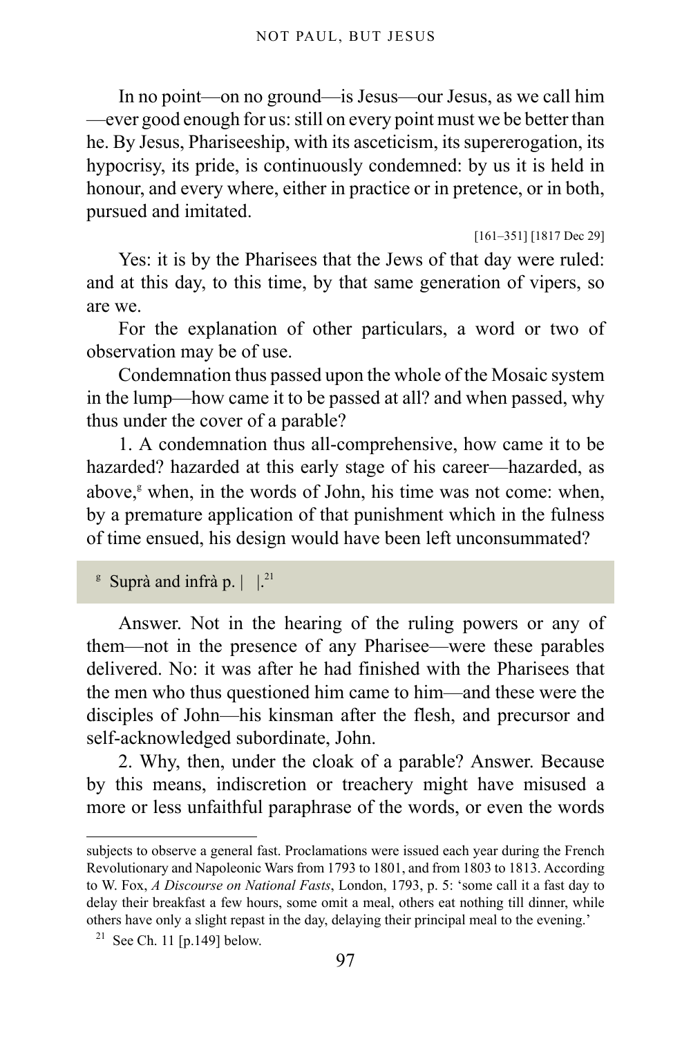In no point—on no ground—is Jesus—our Jesus, as we call him —ever good enough for us: still on every point must we be better than he. By Jesus, Phariseeship, with its asceticism, its supererogation, its hypocrisy, its pride, is continuously condemned: by us it is held in honour, and every where, either in practice or in pretence, or in both, pursued and imitated.

[161–351] [1817 Dec 29]

Yes: it is by the Pharisees that the Jews of that day were ruled: and at this day, to this time, by that same generation of vipers, so are we.

For the explanation of other particulars, a word or two of observation may be of use.

Condemnation thus passed upon the whole of the Mosaic system in the lump—how came it to be passed at all? and when passed, why thus under the cover of a parable?

1. A condemnation thus all-comprehensive, how came it to be hazarded? hazarded at this early stage of his career—hazarded, as above,[g] when, in the words of John, his time was not come: when, by a premature application of that punishment which in the fulness of time ensued, his design would have been left unconsummated?

[g] Suprà and infrà p. | |.[21]

Answer. Not in the hearing of the ruling powers or any of them—not in the presence of any Pharisee—were these parables delivered. No: it was after he had finished with the Pharisees that the men who thus questioned him came to him—and these were the disciples of John—his kinsman after the flesh, and precursor and self-acknowledged subordinate, John.

2. Why, then, under the cloak of a parable? Answer. Because by this means, indiscretion or treachery might have misused a more or less unfaithful paraphrase of the words, or even the words

---

subjects to observe a general fast. Proclamations were issued each year during the French Revolutionary and Napoleonic Wars from 1793 to 1801, and from 1803 to 1813. According to W. Fox, *A Discourse on National Fasts*, London, 1793, p. 5: 'some call it a fast day to delay their breakfast a few hours, some omit a meal, others eat nothing till dinner, while others have only a slight repast in the day, delaying their principal meal to the evening.'

[21] See Ch. 11 [p.149] below.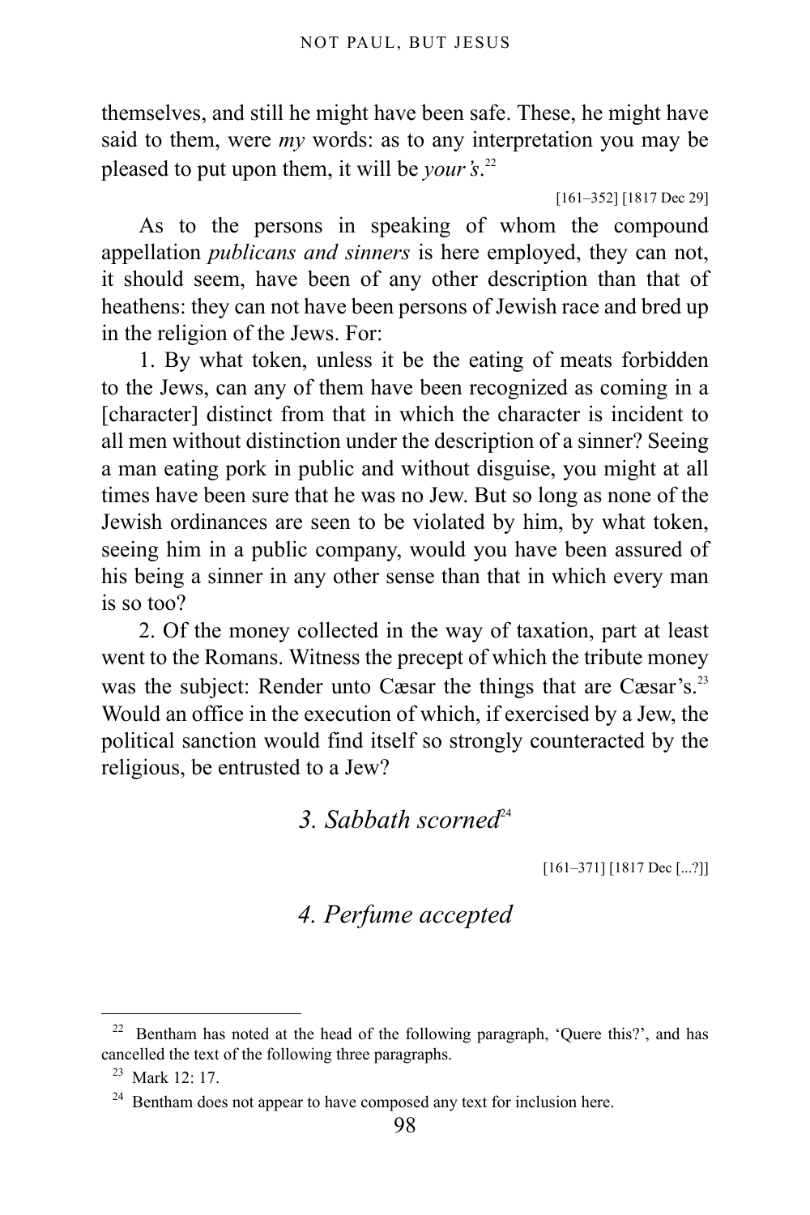themselves, and still he might have been safe. These, he might have said to them, were *my* words: as to any interpretation you may be pleased to put upon them, it will be *your's*.[22]

[161–352] [1817 Dec 29]

As to the persons in speaking of whom the compound appellation *publicans and sinners* is here employed, they can not, it should seem, have been of any other description than that of heathens: they can not have been persons of Jewish race and bred up in the religion of the Jews. For:

1. By what token, unless it be the eating of meats forbidden to the Jews, can any of them have been recognized as coming in a [character] distinct from that in which the character is incident to all men without distinction under the description of a sinner? Seeing a man eating pork in public and without disguise, you might at all times have been sure that he was no Jew. But so long as none of the Jewish ordinances are seen to be violated by him, by what token, seeing him in a public company, would you have been assured of his being a sinner in any other sense than that in which every man is so too?

2. Of the money collected in the way of taxation, part at least went to the Romans. Witness the precept of which the tribute money was the subject: Render unto Cæsar the things that are Cæsar's.[23] Would an office in the execution of which, if exercised by a Jew, the political sanction would find itself so strongly counteracted by the religious, be entrusted to a Jew?

## *3. Sabbath scorned*[24]

[161–371] [1817 Dec [...?]]

## *4. Perfume accepted*

---

[22] Bentham has noted at the head of the following paragraph, 'Quere this?', and has cancelled the text of the following three paragraphs.

[23] Mark 12: 17.

[24] Bentham does not appear to have composed any text for inclusion here.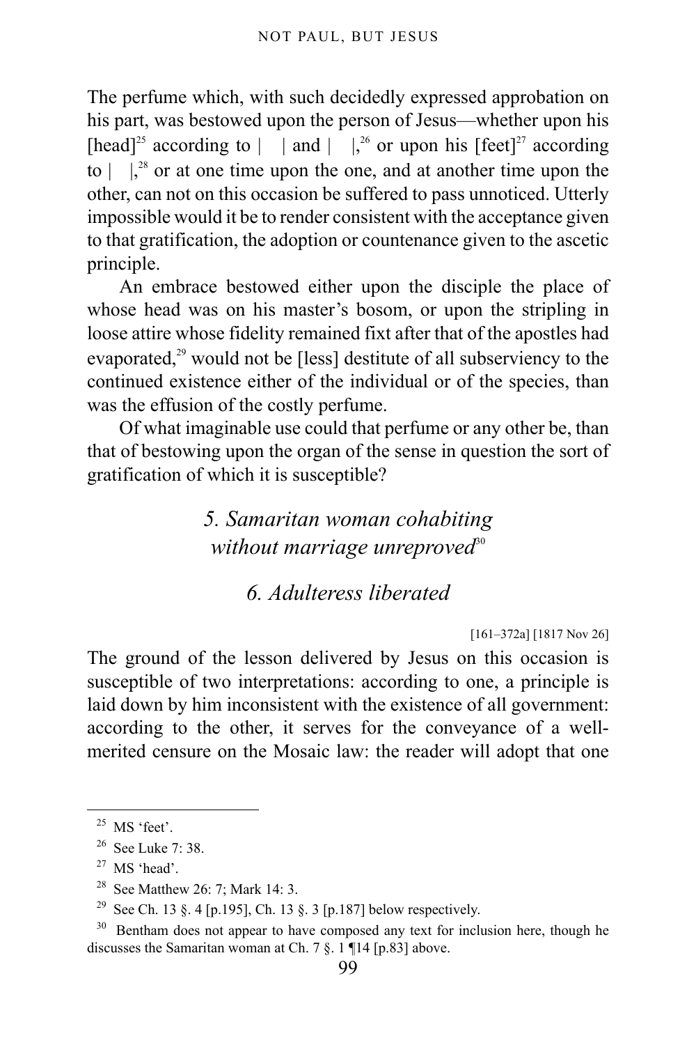The perfume which, with such decidedly expressed approbation on his part, was bestowed upon the person of Jesus—whether upon his [head][25] according to |    | and |    |,[26] or upon his [feet][27] according to |    |,[28] or at one time upon the one, and at another time upon the other, can not on this occasion be suffered to pass unnoticed. Utterly impossible would it be to render consistent with the acceptance given to that gratification, the adoption or countenance given to the ascetic principle.

An embrace bestowed either upon the disciple the place of whose head was on his master's bosom, or upon the stripling in loose attire whose fidelity remained fixt after that of the apostles had evaporated,[29] would not be [less] destitute of all subserviency to the continued existence either of the individual or of the species, than was the effusion of the costly perfume.

Of what imaginable use could that perfume or any other be, than that of bestowing upon the organ of the sense in question the sort of gratification of which it is susceptible?

### *5. Samaritan woman cohabiting without marriage unreproved*[30]

### *6. Adulteress liberated*

[161–372a] [1817 Nov 26]

The ground of the lesson delivered by Jesus on this occasion is susceptible of two interpretations: according to one, a principle is laid down by him inconsistent with the existence of all government: according to the other, it serves for the conveyance of a well-merited censure on the Mosaic law: the reader will adopt that one

---

[25] MS 'feet'.

[26] See Luke 7: 38.

[27] MS 'head'.

[28] See Matthew 26: 7; Mark 14: 3.

[29] See Ch. 13 §. 4 [p.195], Ch. 13 §. 3 [p.187] below respectively.

[30] Bentham does not appear to have composed any text for inclusion here, though he discusses the Samaritan woman at Ch. 7 §. 1 ¶14 [p.83] above.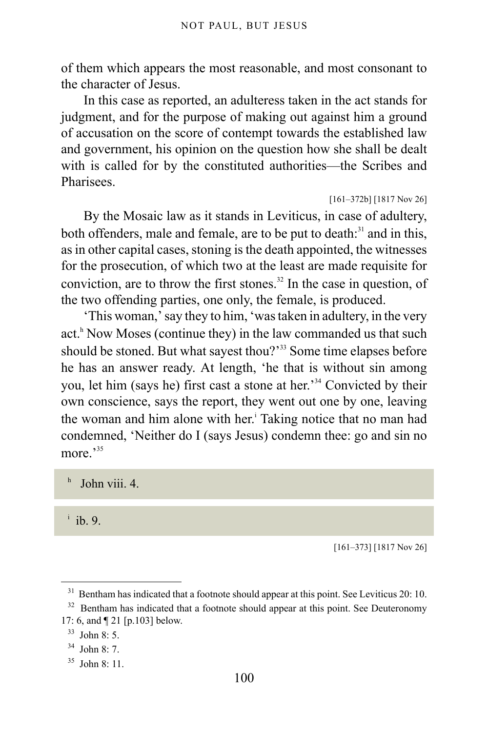of them which appears the most reasonable, and most consonant to the character of Jesus.

In this case as reported, an adulteress taken in the act stands for judgment, and for the purpose of making out against him a ground of accusation on the score of contempt towards the established law and government, his opinion on the question how she shall be dealt with is called for by the constituted authorities—the Scribes and Pharisees.

[161–372b] [1817 Nov 26]

By the Mosaic law as it stands in Leviticus, in case of adultery, both offenders, male and female, are to be put to death:[31] and in this, as in other capital cases, stoning is the death appointed, the witnesses for the prosecution, of which two at the least are made requisite for conviction, are to throw the first stones.[32] In the case in question, of the two offending parties, one only, the female, is produced.

'This woman,' say they to him, 'was taken in adultery, in the very act.[h] Now Moses (continue they) in the law commanded us that such should be stoned. But what sayest thou?'[33] Some time elapses before he has an answer ready. At length, 'he that is without sin among you, let him (says he) first cast a stone at her.'[34] Convicted by their own conscience, says the report, they went out one by one, leaving the woman and him alone with her.[i] Taking notice that no man had condemned, 'Neither do I (says Jesus) condemn thee: go and sin no more.'[35]

[h] John viii. 4.

[i] ib. 9.

[161–373] [1817 Nov 26]

---

[31] Bentham has indicated that a footnote should appear at this point. See Leviticus 20: 10.

[32] Bentham has indicated that a footnote should appear at this point. See Deuteronomy 17: 6, and ¶ 21 [p.103] below.

[33] John 8: 5.

[34] John 8: 7.

[35] John 8: 11.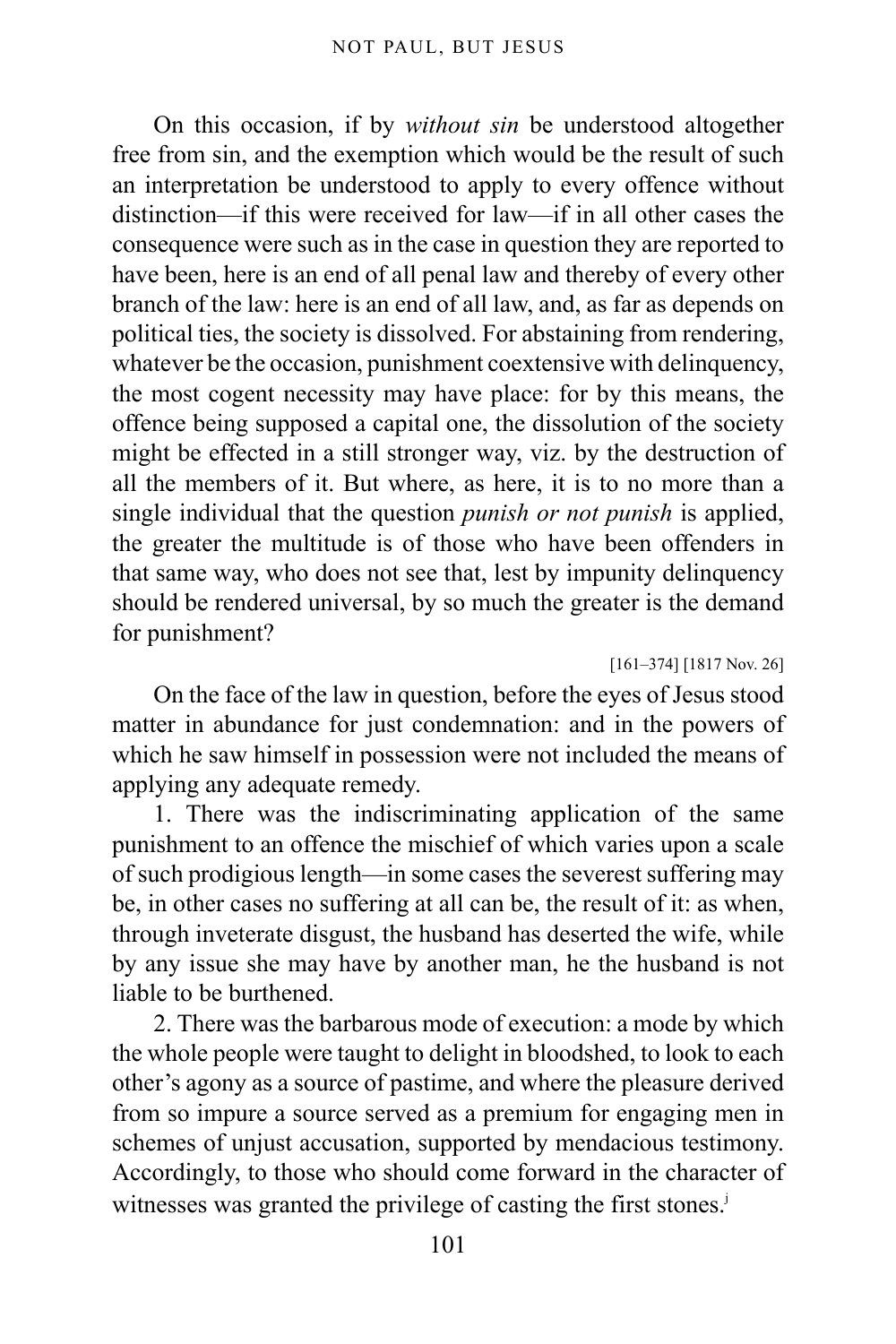On this occasion, if by *without sin* be understood altogether free from sin, and the exemption which would be the result of such an interpretation be understood to apply to every offence without distinction—if this were received for law—if in all other cases the consequence were such as in the case in question they are reported to have been, here is an end of all penal law and thereby of every other branch of the law: here is an end of all law, and, as far as depends on political ties, the society is dissolved. For abstaining from rendering, whatever be the occasion, punishment coextensive with delinquency, the most cogent necessity may have place: for by this means, the offence being supposed a capital one, the dissolution of the society might be effected in a still stronger way, viz. by the destruction of all the members of it. But where, as here, it is to no more than a single individual that the question *punish or not punish* is applied, the greater the multitude is of those who have been offenders in that same way, who does not see that, lest by impunity delinquency should be rendered universal, by so much the greater is the demand for punishment?

[161–374] [1817 Nov. 26]

On the face of the law in question, before the eyes of Jesus stood matter in abundance for just condemnation: and in the powers of which he saw himself in possession were not included the means of applying any adequate remedy.

1. There was the indiscriminating application of the same punishment to an offence the mischief of which varies upon a scale of such prodigious length—in some cases the severest suffering may be, in other cases no suffering at all can be, the result of it: as when, through inveterate disgust, the husband has deserted the wife, while by any issue she may have by another man, he the husband is not liable to be burthened.

2. There was the barbarous mode of execution: a mode by which the whole people were taught to delight in bloodshed, to look to each other's agony as a source of pastime, and where the pleasure derived from so impure a source served as a premium for engaging men in schemes of unjust accusation, supported by mendacious testimony. Accordingly, to those who should come forward in the character of witnesses was granted the privilege of casting the first stones.[j]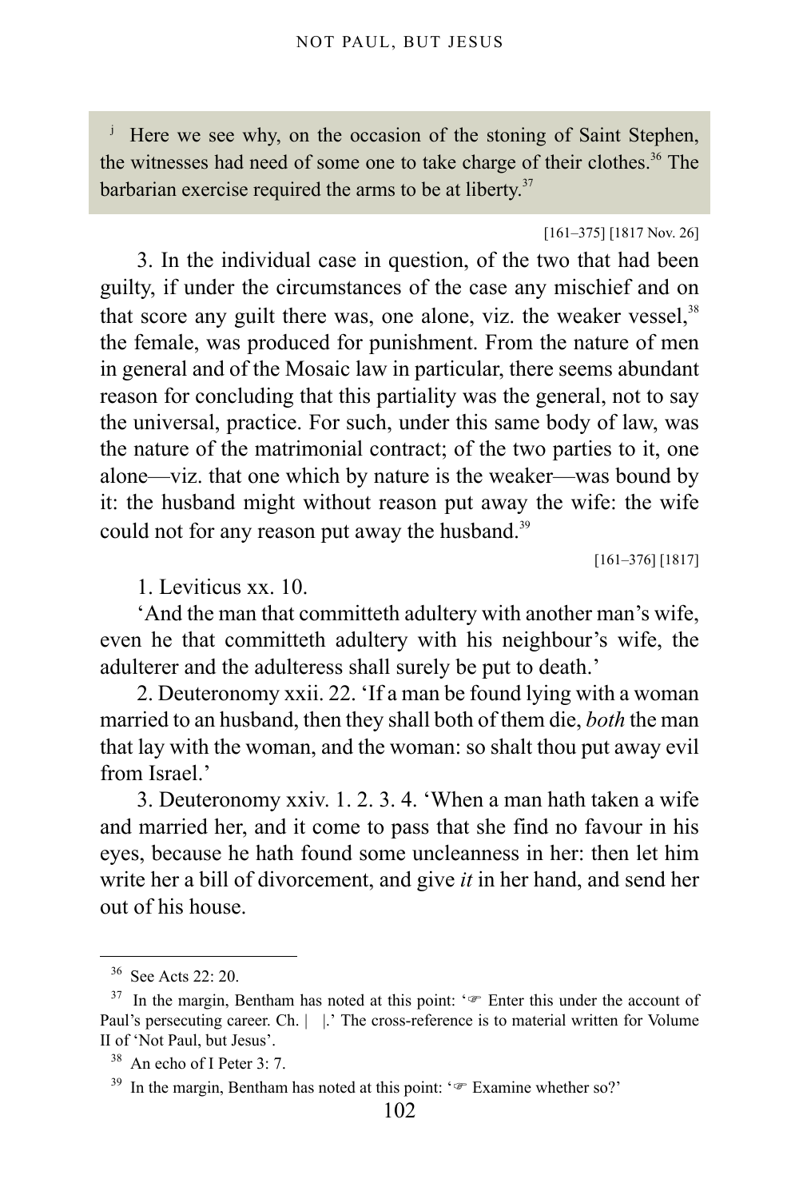[j] Here we see why, on the occasion of the stoning of Saint Stephen, the witnesses had need of some one to take charge of their clothes.[36] The barbarian exercise required the arms to be at liberty.[37]

[161–375] [1817 Nov. 26]

3. In the individual case in question, of the two that had been guilty, if under the circumstances of the case any mischief and on that score any guilt there was, one alone, viz. the weaker vessel,[38] the female, was produced for punishment. From the nature of men in general and of the Mosaic law in particular, there seems abundant reason for concluding that this partiality was the general, not to say the universal, practice. For such, under this same body of law, was the nature of the matrimonial contract; of the two parties to it, one alone—viz. that one which by nature is the weaker—was bound by it: the husband might without reason put away the wife: the wife could not for any reason put away the husband.[39]

[161–376] [1817]

1. Leviticus xx. 10.

'And the man that committeth adultery with another man's wife, even he that committeth adultery with his neighbour's wife, the adulterer and the adulteress shall surely be put to death.'

2. Deuteronomy xxii. 22. 'If a man be found lying with a woman married to an husband, then they shall both of them die, *both* the man that lay with the woman, and the woman: so shalt thou put away evil from Israel.'

3. Deuteronomy xxiv. 1. 2. 3. 4. 'When a man hath taken a wife and married her, and it come to pass that she find no favour in his eyes, because he hath found some uncleanness in her: then let him write her a bill of divorcement, and give *it* in her hand, and send her out of his house.

---

[36] See Acts 22: 20.

[37] In the margin, Bentham has noted at this point: '☞ Enter this under the account of Paul's persecuting career. Ch. | |.' The cross-reference is to material written for Volume II of 'Not Paul, but Jesus'.

[38] An echo of I Peter 3: 7.

[39] In the margin, Bentham has noted at this point: '☞ Examine whether so?'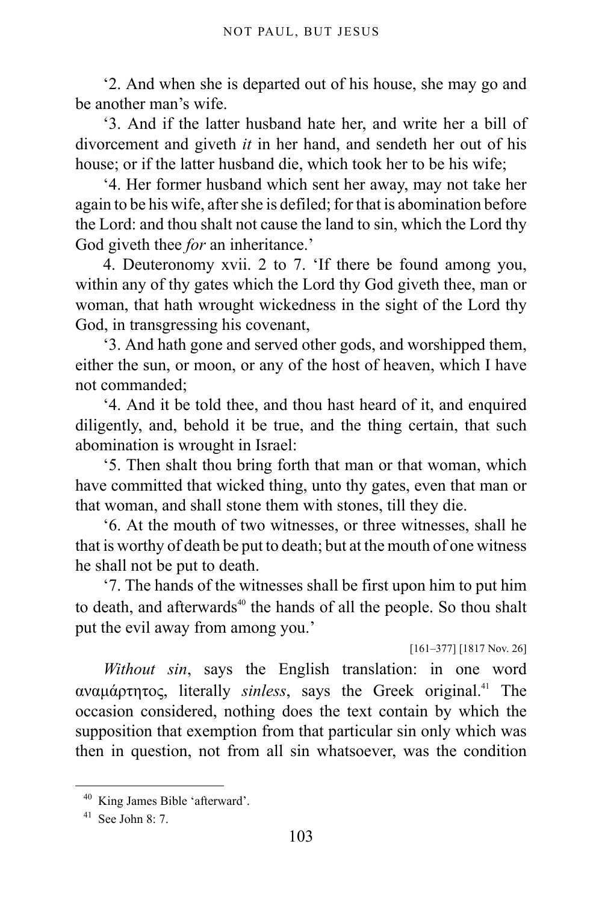'2. And when she is departed out of his house, she may go and be another man's wife.

'3. And if the latter husband hate her, and write her a bill of divorcement and giveth *it* in her hand, and sendeth her out of his house; or if the latter husband die, which took her to be his wife;

'4. Her former husband which sent her away, may not take her again to be his wife, after she is defiled; for that is abomination before the Lord: and thou shalt not cause the land to sin, which the Lord thy God giveth thee *for* an inheritance.'

4. Deuteronomy xvii. 2 to 7. 'If there be found among you, within any of thy gates which the Lord thy God giveth thee, man or woman, that hath wrought wickedness in the sight of the Lord thy God, in transgressing his covenant,

'3. And hath gone and served other gods, and worshipped them, either the sun, or moon, or any of the host of heaven, which I have not commanded;

'4. And it be told thee, and thou hast heard of it, and enquired diligently, and, behold it be true, and the thing certain, that such abomination is wrought in Israel:

'5. Then shalt thou bring forth that man or that woman, which have committed that wicked thing, unto thy gates, even that man or that woman, and shall stone them with stones, till they die.

'6. At the mouth of two witnesses, or three witnesses, shall he that is worthy of death be put to death; but at the mouth of one witness he shall not be put to death.

'7. The hands of the witnesses shall be first upon him to put him to death, and afterwards[40] the hands of all the people. So thou shalt put the evil away from among you.'

[161–377] [1817 Nov. 26]

*Without sin*, says the English translation: in one word αναμάρτητος, literally *sinless*, says the Greek original.[41] The occasion considered, nothing does the text contain by which the supposition that exemption from that particular sin only which was then in question, not from all sin whatsoever, was the condition

[40] King James Bible 'afterward'.

[41] See John 8: 7.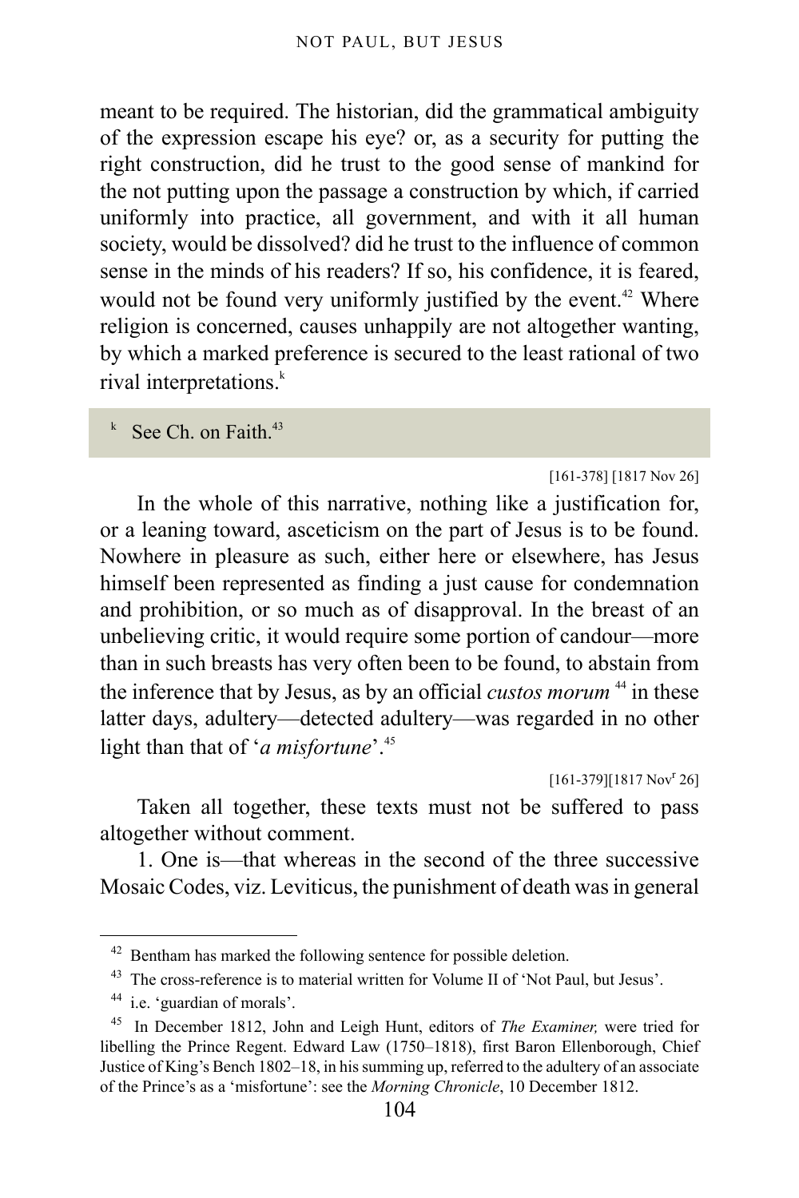meant to be required. The historian, did the grammatical ambiguity of the expression escape his eye? or, as a security for putting the right construction, did he trust to the good sense of mankind for the not putting upon the passage a construction by which, if carried uniformly into practice, all government, and with it all human society, would be dissolved? did he trust to the influence of common sense in the minds of his readers? If so, his confidence, it is feared, would not be found very uniformly justified by the event.[42] Where religion is concerned, causes unhappily are not altogether wanting, by which a marked preference is secured to the least rational of two rival interpretations.[k]

[k] See Ch. on Faith.[43]

[161-378] [1817 Nov 26]

In the whole of this narrative, nothing like a justification for, or a leaning toward, asceticism on the part of Jesus is to be found. Nowhere in pleasure as such, either here or elsewhere, has Jesus himself been represented as finding a just cause for condemnation and prohibition, or so much as of disapproval. In the breast of an unbelieving critic, it would require some portion of candour—more than in such breasts has very often been to be found, to abstain from the inference that by Jesus, as by an official *custos morum* [44] in these latter days, adultery—detected adultery—was regarded in no other light than that of '*a misfortune*'.[45]

[161-379][1817 Nov[r] 26]

Taken all together, these texts must not be suffered to pass altogether without comment.

1. One is—that whereas in the second of the three successive Mosaic Codes, viz. Leviticus, the punishment of death was in general

---

[42] Bentham has marked the following sentence for possible deletion.

[43] The cross-reference is to material written for Volume II of 'Not Paul, but Jesus'.

[44] i.e. 'guardian of morals'.

[45] In December 1812, John and Leigh Hunt, editors of *The Examiner,* were tried for libelling the Prince Regent. Edward Law (1750–1818), first Baron Ellenborough, Chief Justice of King's Bench 1802–18, in his summing up, referred to the adultery of an associate of the Prince's as a 'misfortune': see the *Morning Chronicle*, 10 December 1812.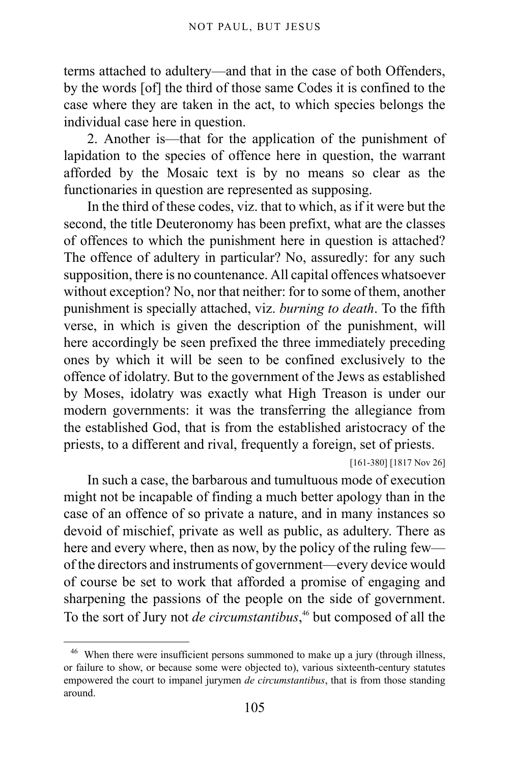terms attached to adultery—and that in the case of both Offenders, by the words [of] the third of those same Codes it is confined to the case where they are taken in the act, to which species belongs the individual case here in question.

2. Another is—that for the application of the punishment of lapidation to the species of offence here in question, the warrant afforded by the Mosaic text is by no means so clear as the functionaries in question are represented as supposing.

In the third of these codes, viz. that to which, as if it were but the second, the title Deuteronomy has been prefixt, what are the classes of offences to which the punishment here in question is attached? The offence of adultery in particular? No, assuredly: for any such supposition, there is no countenance. All capital offences whatsoever without exception? No, nor that neither: for to some of them, another punishment is specially attached, viz. *burning to death*. To the fifth verse, in which is given the description of the punishment, will here accordingly be seen prefixed the three immediately preceding ones by which it will be seen to be confined exclusively to the offence of idolatry. But to the government of the Jews as established by Moses, idolatry was exactly what High Treason is under our modern governments: it was the transferring the allegiance from the established God, that is from the established aristocracy of the priests, to a different and rival, frequently a foreign, set of priests.

[161-380] [1817 Nov 26]

In such a case, the barbarous and tumultuous mode of execution might not be incapable of finding a much better apology than in the case of an offence of so private a nature, and in many instances so devoid of mischief, private as well as public, as adultery. There as here and every where, then as now, by the policy of the ruling few—of the directors and instruments of government—every device would of course be set to work that afforded a promise of engaging and sharpening the passions of the people on the side of government. To the sort of Jury not *de circumstantibus*,[46] but composed of all the

[46] When there were insufficient persons summoned to make up a jury (through illness, or failure to show, or because some were objected to), various sixteenth-century statutes empowered the court to impanel jurymen *de circumstantibus*, that is from those standing around.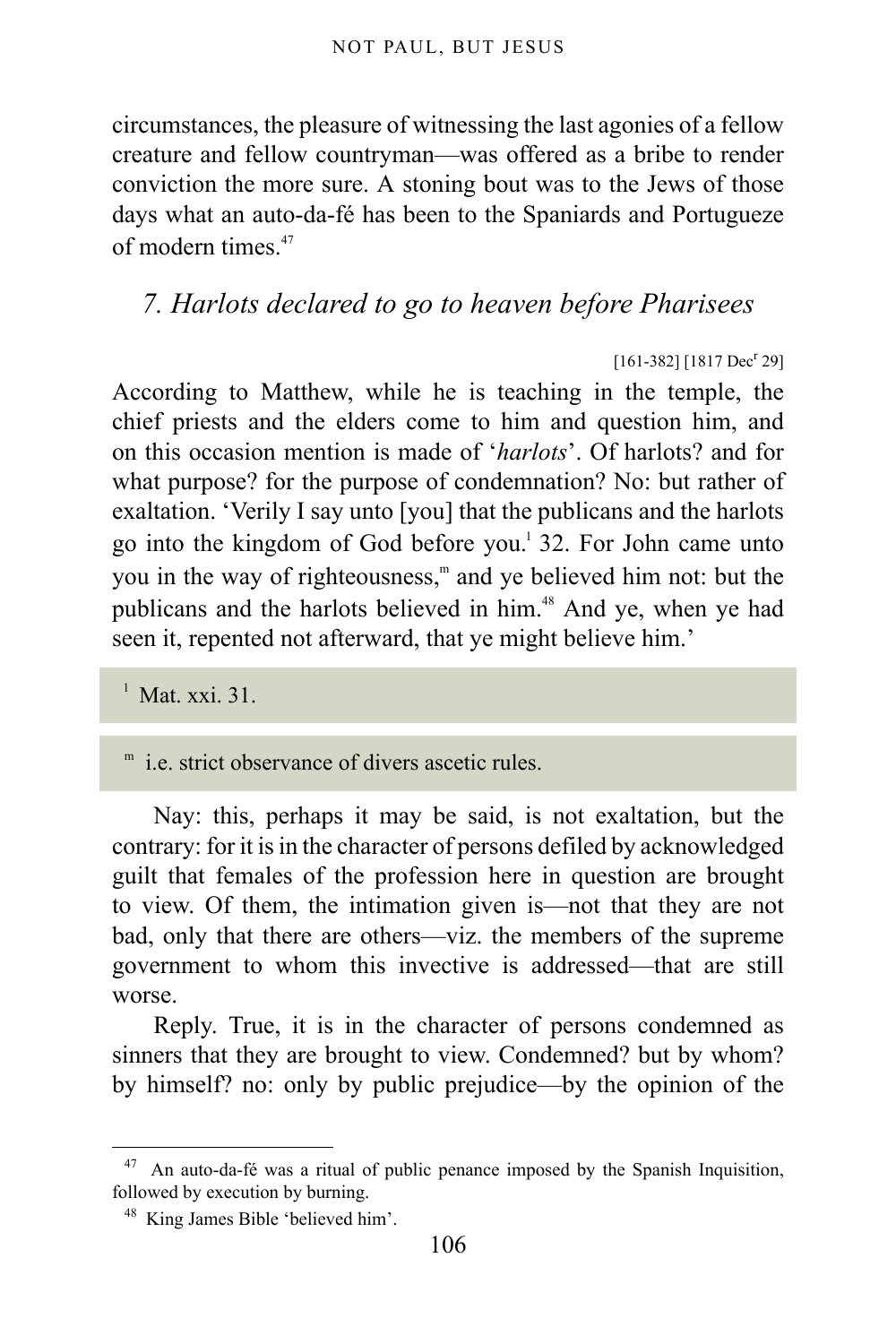circumstances, the pleasure of witnessing the last agonies of a fellow creature and fellow countryman—was offered as a bribe to render conviction the more sure. A stoning bout was to the Jews of those days what an auto-da-fé has been to the Spaniards and Portugueze of modern times.[47]

## *7. Harlots declared to go to heaven before Pharisees*

[161-382] [1817 Dec[r] 29]

According to Matthew, while he is teaching in the temple, the chief priests and the elders come to him and question him, and on this occasion mention is made of '*harlots*'. Of harlots? and for what purpose? for the purpose of condemnation? No: but rather of exaltation. 'Verily I say unto [you] that the publicans and the harlots go into the kingdom of God before you.[l] 32. For John came unto you in the way of righteousness,[m] and ye believed him not: but the publicans and the harlots believed in him.[48] And ye, when ye had seen it, repented not afterward, that ye might believe him.'

[l] Mat. xxi. 31.

[m] i.e. strict observance of divers ascetic rules.

Nay: this, perhaps it may be said, is not exaltation, but the contrary: for it is in the character of persons defiled by acknowledged guilt that females of the profession here in question are brought to view. Of them, the intimation given is—not that they are not bad, only that there are others—viz. the members of the supreme government to whom this invective is addressed—that are still worse.

Reply. True, it is in the character of persons condemned as sinners that they are brought to view. Condemned? but by whom? by himself? no: only by public prejudice—by the opinion of the

[47] An auto-da-fé was a ritual of public penance imposed by the Spanish Inquisition, followed by execution by burning.

[48] King James Bible 'believed him'.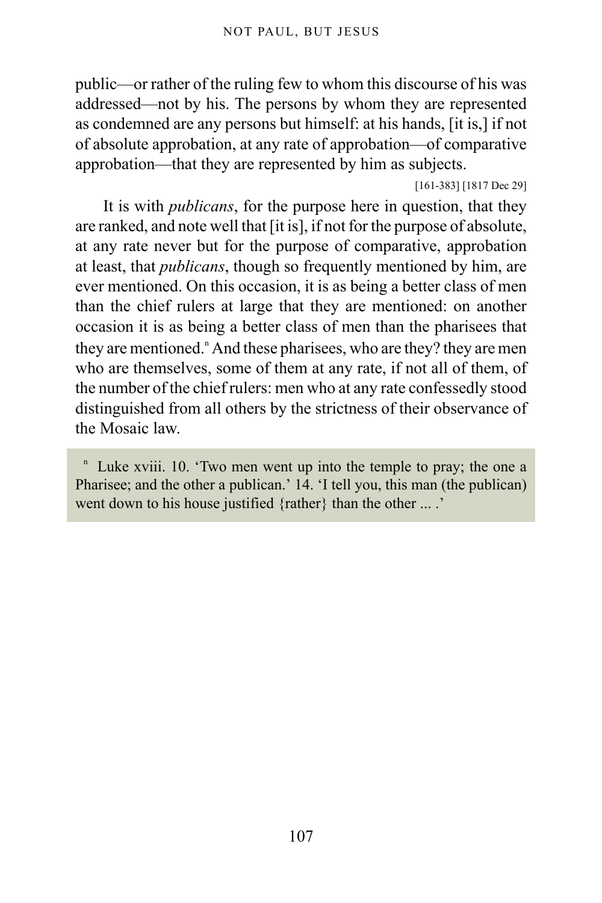public—or rather of the ruling few to whom this discourse of his was addressed—not by his. The persons by whom they are represented as condemned are any persons but himself: at his hands, [it is,] if not of absolute approbation, at any rate of approbation—of comparative approbation—that they are represented by him as subjects.

[161-383] [1817 Dec 29]

It is with *publicans*, for the purpose here in question, that they are ranked, and note well that [it is], if not for the purpose of absolute, at any rate never but for the purpose of comparative, approbation at least, that *publicans*, though so frequently mentioned by him, are ever mentioned. On this occasion, it is as being a better class of men than the chief rulers at large that they are mentioned: on another occasion it is as being a better class of men than the pharisees that they are mentioned.[n] And these pharisees, who are they? they are men who are themselves, some of them at any rate, if not all of them, of the number of the chief rulers: men who at any rate confessedly stood distinguished from all others by the strictness of their observance of the Mosaic law.

[n] Luke xviii. 10. 'Two men went up into the temple to pray; the one a Pharisee; and the other a publican.' 14. 'I tell you, this man (the publican) went down to his house justified {rather} than the other ... .'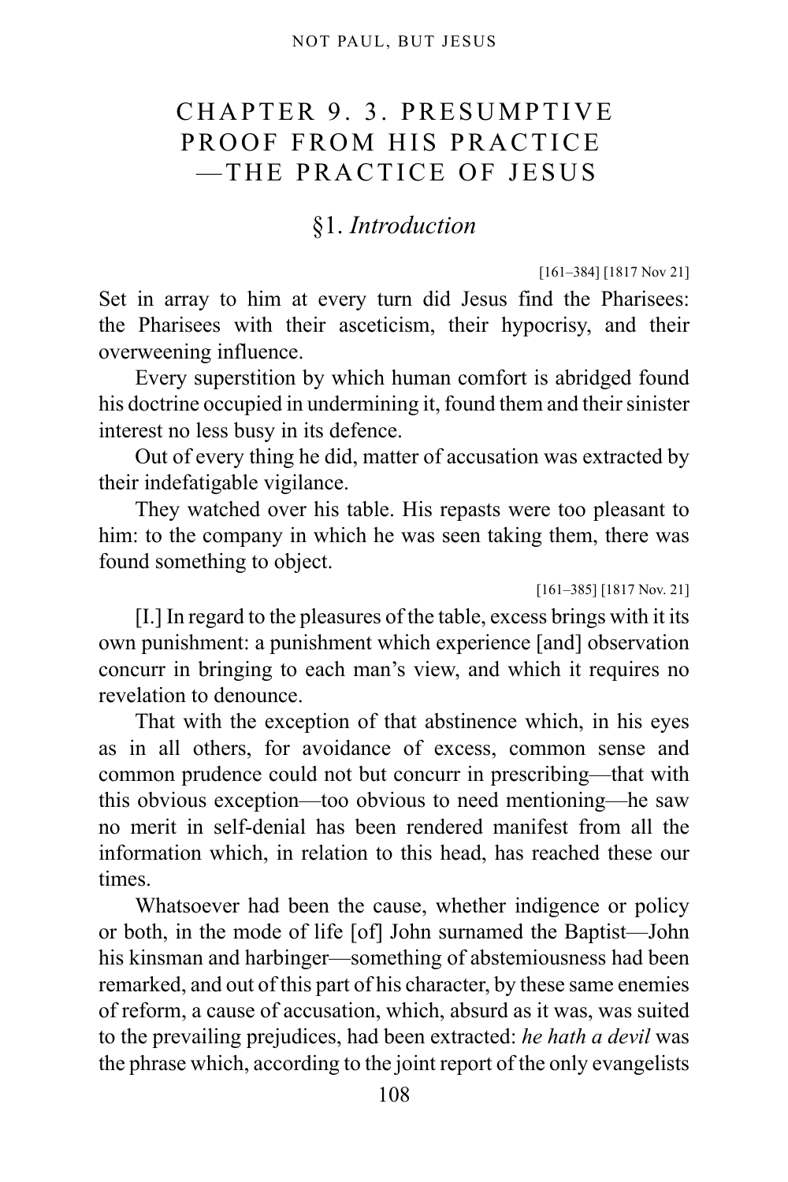# CHAPTER 9. 3. PRESUMPTIVE PROOF FROM HIS PRACTICE —THE PRACTICE OF JESUS

## §1. *Introduction*

[161–384] [1817 Nov 21]

Set in array to him at every turn did Jesus find the Pharisees: the Pharisees with their asceticism, their hypocrisy, and their overweening influence.

Every superstition by which human comfort is abridged found his doctrine occupied in undermining it, found them and their sinister interest no less busy in its defence.

Out of every thing he did, matter of accusation was extracted by their indefatigable vigilance.

They watched over his table. His repasts were too pleasant to him: to the company in which he was seen taking them, there was found something to object.

[161–385] [1817 Nov. 21]

[I.] In regard to the pleasures of the table, excess brings with it its own punishment: a punishment which experience [and] observation concurr in bringing to each man's view, and which it requires no revelation to denounce.

That with the exception of that abstinence which, in his eyes as in all others, for avoidance of excess, common sense and common prudence could not but concurr in prescribing—that with this obvious exception—too obvious to need mentioning—he saw no merit in self-denial has been rendered manifest from all the information which, in relation to this head, has reached these our times.

Whatsoever had been the cause, whether indigence or policy or both, in the mode of life [of] John surnamed the Baptist—John his kinsman and harbinger—something of abstemiousness had been remarked, and out of this part of his character, by these same enemies of reform, a cause of accusation, which, absurd as it was, was suited to the prevailing prejudices, had been extracted: *he hath a devil* was the phrase which, according to the joint report of the only evangelists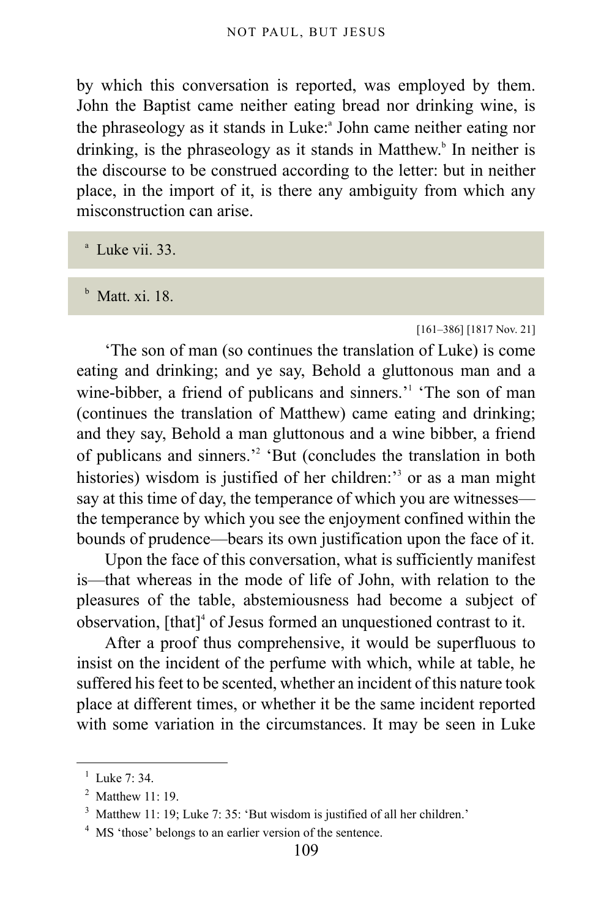by which this conversation is reported, was employed by them. John the Baptist came neither eating bread nor drinking wine, is the phraseology as it stands in Luke:[a] John came neither eating nor drinking, is the phraseology as it stands in Matthew.[b] In neither is the discourse to be construed according to the letter: but in neither place, in the import of it, is there any ambiguity from which any misconstruction can arise.

[a] Luke vii. 33.

[b] Matt. xi. 18.

[161–386] [1817 Nov. 21]

'The son of man (so continues the translation of Luke) is come eating and drinking; and ye say, Behold a gluttonous man and a wine-bibber, a friend of publicans and sinners.'[1] 'The son of man (continues the translation of Matthew) came eating and drinking; and they say, Behold a man gluttonous and a wine bibber, a friend of publicans and sinners.'[2] 'But (concludes the translation in both histories) wisdom is justified of her children:'[3] or as a man might say at this time of day, the temperance of which you are witnesses—the temperance by which you see the enjoyment confined within the bounds of prudence—bears its own justification upon the face of it.

Upon the face of this conversation, what is sufficiently manifest is—that whereas in the mode of life of John, with relation to the pleasures of the table, abstemiousness had become a subject of observation, [that][4] of Jesus formed an unquestioned contrast to it.

After a proof thus comprehensive, it would be superfluous to insist on the incident of the perfume with which, while at table, he suffered his feet to be scented, whether an incident of this nature took place at different times, or whether it be the same incident reported with some variation in the circumstances. It may be seen in Luke

---

[1] Luke 7: 34.

[2] Matthew 11: 19.

[3] Matthew 11: 19; Luke 7: 35: 'But wisdom is justified of all her children.'

[4] MS 'those' belongs to an earlier version of the sentence.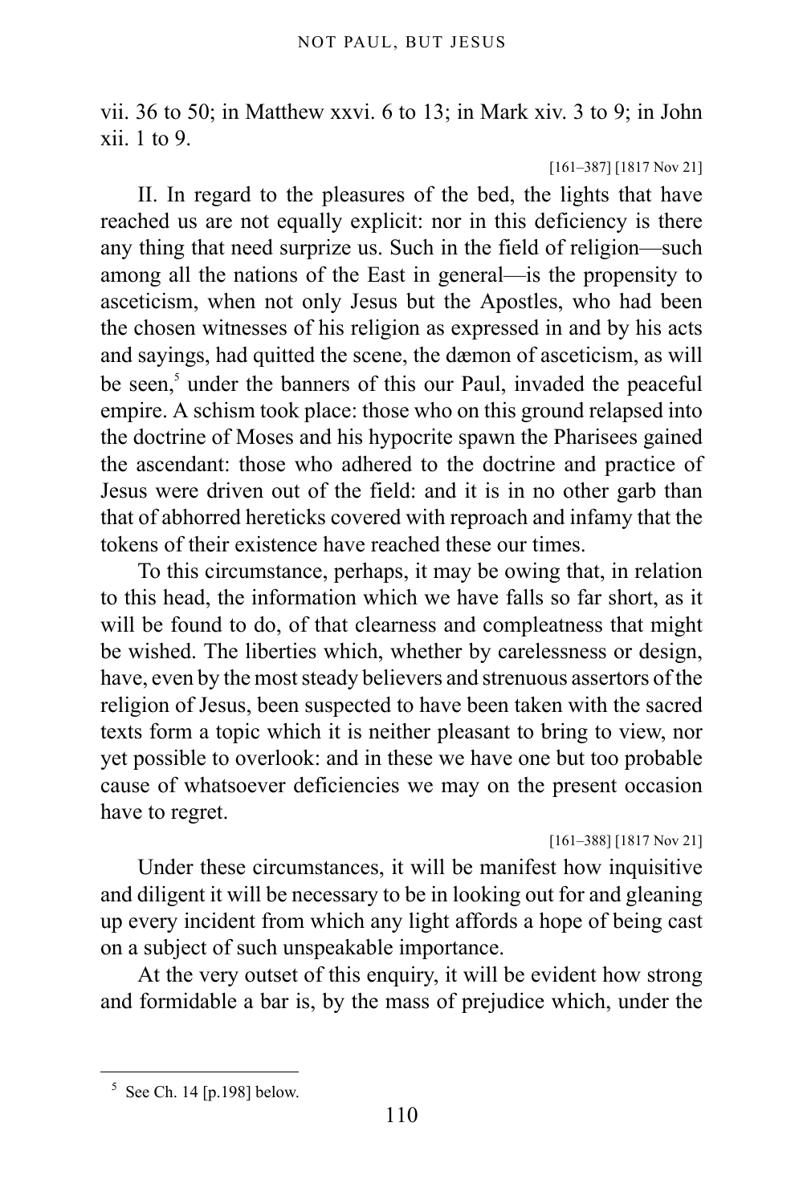vii. 36 to 50; in Matthew xxvi. 6 to 13; in Mark xiv. 3 to 9; in John xii. 1 to 9.

[161–387] [1817 Nov 21]

II. In regard to the pleasures of the bed, the lights that have reached us are not equally explicit: nor in this deficiency is there any thing that need surprize us. Such in the field of religion—such among all the nations of the East in general—is the propensity to asceticism, when not only Jesus but the Apostles, who had been the chosen witnesses of his religion as expressed in and by his acts and sayings, had quitted the scene, the dæmon of asceticism, as will be seen,[5] under the banners of this our Paul, invaded the peaceful empire. A schism took place: those who on this ground relapsed into the doctrine of Moses and his hypocrite spawn the Pharisees gained the ascendant: those who adhered to the doctrine and practice of Jesus were driven out of the field: and it is in no other garb than that of abhorred hereticks covered with reproach and infamy that the tokens of their existence have reached these our times.

To this circumstance, perhaps, it may be owing that, in relation to this head, the information which we have falls so far short, as it will be found to do, of that clearness and compleatness that might be wished. The liberties which, whether by carelessness or design, have, even by the most steady believers and strenuous assertors of the religion of Jesus, been suspected to have been taken with the sacred texts form a topic which it is neither pleasant to bring to view, nor yet possible to overlook: and in these we have one but too probable cause of whatsoever deficiencies we may on the present occasion have to regret.

[161–388] [1817 Nov 21]

Under these circumstances, it will be manifest how inquisitive and diligent it will be necessary to be in looking out for and gleaning up every incident from which any light affords a hope of being cast on a subject of such unspeakable importance.

At the very outset of this enquiry, it will be evident how strong and formidable a bar is, by the mass of prejudice which, under the

[5] See Ch. 14 [p.198] below.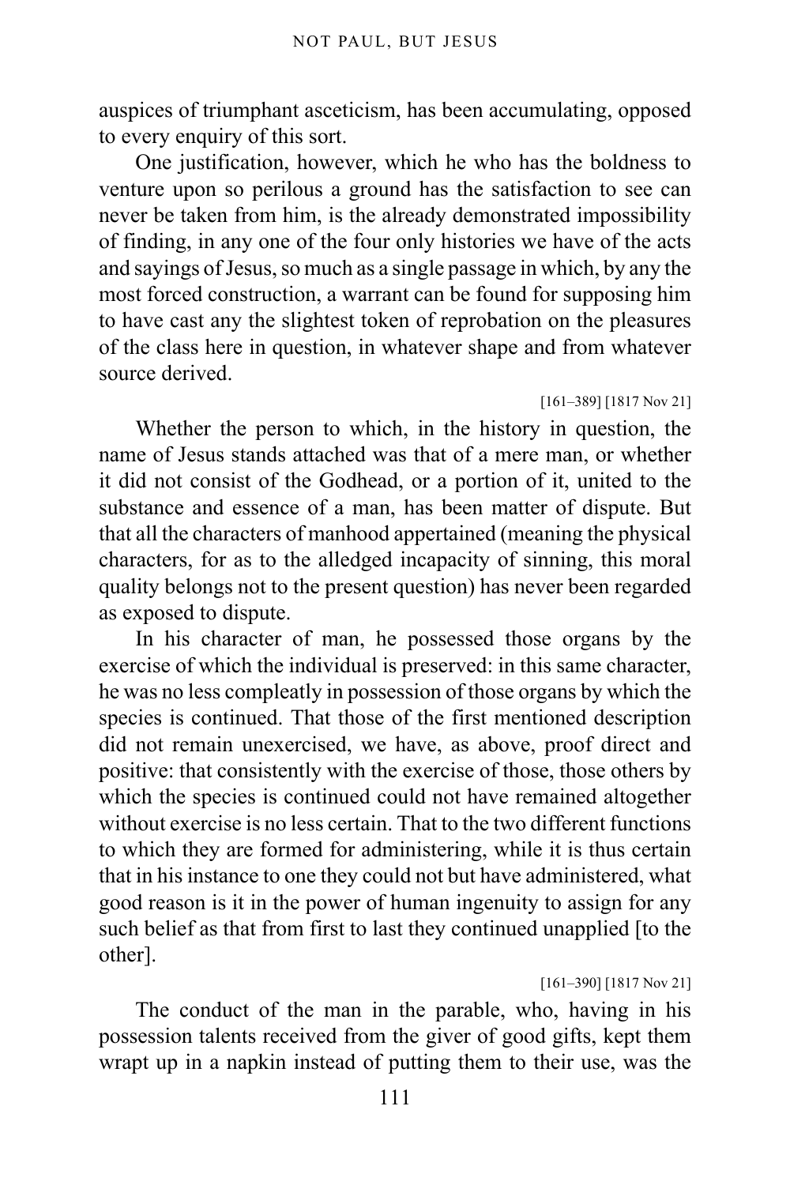auspices of triumphant asceticism, has been accumulating, opposed to every enquiry of this sort.

One justification, however, which he who has the boldness to venture upon so perilous a ground has the satisfaction to see can never be taken from him, is the already demonstrated impossibility of finding, in any one of the four only histories we have of the acts and sayings of Jesus, so much as a single passage in which, by any the most forced construction, a warrant can be found for supposing him to have cast any the slightest token of reprobation on the pleasures of the class here in question, in whatever shape and from whatever source derived.

[161–389] [1817 Nov 21]

Whether the person to which, in the history in question, the name of Jesus stands attached was that of a mere man, or whether it did not consist of the Godhead, or a portion of it, united to the substance and essence of a man, has been matter of dispute. But that all the characters of manhood appertained (meaning the physical characters, for as to the alledged incapacity of sinning, this moral quality belongs not to the present question) has never been regarded as exposed to dispute.

In his character of man, he possessed those organs by the exercise of which the individual is preserved: in this same character, he was no less compleatly in possession of those organs by which the species is continued. That those of the first mentioned description did not remain unexercised, we have, as above, proof direct and positive: that consistently with the exercise of those, those others by which the species is continued could not have remained altogether without exercise is no less certain. That to the two different functions to which they are formed for administering, while it is thus certain that in his instance to one they could not but have administered, what good reason is it in the power of human ingenuity to assign for any such belief as that from first to last they continued unapplied [to the other].

[161–390] [1817 Nov 21]

The conduct of the man in the parable, who, having in his possession talents received from the giver of good gifts, kept them wrapt up in a napkin instead of putting them to their use, was the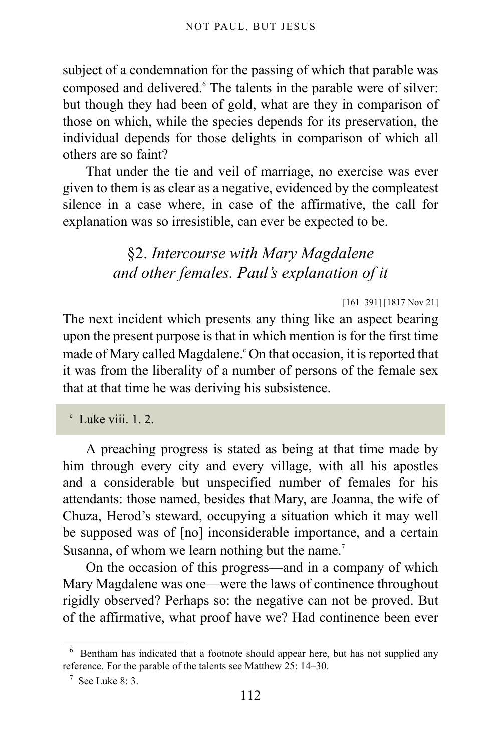subject of a condemnation for the passing of which that parable was composed and delivered.[6] The talents in the parable were of silver: but though they had been of gold, what are they in comparison of those on which, while the species depends for its preservation, the individual depends for those delights in comparison of which all others are so faint?

That under the tie and veil of marriage, no exercise was ever given to them is as clear as a negative, evidenced by the compleatest silence in a case where, in case of the affirmative, the call for explanation was so irresistible, can ever be expected to be.

## §2. *Intercourse with Mary Magdalene and other females. Paul's explanation of it*

[161–391] [1817 Nov 21]

The next incident which presents any thing like an aspect bearing upon the present purpose is that in which mention is for the first time made of Mary called Magdalene.[c] On that occasion, it is reported that it was from the liberality of a number of persons of the female sex that at that time he was deriving his subsistence.

[c] Luke viii. 1. 2.

A preaching progress is stated as being at that time made by him through every city and every village, with all his apostles and a considerable but unspecified number of females for his attendants: those named, besides that Mary, are Joanna, the wife of Chuza, Herod's steward, occupying a situation which it may well be supposed was of [no] inconsiderable importance, and a certain Susanna, of whom we learn nothing but the name.[7]

On the occasion of this progress—and in a company of which Mary Magdalene was one—were the laws of continence throughout rigidly observed? Perhaps so: the negative can not be proved. But of the affirmative, what proof have we? Had continence been ever

---

[6] Bentham has indicated that a footnote should appear here, but has not supplied any reference. For the parable of the talents see Matthew 25: 14–30.

[7] See Luke 8: 3.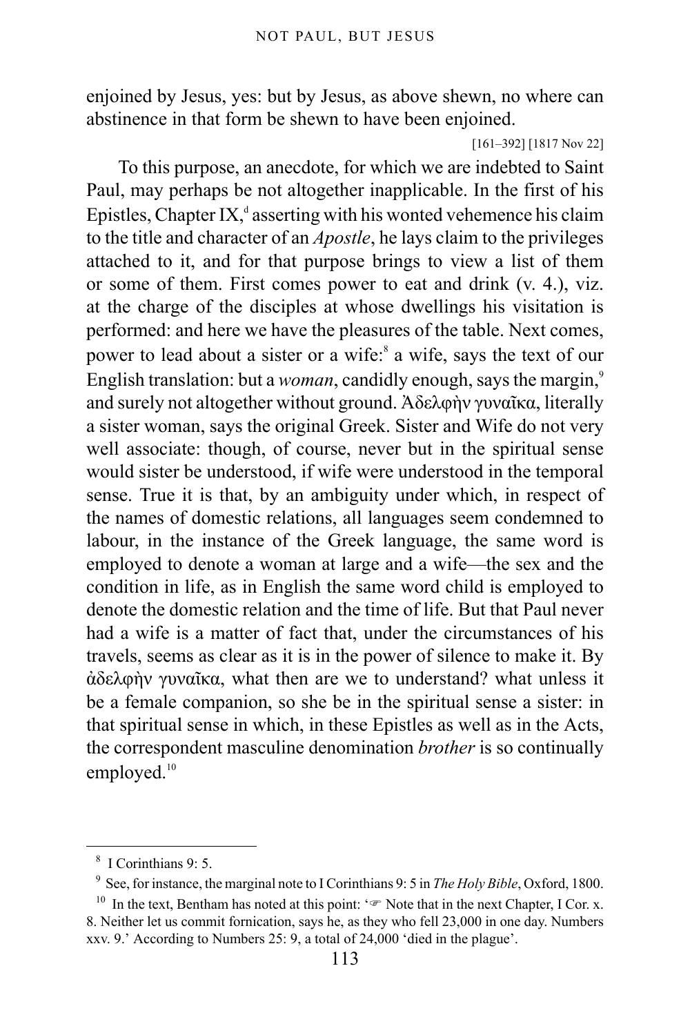enjoined by Jesus, yes: but by Jesus, as above shewn, no where can abstinence in that form be shewn to have been enjoined.

[161–392] [1817 Nov 22]

To this purpose, an anecdote, for which we are indebted to Saint Paul, may perhaps be not altogether inapplicable. In the first of his Epistles, Chapter IX,[d] asserting with his wonted vehemence his claim to the title and character of an *Apostle*, he lays claim to the privileges attached to it, and for that purpose brings to view a list of them or some of them. First comes power to eat and drink (v. 4.), viz. at the charge of the disciples at whose dwellings his visitation is performed: and here we have the pleasures of the table. Next comes, power to lead about a sister or a wife:[8] a wife, says the text of our English translation: but a *woman*, candidly enough, says the margin,[9] and surely not altogether without ground. Ἀδελφὴν γυναῖκα, literally a sister woman, says the original Greek. Sister and Wife do not very well associate: though, of course, never but in the spiritual sense would sister be understood, if wife were understood in the temporal sense. True it is that, by an ambiguity under which, in respect of the names of domestic relations, all languages seem condemned to labour, in the instance of the Greek language, the same word is employed to denote a woman at large and a wife—the sex and the condition in life, as in English the same word child is employed to denote the domestic relation and the time of life. But that Paul never had a wife is a matter of fact that, under the circumstances of his travels, seems as clear as it is in the power of silence to make it. By ἀδελφὴν γυναῖκα, what then are we to understand? what unless it be a female companion, so she be in the spiritual sense a sister: in that spiritual sense in which, in these Epistles as well as in the Acts, the correspondent masculine denomination *brother* is so continually employed.[10]

---

[8] I Corinthians 9: 5.

[9] See, for instance, the marginal note to I Corinthians 9: 5 in *The Holy Bible*, Oxford, 1800.

[10] In the text, Bentham has noted at this point: '☞ Note that in the next Chapter, I Cor. x. 8. Neither let us commit fornication, says he, as they who fell 23,000 in one day. Numbers xxv. 9.' According to Numbers 25: 9, a total of 24,000 'died in the plague'.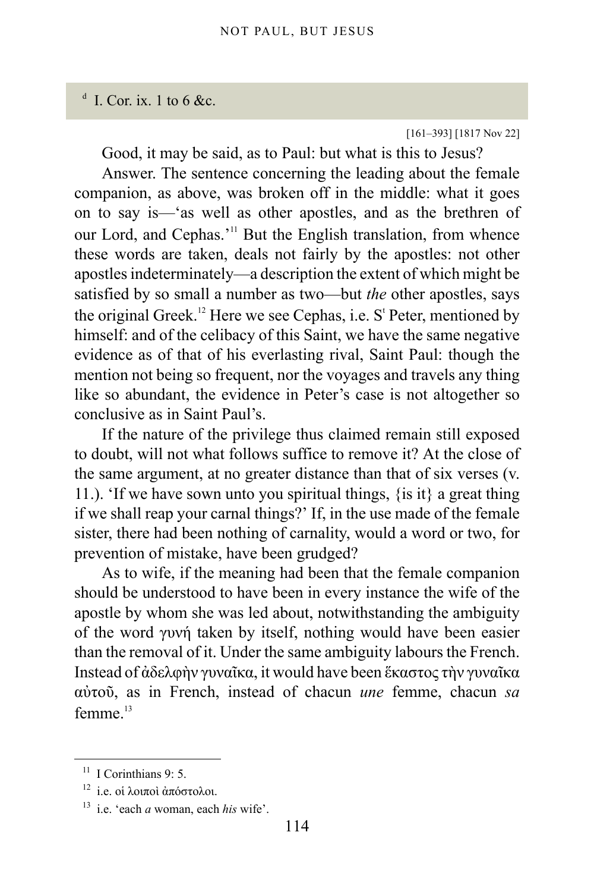[d] I. Cor. ix. 1 to 6 &c.

[161–393] [1817 Nov 22]

Good, it may be said, as to Paul: but what is this to Jesus?

Answer. The sentence concerning the leading about the female companion, as above, was broken off in the middle: what it goes on to say is—'as well as other apostles, and as the brethren of our Lord, and Cephas.'[11] But the English translation, from whence these words are taken, deals not fairly by the apostles: not other apostles indeterminately—a description the extent of which might be satisfied by so small a number as two—but *the* other apostles, says the original Greek.[12] Here we see Cephas, i.e. S[t] Peter, mentioned by himself: and of the celibacy of this Saint, we have the same negative evidence as of that of his everlasting rival, Saint Paul: though the mention not being so frequent, nor the voyages and travels any thing like so abundant, the evidence in Peter's case is not altogether so conclusive as in Saint Paul's.

If the nature of the privilege thus claimed remain still exposed to doubt, will not what follows suffice to remove it? At the close of the same argument, at no greater distance than that of six verses (v. 11.). 'If we have sown unto you spiritual things, {is it} a great thing if we shall reap your carnal things?' If, in the use made of the female sister, there had been nothing of carnality, would a word or two, for prevention of mistake, have been grudged?

As to wife, if the meaning had been that the female companion should be understood to have been in every instance the wife of the apostle by whom she was led about, notwithstanding the ambiguity of the word γυνή taken by itself, nothing would have been easier than the removal of it. Under the same ambiguity labours the French. Instead of ἀδελφὴν γυναῖκα, it would have been ἕκαστος τὴν γυναῖκα αὐτοῦ, as in French, instead of chacun *une* femme, chacun *sa* femme.[13]

---

[11] I Corinthians 9: 5.

[12] i.e. οἱ λοιποὶ ἀπόστολοι.

[13] i.e. 'each *a* woman, each *his* wife'.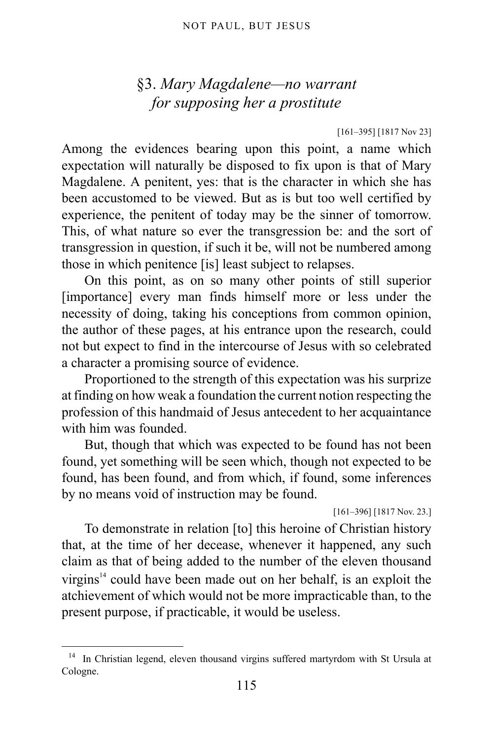## §3. *Mary Magdalene—no warrant for supposing her a prostitute*

[161–395] [1817 Nov 23]

Among the evidences bearing upon this point, a name which expectation will naturally be disposed to fix upon is that of Mary Magdalene. A penitent, yes: that is the character in which she has been accustomed to be viewed. But as is but too well certified by experience, the penitent of today may be the sinner of tomorrow. This, of what nature so ever the transgression be: and the sort of transgression in question, if such it be, will not be numbered among those in which penitence [is] least subject to relapses.

On this point, as on so many other points of still superior [importance] every man finds himself more or less under the necessity of doing, taking his conceptions from common opinion, the author of these pages, at his entrance upon the research, could not but expect to find in the intercourse of Jesus with so celebrated a character a promising source of evidence.

Proportioned to the strength of this expectation was his surprize at finding on how weak a foundation the current notion respecting the profession of this handmaid of Jesus antecedent to her acquaintance with him was founded.

But, though that which was expected to be found has not been found, yet something will be seen which, though not expected to be found, has been found, and from which, if found, some inferences by no means void of instruction may be found.

[161–396] [1817 Nov. 23.]

To demonstrate in relation [to] this heroine of Christian history that, at the time of her decease, whenever it happened, any such claim as that of being added to the number of the eleven thousand virgins[14] could have been made out on her behalf, is an exploit the atchievement of which would not be more impracticable than, to the present purpose, if practicable, it would be useless.

[14] In Christian legend, eleven thousand virgins suffered martyrdom with St Ursula at Cologne.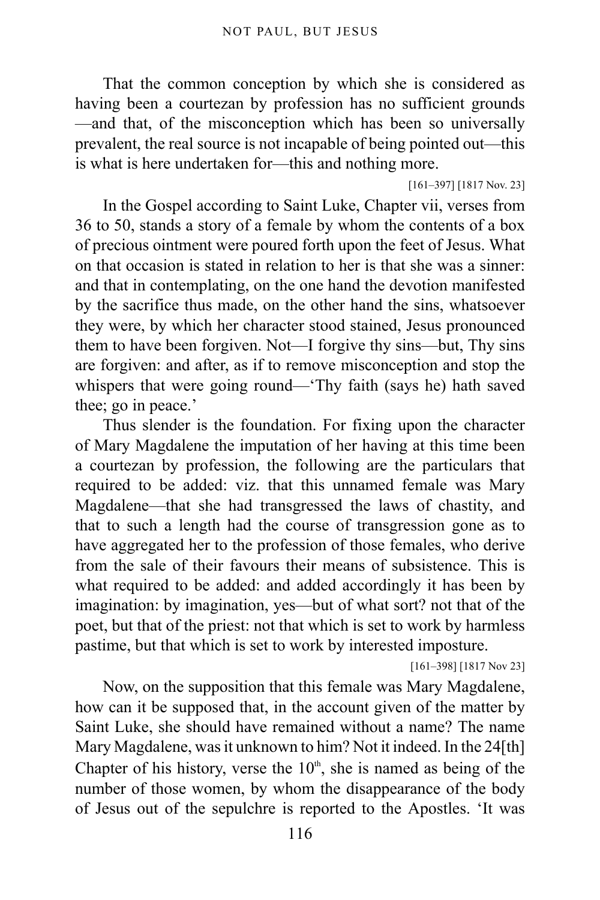That the common conception by which she is considered as having been a courtezan by profession has no sufficient grounds —and that, of the misconception which has been so universally prevalent, the real source is not incapable of being pointed out—this is what is here undertaken for—this and nothing more.

[161–397] [1817 Nov. 23]

In the Gospel according to Saint Luke, Chapter vii, verses from 36 to 50, stands a story of a female by whom the contents of a box of precious ointment were poured forth upon the feet of Jesus. What on that occasion is stated in relation to her is that she was a sinner: and that in contemplating, on the one hand the devotion manifested by the sacrifice thus made, on the other hand the sins, whatsoever they were, by which her character stood stained, Jesus pronounced them to have been forgiven. Not—I forgive thy sins—but, Thy sins are forgiven: and after, as if to remove misconception and stop the whispers that were going round—'Thy faith (says he) hath saved thee; go in peace.'

Thus slender is the foundation. For fixing upon the character of Mary Magdalene the imputation of her having at this time been a courtezan by profession, the following are the particulars that required to be added: viz. that this unnamed female was Mary Magdalene—that she had transgressed the laws of chastity, and that to such a length had the course of transgression gone as to have aggregated her to the profession of those females, who derive from the sale of their favours their means of subsistence. This is what required to be added: and added accordingly it has been by imagination: by imagination, yes—but of what sort? not that of the poet, but that of the priest: not that which is set to work by harmless pastime, but that which is set to work by interested imposture.

[161–398] [1817 Nov 23]

Now, on the supposition that this female was Mary Magdalene, how can it be supposed that, in the account given of the matter by Saint Luke, she should have remained without a name? The name Mary Magdalene, was it unknown to him? Not it indeed. In the 24[th] Chapter of his history, verse the 10th, she is named as being of the number of those women, by whom the disappearance of the body of Jesus out of the sepulchre is reported to the Apostles. 'It was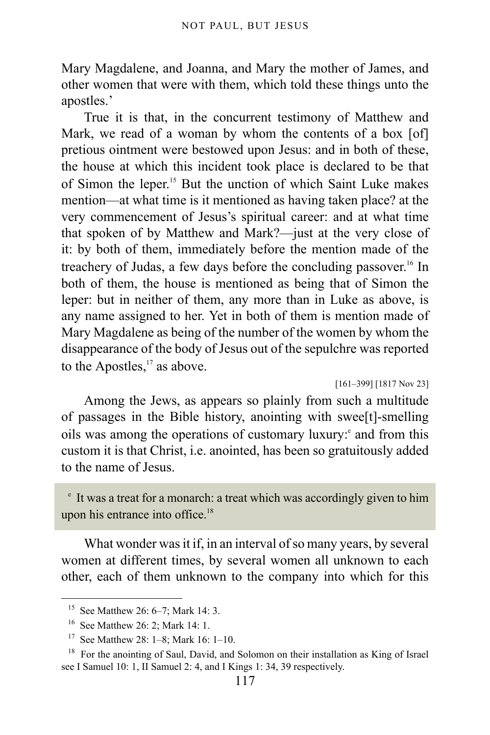Mary Magdalene, and Joanna, and Mary the mother of James, and other women that were with them, which told these things unto the apostles.'

True it is that, in the concurrent testimony of Matthew and Mark, we read of a woman by whom the contents of a box [of] pretious ointment were bestowed upon Jesus: and in both of these, the house at which this incident took place is declared to be that of Simon the leper.[15] But the unction of which Saint Luke makes mention—at what time is it mentioned as having taken place? at the very commencement of Jesus's spiritual career: and at what time that spoken of by Matthew and Mark?—just at the very close of it: by both of them, immediately before the mention made of the treachery of Judas, a few days before the concluding passover.[16] In both of them, the house is mentioned as being that of Simon the leper: but in neither of them, any more than in Luke as above, is any name assigned to her. Yet in both of them is mention made of Mary Magdalene as being of the number of the women by whom the disappearance of the body of Jesus out of the sepulchre was reported to the Apostles,[17] as above.

[161–399] [1817 Nov 23]

Among the Jews, as appears so plainly from such a multitude of passages in the Bible history, anointing with swee[t]-smelling oils was among the operations of customary luxury:[e] and from this custom it is that Christ, i.e. anointed, has been so gratuitously added to the name of Jesus.

[e] It was a treat for a monarch: a treat which was accordingly given to him upon his entrance into office.[18]

What wonder was it if, in an interval of so many years, by several women at different times, by several women all unknown to each other, each of them unknown to the company into which for this

---

[15] See Matthew 26: 6–7; Mark 14: 3.

[16] See Matthew 26: 2; Mark 14: 1.

[17] See Matthew 28: 1–8; Mark 16: 1–10.

[18] For the anointing of Saul, David, and Solomon on their installation as King of Israel see I Samuel 10: 1, II Samuel 2: 4, and I Kings 1: 34, 39 respectively.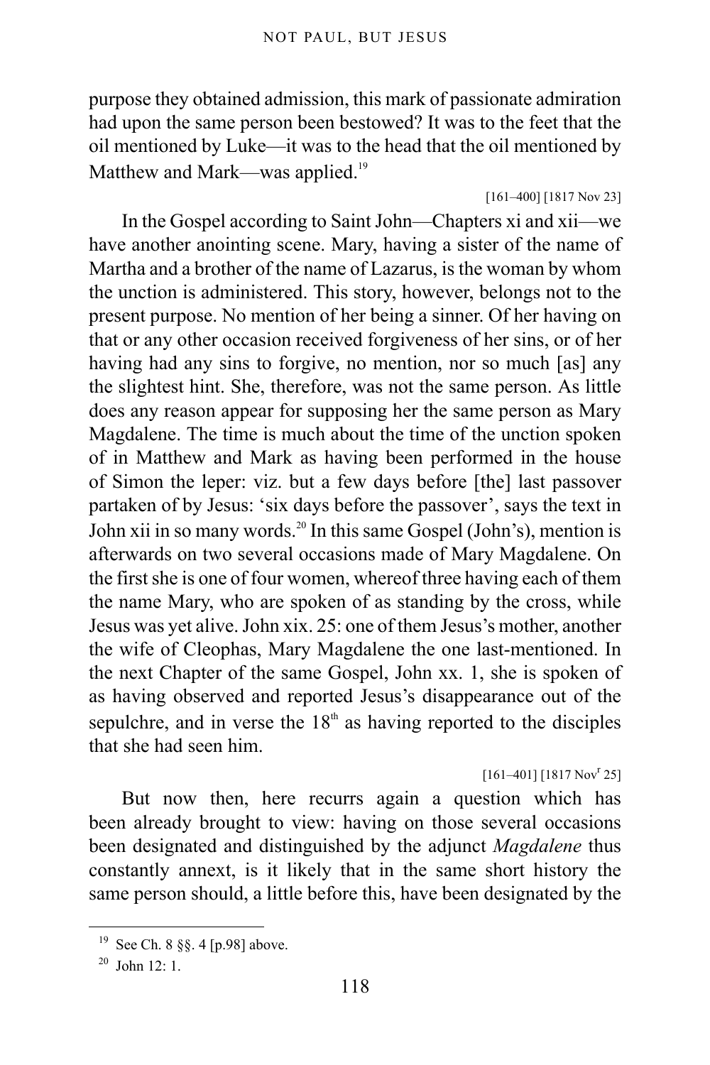purpose they obtained admission, this mark of passionate admiration had upon the same person been bestowed? It was to the feet that the oil mentioned by Luke—it was to the head that the oil mentioned by Matthew and Mark—was applied.[19]

[161–400] [1817 Nov 23]

In the Gospel according to Saint John—Chapters xi and xii—we have another anointing scene. Mary, having a sister of the name of Martha and a brother of the name of Lazarus, is the woman by whom the unction is administered. This story, however, belongs not to the present purpose. No mention of her being a sinner. Of her having on that or any other occasion received forgiveness of her sins, or of her having had any sins to forgive, no mention, nor so much [as] any the slightest hint. She, therefore, was not the same person. As little does any reason appear for supposing her the same person as Mary Magdalene. The time is much about the time of the unction spoken of in Matthew and Mark as having been performed in the house of Simon the leper: viz. but a few days before [the] last passover partaken of by Jesus: 'six days before the passover', says the text in John xii in so many words.[20] In this same Gospel (John's), mention is afterwards on two several occasions made of Mary Magdalene. On the first she is one of four women, whereof three having each of them the name Mary, who are spoken of as standing by the cross, while Jesus was yet alive. John xix. 25: one of them Jesus's mother, another the wife of Cleophas, Mary Magdalene the one last-mentioned. In the next Chapter of the same Gospel, John xx. 1, she is spoken of as having observed and reported Jesus's disappearance out of the sepulchre, and in verse the 18th as having reported to the disciples that she had seen him.

[161–401] [1817 Novr 25]

But now then, here recurrs again a question which has been already brought to view: having on those several occasions been designated and distinguished by the adjunct *Magdalene* thus constantly annext, is it likely that in the same short history the same person should, a little before this, have been designated by the

---

[19] See Ch. 8 §§. 4 [p.98] above.

[20] John 12: 1.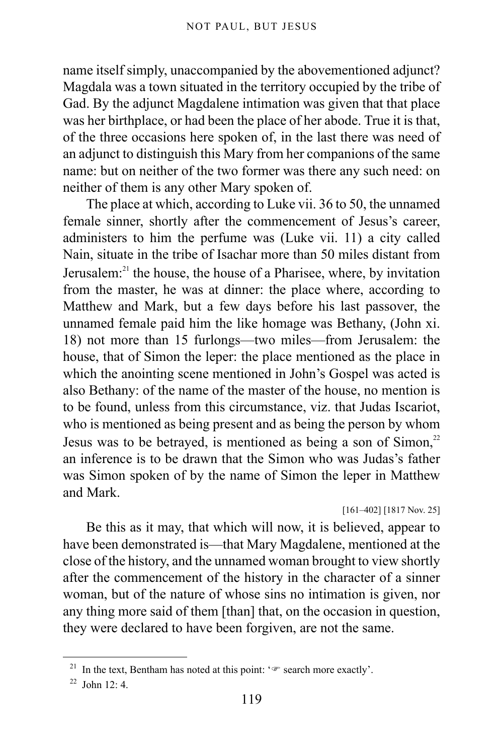name itself simply, unaccompanied by the abovementioned adjunct? Magdala was a town situated in the territory occupied by the tribe of Gad. By the adjunct Magdalene intimation was given that that place was her birthplace, or had been the place of her abode. True it is that, of the three occasions here spoken of, in the last there was need of an adjunct to distinguish this Mary from her companions of the same name: but on neither of the two former was there any such need: on neither of them is any other Mary spoken of.

The place at which, according to Luke vii. 36 to 50, the unnamed female sinner, shortly after the commencement of Jesus's career, administers to him the perfume was (Luke vii. 11) a city called Nain, situate in the tribe of Isachar more than 50 miles distant from Jerusalem:[21] the house, the house of a Pharisee, where, by invitation from the master, he was at dinner: the place where, according to Matthew and Mark, but a few days before his last passover, the unnamed female paid him the like homage was Bethany, (John xi. 18) not more than 15 furlongs—two miles—from Jerusalem: the house, that of Simon the leper: the place mentioned as the place in which the anointing scene mentioned in John's Gospel was acted is also Bethany: of the name of the master of the house, no mention is to be found, unless from this circumstance, viz. that Judas Iscariot, who is mentioned as being present and as being the person by whom Jesus was to be betrayed, is mentioned as being a son of Simon,[22] an inference is to be drawn that the Simon who was Judas's father was Simon spoken of by the name of Simon the leper in Matthew and Mark.

[161–402] [1817 Nov. 25]

Be this as it may, that which will now, it is believed, appear to have been demonstrated is—that Mary Magdalene, mentioned at the close of the history, and the unnamed woman brought to view shortly after the commencement of the history in the character of a sinner woman, but of the nature of whose sins no intimation is given, nor any thing more said of them [than] that, on the occasion in question, they were declared to have been forgiven, are not the same.

---

[21] In the text, Bentham has noted at this point: '☞ search more exactly'.

[22] John 12: 4.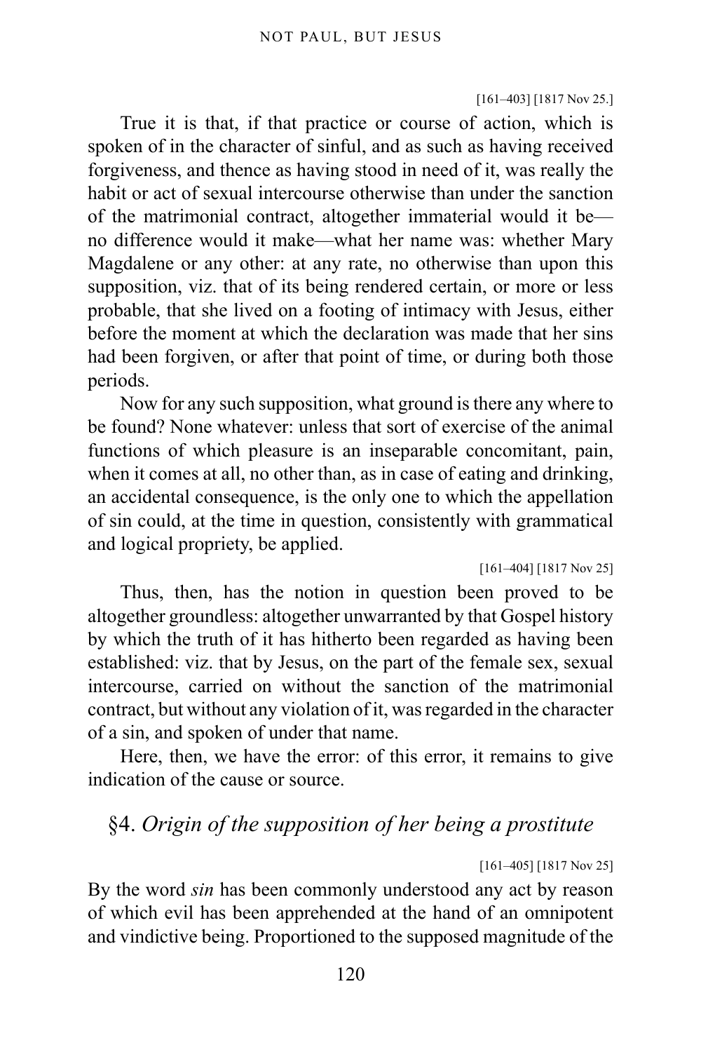[161–403] [1817 Nov 25.]

True it is that, if that practice or course of action, which is spoken of in the character of sinful, and as such as having received forgiveness, and thence as having stood in need of it, was really the habit or act of sexual intercourse otherwise than under the sanction of the matrimonial contract, altogether immaterial would it be—no difference would it make—what her name was: whether Mary Magdalene or any other: at any rate, no otherwise than upon this supposition, viz. that of its being rendered certain, or more or less probable, that she lived on a footing of intimacy with Jesus, either before the moment at which the declaration was made that her sins had been forgiven, or after that point of time, or during both those periods.

Now for any such supposition, what ground is there any where to be found? None whatever: unless that sort of exercise of the animal functions of which pleasure is an inseparable concomitant, pain, when it comes at all, no other than, as in case of eating and drinking, an accidental consequence, is the only one to which the appellation of sin could, at the time in question, consistently with grammatical and logical propriety, be applied.

[161–404] [1817 Nov 25]

Thus, then, has the notion in question been proved to be altogether groundless: altogether unwarranted by that Gospel history by which the truth of it has hitherto been regarded as having been established: viz. that by Jesus, on the part of the female sex, sexual intercourse, carried on without the sanction of the matrimonial contract, but without any violation of it, was regarded in the character of a sin, and spoken of under that name.

Here, then, we have the error: of this error, it remains to give indication of the cause or source.

## §4. *Origin of the supposition of her being a prostitute*

[161–405] [1817 Nov 25]

By the word *sin* has been commonly understood any act by reason of which evil has been apprehended at the hand of an omnipotent and vindictive being. Proportioned to the supposed magnitude of the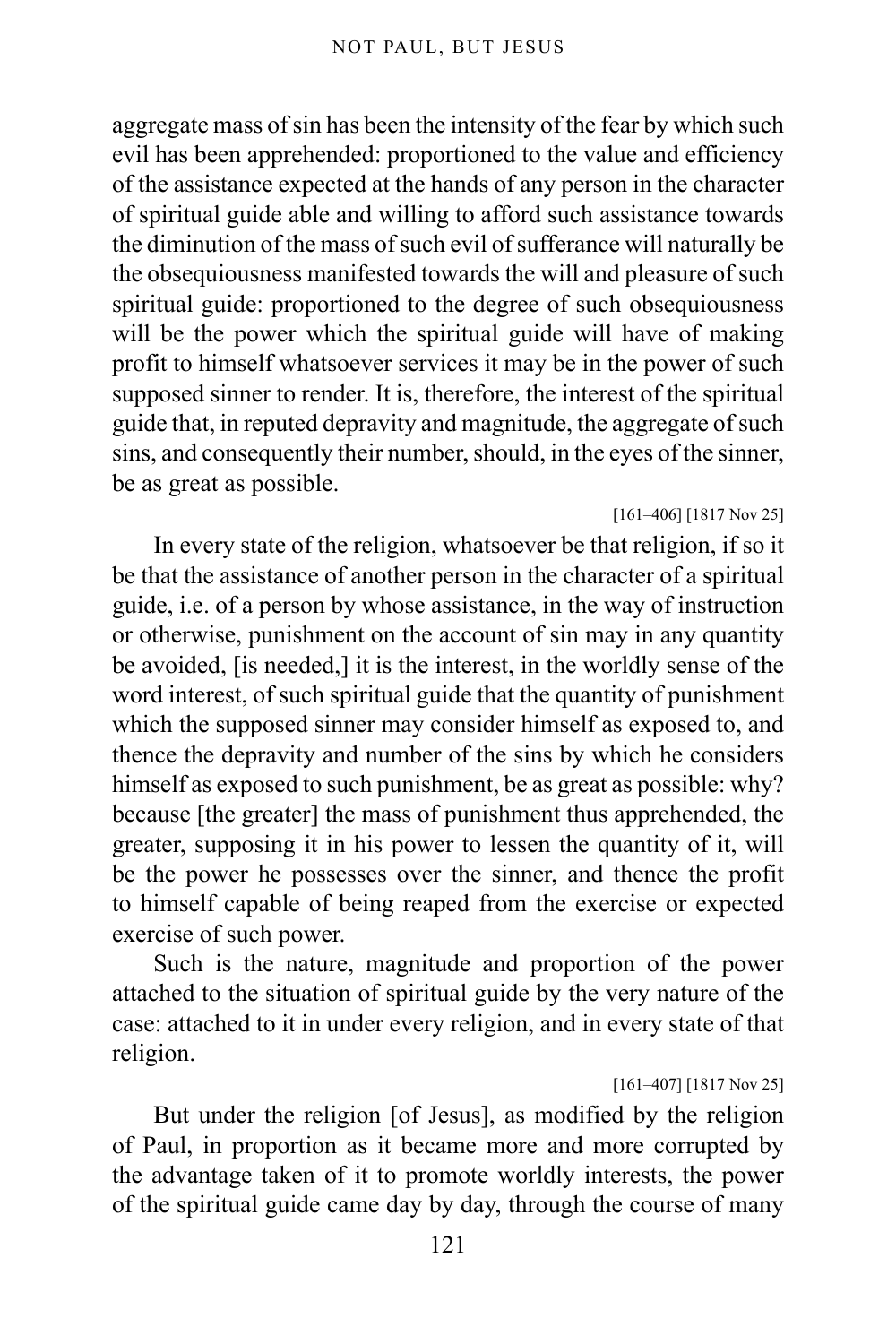aggregate mass of sin has been the intensity of the fear by which such evil has been apprehended: proportioned to the value and efficiency of the assistance expected at the hands of any person in the character of spiritual guide able and willing to afford such assistance towards the diminution of the mass of such evil of sufferance will naturally be the obsequiousness manifested towards the will and pleasure of such spiritual guide: proportioned to the degree of such obsequiousness will be the power which the spiritual guide will have of making profit to himself whatsoever services it may be in the power of such supposed sinner to render. It is, therefore, the interest of the spiritual guide that, in reputed depravity and magnitude, the aggregate of such sins, and consequently their number, should, in the eyes of the sinner, be as great as possible.

[161–406] [1817 Nov 25]

In every state of the religion, whatsoever be that religion, if so it be that the assistance of another person in the character of a spiritual guide, i.e. of a person by whose assistance, in the way of instruction or otherwise, punishment on the account of sin may in any quantity be avoided, [is needed,] it is the interest, in the worldly sense of the word interest, of such spiritual guide that the quantity of punishment which the supposed sinner may consider himself as exposed to, and thence the depravity and number of the sins by which he considers himself as exposed to such punishment, be as great as possible: why? because [the greater] the mass of punishment thus apprehended, the greater, supposing it in his power to lessen the quantity of it, will be the power he possesses over the sinner, and thence the profit to himself capable of being reaped from the exercise or expected exercise of such power.

Such is the nature, magnitude and proportion of the power attached to the situation of spiritual guide by the very nature of the case: attached to it in under every religion, and in every state of that religion.

[161–407] [1817 Nov 25]

But under the religion [of Jesus], as modified by the religion of Paul, in proportion as it became more and more corrupted by the advantage taken of it to promote worldly interests, the power of the spiritual guide came day by day, through the course of many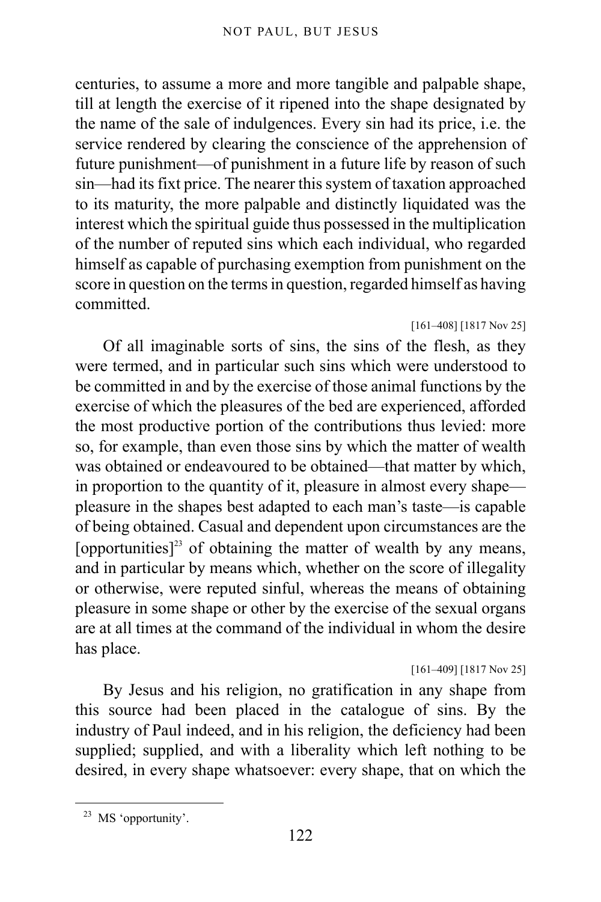centuries, to assume a more and more tangible and palpable shape, till at length the exercise of it ripened into the shape designated by the name of the sale of indulgences. Every sin had its price, i.e. the service rendered by clearing the conscience of the apprehension of future punishment—of punishment in a future life by reason of such sin—had its fixt price. The nearer this system of taxation approached to its maturity, the more palpable and distinctly liquidated was the interest which the spiritual guide thus possessed in the multiplication of the number of reputed sins which each individual, who regarded himself as capable of purchasing exemption from punishment on the score in question on the terms in question, regarded himself as having committed.

[161–408] [1817 Nov 25]

Of all imaginable sorts of sins, the sins of the flesh, as they were termed, and in particular such sins which were understood to be committed in and by the exercise of those animal functions by the exercise of which the pleasures of the bed are experienced, afforded the most productive portion of the contributions thus levied: more so, for example, than even those sins by which the matter of wealth was obtained or endeavoured to be obtained—that matter by which, in proportion to the quantity of it, pleasure in almost every shape—pleasure in the shapes best adapted to each man's taste—is capable of being obtained. Casual and dependent upon circumstances are the [opportunities][23] of obtaining the matter of wealth by any means, and in particular by means which, whether on the score of illegality or otherwise, were reputed sinful, whereas the means of obtaining pleasure in some shape or other by the exercise of the sexual organs are at all times at the command of the individual in whom the desire has place.

[161–409] [1817 Nov 25]

By Jesus and his religion, no gratification in any shape from this source had been placed in the catalogue of sins. By the industry of Paul indeed, and in his religion, the deficiency had been supplied; supplied, and with a liberality which left nothing to be desired, in every shape whatsoever: every shape, that on which the

[23] MS 'opportunity'.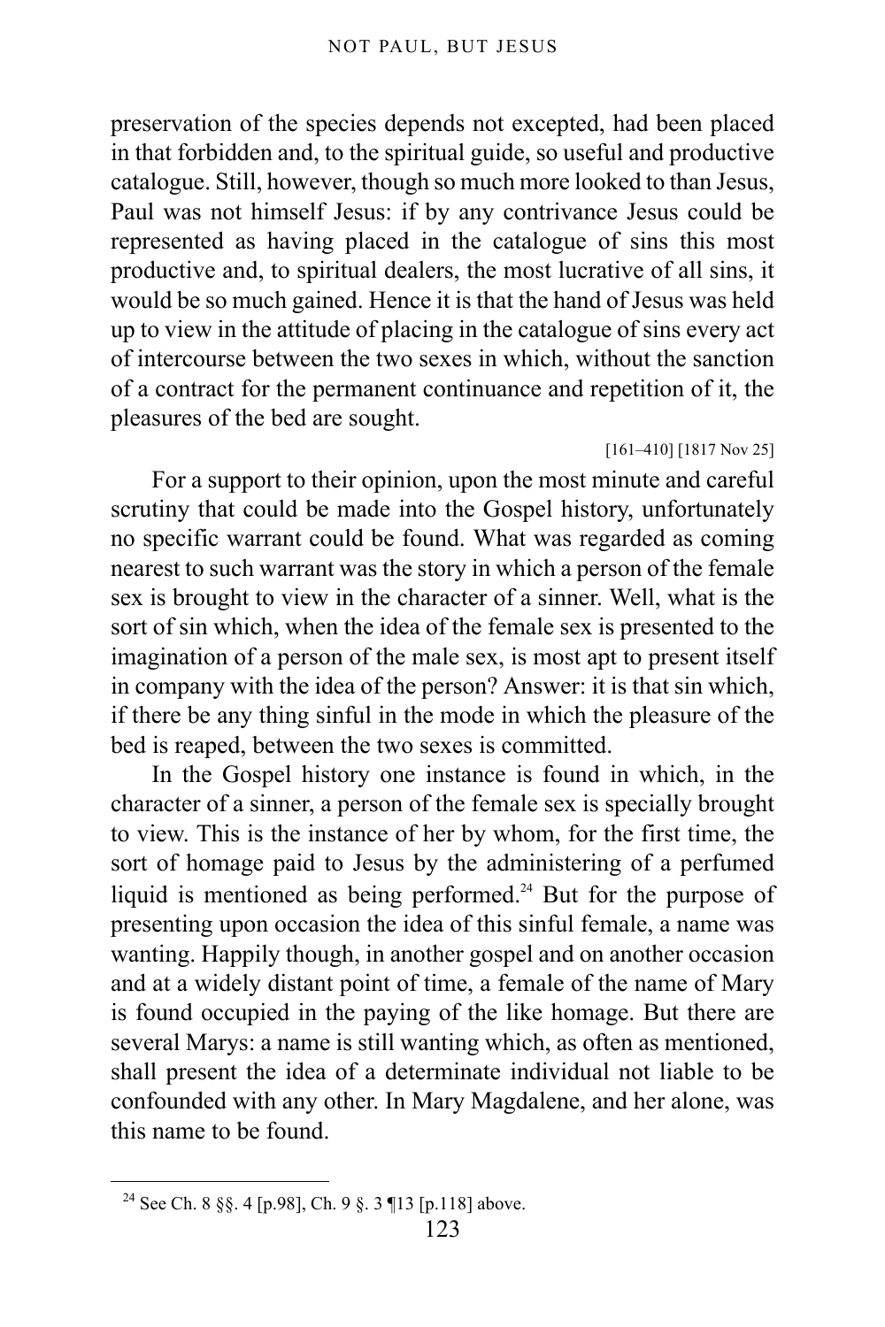preservation of the species depends not excepted, had been placed in that forbidden and, to the spiritual guide, so useful and productive catalogue. Still, however, though so much more looked to than Jesus, Paul was not himself Jesus: if by any contrivance Jesus could be represented as having placed in the catalogue of sins this most productive and, to spiritual dealers, the most lucrative of all sins, it would be so much gained. Hence it is that the hand of Jesus was held up to view in the attitude of placing in the catalogue of sins every act of intercourse between the two sexes in which, without the sanction of a contract for the permanent continuance and repetition of it, the pleasures of the bed are sought.

[161–410] [1817 Nov 25]

For a support to their opinion, upon the most minute and careful scrutiny that could be made into the Gospel history, unfortunately no specific warrant could be found. What was regarded as coming nearest to such warrant was the story in which a person of the female sex is brought to view in the character of a sinner. Well, what is the sort of sin which, when the idea of the female sex is presented to the imagination of a person of the male sex, is most apt to present itself in company with the idea of the person? Answer: it is that sin which, if there be any thing sinful in the mode in which the pleasure of the bed is reaped, between the two sexes is committed.

In the Gospel history one instance is found in which, in the character of a sinner, a person of the female sex is specially brought to view. This is the instance of her by whom, for the first time, the sort of homage paid to Jesus by the administering of a perfumed liquid is mentioned as being performed.[24] But for the purpose of presenting upon occasion the idea of this sinful female, a name was wanting. Happily though, in another gospel and on another occasion and at a widely distant point of time, a female of the name of Mary is found occupied in the paying of the like homage. But there are several Marys: a name is still wanting which, as often as mentioned, shall present the idea of a determinate individual not liable to be confounded with any other. In Mary Magdalene, and her alone, was this name to be found.

[24] See Ch. 8 §§. 4 [p.98], Ch. 9 §. 3 ¶13 [p.118] above.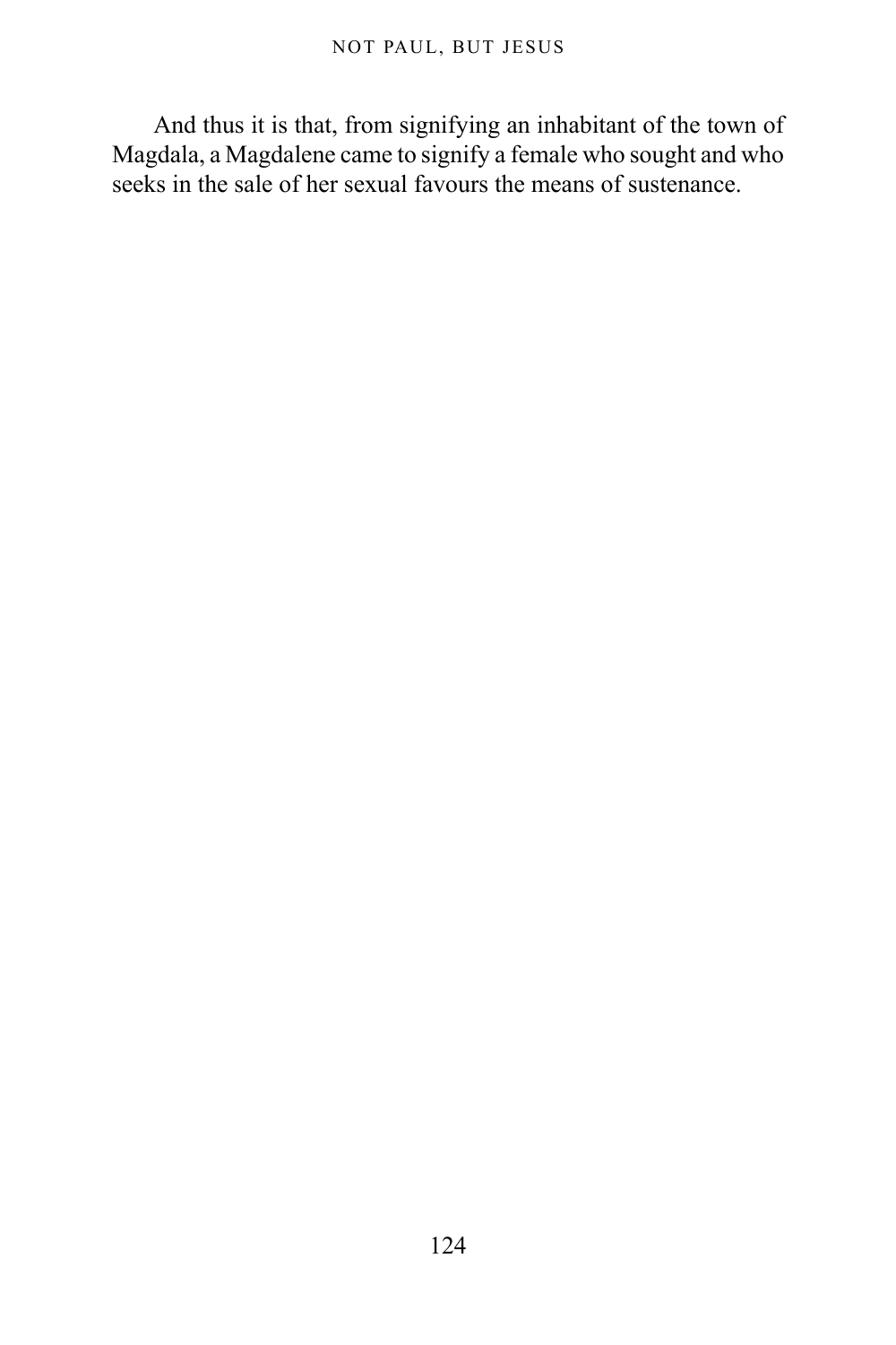And thus it is that, from signifying an inhabitant of the town of Magdala, a Magdalene came to signify a female who sought and who seeks in the sale of her sexual favours the means of sustenance.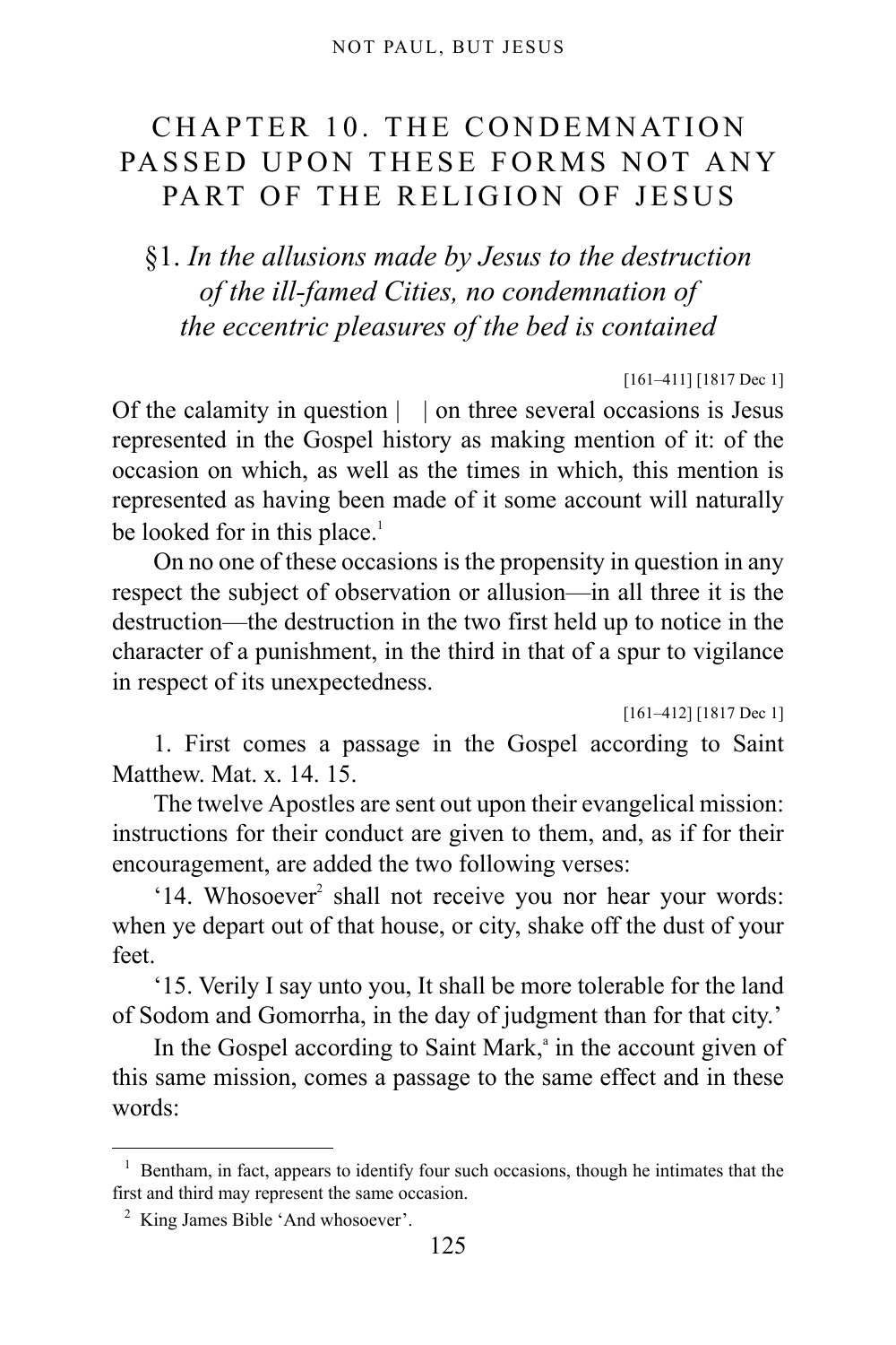# CHAPTER 10. THE CONDEMNATION PASSED UPON THESE FORMS NOT ANY PART OF THE RELIGION OF JESUS

## §1. *In the allusions made by Jesus to the destruction of the ill-famed Cities, no condemnation of the eccentric pleasures of the bed is contained*

[161–411] [1817 Dec 1]

Of the calamity in question |   | on three several occasions is Jesus represented in the Gospel history as making mention of it: of the occasion on which, as well as the times in which, this mention is represented as having been made of it some account will naturally be looked for in this place.[1]

On no one of these occasions is the propensity in question in any respect the subject of observation or allusion—in all three it is the destruction—the destruction in the two first held up to notice in the character of a punishment, in the third in that of a spur to vigilance in respect of its unexpectedness.

[161–412] [1817 Dec 1]

1. First comes a passage in the Gospel according to Saint Matthew. Mat. x. 14. 15.

The twelve Apostles are sent out upon their evangelical mission: instructions for their conduct are given to them, and, as if for their encouragement, are added the two following verses:

'14. Whosoever[2] shall not receive you nor hear your words: when ye depart out of that house, or city, shake off the dust of your feet.

'15. Verily I say unto you, It shall be more tolerable for the land of Sodom and Gomorrha, in the day of judgment than for that city.'

In the Gospel according to Saint Mark,[a] in the account given of this same mission, comes a passage to the same effect and in these words:

---

[1] Bentham, in fact, appears to identify four such occasions, though he intimates that the first and third may represent the same occasion.

[2] King James Bible 'And whosoever'.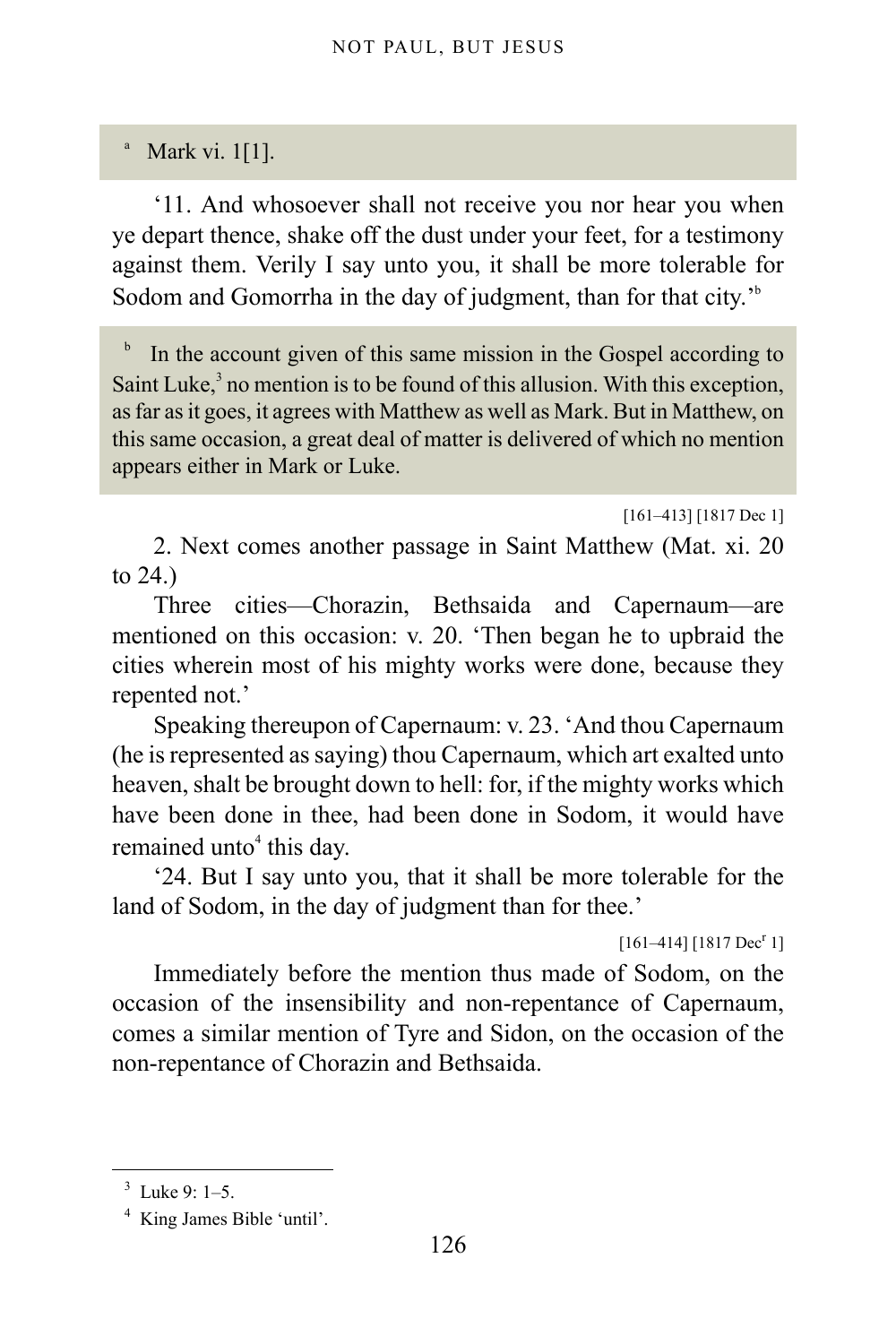[a] Mark vi. 1[1].

'11. And whosoever shall not receive you nor hear you when ye depart thence, shake off the dust under your feet, for a testimony against them. Verily I say unto you, it shall be more tolerable for Sodom and Gomorrha in the day of judgment, than for that city.'[b]

[b] In the account given of this same mission in the Gospel according to Saint Luke,[3] no mention is to be found of this allusion. With this exception, as far as it goes, it agrees with Matthew as well as Mark. But in Matthew, on this same occasion, a great deal of matter is delivered of which no mention appears either in Mark or Luke.

[161–413] [1817 Dec 1]

2. Next comes another passage in Saint Matthew (Mat. xi. 20 to 24.)

Three cities—Chorazin, Bethsaida and Capernaum—are mentioned on this occasion: v. 20. 'Then began he to upbraid the cities wherein most of his mighty works were done, because they repented not.'

Speaking thereupon of Capernaum: v. 23. 'And thou Capernaum (he is represented as saying) thou Capernaum, which art exalted unto heaven, shalt be brought down to hell: for, if the mighty works which have been done in thee, had been done in Sodom, it would have remained unto[4] this day.

'24. But I say unto you, that it shall be more tolerable for the land of Sodom, in the day of judgment than for thee.'

[161–414] [1817 Dec[r] 1]

Immediately before the mention thus made of Sodom, on the occasion of the insensibility and non-repentance of Capernaum, comes a similar mention of Tyre and Sidon, on the occasion of the non-repentance of Chorazin and Bethsaida.

---

[3] Luke 9: 1–5.

[4] King James Bible 'until'.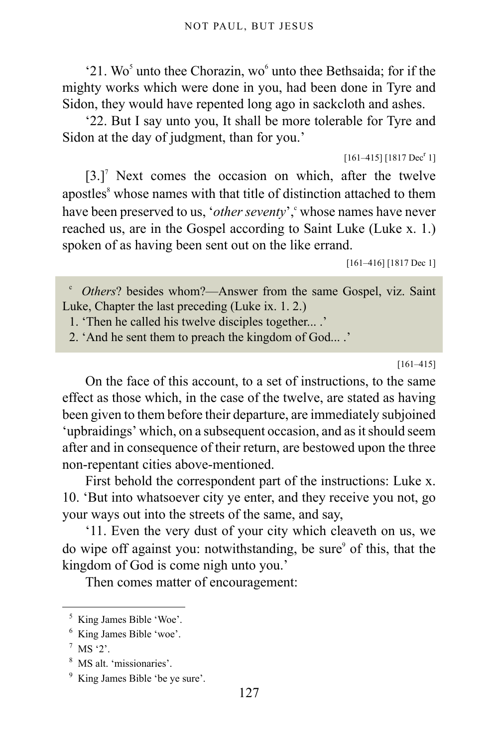'21. Wo[5] unto thee Chorazin, wo[6] unto thee Bethsaida; for if the mighty works which were done in you, had been done in Tyre and Sidon, they would have repented long ago in sackcloth and ashes.

'22. But I say unto you, It shall be more tolerable for Tyre and Sidon at the day of judgment, than for you.'

[161–415] [1817 Dec[r] 1]

[3.][7] Next comes the occasion on which, after the twelve apostles[8] whose names with that title of distinction attached to them have been preserved to us, '*other seventy*',[c] whose names have never reached us, are in the Gospel according to Saint Luke (Luke x. 1.) spoken of as having been sent out on the like errand.

[161–416] [1817 Dec 1]

[c] *Others*? besides whom?—Answer from the same Gospel, viz. Saint Luke, Chapter the last preceding (Luke ix. 1. 2.)
1. 'Then he called his twelve disciples together... .'
2. 'And he sent them to preach the kingdom of God... .'

[161–415]

On the face of this account, to a set of instructions, to the same effect as those which, in the case of the twelve, are stated as having been given to them before their departure, are immediately subjoined 'upbraidings' which, on a subsequent occasion, and as it should seem after and in consequence of their return, are bestowed upon the three non-repentant cities above-mentioned.

First behold the correspondent part of the instructions: Luke x. 10. 'But into whatsoever city ye enter, and they receive you not, go your ways out into the streets of the same, and say,

'11. Even the very dust of your city which cleaveth on us, we do wipe off against you: notwithstanding, be sure[9] of this, that the kingdom of God is come nigh unto you.'

Then comes matter of encouragement:

---

[5] King James Bible 'Woe'.

[6] King James Bible 'woe'.

[7] MS '2'.

[8] MS alt. 'missionaries'.

[9] King James Bible 'be ye sure'.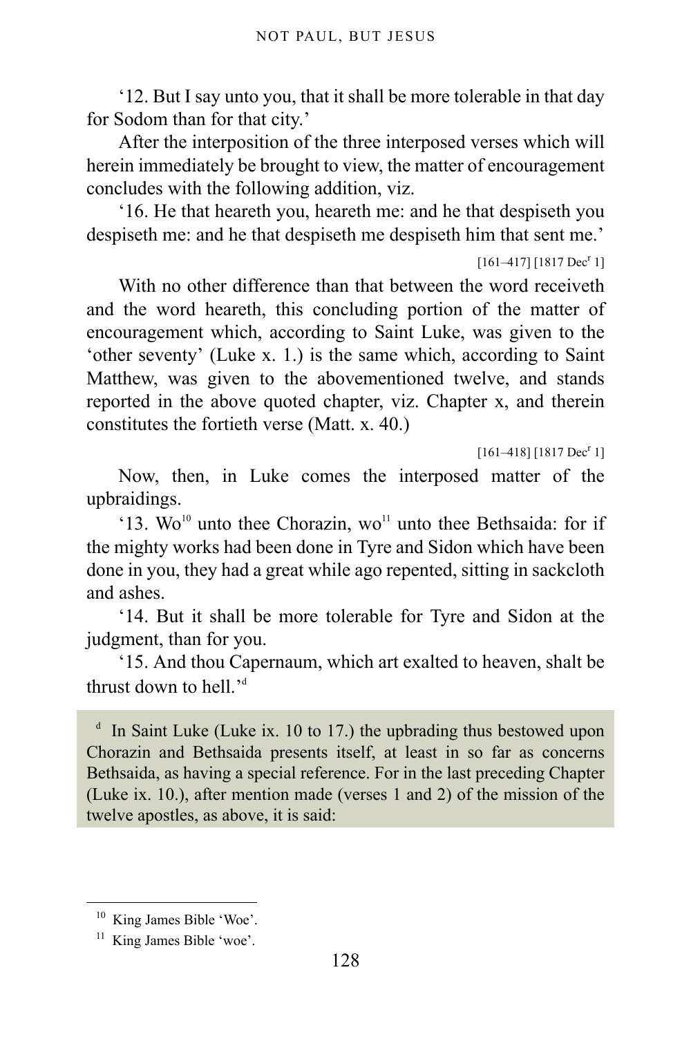'12. But I say unto you, that it shall be more tolerable in that day for Sodom than for that city.'

After the interposition of the three interposed verses which will herein immediately be brought to view, the matter of encouragement concludes with the following addition, viz.

'16. He that heareth you, heareth me: and he that despiseth you despiseth me: and he that despiseth me despiseth him that sent me.'

[161–417] [1817 Dec[r] 1]

With no other difference than that between the word receiveth and the word heareth, this concluding portion of the matter of encouragement which, according to Saint Luke, was given to the 'other seventy' (Luke x. 1.) is the same which, according to Saint Matthew, was given to the abovementioned twelve, and stands reported in the above quoted chapter, viz. Chapter x, and therein constitutes the fortieth verse (Matt. x. 40.)

[161–418] [1817 Dec[r] 1]

Now, then, in Luke comes the interposed matter of the upbraidings.

'13. Wo[10] unto thee Chorazin, wo[11] unto thee Bethsaida: for if the mighty works had been done in Tyre and Sidon which have been done in you, they had a great while ago repented, sitting in sackcloth and ashes.

'14. But it shall be more tolerable for Tyre and Sidon at the judgment, than for you.

'15. And thou Capernaum, which art exalted to heaven, shalt be thrust down to hell.'[d]

[d] In Saint Luke (Luke ix. 10 to 17.) the upbrading thus bestowed upon Chorazin and Bethsaida presents itself, at least in so far as concerns Bethsaida, as having a special reference. For in the last preceding Chapter (Luke ix. 10.), after mention made (verses 1 and 2) of the mission of the twelve apostles, as above, it is said:

[10] King James Bible 'Woe'.

[11] King James Bible 'woe'.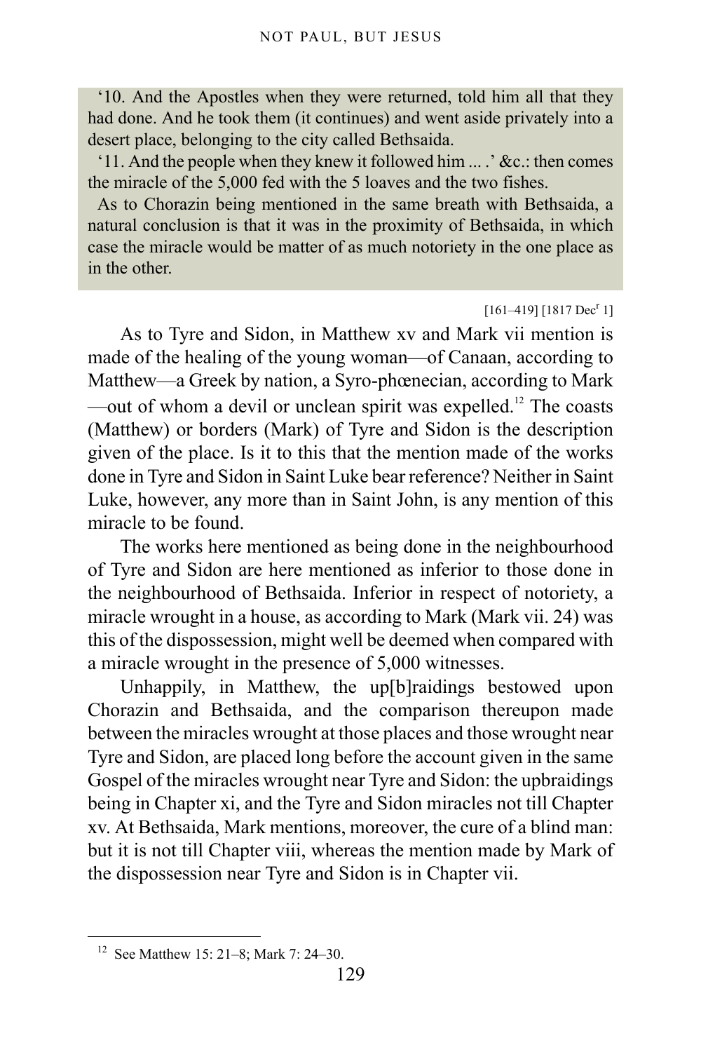'10. And the Apostles when they were returned, told him all that they had done. And he took them (it continues) and went aside privately into a desert place, belonging to the city called Bethsaida.

'11. And the people when they knew it followed him ... .' &c.: then comes the miracle of the 5,000 fed with the 5 loaves and the two fishes.

As to Chorazin being mentioned in the same breath with Bethsaida, a natural conclusion is that it was in the proximity of Bethsaida, in which case the miracle would be matter of as much notoriety in the one place as in the other.

[161–419] [1817 Dec[r] 1]

As to Tyre and Sidon, in Matthew xv and Mark vii mention is made of the healing of the young woman—of Canaan, according to Matthew—a Greek by nation, a Syro-phœnecian, according to Mark—out of whom a devil or unclean spirit was expelled.[12] The coasts (Matthew) or borders (Mark) of Tyre and Sidon is the description given of the place. Is it to this that the mention made of the works done in Tyre and Sidon in Saint Luke bear reference? Neither in Saint Luke, however, any more than in Saint John, is any mention of this miracle to be found.

The works here mentioned as being done in the neighbourhood of Tyre and Sidon are here mentioned as inferior to those done in the neighbourhood of Bethsaida. Inferior in respect of notoriety, a miracle wrought in a house, as according to Mark (Mark vii. 24) was this of the dispossession, might well be deemed when compared with a miracle wrought in the presence of 5,000 witnesses.

Unhappily, in Matthew, the up[b]raidings bestowed upon Chorazin and Bethsaida, and the comparison thereupon made between the miracles wrought at those places and those wrought near Tyre and Sidon, are placed long before the account given in the same Gospel of the miracles wrought near Tyre and Sidon: the upbraidings being in Chapter xi, and the Tyre and Sidon miracles not till Chapter xv. At Bethsaida, Mark mentions, moreover, the cure of a blind man: but it is not till Chapter viii, whereas the mention made by Mark of the dispossession near Tyre and Sidon is in Chapter vii.

---

[12] See Matthew 15: 21–8; Mark 7: 24–30.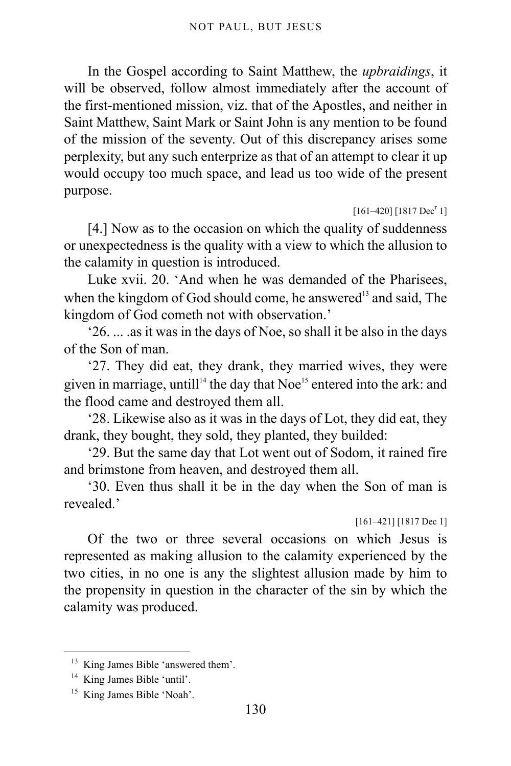In the Gospel according to Saint Matthew, the *upbraidings*, it will be observed, follow almost immediately after the account of the first-mentioned mission, viz. that of the Apostles, and neither in Saint Matthew, Saint Mark or Saint John is any mention to be found of the mission of the seventy. Out of this discrepancy arises some perplexity, but any such enterprize as that of an attempt to clear it up would occupy too much space, and lead us too wide of the present purpose.

[161–420] [1817 Dec[r] 1]

[4.] Now as to the occasion on which the quality of suddenness or unexpectedness is the quality with a view to which the allusion to the calamity in question is introduced.

Luke xvii. 20. 'And when he was demanded of the Pharisees, when the kingdom of God should come, he answered[13] and said, The kingdom of God cometh not with observation.'

'26. ... .as it was in the days of Noe, so shall it be also in the days of the Son of man.

'27. They did eat, they drank, they married wives, they were given in marriage, untill[14] the day that Noe[15] entered into the ark: and the flood came and destroyed them all.

'28. Likewise also as it was in the days of Lot, they did eat, they drank, they bought, they sold, they planted, they builded:

'29. But the same day that Lot went out of Sodom, it rained fire and brimstone from heaven, and destroyed them all.

'30. Even thus shall it be in the day when the Son of man is revealed.'

[161–421] [1817 Dec 1]

Of the two or three several occasions on which Jesus is represented as making allusion to the calamity experienced by the two cities, in no one is any the slightest allusion made by him to the propensity in question in the character of the sin by which the calamity was produced.

---

[13] King James Bible 'answered them'.

[14] King James Bible 'until'.

[15] King James Bible 'Noah'.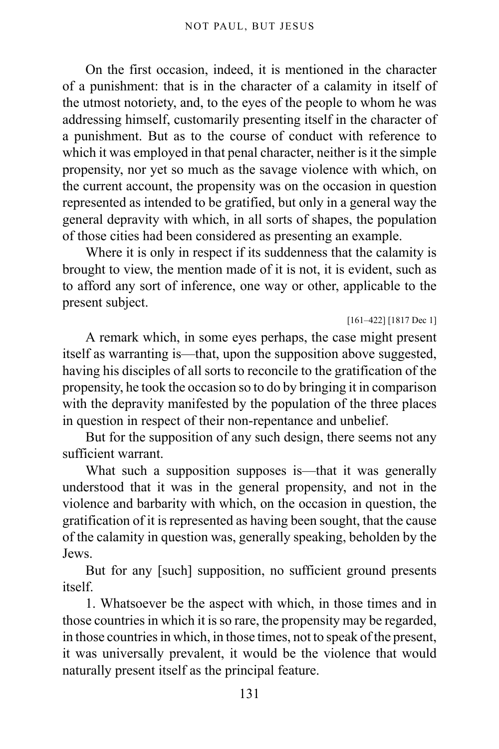On the first occasion, indeed, it is mentioned in the character of a punishment: that is in the character of a calamity in itself of the utmost notoriety, and, to the eyes of the people to whom he was addressing himself, customarily presenting itself in the character of a punishment. But as to the course of conduct with reference to which it was employed in that penal character, neither is it the simple propensity, nor yet so much as the savage violence with which, on the current account, the propensity was on the occasion in question represented as intended to be gratified, but only in a general way the general depravity with which, in all sorts of shapes, the population of those cities had been considered as presenting an example.

Where it is only in respect if its suddenness that the calamity is brought to view, the mention made of it is not, it is evident, such as to afford any sort of inference, one way or other, applicable to the present subject.

[161–422] [1817 Dec 1]

A remark which, in some eyes perhaps, the case might present itself as warranting is—that, upon the supposition above suggested, having his disciples of all sorts to reconcile to the gratification of the propensity, he took the occasion so to do by bringing it in comparison with the depravity manifested by the population of the three places in question in respect of their non-repentance and unbelief.

But for the supposition of any such design, there seems not any sufficient warrant.

What such a supposition supposes is—that it was generally understood that it was in the general propensity, and not in the violence and barbarity with which, on the occasion in question, the gratification of it is represented as having been sought, that the cause of the calamity in question was, generally speaking, beholden by the Jews.

But for any [such] supposition, no sufficient ground presents itself.

1. Whatsoever be the aspect with which, in those times and in those countries in which it is so rare, the propensity may be regarded, in those countries in which, in those times, not to speak of the present, it was universally prevalent, it would be the violence that would naturally present itself as the principal feature.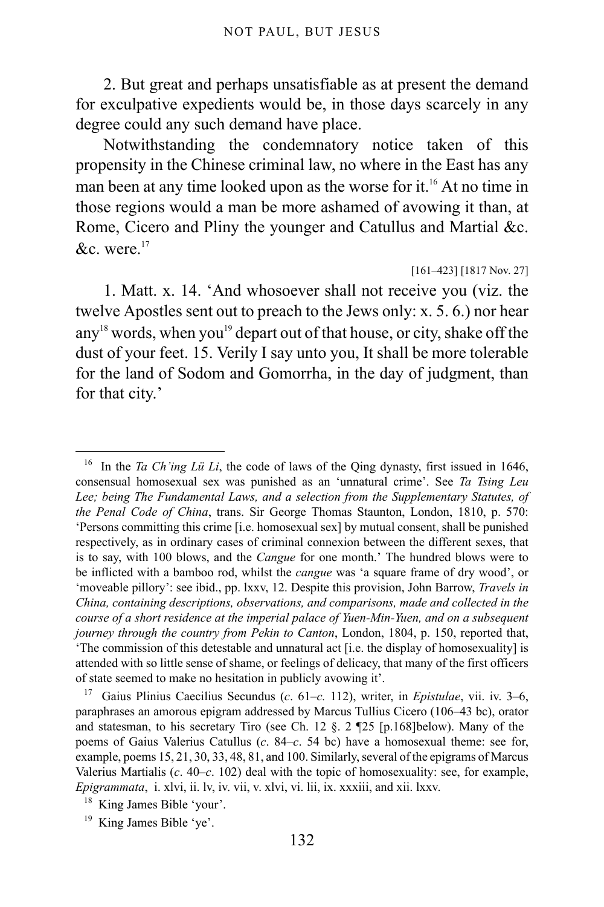2. But great and perhaps unsatisfiable as at present the demand for exculpative expedients would be, in those days scarcely in any degree could any such demand have place.

Notwithstanding the condemnatory notice taken of this propensity in the Chinese criminal law, no where in the East has any man been at any time looked upon as the worse for it.[16] At no time in those regions would a man be more ashamed of avowing it than, at Rome, Cicero and Pliny the younger and Catullus and Martial &c. &c. were.[17]

[161–423] [1817 Nov. 27]

1. Matt. x. 14. 'And whosoever shall not receive you (viz. the twelve Apostles sent out to preach to the Jews only: x. 5. 6.) nor hear any[18] words, when you[19] depart out of that house, or city, shake off the dust of your feet. 15. Verily I say unto you, It shall be more tolerable for the land of Sodom and Gomorrha, in the day of judgment, than for that city.'

---

[16] In the *Ta Ch'ing Lü Li*, the code of laws of the Qing dynasty, first issued in 1646, consensual homosexual sex was punished as an 'unnatural crime'. See *Ta Tsing Leu Lee; being The Fundamental Laws, and a selection from the Supplementary Statutes, of the Penal Code of China*, trans. Sir George Thomas Staunton, London, 1810, p. 570: 'Persons committing this crime [i.e. homosexual sex] by mutual consent, shall be punished respectively, as in ordinary cases of criminal connexion between the different sexes, that is to say, with 100 blows, and the *Cangue* for one month.' The hundred blows were to be inflicted with a bamboo rod, whilst the *cangue* was 'a square frame of dry wood', or 'moveable pillory': see ibid., pp. lxxv, 12. Despite this provision, John Barrow, *Travels in China, containing descriptions, observations, and comparisons, made and collected in the course of a short residence at the imperial palace of Yuen-Min-Yuen, and on a subsequent journey through the country from Pekin to Canton*, London, 1804, p. 150, reported that, 'The commission of this detestable and unnatural act [i.e. the display of homosexuality] is attended with so little sense of shame, or feelings of delicacy, that many of the first officers of state seemed to make no hesitation in publicly avowing it'.

[17] Gaius Plinius Caecilius Secundus (*c*. 61–*c.* 112), writer, in *Epistulae*, vii. iv. 3–6, paraphrases an amorous epigram addressed by Marcus Tullius Cicero (106–43 bc), orator and statesman, to his secretary Tiro (see Ch. 12 §. 2 ¶25 [p.168]below). Many of the poems of Gaius Valerius Catullus (*c*. 84–*c*. 54 bc) have a homosexual theme: see for, example, poems 15, 21, 30, 33, 48, 81, and 100. Similarly, several of the epigrams of Marcus Valerius Martialis (*c*. 40–*c*. 102) deal with the topic of homosexuality: see, for example, *Epigrammata*, i. xlvi, ii. lv, iv. vii, v. xlvi, vi. lii, ix. xxxiii, and xii. lxxv.

[18] King James Bible 'your'.

[19] King James Bible 'ye'.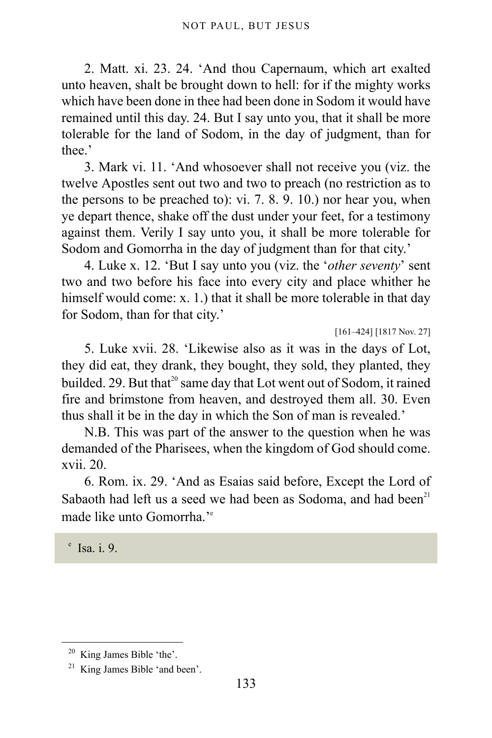2. Matt. xi. 23. 24. 'And thou Capernaum, which art exalted unto heaven, shalt be brought down to hell: for if the mighty works which have been done in thee had been done in Sodom it would have remained until this day. 24. But I say unto you, that it shall be more tolerable for the land of Sodom, in the day of judgment, than for thee.'

3. Mark vi. 11. 'And whosoever shall not receive you (viz. the twelve Apostles sent out two and two to preach (no restriction as to the persons to be preached to): vi. 7. 8. 9. 10.) nor hear you, when ye depart thence, shake off the dust under your feet, for a testimony against them. Verily I say unto you, it shall be more tolerable for Sodom and Gomorrha in the day of judgment than for that city.'

4. Luke x. 12. 'But I say unto you (viz. the '*other seventy*' sent two and two before his face into every city and place whither he himself would come: x. 1.) that it shall be more tolerable in that day for Sodom, than for that city.'

[161–424] [1817 Nov. 27]

5. Luke xvii. 28. 'Likewise also as it was in the days of Lot, they did eat, they drank, they bought, they sold, they planted, they builded. 29. But that[20] same day that Lot went out of Sodom, it rained fire and brimstone from heaven, and destroyed them all. 30. Even thus shall it be in the day in which the Son of man is revealed.'

N.B. This was part of the answer to the question when he was demanded of the Pharisees, when the kingdom of God should come. xvii. 20.

6. Rom. ix. 29. 'And as Esaias said before, Except the Lord of Sabaoth had left us a seed we had been as Sodoma, and had been[21] made like unto Gomorrha.'[e]

[e] Isa. i. 9.

[20] King James Bible 'the'.

[21] King James Bible 'and been'.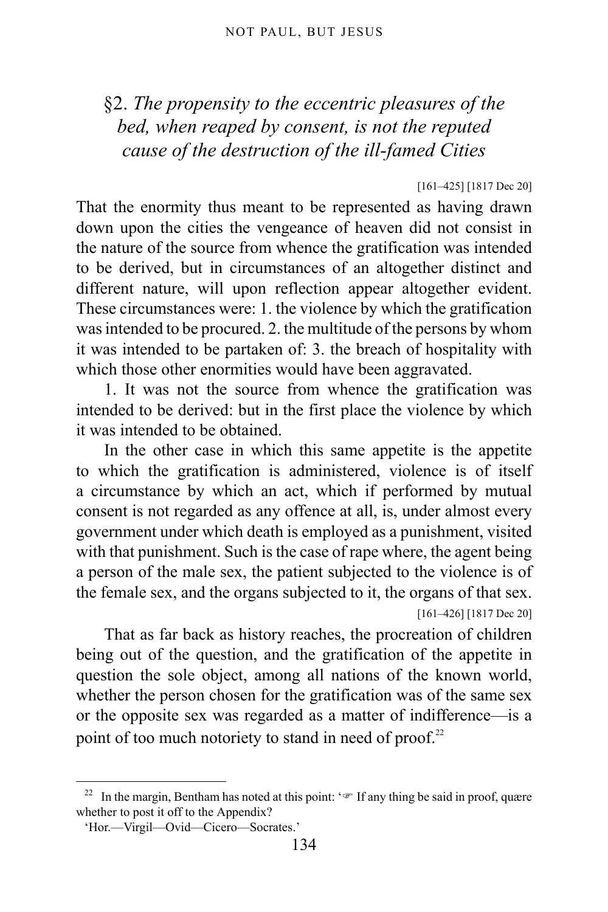## §2. *The propensity to the eccentric pleasures of the bed, when reaped by consent, is not the reputed cause of the destruction of the ill-famed Cities*

[161–425] [1817 Dec 20]

That the enormity thus meant to be represented as having drawn down upon the cities the vengeance of heaven did not consist in the nature of the source from whence the gratification was intended to be derived, but in circumstances of an altogether distinct and different nature, will upon reflection appear altogether evident. These circumstances were: 1. the violence by which the gratification was intended to be procured. 2. the multitude of the persons by whom it was intended to be partaken of: 3. the breach of hospitality with which those other enormities would have been aggravated.

1. It was not the source from whence the gratification was intended to be derived: but in the first place the violence by which it was intended to be obtained.

In the other case in which this same appetite is the appetite to which the gratification is administered, violence is of itself a circumstance by which an act, which if performed by mutual consent is not regarded as any offence at all, is, under almost every government under which death is employed as a punishment, visited with that punishment. Such is the case of rape where, the agent being a person of the male sex, the patient subjected to the violence is of the female sex, and the organs subjected to it, the organs of that sex.

[161–426] [1817 Dec 20]

That as far back as history reaches, the procreation of children being out of the question, and the gratification of the appetite in question the sole object, among all nations of the known world, whether the person chosen for the gratification was of the same sex or the opposite sex was regarded as a matter of indifference—is a point of too much notoriety to stand in need of proof.[22]

---

[22] In the margin, Bentham has noted at this point: '☞ If any thing be said in proof, quære whether to post it off to the Appendix?

'Hor.—Virgil—Ovid—Cicero—Socrates.'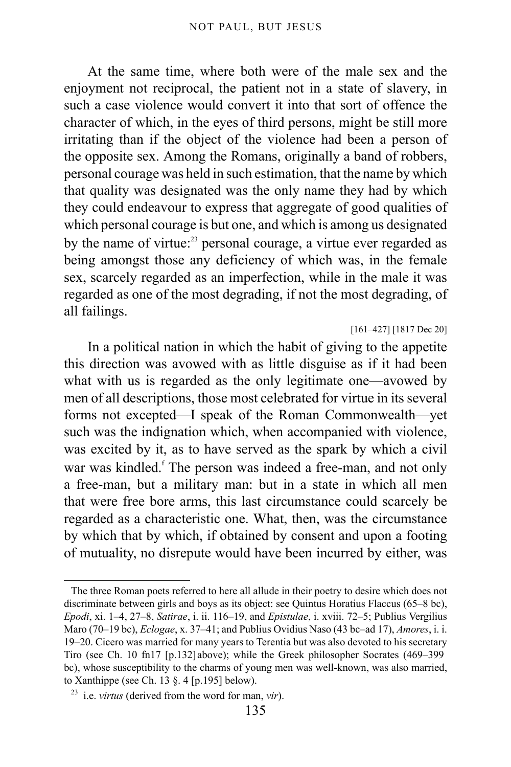At the same time, where both were of the male sex and the enjoyment not reciprocal, the patient not in a state of slavery, in such a case violence would convert it into that sort of offence the character of which, in the eyes of third persons, might be still more irritating than if the object of the violence had been a person of the opposite sex. Among the Romans, originally a band of robbers, personal courage was held in such estimation, that the name by which that quality was designated was the only name they had by which they could endeavour to express that aggregate of good qualities of which personal courage is but one, and which is among us designated by the name of virtue:[23] personal courage, a virtue ever regarded as being amongst those any deficiency of which was, in the female sex, scarcely regarded as an imperfection, while in the male it was regarded as one of the most degrading, if not the most degrading, of all failings.

[161–427] [1817 Dec 20]

In a political nation in which the habit of giving to the appetite this direction was avowed with as little disguise as if it had been what with us is regarded as the only legitimate one—avowed by men of all descriptions, those most celebrated for virtue in its several forms not excepted—I speak of the Roman Commonwealth—yet such was the indignation which, when accompanied with violence, was excited by it, as to have served as the spark by which a civil war was kindled.[f] The person was indeed a free-man, and not only a free-man, but a military man: but in a state in which all men that were free bore arms, this last circumstance could scarcely be regarded as a characteristic one. What, then, was the circumstance by which that by which, if obtained by consent and upon a footing of mutuality, no disrepute would have been incurred by either, was

---

The three Roman poets referred to here all allude in their poetry to desire which does not discriminate between girls and boys as its object: see Quintus Horatius Flaccus (65–8 bc), *Epodi*, xi. 1–4, 27–8, *Satirae*, i. ii. 116–19, and *Epistulae*, i. xviii. 72–5; Publius Vergilius Maro (70–19 bc), *Eclogae*, x. 37–41; and Publius Ovidius Naso (43 bc–ad 17), *Amores*, i. i. 19–20. Cicero was married for many years to Terentia but was also devoted to his secretary Tiro (see Ch. 10 fn17 [p.132] above); while the Greek philosopher Socrates (469–399 bc), whose susceptibility to the charms of young men was well-known, was also married, to Xanthippe (see Ch. 13 §. 4 [p.195] below).

[23] i.e. *virtus* (derived from the word for man, *vir*).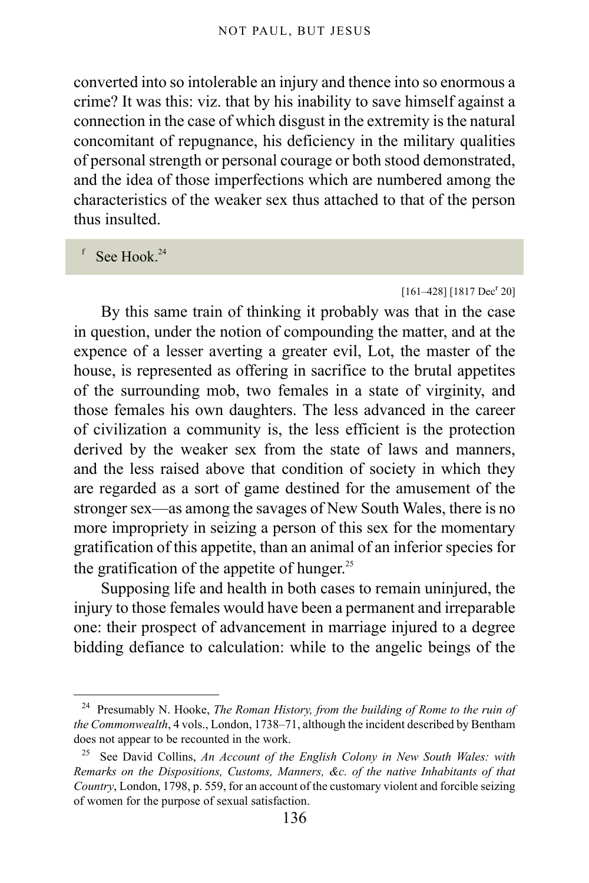converted into so intolerable an injury and thence into so enormous a crime? It was this: viz. that by his inability to save himself against a connection in the case of which disgust in the extremity is the natural concomitant of repugnance, his deficiency in the military qualities of personal strength or personal courage or both stood demonstrated, and the idea of those imperfections which are numbered among the characteristics of the weaker sex thus attached to that of the person thus insulted.

[f] See Hook.[24]

[161–428] [1817 Dec[r] 20]

By this same train of thinking it probably was that in the case in question, under the notion of compounding the matter, and at the expence of a lesser averting a greater evil, Lot, the master of the house, is represented as offering in sacrifice to the brutal appetites of the surrounding mob, two females in a state of virginity, and those females his own daughters. The less advanced in the career of civilization a community is, the less efficient is the protection derived by the weaker sex from the state of laws and manners, and the less raised above that condition of society in which they are regarded as a sort of game destined for the amusement of the stronger sex—as among the savages of New South Wales, there is no more impropriety in seizing a person of this sex for the momentary gratification of this appetite, than an animal of an inferior species for the gratification of the appetite of hunger.[25]

Supposing life and health in both cases to remain uninjured, the injury to those females would have been a permanent and irreparable one: their prospect of advancement in marriage injured to a degree bidding defiance to calculation: while to the angelic beings of the

---

[24] Presumably N. Hooke, *The Roman History, from the building of Rome to the ruin of the Commonwealth*, 4 vols., London, 1738–71, although the incident described by Bentham does not appear to be recounted in the work.

[25] See David Collins, *An Account of the English Colony in New South Wales: with Remarks on the Dispositions, Customs, Manners, &c. of the native Inhabitants of that Country*, London, 1798, p. 559, for an account of the customary violent and forcible seizing of women for the purpose of sexual satisfaction.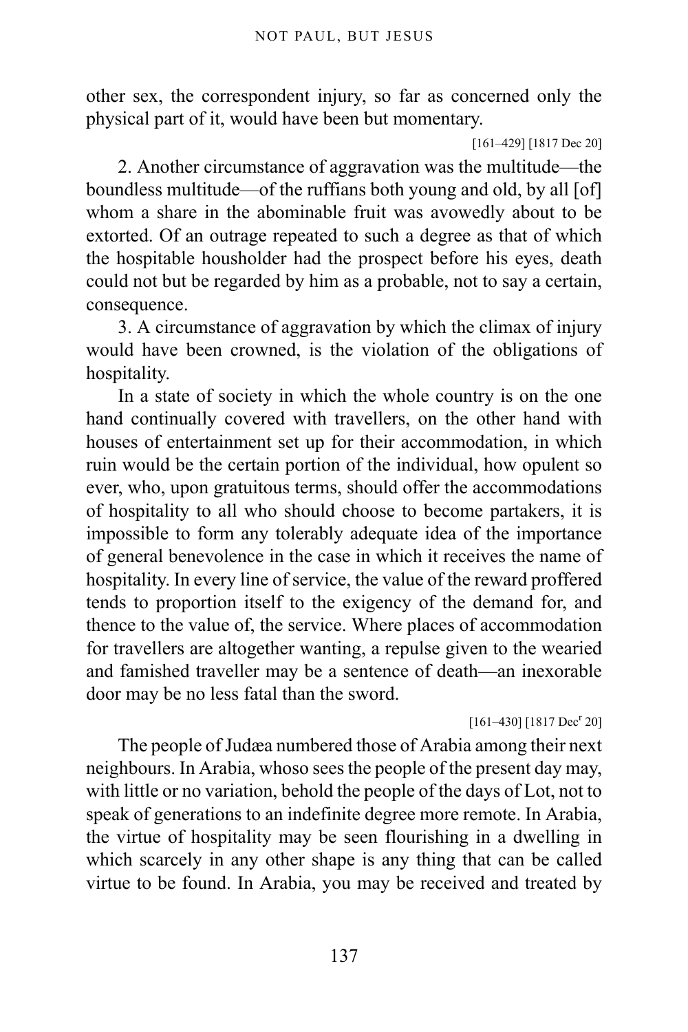other sex, the correspondent injury, so far as concerned only the physical part of it, would have been but momentary.

[161–429] [1817 Dec 20]

2. Another circumstance of aggravation was the multitude—the boundless multitude—of the ruffians both young and old, by all [of] whom a share in the abominable fruit was avowedly about to be extorted. Of an outrage repeated to such a degree as that of which the hospitable housholder had the prospect before his eyes, death could not but be regarded by him as a probable, not to say a certain, consequence.

3. A circumstance of aggravation by which the climax of injury would have been crowned, is the violation of the obligations of hospitality.

In a state of society in which the whole country is on the one hand continually covered with travellers, on the other hand with houses of entertainment set up for their accommodation, in which ruin would be the certain portion of the individual, how opulent so ever, who, upon gratuitous terms, should offer the accommodations of hospitality to all who should choose to become partakers, it is impossible to form any tolerably adequate idea of the importance of general benevolence in the case in which it receives the name of hospitality. In every line of service, the value of the reward proffered tends to proportion itself to the exigency of the demand for, and thence to the value of, the service. Where places of accommodation for travellers are altogether wanting, a repulse given to the wearied and famished traveller may be a sentence of death—an inexorable door may be no less fatal than the sword.

[161–430] [1817 Dec[r] 20]

The people of Judæa numbered those of Arabia among their next neighbours. In Arabia, whoso sees the people of the present day may, with little or no variation, behold the people of the days of Lot, not to speak of generations to an indefinite degree more remote. In Arabia, the virtue of hospitality may be seen flourishing in a dwelling in which scarcely in any other shape is any thing that can be called virtue to be found. In Arabia, you may be received and treated by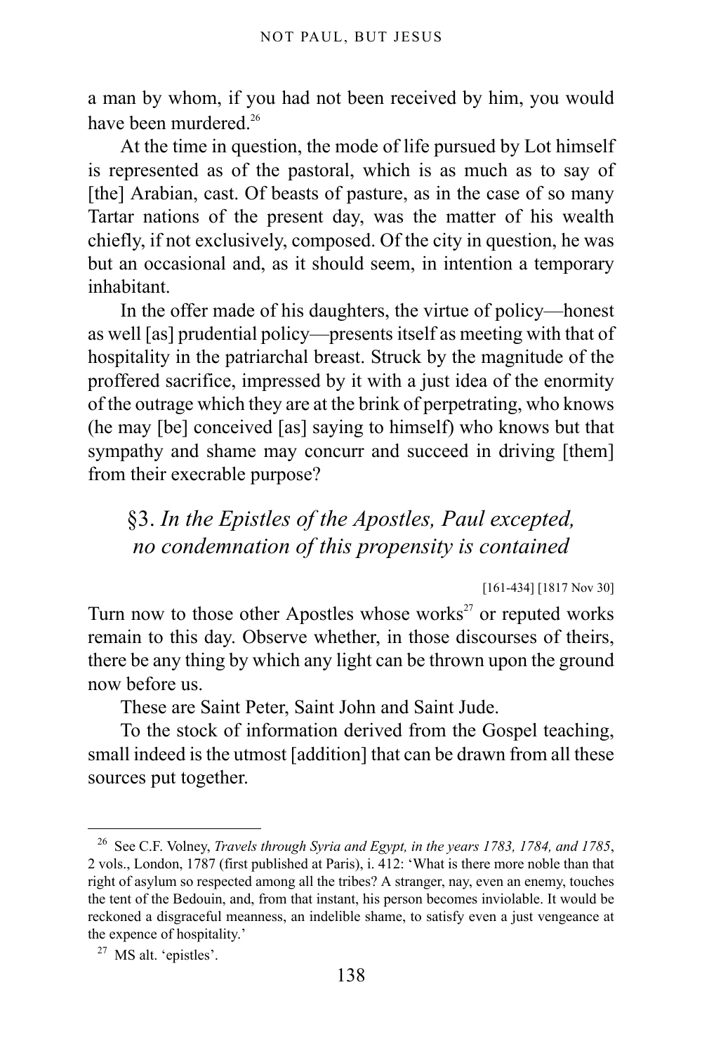a man by whom, if you had not been received by him, you would have been murdered.[26]

At the time in question, the mode of life pursued by Lot himself is represented as of the pastoral, which is as much as to say of [the] Arabian, cast. Of beasts of pasture, as in the case of so many Tartar nations of the present day, was the matter of his wealth chiefly, if not exclusively, composed. Of the city in question, he was but an occasional and, as it should seem, in intention a temporary inhabitant.

In the offer made of his daughters, the virtue of policy—honest as well [as] prudential policy—presents itself as meeting with that of hospitality in the patriarchal breast. Struck by the magnitude of the proffered sacrifice, impressed by it with a just idea of the enormity of the outrage which they are at the brink of perpetrating, who knows (he may [be] conceived [as] saying to himself) who knows but that sympathy and shame may concurr and succeed in driving [them] from their execrable purpose?

## §3. *In the Epistles of the Apostles, Paul excepted, no condemnation of this propensity is contained*

[161-434] [1817 Nov 30]

Turn now to those other Apostles whose works[27] or reputed works remain to this day. Observe whether, in those discourses of theirs, there be any thing by which any light can be thrown upon the ground now before us.

These are Saint Peter, Saint John and Saint Jude.

To the stock of information derived from the Gospel teaching, small indeed is the utmost [addition] that can be drawn from all these sources put together.

---

[26] See C.F. Volney, *Travels through Syria and Egypt, in the years 1783, 1784, and 1785*, 2 vols., London, 1787 (first published at Paris), i. 412: 'What is there more noble than that right of asylum so respected among all the tribes? A stranger, nay, even an enemy, touches the tent of the Bedouin, and, from that instant, his person becomes inviolable. It would be reckoned a disgraceful meanness, an indelible shame, to satisfy even a just vengeance at the expence of hospitality.'

[27] MS alt. 'epistles'.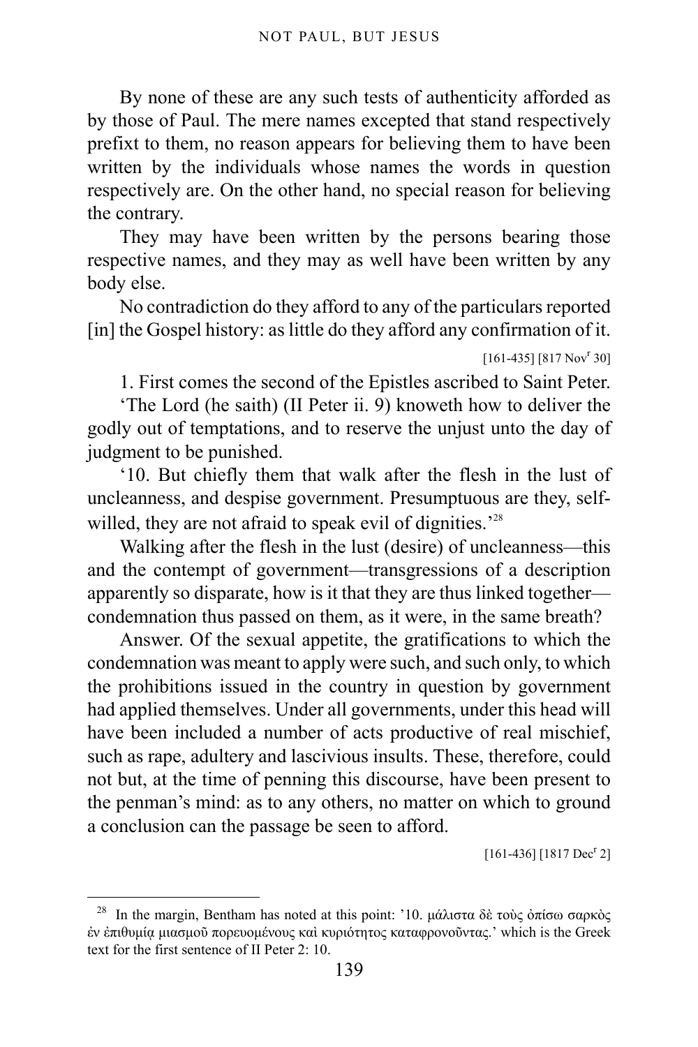By none of these are any such tests of authenticity afforded as by those of Paul. The mere names excepted that stand respectively prefixt to them, no reason appears for believing them to have been written by the individuals whose names the words in question respectively are. On the other hand, no special reason for believing the contrary.

They may have been written by the persons bearing those respective names, and they may as well have been written by any body else.

No contradiction do they afford to any of the particulars reported [in] the Gospel history: as little do they afford any confirmation of it.

[161-435] [817 Nov[r] 30]

1. First comes the second of the Epistles ascribed to Saint Peter.

'The Lord (he saith) (II Peter ii. 9) knoweth how to deliver the godly out of temptations, and to reserve the unjust unto the day of judgment to be punished.

'10. But chiefly them that walk after the flesh in the lust of uncleanness, and despise government. Presumptuous are they, self-willed, they are not afraid to speak evil of dignities.'[28]

Walking after the flesh in the lust (desire) of uncleanness—this and the contempt of government—transgressions of a description apparently so disparate, how is it that they are thus linked together—condemnation thus passed on them, as it were, in the same breath?

Answer. Of the sexual appetite, the gratifications to which the condemnation was meant to apply were such, and such only, to which the prohibitions issued in the country in question by government had applied themselves. Under all governments, under this head will have been included a number of acts productive of real mischief, such as rape, adultery and lascivious insults. These, therefore, could not but, at the time of penning this discourse, have been present to the penman's mind: as to any others, no matter on which to ground a conclusion can the passage be seen to afford.

[161-436] [1817 Dec[r] 2]

---

[28] In the margin, Bentham has noted at this point: '10. μάλιστα δὲ τοὺς ὀπίσω σαρκὸς ἐν ἐπιθυμίᾳ μιασμοῦ πορευομένους καὶ κυριότητος καταφρονοῦντας.' which is the Greek text for the first sentence of II Peter 2: 10.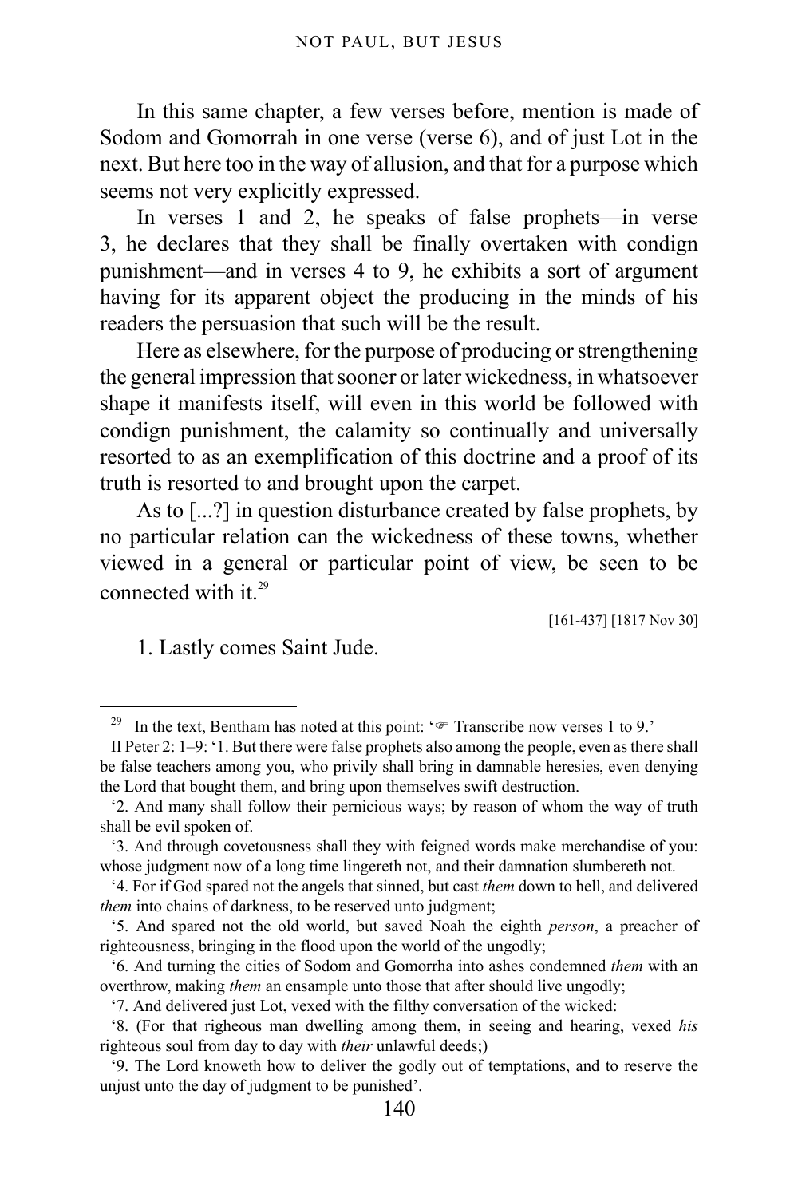In this same chapter, a few verses before, mention is made of Sodom and Gomorrah in one verse (verse 6), and of just Lot in the next. But here too in the way of allusion, and that for a purpose which seems not very explicitly expressed.

In verses 1 and 2, he speaks of false prophets—in verse 3, he declares that they shall be finally overtaken with condign punishment—and in verses 4 to 9, he exhibits a sort of argument having for its apparent object the producing in the minds of his readers the persuasion that such will be the result.

Here as elsewhere, for the purpose of producing or strengthening the general impression that sooner or later wickedness, in whatsoever shape it manifests itself, will even in this world be followed with condign punishment, the calamity so continually and universally resorted to as an exemplification of this doctrine and a proof of its truth is resorted to and brought upon the carpet.

As to [...?] in question disturbance created by false prophets, by no particular relation can the wickedness of these towns, whether viewed in a general or particular point of view, be seen to be connected with it.[29]

[161-437] [1817 Nov 30]

1. Lastly comes Saint Jude.

---

[29] In the text, Bentham has noted at this point: '☞ Transcribe now verses 1 to 9.'

II Peter 2: 1–9: '1. But there were false prophets also among the people, even as there shall be false teachers among you, who privily shall bring in damnable heresies, even denying the Lord that bought them, and bring upon themselves swift destruction.

'2. And many shall follow their pernicious ways; by reason of whom the way of truth shall be evil spoken of.

'3. And through covetousness shall they with feigned words make merchandise of you: whose judgment now of a long time lingereth not, and their damnation slumbereth not.

'4. For if God spared not the angels that sinned, but cast *them* down to hell, and delivered *them* into chains of darkness, to be reserved unto judgment;

'5. And spared not the old world, but saved Noah the eighth *person*, a preacher of righteousness, bringing in the flood upon the world of the ungodly;

'6. And turning the cities of Sodom and Gomorrha into ashes condemned *them* with an overthrow, making *them* an ensample unto those that after should live ungodly;

'7. And delivered just Lot, vexed with the filthy conversation of the wicked:

'8. (For that righeous man dwelling among them, in seeing and hearing, vexed *his* righteous soul from day to day with *their* unlawful deeds;)

'9. The Lord knoweth how to deliver the godly out of temptations, and to reserve the unjust unto the day of judgment to be punished'.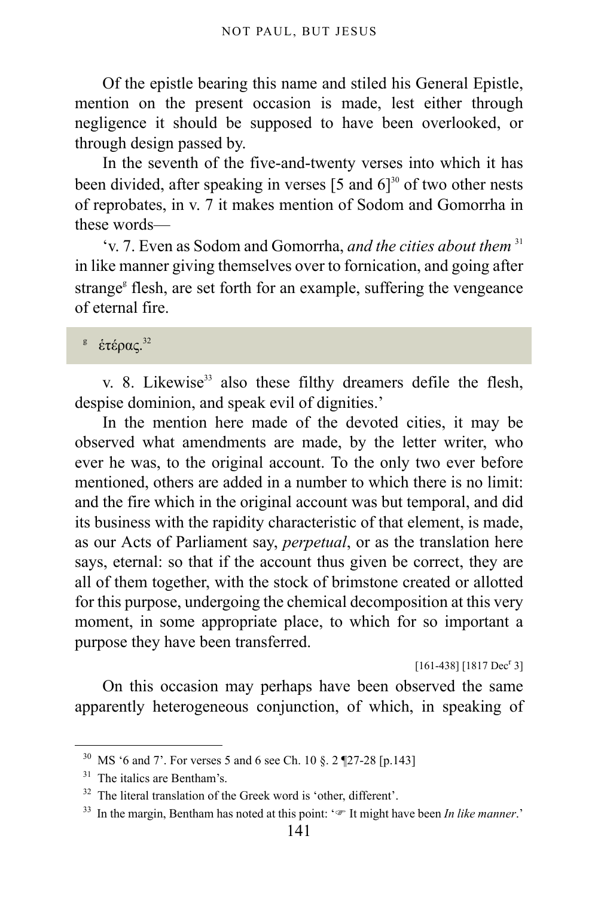Of the epistle bearing this name and stiled his General Epistle, mention on the present occasion is made, lest either through negligence it should be supposed to have been overlooked, or through design passed by.

In the seventh of the five-and-twenty verses into which it has been divided, after speaking in verses [5 and 6][30] of two other nests of reprobates, in v. 7 it makes mention of Sodom and Gomorrha in these words—

'v. 7. Even as Sodom and Gomorrha, *and the cities about them* [31] in like manner giving themselves over to fornication, and going after strange[g] flesh, are set forth for an example, suffering the vengeance of eternal fire.

> [g] ἑτέρας.[32]

v. 8. Likewise[33] also these filthy dreamers defile the flesh, despise dominion, and speak evil of dignities.'

In the mention here made of the devoted cities, it may be observed what amendments are made, by the letter writer, who ever he was, to the original account. To the only two ever before mentioned, others are added in a number to which there is no limit: and the fire which in the original account was but temporal, and did its business with the rapidity characteristic of that element, is made, as our Acts of Parliament say, *perpetual*, or as the translation here says, eternal: so that if the account thus given be correct, they are all of them together, with the stock of brimstone created or allotted for this purpose, undergoing the chemical decomposition at this very moment, in some appropriate place, to which for so important a purpose they have been transferred.

[161-438] [1817 Dec[r] 3]

On this occasion may perhaps have been observed the same apparently heterogeneous conjunction, of which, in speaking of

---

[30] MS '6 and 7'. For verses 5 and 6 see Ch. 10 §. 2 ¶27-28 [p.143]

[31] The italics are Bentham's.

[32] The literal translation of the Greek word is 'other, different'.

[33] In the margin, Bentham has noted at this point: '☞ It might have been *In like manner*.'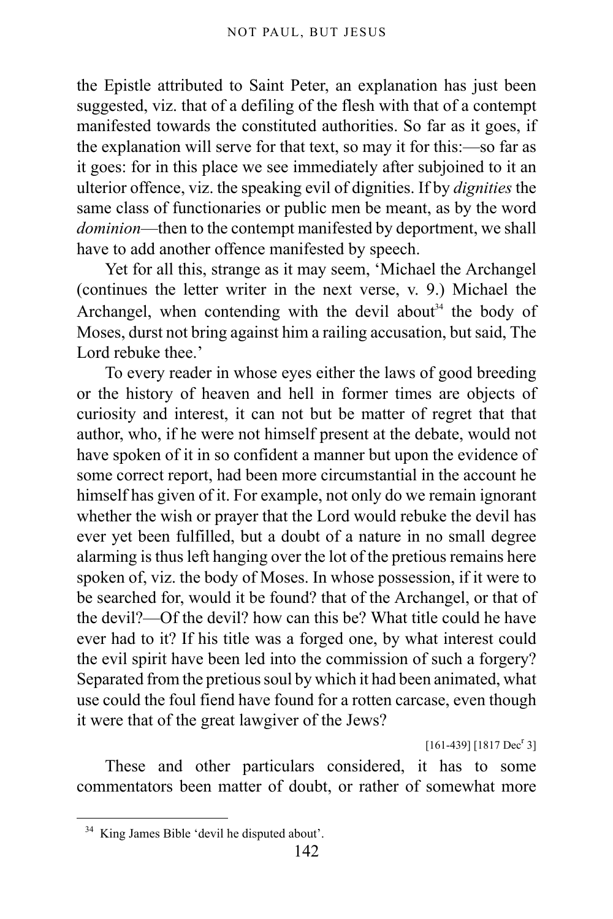the Epistle attributed to Saint Peter, an explanation has just been suggested, viz. that of a defiling of the flesh with that of a contempt manifested towards the constituted authorities. So far as it goes, if the explanation will serve for that text, so may it for this:—so far as it goes: for in this place we see immediately after subjoined to it an ulterior offence, viz. the speaking evil of dignities. If by *dignities* the same class of functionaries or public men be meant, as by the word *dominion*—then to the contempt manifested by deportment, we shall have to add another offence manifested by speech.

Yet for all this, strange as it may seem, 'Michael the Archangel (continues the letter writer in the next verse, v. 9.) Michael the Archangel, when contending with the devil about[34] the body of Moses, durst not bring against him a railing accusation, but said, The Lord rebuke thee.'

To every reader in whose eyes either the laws of good breeding or the history of heaven and hell in former times are objects of curiosity and interest, it can not but be matter of regret that that author, who, if he were not himself present at the debate, would not have spoken of it in so confident a manner but upon the evidence of some correct report, had been more circumstantial in the account he himself has given of it. For example, not only do we remain ignorant whether the wish or prayer that the Lord would rebuke the devil has ever yet been fulfilled, but a doubt of a nature in no small degree alarming is thus left hanging over the lot of the pretious remains here spoken of, viz. the body of Moses. In whose possession, if it were to be searched for, would it be found? that of the Archangel, or that of the devil?—Of the devil? how can this be? What title could he have ever had to it? If his title was a forged one, by what interest could the evil spirit have been led into the commission of such a forgery? Separated from the pretious soul by which it had been animated, what use could the foul fiend have found for a rotten carcase, even though it were that of the great lawgiver of the Jews?

[161-439] [1817 Dec[r] 3]

These and other particulars considered, it has to some commentators been matter of doubt, or rather of somewhat more

---

[34] King James Bible 'devil he disputed about'.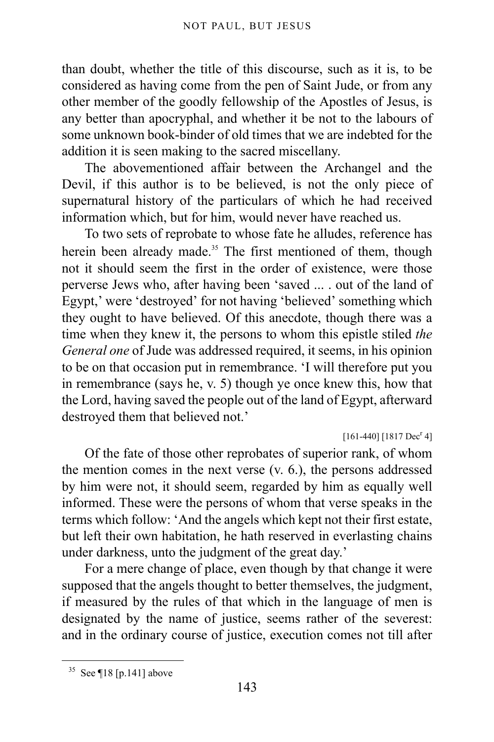than doubt, whether the title of this discourse, such as it is, to be considered as having come from the pen of Saint Jude, or from any other member of the goodly fellowship of the Apostles of Jesus, is any better than apocryphal, and whether it be not to the labours of some unknown book-binder of old times that we are indebted for the addition it is seen making to the sacred miscellany.

The abovementioned affair between the Archangel and the Devil, if this author is to be believed, is not the only piece of supernatural history of the particulars of which he had received information which, but for him, would never have reached us.

To two sets of reprobate to whose fate he alludes, reference has herein been already made.[35] The first mentioned of them, though not it should seem the first in the order of existence, were those perverse Jews who, after having been 'saved ... . out of the land of Egypt,' were 'destroyed' for not having 'believed' something which they ought to have believed. Of this anecdote, though there was a time when they knew it, the persons to whom this epistle stiled *the General one* of Jude was addressed required, it seems, in his opinion to be on that occasion put in remembrance. 'I will therefore put you in remembrance (says he, v. 5) though ye once knew this, how that the Lord, having saved the people out of the land of Egypt, afterward destroyed them that believed not.'

[161-440] [1817 Dec[r] 4]

Of the fate of those other reprobates of superior rank, of whom the mention comes in the next verse (v. 6.), the persons addressed by him were not, it should seem, regarded by him as equally well informed. These were the persons of whom that verse speaks in the terms which follow: 'And the angels which kept not their first estate, but left their own habitation, he hath reserved in everlasting chains under darkness, unto the judgment of the great day.'

For a mere change of place, even though by that change it were supposed that the angels thought to better themselves, the judgment, if measured by the rules of that which in the language of men is designated by the name of justice, seems rather of the severest: and in the ordinary course of justice, execution comes not till after

[35] See ¶18 [p.141] above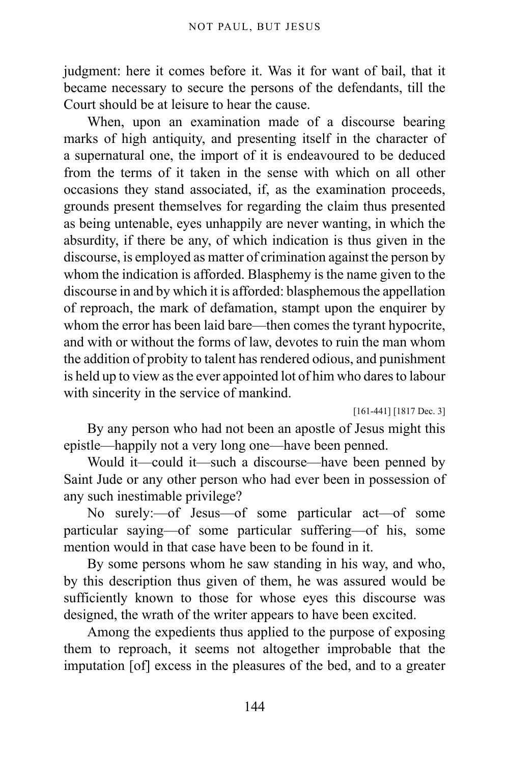judgment: here it comes before it. Was it for want of bail, that it became necessary to secure the persons of the defendants, till the Court should be at leisure to hear the cause.

When, upon an examination made of a discourse bearing marks of high antiquity, and presenting itself in the character of a supernatural one, the import of it is endeavoured to be deduced from the terms of it taken in the sense with which on all other occasions they stand associated, if, as the examination proceeds, grounds present themselves for regarding the claim thus presented as being untenable, eyes unhappily are never wanting, in which the absurdity, if there be any, of which indication is thus given in the discourse, is employed as matter of crimination against the person by whom the indication is afforded. Blasphemy is the name given to the discourse in and by which it is afforded: blasphemous the appellation of reproach, the mark of defamation, stampt upon the enquirer by whom the error has been laid bare—then comes the tyrant hypocrite, and with or without the forms of law, devotes to ruin the man whom the addition of probity to talent has rendered odious, and punishment is held up to view as the ever appointed lot of him who dares to labour with sincerity in the service of mankind.

[161-441] [1817 Dec. 3]

By any person who had not been an apostle of Jesus might this epistle—happily not a very long one—have been penned.

Would it—could it—such a discourse—have been penned by Saint Jude or any other person who had ever been in possession of any such inestimable privilege?

No surely:—of Jesus—of some particular act—of some particular saying—of some particular suffering—of his, some mention would in that case have been to be found in it.

By some persons whom he saw standing in his way, and who, by this description thus given of them, he was assured would be sufficiently known to those for whose eyes this discourse was designed, the wrath of the writer appears to have been excited.

Among the expedients thus applied to the purpose of exposing them to reproach, it seems not altogether improbable that the imputation [of] excess in the pleasures of the bed, and to a greater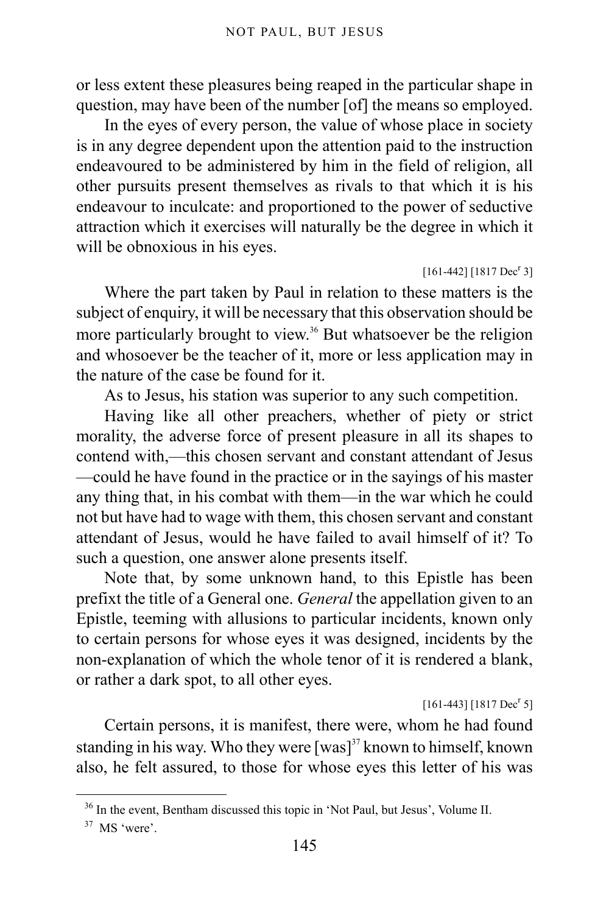or less extent these pleasures being reaped in the particular shape in question, may have been of the number [of] the means so employed.

In the eyes of every person, the value of whose place in society is in any degree dependent upon the attention paid to the instruction endeavoured to be administered by him in the field of religion, all other pursuits present themselves as rivals to that which it is his endeavour to inculcate: and proportioned to the power of seductive attraction which it exercises will naturally be the degree in which it will be obnoxious in his eyes.

[161-442] [1817 Dec$^r$ 3]

Where the part taken by Paul in relation to these matters is the subject of enquiry, it will be necessary that this observation should be more particularly brought to view.[36] But whatsoever be the religion and whosoever be the teacher of it, more or less application may in the nature of the case be found for it.

As to Jesus, his station was superior to any such competition.

Having like all other preachers, whether of piety or strict morality, the adverse force of present pleasure in all its shapes to contend with,—this chosen servant and constant attendant of Jesus—could he have found in the practice or in the sayings of his master any thing that, in his combat with them—in the war which he could not but have had to wage with them, this chosen servant and constant attendant of Jesus, would he have failed to avail himself of it? To such a question, one answer alone presents itself.

Note that, by some unknown hand, to this Epistle has been prefixt the title of a General one. *General* the appellation given to an Epistle, teeming with allusions to particular incidents, known only to certain persons for whose eyes it was designed, incidents by the non-explanation of which the whole tenor of it is rendered a blank, or rather a dark spot, to all other eyes.

[161-443] [1817 Dec$^r$ 5]

Certain persons, it is manifest, there were, whom he had found standing in his way. Who they were [was][37] known to himself, known also, he felt assured, to those for whose eyes this letter of his was

---

[36] In the event, Bentham discussed this topic in 'Not Paul, but Jesus', Volume II.

[37] MS 'were'.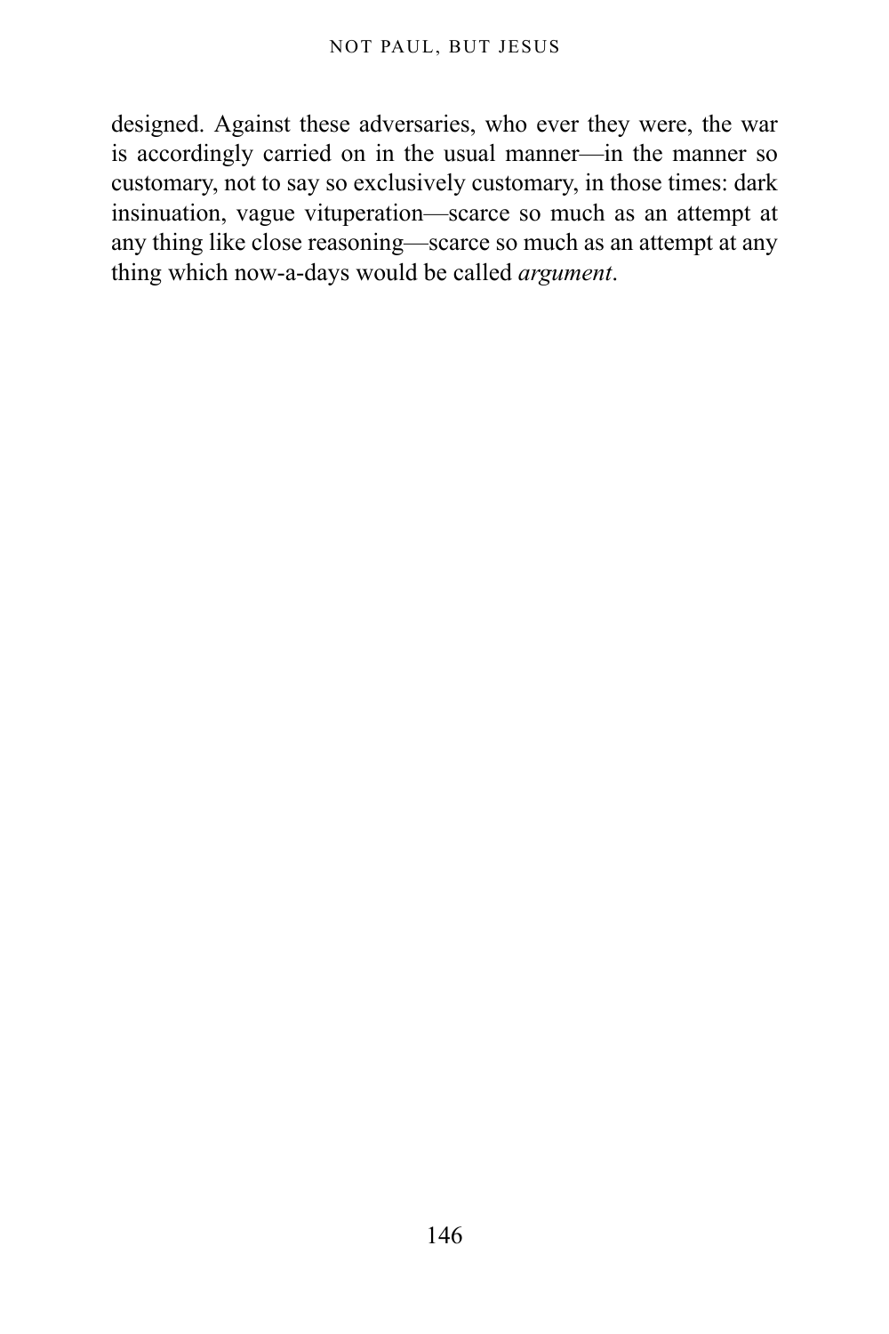designed. Against these adversaries, who ever they were, the war is accordingly carried on in the usual manner—in the manner so customary, not to say so exclusively customary, in those times: dark insinuation, vague vituperation—scarce so much as an attempt at any thing like close reasoning—scarce so much as an attempt at any thing which now-a-days would be called *argument*.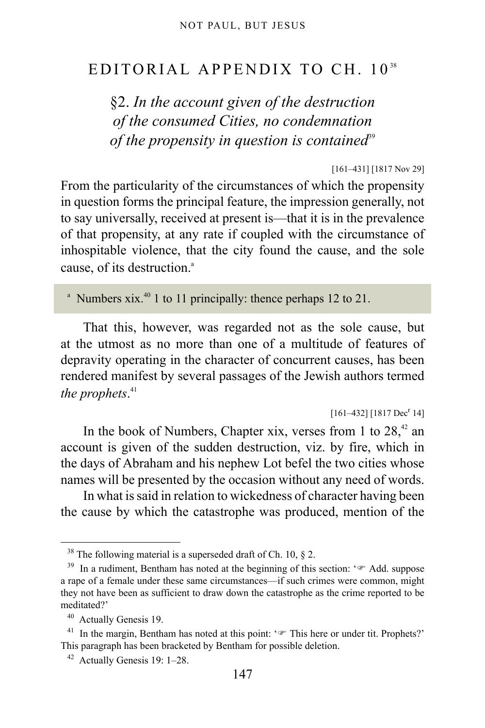# EDITORIAL APPENDIX TO CH. 10[38]

## §2. *In the account given of the destruction of the consumed Cities, no condemnation of the propensity in question is contained*[39]

[161–431] [1817 Nov 29]

From the particularity of the circumstances of which the propensity in question forms the principal feature, the impression generally, not to say universally, received at present is—that it is in the prevalence of that propensity, at any rate if coupled with the circumstance of inhospitable violence, that the city found the cause, and the sole cause, of its destruction.[a]

> [a] Numbers xix.[40] 1 to 11 principally: thence perhaps 12 to 21.

That this, however, was regarded not as the sole cause, but at the utmost as no more than one of a multitude of features of depravity operating in the character of concurrent causes, has been rendered manifest by several passages of the Jewish authors termed *the prophets*.[41]

[161–432] [1817 Dec[r] 14]

In the book of Numbers, Chapter xix, verses from 1 to 28,[42] an account is given of the sudden destruction, viz. by fire, which in the days of Abraham and his nephew Lot befel the two cities whose names will be presented by the occasion without any need of words.

In what is said in relation to wickedness of character having been the cause by which the catastrophe was produced, mention of the

---

[38] The following material is a superseded draft of Ch. 10, § 2.

[39] In a rudiment, Bentham has noted at the beginning of this section: '☞ Add. suppose a rape of a female under these same circumstances—if such crimes were common, might they not have been as sufficient to draw down the catastrophe as the crime reported to be meditated?'

[40] Actually Genesis 19.

[41] In the margin, Bentham has noted at this point: '☞ This here or under tit. Prophets?' This paragraph has been bracketed by Bentham for possible deletion.

[42] Actually Genesis 19: 1–28.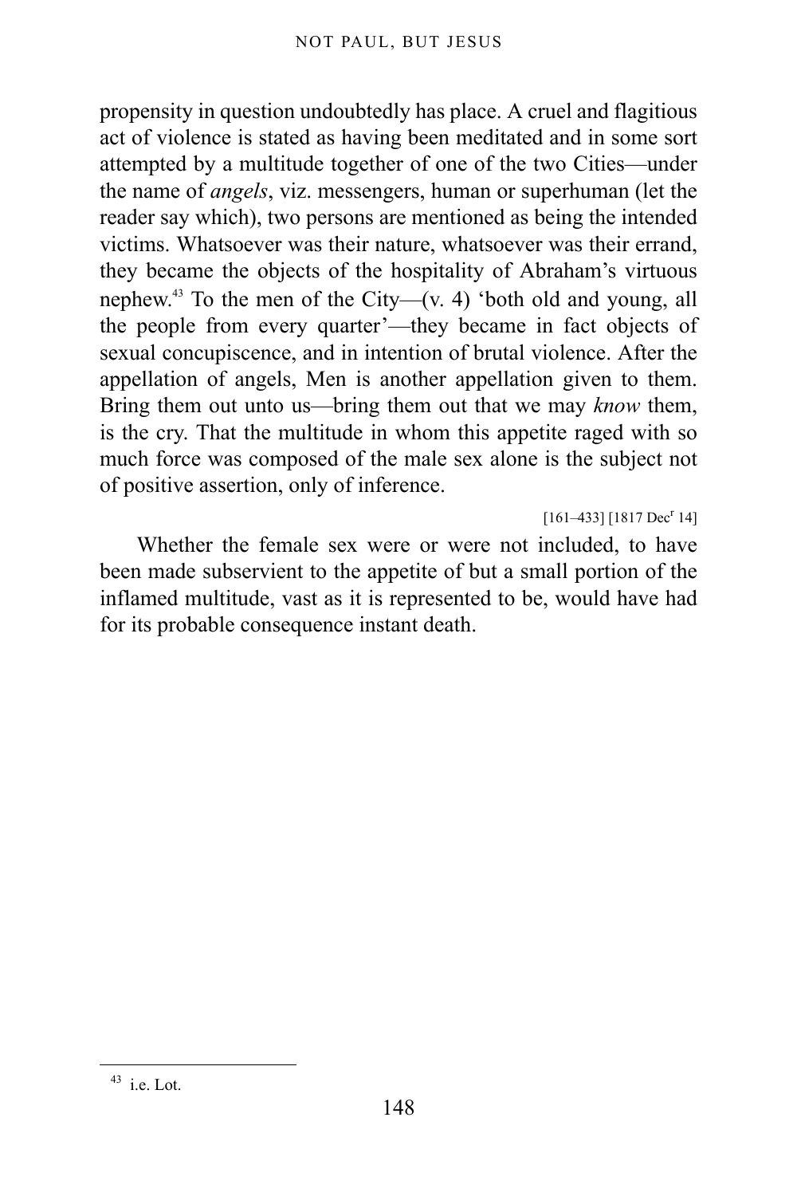propensity in question undoubtedly has place. A cruel and flagitious act of violence is stated as having been meditated and in some sort attempted by a multitude together of one of the two Cities—under the name of *angels*, viz. messengers, human or superhuman (let the reader say which), two persons are mentioned as being the intended victims. Whatsoever was their nature, whatsoever was their errand, they became the objects of the hospitality of Abraham's virtuous nephew.[43] To the men of the City—(v. 4) 'both old and young, all the people from every quarter'—they became in fact objects of sexual concupiscence, and in intention of brutal violence. After the appellation of angels, Men is another appellation given to them. Bring them out unto us—bring them out that we may *know* them, is the cry. That the multitude in whom this appetite raged with so much force was composed of the male sex alone is the subject not of positive assertion, only of inference.

[161–433] [1817 Dec[r] 14]

Whether the female sex were or were not included, to have been made subservient to the appetite of but a small portion of the inflamed multitude, vast as it is represented to be, would have had for its probable consequence instant death.

---

[43] i.e. Lot.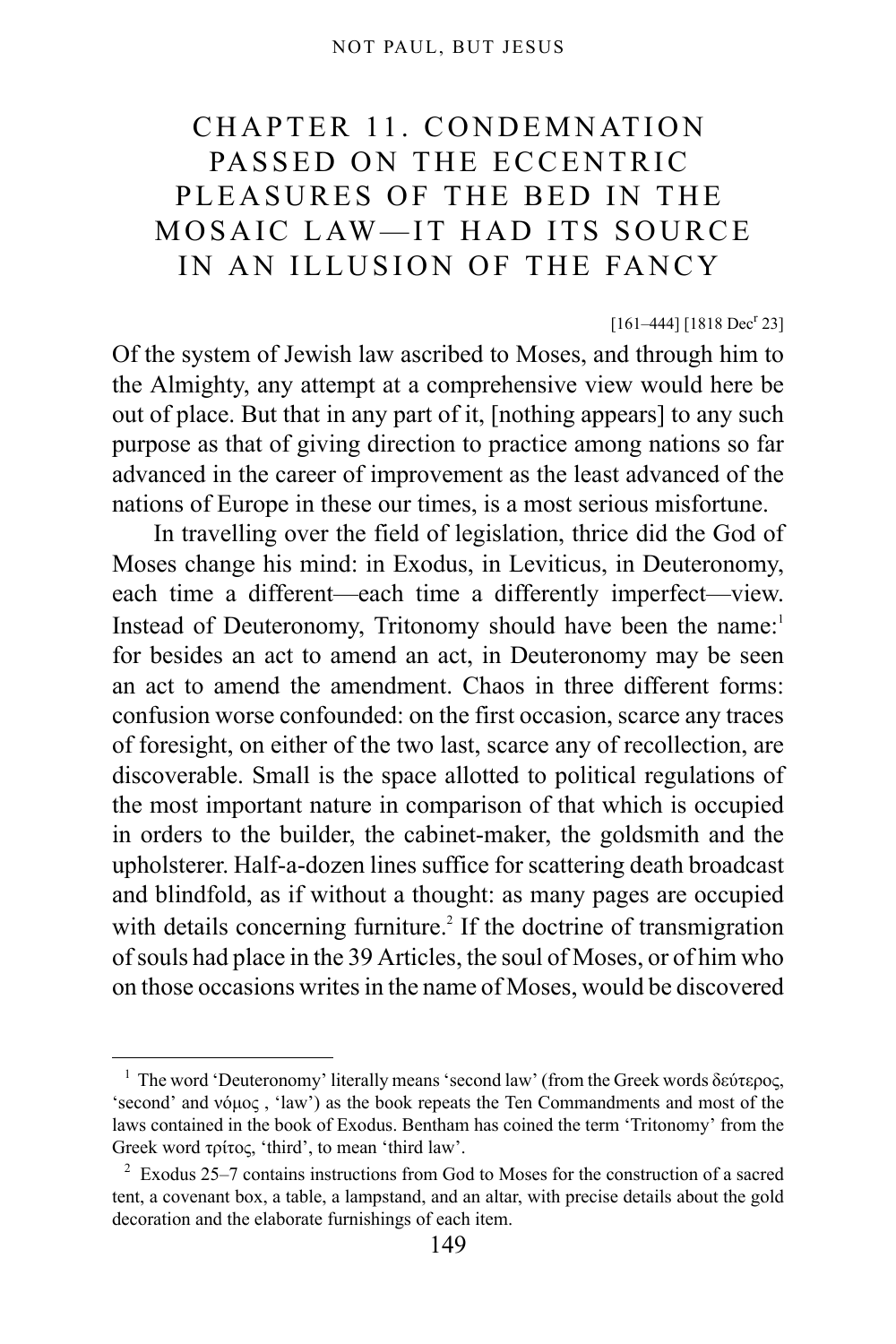# CHAPTER 11. CONDEMNATION PASSED ON THE ECCENTRIC PLEASURES OF THE BED IN THE MOSAIC LAW—IT HAD ITS SOURCE IN AN ILLUSION OF THE FANCY

[161–444] [1818 Dec$^{r}$ 23]

Of the system of Jewish law ascribed to Moses, and through him to the Almighty, any attempt at a comprehensive view would here be out of place. But that in any part of it, [nothing appears] to any such purpose as that of giving direction to practice among nations so far advanced in the career of improvement as the least advanced of the nations of Europe in these our times, is a most serious misfortune.

In travelling over the field of legislation, thrice did the God of Moses change his mind: in Exodus, in Leviticus, in Deuteronomy, each time a different—each time a differently imperfect—view. Instead of Deuteronomy, Tritonomy should have been the name:[1] for besides an act to amend an act, in Deuteronomy may be seen an act to amend the amendment. Chaos in three different forms: confusion worse confounded: on the first occasion, scarce any traces of foresight, on either of the two last, scarce any of recollection, are discoverable. Small is the space allotted to political regulations of the most important nature in comparison of that which is occupied in orders to the builder, the cabinet-maker, the goldsmith and the upholsterer. Half-a-dozen lines suffice for scattering death broadcast and blindfold, as if without a thought: as many pages are occupied with details concerning furniture.[2] If the doctrine of transmigration of souls had place in the 39 Articles, the soul of Moses, or of him who on those occasions writes in the name of Moses, would be discovered

---

[1] The word 'Deuteronomy' literally means 'second law' (from the Greek words δεύτερος, 'second' and νόμος , 'law') as the book repeats the Ten Commandments and most of the laws contained in the book of Exodus. Bentham has coined the term 'Tritonomy' from the Greek word τρίτος, 'third', to mean 'third law'.

[2] Exodus 25–7 contains instructions from God to Moses for the construction of a sacred tent, a covenant box, a table, a lampstand, and an altar, with precise details about the gold decoration and the elaborate furnishings of each item.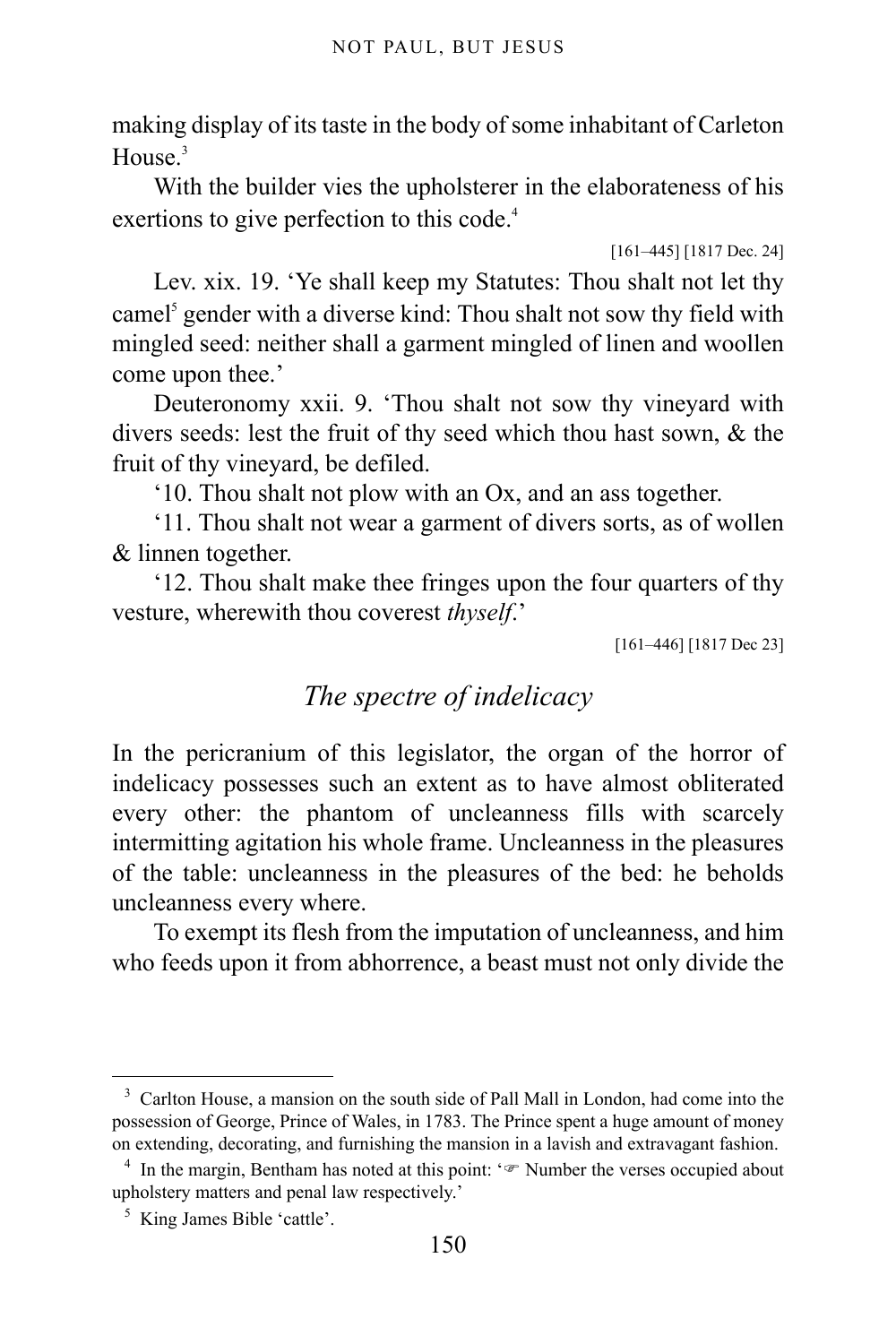making display of its taste in the body of some inhabitant of Carleton House.[3]

With the builder vies the upholsterer in the elaborateness of his exertions to give perfection to this code.[4]

[161–445] [1817 Dec. 24]

Lev. xix. 19. 'Ye shall keep my Statutes: Thou shalt not let thy camel[5] gender with a diverse kind: Thou shalt not sow thy field with mingled seed: neither shall a garment mingled of linen and woollen come upon thee.'

Deuteronomy xxii. 9. 'Thou shalt not sow thy vineyard with divers seeds: lest the fruit of thy seed which thou hast sown, & the fruit of thy vineyard, be defiled.

'10. Thou shalt not plow with an Ox, and an ass together.

'11. Thou shalt not wear a garment of divers sorts, as of wollen & linnen together.

'12. Thou shalt make thee fringes upon the four quarters of thy vesture, wherewith thou coverest *thyself*.'

[161–446] [1817 Dec 23]

## *The spectre of indelicacy*

In the pericranium of this legislator, the organ of the horror of indelicacy possesses such an extent as to have almost obliterated every other: the phantom of uncleanness fills with scarcely intermitting agitation his whole frame. Uncleanness in the pleasures of the table: uncleanness in the pleasures of the bed: he beholds uncleanness every where.

To exempt its flesh from the imputation of uncleanness, and him who feeds upon it from abhorrence, a beast must not only divide the

---

[3] Carlton House, a mansion on the south side of Pall Mall in London, had come into the possession of George, Prince of Wales, in 1783. The Prince spent a huge amount of money on extending, decorating, and furnishing the mansion in a lavish and extravagant fashion.

[4] In the margin, Bentham has noted at this point: '☞ Number the verses occupied about upholstery matters and penal law respectively.'

[5] King James Bible 'cattle'.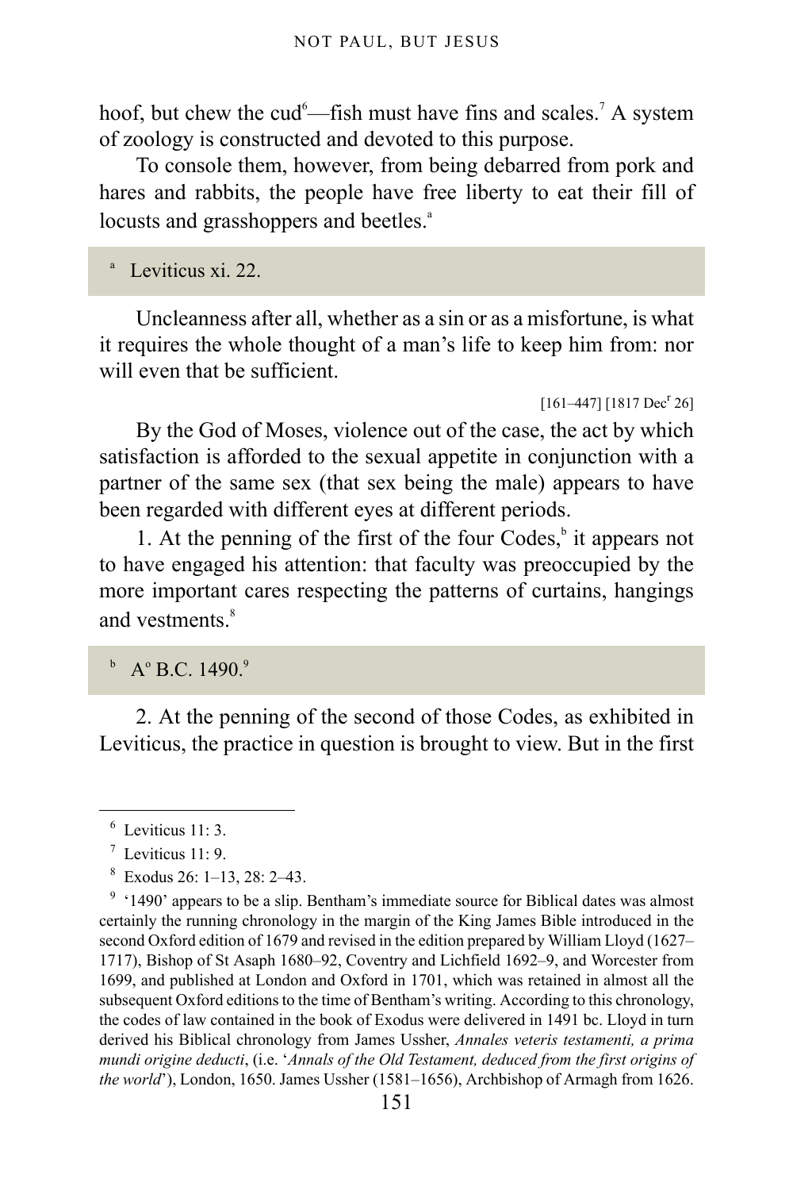hoof, but chew the cud[6]—fish must have fins and scales.[7] A system of zoology is constructed and devoted to this purpose.

To console them, however, from being debarred from pork and hares and rabbits, the people have free liberty to eat their fill of locusts and grasshoppers and beetles.[a]

[a] Leviticus xi. 22.

Uncleanness after all, whether as a sin or as a misfortune, is what it requires the whole thought of a man's life to keep him from: nor will even that be sufficient.

[161–447] [1817 Dec[r] 26]

By the God of Moses, violence out of the case, the act by which satisfaction is afforded to the sexual appetite in conjunction with a partner of the same sex (that sex being the male) appears to have been regarded with different eyes at different periods.

1. At the penning of the first of the four Codes,[b] it appears not to have engaged his attention: that faculty was preoccupied by the more important cares respecting the patterns of curtains, hangings and vestments.[8]

[b] A[o] B.C. 1490.[9]

2. At the penning of the second of those Codes, as exhibited in Leviticus, the practice in question is brought to view. But in the first

---

[6] Leviticus 11: 3.

[7] Leviticus 11: 9.

[8] Exodus 26: 1–13, 28: 2–43.

[9] '1490' appears to be a slip. Bentham's immediate source for Biblical dates was almost certainly the running chronology in the margin of the King James Bible introduced in the second Oxford edition of 1679 and revised in the edition prepared by William Lloyd (1627–1717), Bishop of St Asaph 1680–92, Coventry and Lichfield 1692–9, and Worcester from 1699, and published at London and Oxford in 1701, which was retained in almost all the subsequent Oxford editions to the time of Bentham's writing. According to this chronology, the codes of law contained in the book of Exodus were delivered in 1491 bc. Lloyd in turn derived his Biblical chronology from James Ussher, *Annales veteris testamenti, a prima mundi origine deducti*, (i.e. '*Annals of the Old Testament, deduced from the first origins of the world*'), London, 1650. James Ussher (1581–1656), Archbishop of Armagh from 1626.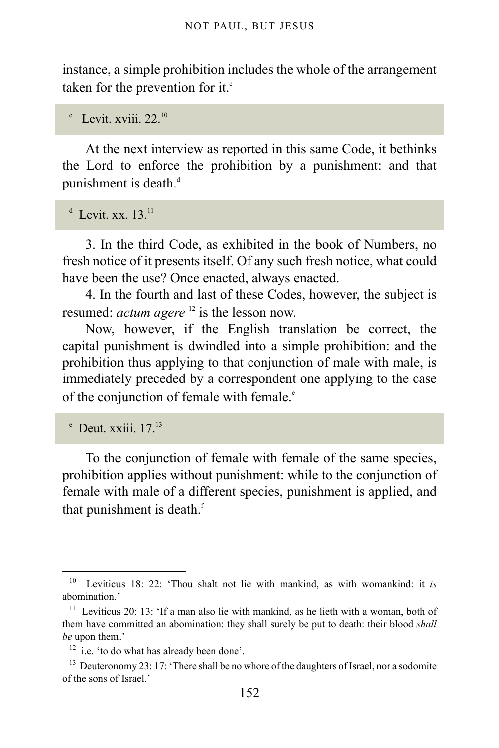instance, a simple prohibition includes the whole of the arrangement taken for the prevention for it.[c]

> [c] Levit. xviii. 22.[10]

At the next interview as reported in this same Code, it bethinks the Lord to enforce the prohibition by a punishment: and that punishment is death.[d]

> [d] Levit. xx. 13.[11]

3. In the third Code, as exhibited in the book of Numbers, no fresh notice of it presents itself. Of any such fresh notice, what could have been the use? Once enacted, always enacted.

4. In the fourth and last of these Codes, however, the subject is resumed: *actum agere* [12] is the lesson now.

Now, however, if the English translation be correct, the capital punishment is dwindled into a simple prohibition: and the prohibition thus applying to that conjunction of male with male, is immediately preceded by a correspondent one applying to the case of the conjunction of female with female.[e]

> [e] Deut. xxiii. 17.[13]

To the conjunction of female with female of the same species, prohibition applies without punishment: while to the conjunction of female with male of a different species, punishment is applied, and that punishment is death.[f]

---

[10] Leviticus 18: 22: 'Thou shalt not lie with mankind, as with womankind: it *is* abomination.'

[11] Leviticus 20: 13: 'If a man also lie with mankind, as he lieth with a woman, both of them have committed an abomination: they shall surely be put to death: their blood *shall be* upon them.'

[12] i.e. 'to do what has already been done'.

[13] Deuteronomy 23: 17: 'There shall be no whore of the daughters of Israel, nor a sodomite of the sons of Israel.'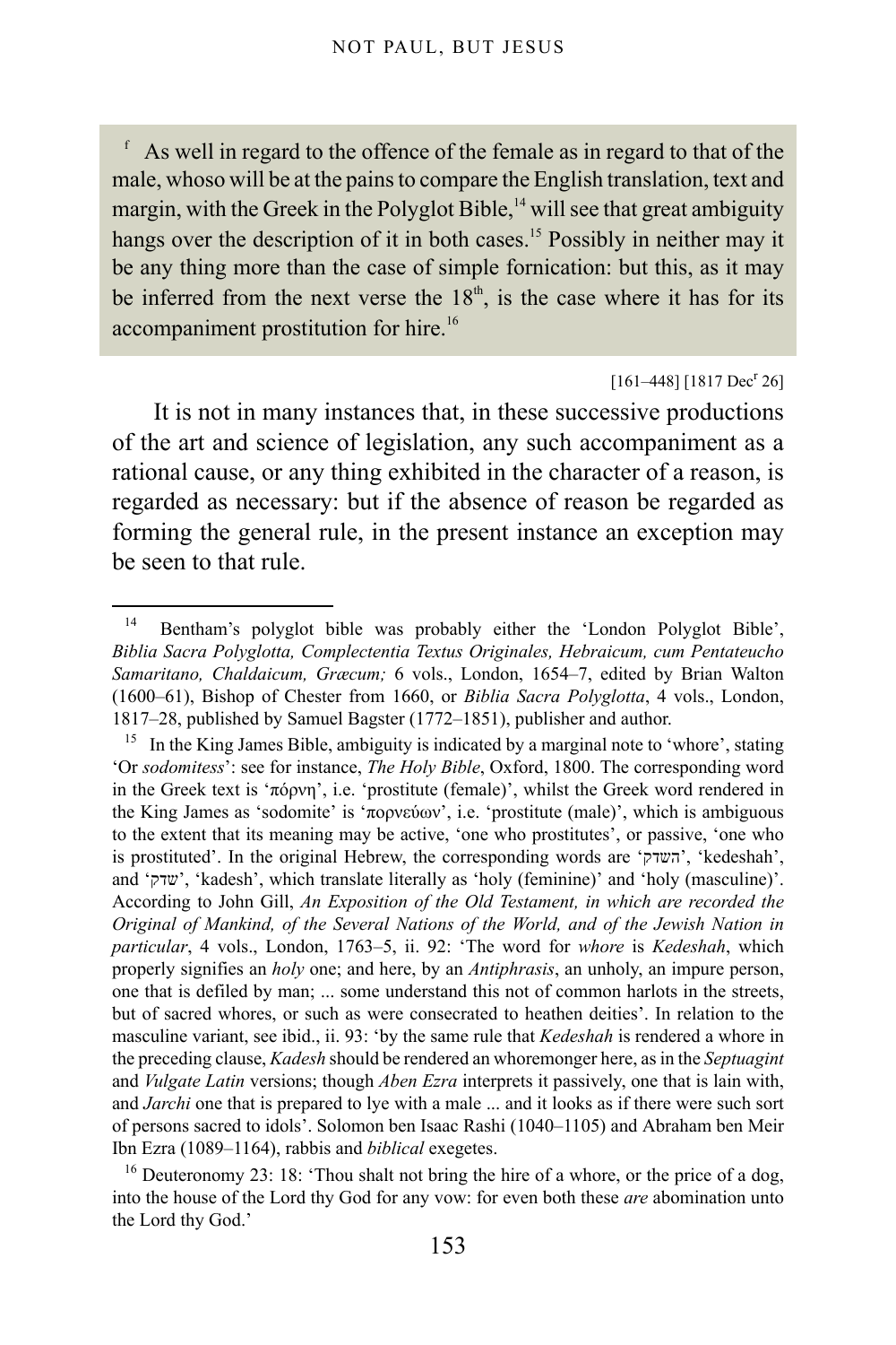[f] As well in regard to the offence of the female as in regard to that of the male, whoso will be at the pains to compare the English translation, text and margin, with the Greek in the Polyglot Bible,[14] will see that great ambiguity hangs over the description of it in both cases.[15] Possibly in neither may it be any thing more than the case of simple fornication: but this, as it may be inferred from the next verse the 18th, is the case where it has for its accompaniment prostitution for hire.[16]

[161–448] [1817 Dec[r] 26]

It is not in many instances that, in these successive productions of the art and science of legislation, any such accompaniment as a rational cause, or any thing exhibited in the character of a reason, is regarded as necessary: but if the absence of reason be regarded as forming the general rule, in the present instance an exception may be seen to that rule.

---

[14] Bentham's polyglot bible was probably either the 'London Polyglot Bible', *Biblia Sacra Polyglotta, Complectentia Textus Originales, Hebraicum, cum Pentateucho Samaritano, Chaldaicum, Græcum;* 6 vols., London, 1654–7, edited by Brian Walton (1600–61), Bishop of Chester from 1660, or *Biblia Sacra Polyglotta*, 4 vols., London, 1817–28, published by Samuel Bagster (1772–1851), publisher and author.

[15] In the King James Bible, ambiguity is indicated by a marginal note to 'whore', stating 'Or *sodomitess*': see for instance, *The Holy Bible*, Oxford, 1800. The corresponding word in the Greek text is 'πόρνη', i.e. 'prostitute (female)', whilst the Greek word rendered in the King James as 'sodomite' is 'πορνεύων', i.e. 'prostitute (male)', which is ambiguous to the extent that its meaning may be active, 'one who prostitutes', or passive, 'one who is prostituted'. In the original Hebrew, the corresponding words are 'השדק', 'kedeshah', and 'שדק', 'kadesh', which translate literally as 'holy (feminine)' and 'holy (masculine)'. According to John Gill, *An Exposition of the Old Testament, in which are recorded the Original of Mankind, of the Several Nations of the World, and of the Jewish Nation in particular*, 4 vols., London, 1763–5, ii. 92: 'The word for *whore* is *Kedeshah*, which properly signifies an *holy* one; and here, by an *Antiphrasis*, an unholy, an impure person, one that is defiled by man; ... some understand this not of common harlots in the streets, but of sacred whores, or such as were consecrated to heathen deities'. In relation to the masculine variant, see ibid., ii. 93: 'by the same rule that *Kedeshah* is rendered a whore in the preceding clause, *Kadesh* should be rendered an whoremonger here, as in the *Septuagint* and *Vulgate Latin* versions; though *Aben Ezra* interprets it passively, one that is lain with, and *Jarchi* one that is prepared to lye with a male ... and it looks as if there were such sort of persons sacred to idols'. Solomon ben Isaac Rashi (1040–1105) and Abraham ben Meir Ibn Ezra (1089–1164), rabbis and *biblical* exegetes.

[16] Deuteronomy 23: 18: 'Thou shalt not bring the hire of a whore, or the price of a dog, into the house of the Lord thy God for any vow: for even both these *are* abomination unto the Lord thy God.'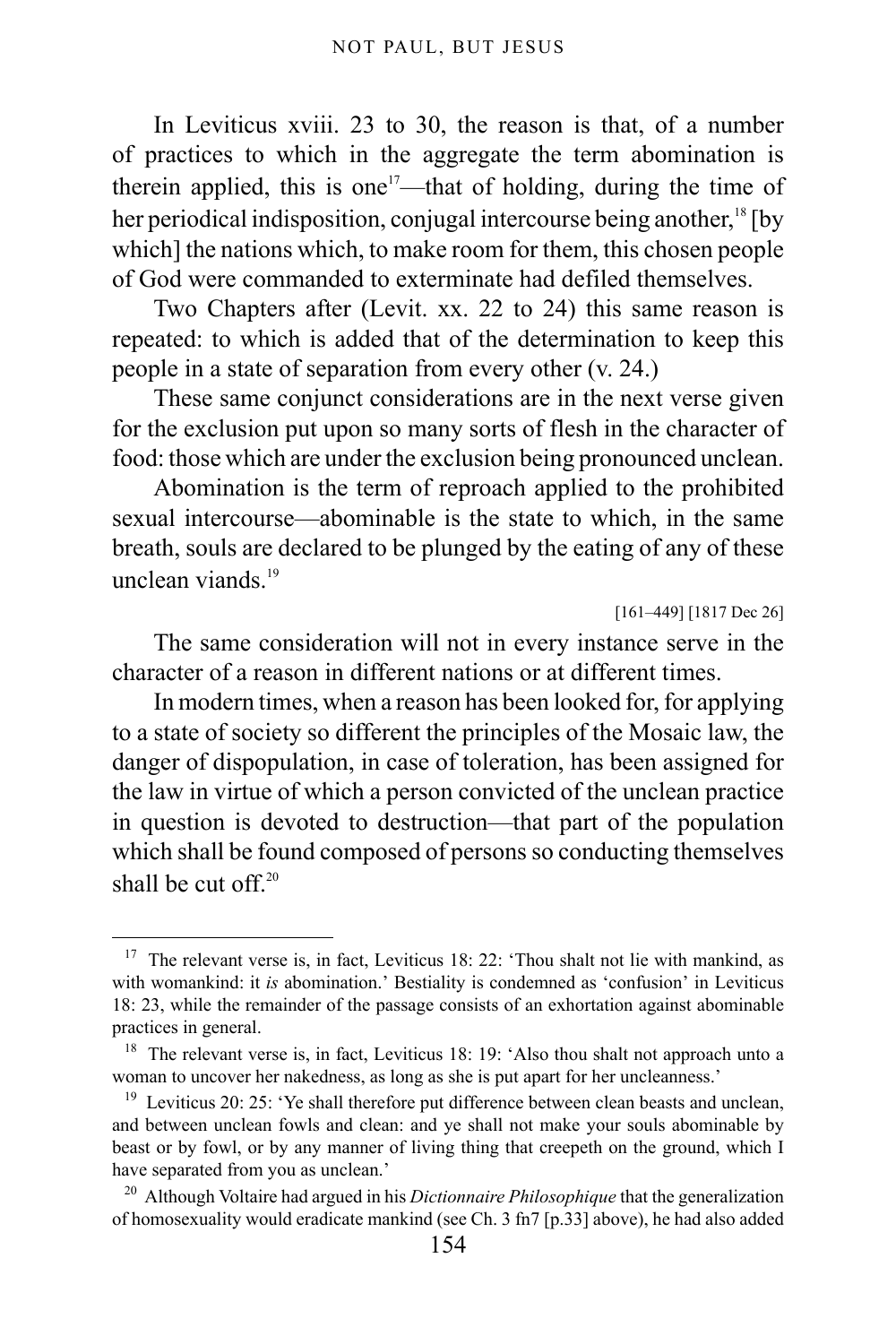In Leviticus xviii. 23 to 30, the reason is that, of a number of practices to which in the aggregate the term abomination is therein applied, this is one[17]—that of holding, during the time of her periodical indisposition, conjugal intercourse being another,[18] [by which] the nations which, to make room for them, this chosen people of God were commanded to exterminate had defiled themselves.

Two Chapters after (Levit. xx. 22 to 24) this same reason is repeated: to which is added that of the determination to keep this people in a state of separation from every other (v. 24.)

These same conjunct considerations are in the next verse given for the exclusion put upon so many sorts of flesh in the character of food: those which are under the exclusion being pronounced unclean.

Abomination is the term of reproach applied to the prohibited sexual intercourse—abominable is the state to which, in the same breath, souls are declared to be plunged by the eating of any of these unclean viands.[19]

[161–449] [1817 Dec 26]

The same consideration will not in every instance serve in the character of a reason in different nations or at different times.

In modern times, when a reason has been looked for, for applying to a state of society so different the principles of the Mosaic law, the danger of dispopulation, in case of toleration, has been assigned for the law in virtue of which a person convicted of the unclean practice in question is devoted to destruction—that part of the population which shall be found composed of persons so conducting themselves shall be cut off.[20]

---

[17] The relevant verse is, in fact, Leviticus 18: 22: 'Thou shalt not lie with mankind, as with womankind: it *is* abomination.' Bestiality is condemned as 'confusion' in Leviticus 18: 23, while the remainder of the passage consists of an exhortation against abominable practices in general.

[18] The relevant verse is, in fact, Leviticus 18: 19: 'Also thou shalt not approach unto a woman to uncover her nakedness, as long as she is put apart for her uncleanness.'

[19] Leviticus 20: 25: 'Ye shall therefore put difference between clean beasts and unclean, and between unclean fowls and clean: and ye shall not make your souls abominable by beast or by fowl, or by any manner of living thing that creepeth on the ground, which I have separated from you as unclean.'

[20] Although Voltaire had argued in his *Dictionnaire Philosophique* that the generalization of homosexuality would eradicate mankind (see Ch. 3 fn7 [p.33] above), he had also added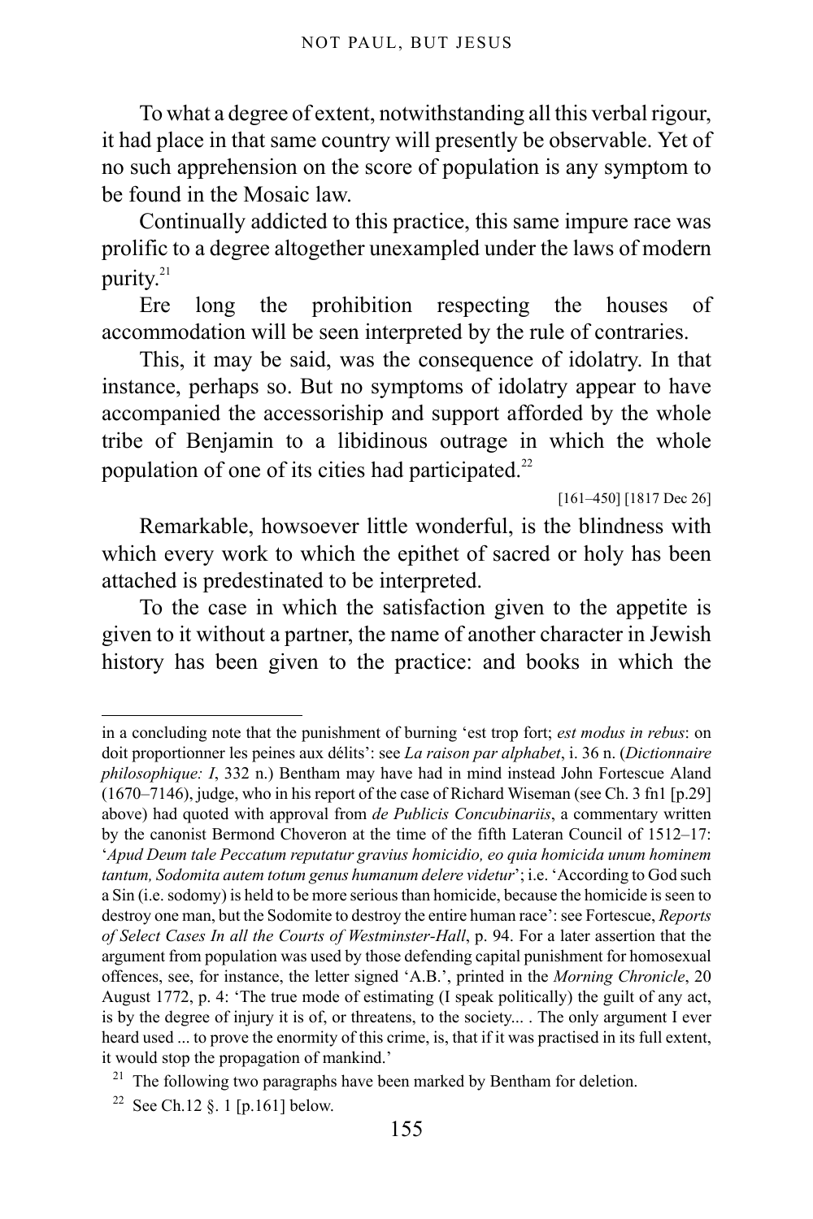To what a degree of extent, notwithstanding all this verbal rigour, it had place in that same country will presently be observable. Yet of no such apprehension on the score of population is any symptom to be found in the Mosaic law.

Continually addicted to this practice, this same impure race was prolific to a degree altogether unexampled under the laws of modern purity.[21]

Ere long the prohibition respecting the houses of accommodation will be seen interpreted by the rule of contraries.

This, it may be said, was the consequence of idolatry. In that instance, perhaps so. But no symptoms of idolatry appear to have accompanied the accessoriship and support afforded by the whole tribe of Benjamin to a libidinous outrage in which the whole population of one of its cities had participated.[22]

[161–450] [1817 Dec 26]

Remarkable, howsoever little wonderful, is the blindness with which every work to which the epithet of sacred or holy has been attached is predestinated to be interpreted.

To the case in which the satisfaction given to the appetite is given to it without a partner, the name of another character in Jewish history has been given to the practice: and books in which the

---

in a concluding note that the punishment of burning 'est trop fort; *est modus in rebus*: on doit proportionner les peines aux délits': see *La raison par alphabet*, i. 36 n. (*Dictionnaire philosophique: I*, 332 n.) Bentham may have had in mind instead John Fortescue Aland (1670–7146), judge, who in his report of the case of Richard Wiseman (see Ch. 3 fn1 [p.29] above) had quoted with approval from *de Publicis Concubinariis*, a commentary written by the canonist Bermond Choveron at the time of the fifth Lateran Council of 1512–17: '*Apud Deum tale Peccatum reputatur gravius homicidio, eo quia homicida unum hominem tantum, Sodomita autem totum genus humanum delere videtur*'; i.e. 'According to God such a Sin (i.e. sodomy) is held to be more serious than homicide, because the homicide is seen to destroy one man, but the Sodomite to destroy the entire human race': see Fortescue, *Reports of Select Cases In all the Courts of Westminster-Hall*, p. 94. For a later assertion that the argument from population was used by those defending capital punishment for homosexual offences, see, for instance, the letter signed 'A.B.', printed in the *Morning Chronicle*, 20 August 1772, p. 4: 'The true mode of estimating (I speak politically) the guilt of any act, is by the degree of injury it is of, or threatens, to the society... . The only argument I ever heard used ... to prove the enormity of this crime, is, that if it was practised in its full extent, it would stop the propagation of mankind.'

[21] The following two paragraphs have been marked by Bentham for deletion.

[22] See Ch.12 §. 1 [p.161] below.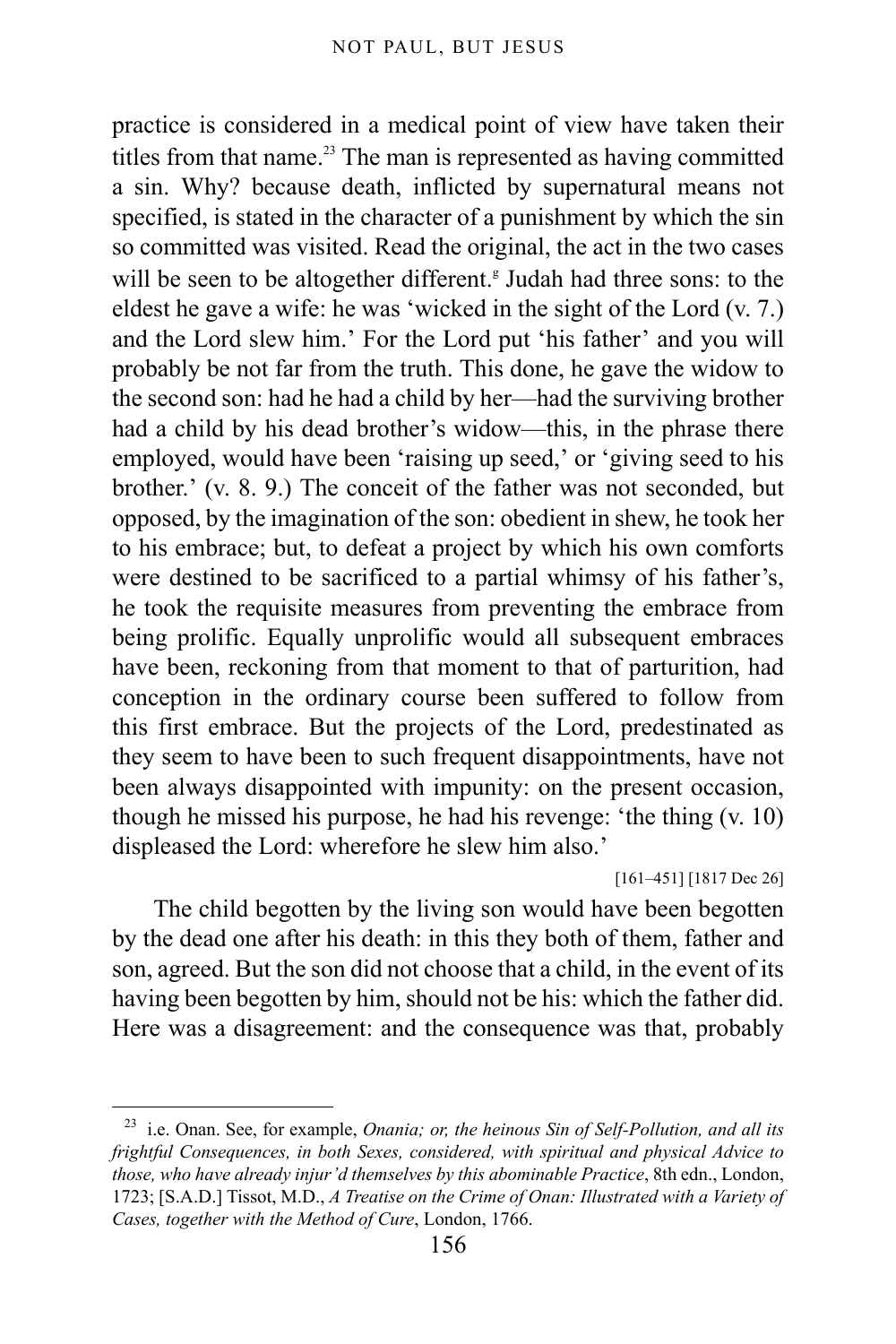practice is considered in a medical point of view have taken their titles from that name.[23] The man is represented as having committed a sin. Why? because death, inflicted by supernatural means not specified, is stated in the character of a punishment by which the sin so committed was visited. Read the original, the act in the two cases will be seen to be altogether different.[g] Judah had three sons: to the eldest he gave a wife: he was 'wicked in the sight of the Lord (v. 7.) and the Lord slew him.' For the Lord put 'his father' and you will probably be not far from the truth. This done, he gave the widow to the second son: had he had a child by her—had the surviving brother had a child by his dead brother's widow—this, in the phrase there employed, would have been 'raising up seed,' or 'giving seed to his brother.' (v. 8. 9.) The conceit of the father was not seconded, but opposed, by the imagination of the son: obedient in shew, he took her to his embrace; but, to defeat a project by which his own comforts were destined to be sacrificed to a partial whimsy of his father's, he took the requisite measures from preventing the embrace from being prolific. Equally unprolific would all subsequent embraces have been, reckoning from that moment to that of parturition, had conception in the ordinary course been suffered to follow from this first embrace. But the projects of the Lord, predestinated as they seem to have been to such frequent disappointments, have not been always disappointed with impunity: on the present occasion, though he missed his purpose, he had his revenge: 'the thing (v. 10) displeased the Lord: wherefore he slew him also.'

[161–451] [1817 Dec 26]

The child begotten by the living son would have been begotten by the dead one after his death: in this they both of them, father and son, agreed. But the son did not choose that a child, in the event of its having been begotten by him, should not be his: which the father did. Here was a disagreement: and the consequence was that, probably

[23] i.e. Onan. See, for example, *Onania; or, the heinous Sin of Self-Pollution, and all its frightful Consequences, in both Sexes, considered, with spiritual and physical Advice to those, who have already injur'd themselves by this abominable Practice*, 8th edn., London, 1723; [S.A.D.] Tissot, M.D., *A Treatise on the Crime of Onan: Illustrated with a Variety of Cases, together with the Method of Cure*, London, 1766.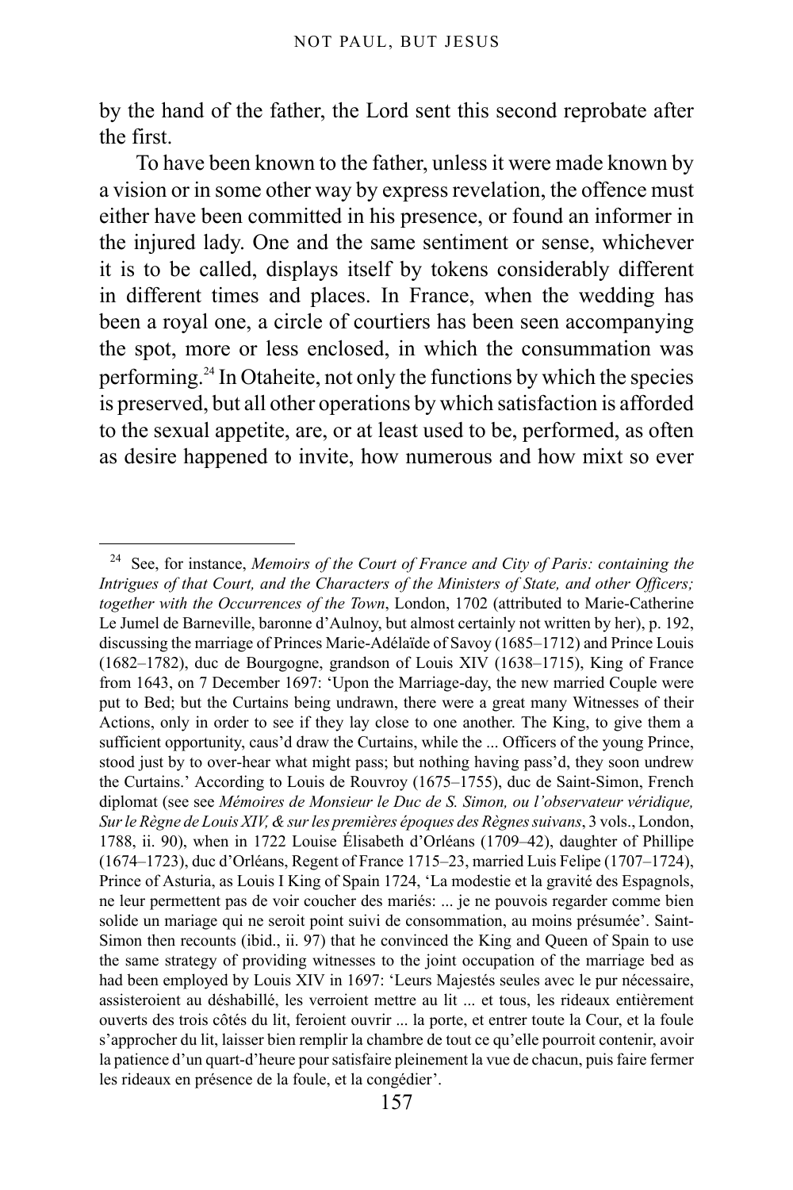by the hand of the father, the Lord sent this second reprobate after the first.

To have been known to the father, unless it were made known by a vision or in some other way by express revelation, the offence must either have been committed in his presence, or found an informer in the injured lady. One and the same sentiment or sense, whichever it is to be called, displays itself by tokens considerably different in different times and places. In France, when the wedding has been a royal one, a circle of courtiers has been seen accompanying the spot, more or less enclosed, in which the consummation was performing.[24] In Otaheite, not only the functions by which the species is preserved, but all other operations by which satisfaction is afforded to the sexual appetite, are, or at least used to be, performed, as often as desire happened to invite, how numerous and how mixt so ever

---

[24] See, for instance, *Memoirs of the Court of France and City of Paris: containing the Intrigues of that Court, and the Characters of the Ministers of State, and other Officers; together with the Occurrences of the Town*, London, 1702 (attributed to Marie-Catherine Le Jumel de Barneville, baronne d'Aulnoy, but almost certainly not written by her), p. 192, discussing the marriage of Princes Marie-Adélaïde of Savoy (1685–1712) and Prince Louis (1682–1782), duc de Bourgogne, grandson of Louis XIV (1638–1715), King of France from 1643, on 7 December 1697: 'Upon the Marriage-day, the new married Couple were put to Bed; but the Curtains being undrawn, there were a great many Witnesses of their Actions, only in order to see if they lay close to one another. The King, to give them a sufficient opportunity, caus'd draw the Curtains, while the ... Officers of the young Prince, stood just by to over-hear what might pass; but nothing having pass'd, they soon undrew the Curtains.' According to Louis de Rouvroy (1675–1755), duc de Saint-Simon, French diplomat (see see *Mémoires de Monsieur le Duc de S. Simon, ou l'observateur véridique, Sur le Règne de Louis XIV, & sur les premières époques des Règnes suivans*, 3 vols., London, 1788, ii. 90), when in 1722 Louise Élisabeth d'Orléans (1709–42), daughter of Phillipe (1674–1723), duc d'Orléans, Regent of France 1715–23, married Luis Felipe (1707–1724), Prince of Asturia, as Louis I King of Spain 1724, 'La modestie et la gravité des Espagnols, ne leur permettent pas de voir coucher des mariés: ... je ne pouvois regarder comme bien solide un mariage qui ne seroit point suivi de consommation, au moins présumée'. Saint-Simon then recounts (ibid., ii. 97) that he convinced the King and Queen of Spain to use the same strategy of providing witnesses to the joint occupation of the marriage bed as had been employed by Louis XIV in 1697: 'Leurs Majestés seules avec le pur nécessaire, assisteroient au déshabillé, les verroient mettre au lit ... et tous, les rideaux entièrement ouverts des trois côtés du lit, feroient ouvrir ... la porte, et entrer toute la Cour, et la foule s'approcher du lit, laisser bien remplir la chambre de tout ce qu'elle pourroit contenir, avoir la patience d'un quart-d'heure pour satisfaire pleinement la vue de chacun, puis faire fermer les rideaux en présence de la foule, et la congédier'.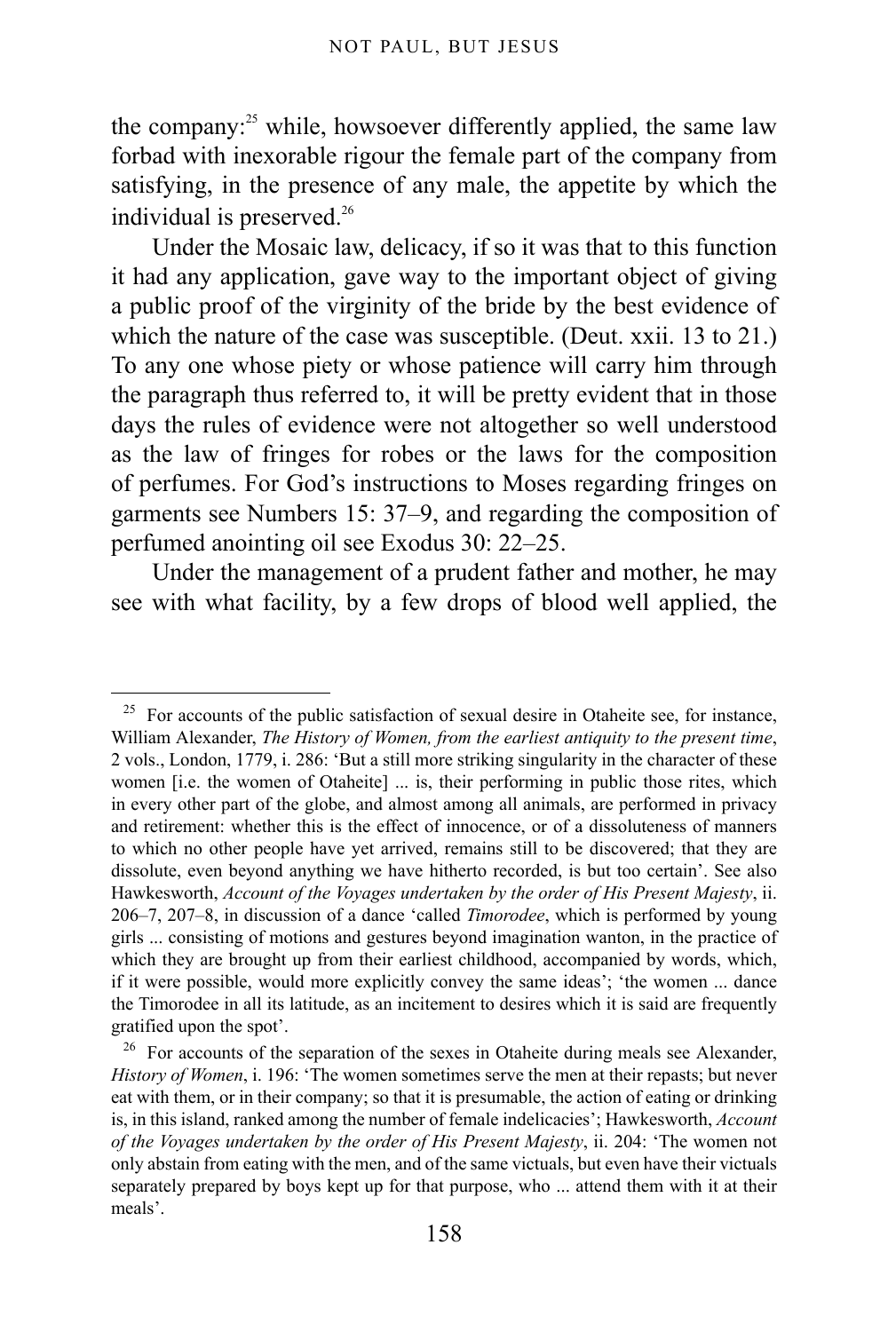the company:[25] while, howsoever differently applied, the same law forbad with inexorable rigour the female part of the company from satisfying, in the presence of any male, the appetite by which the individual is preserved.[26]

Under the Mosaic law, delicacy, if so it was that to this function it had any application, gave way to the important object of giving a public proof of the virginity of the bride by the best evidence of which the nature of the case was susceptible. (Deut. xxii. 13 to 21.) To any one whose piety or whose patience will carry him through the paragraph thus referred to, it will be pretty evident that in those days the rules of evidence were not altogether so well understood as the law of fringes for robes or the laws for the composition of perfumes. For God's instructions to Moses regarding fringes on garments see Numbers 15: 37–9, and regarding the composition of perfumed anointing oil see Exodus 30: 22–25.

Under the management of a prudent father and mother, he may see with what facility, by a few drops of blood well applied, the

---

[25] For accounts of the public satisfaction of sexual desire in Otaheite see, for instance, William Alexander, *The History of Women, from the earliest antiquity to the present time*, 2 vols., London, 1779, i. 286: 'But a still more striking singularity in the character of these women [i.e. the women of Otaheite] ... is, their performing in public those rites, which in every other part of the globe, and almost among all animals, are performed in privacy and retirement: whether this is the effect of innocence, or of a dissoluteness of manners to which no other people have yet arrived, remains still to be discovered; that they are dissolute, even beyond anything we have hitherto recorded, is but too certain'. See also Hawkesworth, *Account of the Voyages undertaken by the order of His Present Majesty*, ii. 206–7, 207–8, in discussion of a dance 'called *Timorodee*, which is performed by young girls ... consisting of motions and gestures beyond imagination wanton, in the practice of which they are brought up from their earliest childhood, accompanied by words, which, if it were possible, would more explicitly convey the same ideas'; 'the women ... dance the Timorodee in all its latitude, as an incitement to desires which it is said are frequently gratified upon the spot'.

[26] For accounts of the separation of the sexes in Otaheite during meals see Alexander, *History of Women*, i. 196: 'The women sometimes serve the men at their repasts; but never eat with them, or in their company; so that it is presumable, the action of eating or drinking is, in this island, ranked among the number of female indelicacies'; Hawkesworth, *Account of the Voyages undertaken by the order of His Present Majesty*, ii. 204: 'The women not only abstain from eating with the men, and of the same victuals, but even have their victuals separately prepared by boys kept up for that purpose, who ... attend them with it at their meals'.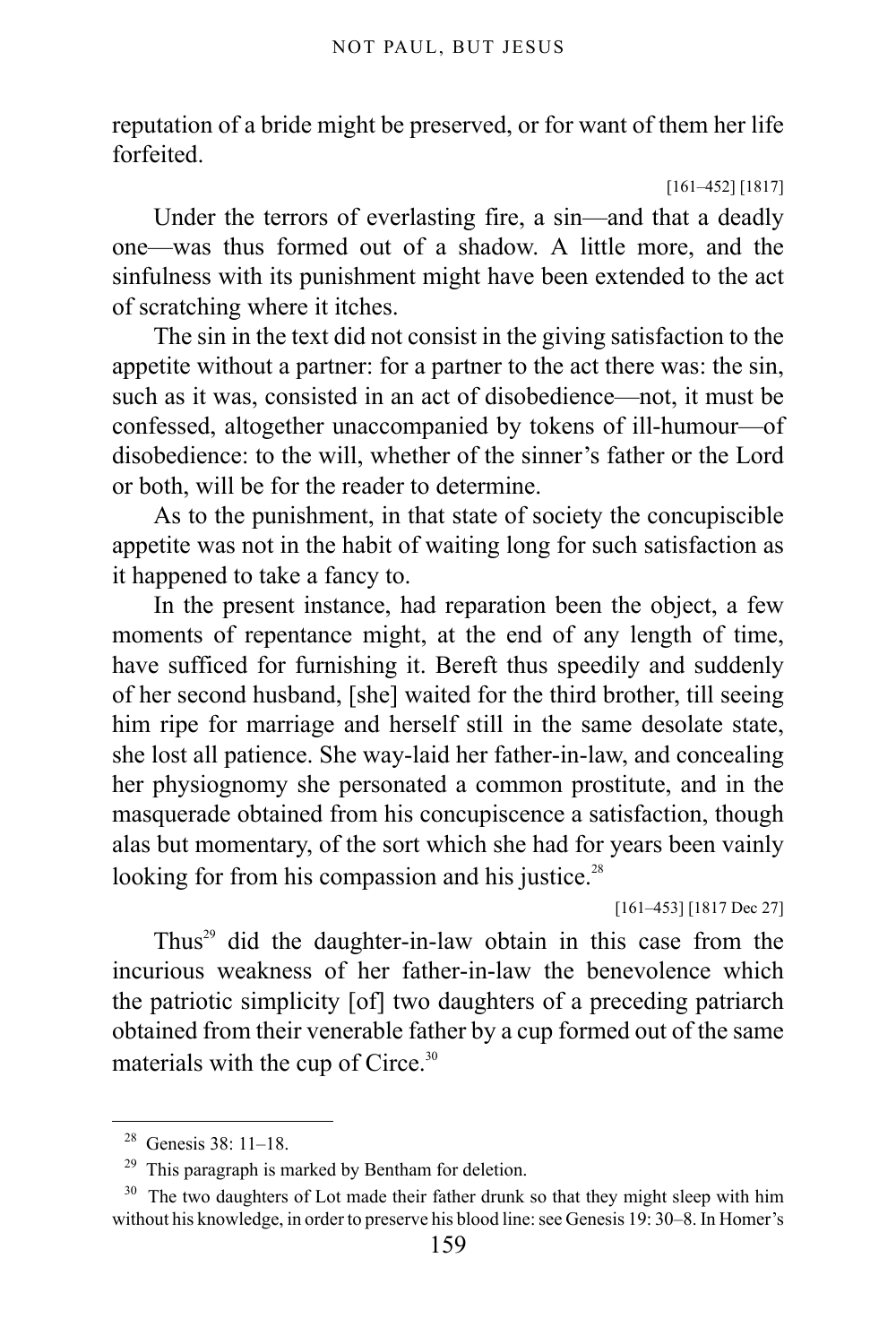reputation of a bride might be preserved, or for want of them her life forfeited.

[161–452] [1817]

Under the terrors of everlasting fire, a sin—and that a deadly one—was thus formed out of a shadow. A little more, and the sinfulness with its punishment might have been extended to the act of scratching where it itches.

The sin in the text did not consist in the giving satisfaction to the appetite without a partner: for a partner to the act there was: the sin, such as it was, consisted in an act of disobedience—not, it must be confessed, altogether unaccompanied by tokens of ill-humour—of disobedience: to the will, whether of the sinner's father or the Lord or both, will be for the reader to determine.

As to the punishment, in that state of society the concupiscible appetite was not in the habit of waiting long for such satisfaction as it happened to take a fancy to.

In the present instance, had reparation been the object, a few moments of repentance might, at the end of any length of time, have sufficed for furnishing it. Bereft thus speedily and suddenly of her second husband, [she] waited for the third brother, till seeing him ripe for marriage and herself still in the same desolate state, she lost all patience. She way-laid her father-in-law, and concealing her physiognomy she personated a common prostitute, and in the masquerade obtained from his concupiscence a satisfaction, though alas but momentary, of the sort which she had for years been vainly looking for from his compassion and his justice.[28]

[161–453] [1817 Dec 27]

Thus[29] did the daughter-in-law obtain in this case from the incurious weakness of her father-in-law the benevolence which the patriotic simplicity [of] two daughters of a preceding patriarch obtained from their venerable father by a cup formed out of the same materials with the cup of Circe.[30]

---

[28] Genesis 38: 11–18.

[29] This paragraph is marked by Bentham for deletion.

[30] The two daughters of Lot made their father drunk so that they might sleep with him without his knowledge, in order to preserve his blood line: see Genesis 19: 30–8. In Homer's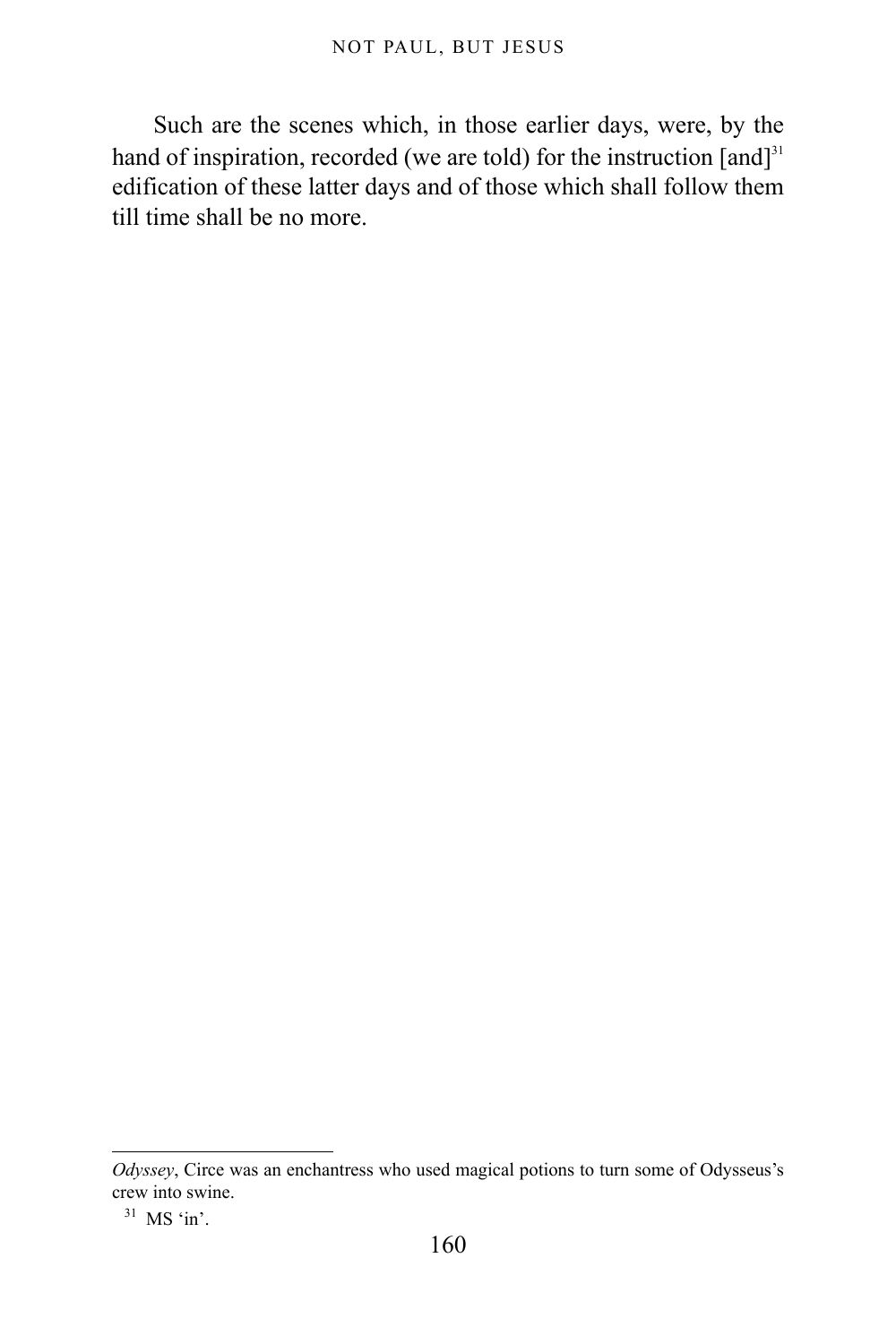Such are the scenes which, in those earlier days, were, by the hand of inspiration, recorded (we are told) for the instruction [and][31] edification of these latter days and of those which shall follow them till time shall be no more.

---

*Odyssey*, Circe was an enchantress who used magical potions to turn some of Odysseus's crew into swine.

[31] MS 'in'.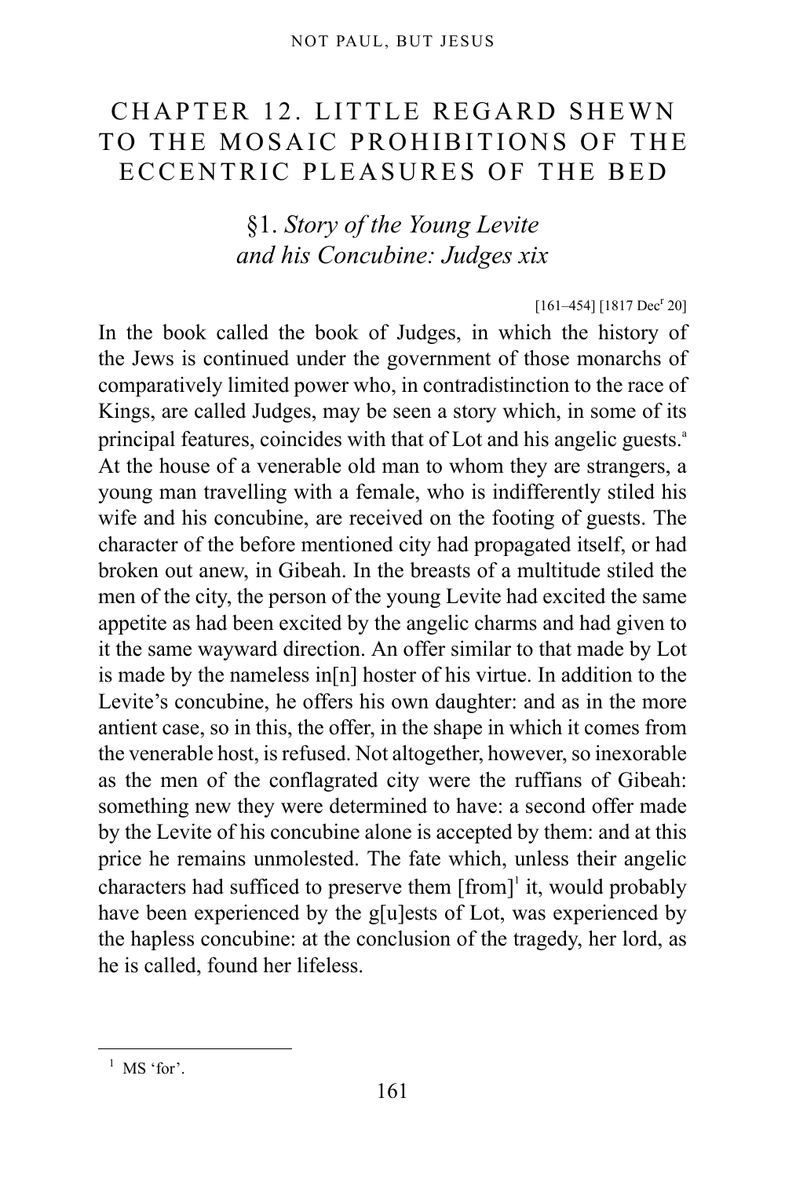# CHAPTER 12. LITTLE REGARD SHEWN TO THE MOSAIC PROHIBITIONS OF THE ECCENTRIC PLEASURES OF THE BED

## §1. *Story of the Young Levite and his Concubine: Judges xix*

[161–454] [1817 Dec$^{r}$ 20]

In the book called the book of Judges, in which the history of the Jews is continued under the government of those monarchs of comparatively limited power who, in contradistinction to the race of Kings, are called Judges, may be seen a story which, in some of its principal features, coincides with that of Lot and his angelic guests.[a] At the house of a venerable old man to whom they are strangers, a young man travelling with a female, who is indifferently stiled his wife and his concubine, are received on the footing of guests. The character of the before mentioned city had propagated itself, or had broken out anew, in Gibeah. In the breasts of a multitude stiled the men of the city, the person of the young Levite had excited the same appetite as had been excited by the angelic charms and had given to it the same wayward direction. An offer similar to that made by Lot is made by the nameless in[n] hoster of his virtue. In addition to the Levite's concubine, he offers his own daughter: and as in the more antient case, so in this, the offer, in the shape in which it comes from the venerable host, is refused. Not altogether, however, so inexorable as the men of the conflagrated city were the ruffians of Gibeah: something new they were determined to have: a second offer made by the Levite of his concubine alone is accepted by them: and at this price he remains unmolested. The fate which, unless their angelic characters had sufficed to preserve them [from][1] it, would probably have been experienced by the g[u]ests of Lot, was experienced by the hapless concubine: at the conclusion of the tragedy, her lord, as he is called, found her lifeless.

---

[1] MS 'for'.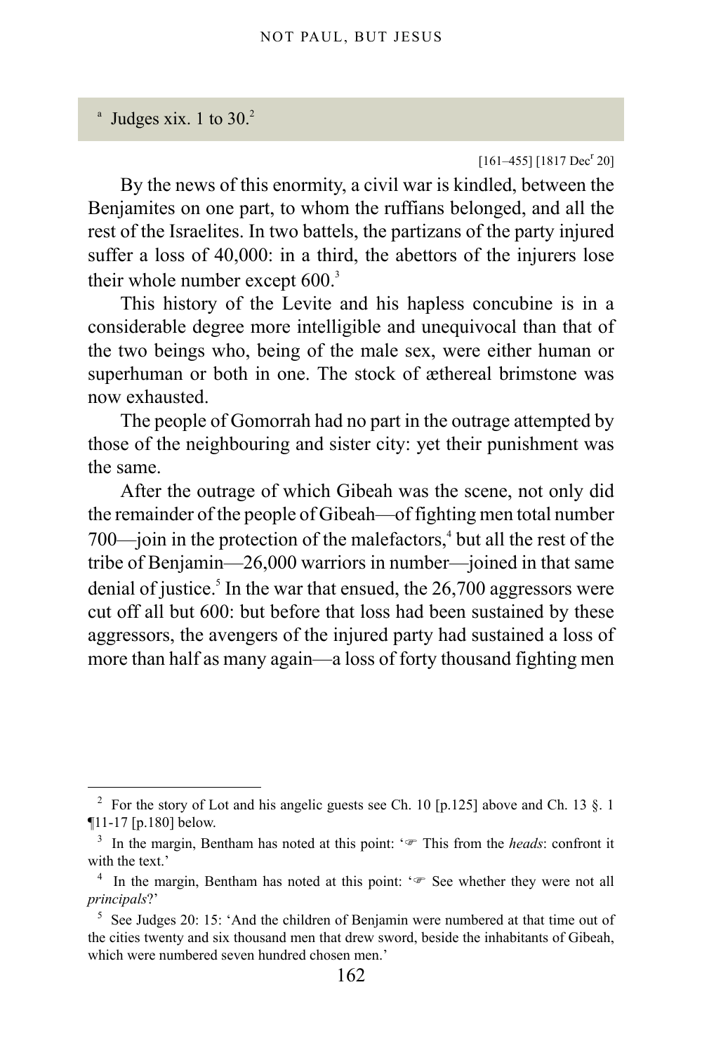[a] Judges xix. 1 to 30.[2]

[161–455] [1817 Dec[r] 20]

By the news of this enormity, a civil war is kindled, between the Benjamites on one part, to whom the ruffians belonged, and all the rest of the Israelites. In two battels, the partizans of the party injured suffer a loss of 40,000: in a third, the abettors of the injurers lose their whole number except 600.[3]

This history of the Levite and his hapless concubine is in a considerable degree more intelligible and unequivocal than that of the two beings who, being of the male sex, were either human or superhuman or both in one. The stock of æthereal brimstone was now exhausted.

The people of Gomorrah had no part in the outrage attempted by those of the neighbouring and sister city: yet their punishment was the same.

After the outrage of which Gibeah was the scene, not only did the remainder of the people of Gibeah—of fighting men total number 700—join in the protection of the malefactors,[4] but all the rest of the tribe of Benjamin—26,000 warriors in number—joined in that same denial of justice.[5] In the war that ensued, the 26,700 aggressors were cut off all but 600: but before that loss had been sustained by these aggressors, the avengers of the injured party had sustained a loss of more than half as many again—a loss of forty thousand fighting men

---

[2] For the story of Lot and his angelic guests see Ch. 10 [p.125] above and Ch. 13 §. 1 ¶11-17 [p.180] below.

[3] In the margin, Bentham has noted at this point: '☞ This from the *heads*: confront it with the text.'

[4] In the margin, Bentham has noted at this point: '☞ See whether they were not all *principals*?'

[5] See Judges 20: 15: 'And the children of Benjamin were numbered at that time out of the cities twenty and six thousand men that drew sword, beside the inhabitants of Gibeah, which were numbered seven hundred chosen men.'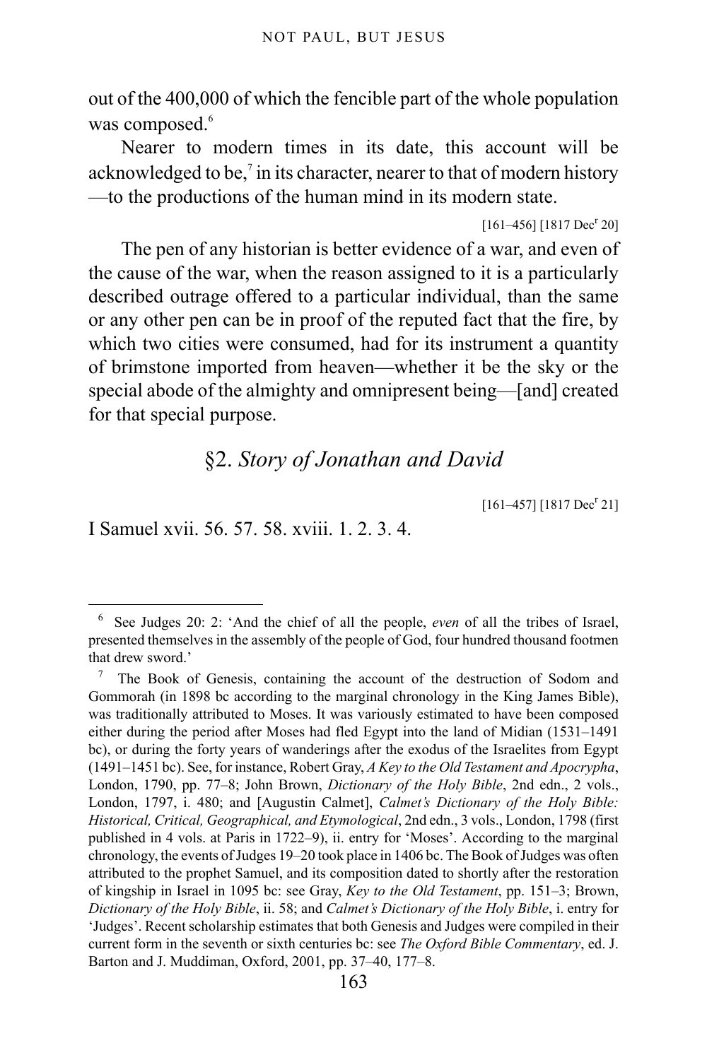out of the 400,000 of which the fencible part of the whole population was composed.[6]

Nearer to modern times in its date, this account will be acknowledged to be,[7] in its character, nearer to that of modern history—to the productions of the human mind in its modern state.

[161–456] [1817 Dec[r] 20]

The pen of any historian is better evidence of a war, and even of the cause of the war, when the reason assigned to it is a particularly described outrage offered to a particular individual, than the same or any other pen can be in proof of the reputed fact that the fire, by which two cities were consumed, had for its instrument a quantity of brimstone imported from heaven—whether it be the sky or the special abode of the almighty and omnipresent being—[and] created for that special purpose.

## §2. *Story of Jonathan and David*

[161–457] [1817 Dec[r] 21]

I Samuel xvii. 56. 57. 58. xviii. 1. 2. 3. 4.

---

[6] See Judges 20: 2: 'And the chief of all the people, *even* of all the tribes of Israel, presented themselves in the assembly of the people of God, four hundred thousand footmen that drew sword.'

[7] The Book of Genesis, containing the account of the destruction of Sodom and Gommorah (in 1898 bc according to the marginal chronology in the King James Bible), was traditionally attributed to Moses. It was variously estimated to have been composed either during the period after Moses had fled Egypt into the land of Midian (1531–1491 bc), or during the forty years of wanderings after the exodus of the Israelites from Egypt (1491–1451 bc). See, for instance, Robert Gray, *A Key to the Old Testament and Apocrypha*, London, 1790, pp. 77–8; John Brown, *Dictionary of the Holy Bible*, 2nd edn., 2 vols., London, 1797, i. 480; and [Augustin Calmet], *Calmet's Dictionary of the Holy Bible: Historical, Critical, Geographical, and Etymological*, 2nd edn., 3 vols., London, 1798 (first published in 4 vols. at Paris in 1722–9), ii. entry for 'Moses'. According to the marginal chronology, the events of Judges 19–20 took place in 1406 bc. The Book of Judges was often attributed to the prophet Samuel, and its composition dated to shortly after the restoration of kingship in Israel in 1095 bc: see Gray, *Key to the Old Testament*, pp. 151–3; Brown, *Dictionary of the Holy Bible*, ii. 58; and *Calmet's Dictionary of the Holy Bible*, i. entry for 'Judges'. Recent scholarship estimates that both Genesis and Judges were compiled in their current form in the seventh or sixth centuries bc: see *The Oxford Bible Commentary*, ed. J. Barton and J. Muddiman, Oxford, 2001, pp. 37–40, 177–8.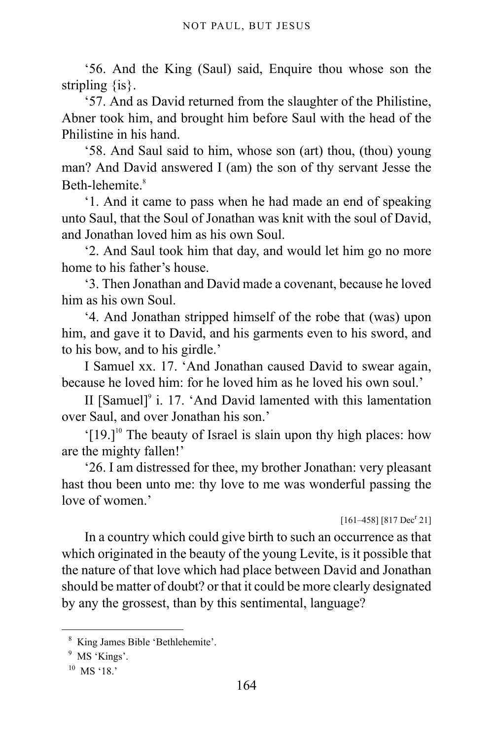'56. And the King (Saul) said, Enquire thou whose son the stripling {is}.

'57. And as David returned from the slaughter of the Philistine, Abner took him, and brought him before Saul with the head of the Philistine in his hand.

'58. And Saul said to him, whose son (art) thou, (thou) young man? And David answered I (am) the son of thy servant Jesse the Beth-lehemite.[8]

'1. And it came to pass when he had made an end of speaking unto Saul, that the Soul of Jonathan was knit with the soul of David, and Jonathan loved him as his own Soul.

'2. And Saul took him that day, and would let him go no more home to his father's house.

'3. Then Jonathan and David made a covenant, because he loved him as his own Soul.

'4. And Jonathan stripped himself of the robe that (was) upon him, and gave it to David, and his garments even to his sword, and to his bow, and to his girdle.'

I Samuel xx. 17. 'And Jonathan caused David to swear again, because he loved him: for he loved him as he loved his own soul.'

II [Samuel][9] i. 17. 'And David lamented with this lamentation over Saul, and over Jonathan his son.'

'[19.][10] The beauty of Israel is slain upon thy high places: how are the mighty fallen!'

'26. I am distressed for thee, my brother Jonathan: very pleasant hast thou been unto me: thy love to me was wonderful passing the love of women.'

[161–458] [817 Dec^r 21]

In a country which could give birth to such an occurrence as that which originated in the beauty of the young Levite, is it possible that the nature of that love which had place between David and Jonathan should be matter of doubt? or that it could be more clearly designated by any the grossest, than by this sentimental, language?

---

[8] King James Bible 'Bethlehemite'.

[9] MS 'Kings'.

[10] MS '18.'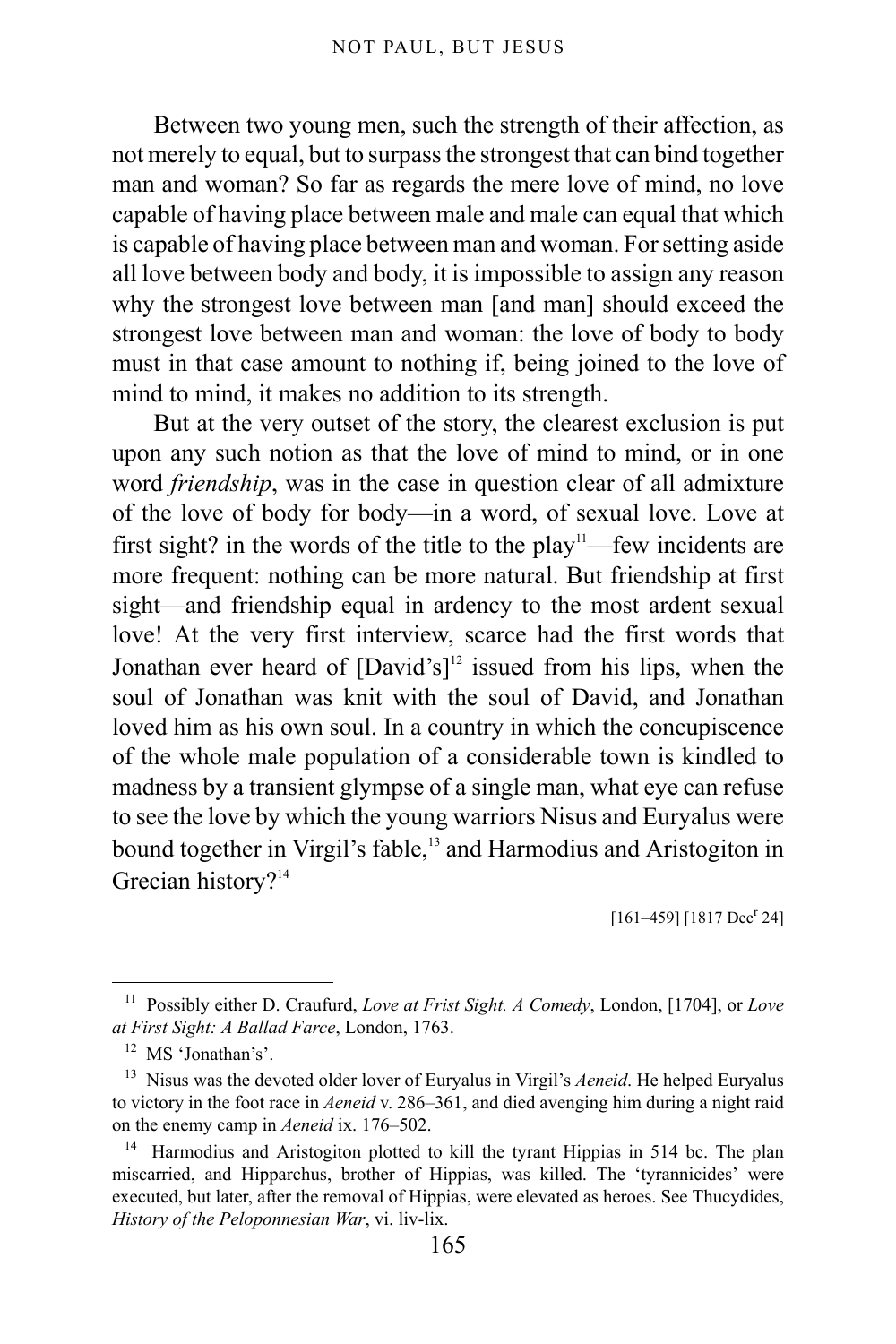Between two young men, such the strength of their affection, as not merely to equal, but to surpass the strongest that can bind together man and woman? So far as regards the mere love of mind, no love capable of having place between male and male can equal that which is capable of having place between man and woman. For setting aside all love between body and body, it is impossible to assign any reason why the strongest love between man [and man] should exceed the strongest love between man and woman: the love of body to body must in that case amount to nothing if, being joined to the love of mind to mind, it makes no addition to its strength.

But at the very outset of the story, the clearest exclusion is put upon any such notion as that the love of mind to mind, or in one word *friendship*, was in the case in question clear of all admixture of the love of body for body—in a word, of sexual love. Love at first sight? in the words of the title to the play[11]—few incidents are more frequent: nothing can be more natural. But friendship at first sight—and friendship equal in ardency to the most ardent sexual love! At the very first interview, scarce had the first words that Jonathan ever heard of [David's][12] issued from his lips, when the soul of Jonathan was knit with the soul of David, and Jonathan loved him as his own soul. In a country in which the concupiscence of the whole male population of a considerable town is kindled to madness by a transient glympse of a single man, what eye can refuse to see the love by which the young warriors Nisus and Euryalus were bound together in Virgil's fable,[13] and Harmodius and Aristogiton in Grecian history?[14]

[161–459] [1817 Dec[r] 24]

---

[11] Possibly either D. Craufurd, *Love at Frist Sight. A Comedy*, London, [1704], or *Love at First Sight: A Ballad Farce*, London, 1763.

[12] MS 'Jonathan's'.

[13] Nisus was the devoted older lover of Euryalus in Virgil's *Aeneid*. He helped Euryalus to victory in the foot race in *Aeneid* v. 286–361, and died avenging him during a night raid on the enemy camp in *Aeneid* ix. 176–502.

[14] Harmodius and Aristogiton plotted to kill the tyrant Hippias in 514 bc. The plan miscarried, and Hipparchus, brother of Hippias, was killed. The 'tyrannicides' were executed, but later, after the removal of Hippias, were elevated as heroes. See Thucydides, *History of the Peloponnesian War*, vi. liv-lix.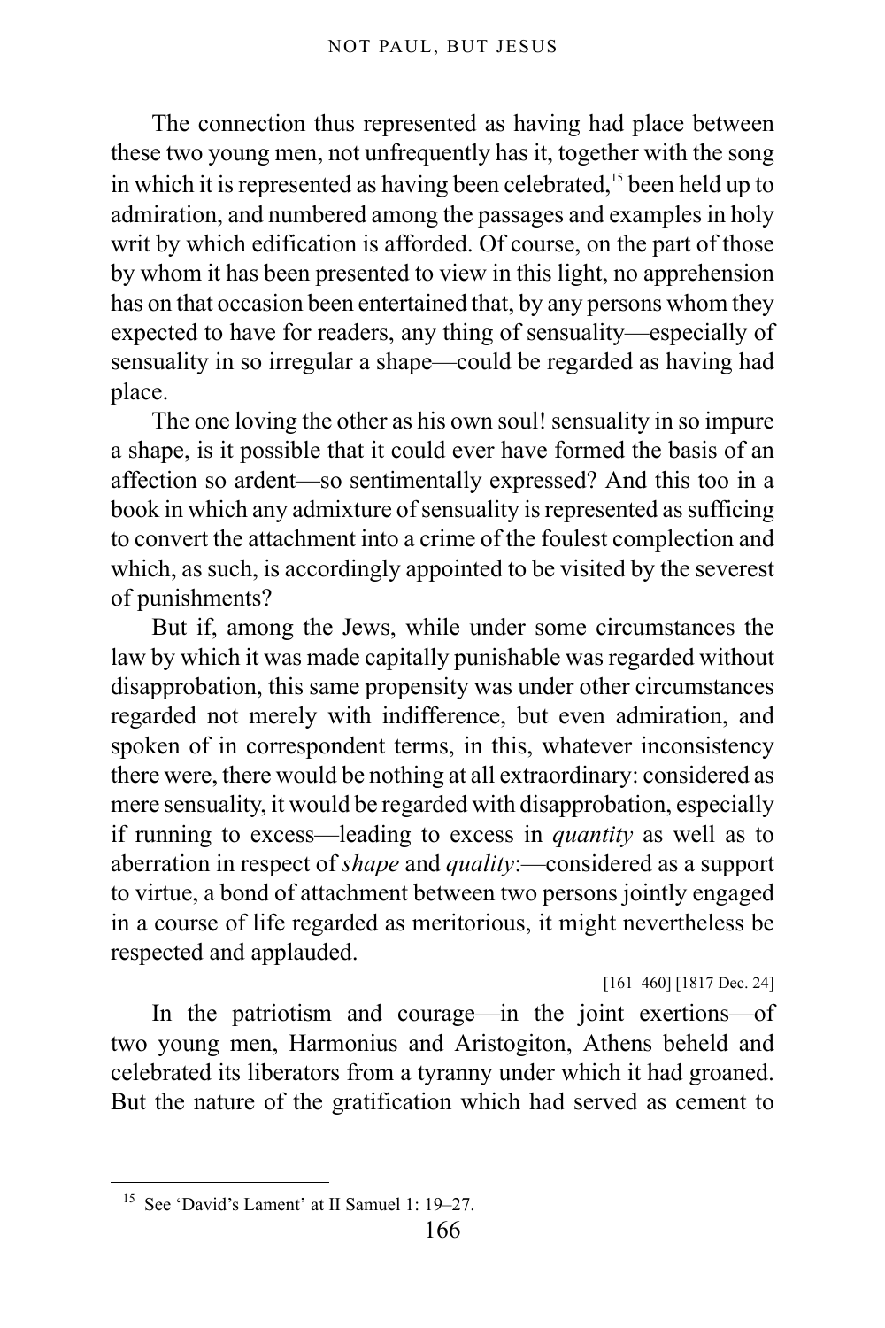The connection thus represented as having had place between these two young men, not unfrequently has it, together with the song in which it is represented as having been celebrated,[15] been held up to admiration, and numbered among the passages and examples in holy writ by which edification is afforded. Of course, on the part of those by whom it has been presented to view in this light, no apprehension has on that occasion been entertained that, by any persons whom they expected to have for readers, any thing of sensuality—especially of sensuality in so irregular a shape—could be regarded as having had place.

The one loving the other as his own soul! sensuality in so impure a shape, is it possible that it could ever have formed the basis of an affection so ardent—so sentimentally expressed? And this too in a book in which any admixture of sensuality is represented as sufficing to convert the attachment into a crime of the foulest complection and which, as such, is accordingly appointed to be visited by the severest of punishments?

But if, among the Jews, while under some circumstances the law by which it was made capitally punishable was regarded without disapprobation, this same propensity was under other circumstances regarded not merely with indifference, but even admiration, and spoken of in correspondent terms, in this, whatever inconsistency there were, there would be nothing at all extraordinary: considered as mere sensuality, it would be regarded with disapprobation, especially if running to excess—leading to excess in *quantity* as well as to aberration in respect of *shape* and *quality*:—considered as a support to virtue, a bond of attachment between two persons jointly engaged in a course of life regarded as meritorious, it might nevertheless be respected and applauded.

[161–460] [1817 Dec. 24]

In the patriotism and courage—in the joint exertions—of two young men, Harmonius and Aristogiton, Athens beheld and celebrated its liberators from a tyranny under which it had groaned. But the nature of the gratification which had served as cement to

---

[15] See 'David's Lament' at II Samuel 1: 19–27.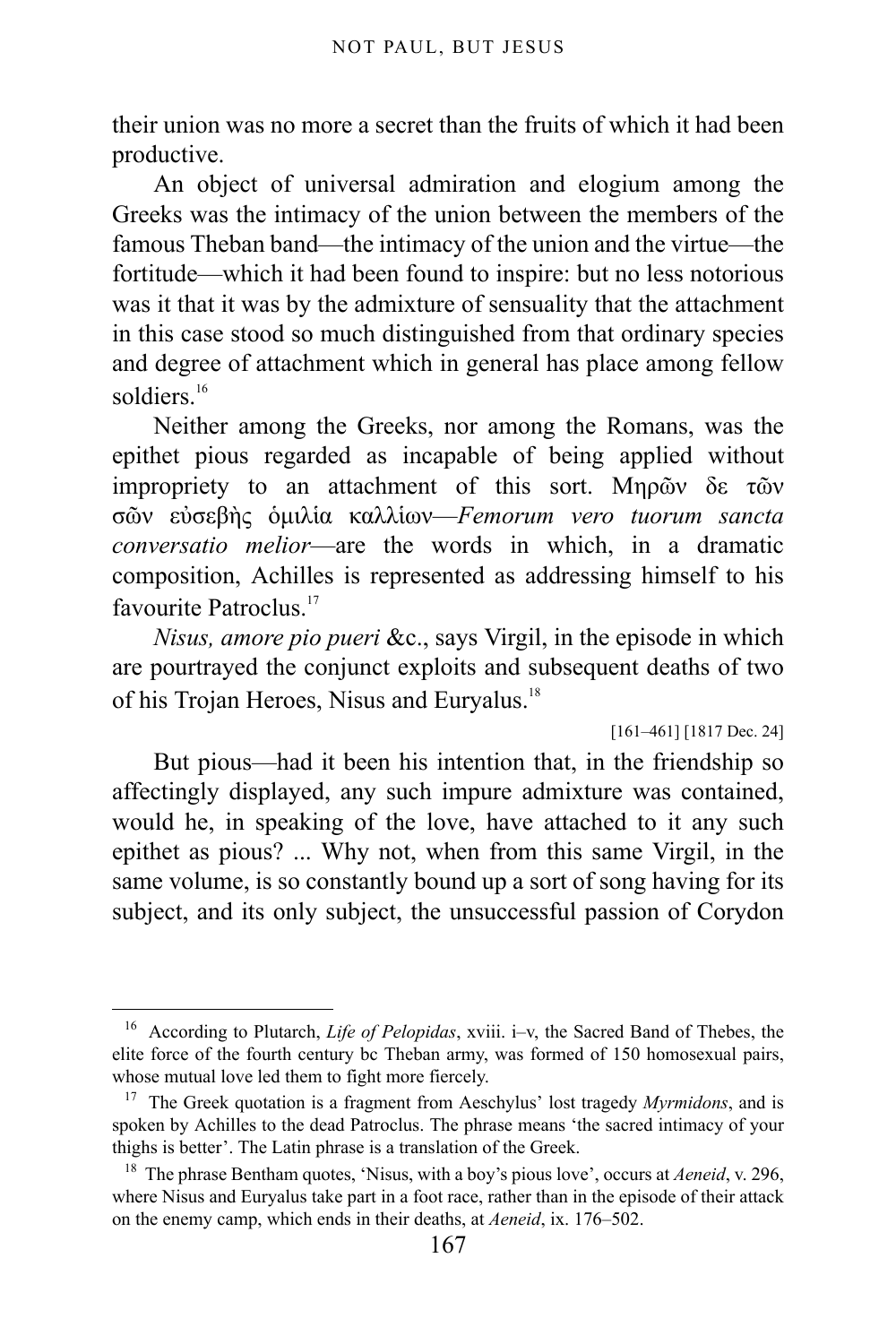their union was no more a secret than the fruits of which it had been productive.

An object of universal admiration and elogium among the Greeks was the intimacy of the union between the members of the famous Theban band—the intimacy of the union and the virtue—the fortitude—which it had been found to inspire: but no less notorious was it that it was by the admixture of sensuality that the attachment in this case stood so much distinguished from that ordinary species and degree of attachment which in general has place among fellow soldiers.[16]

Neither among the Greeks, nor among the Romans, was the epithet pious regarded as incapable of being applied without impropriety to an attachment of this sort. Μηρῶν δε τῶν σῶν εὐσεβὴς ὁμιλία καλλίων—*Femorum vero tuorum sancta conversatio melior*—are the words in which, in a dramatic composition, Achilles is represented as addressing himself to his favourite Patroclus.[17]

*Nisus, amore pio pueri* &c., says Virgil, in the episode in which are pourtrayed the conjunct exploits and subsequent deaths of two of his Trojan Heroes, Nisus and Euryalus.[18]

[161–461] [1817 Dec. 24]

But pious—had it been his intention that, in the friendship so affectingly displayed, any such impure admixture was contained, would he, in speaking of the love, have attached to it any such epithet as pious? ... Why not, when from this same Virgil, in the same volume, is so constantly bound up a sort of song having for its subject, and its only subject, the unsuccessful passion of Corydon

---

[16] According to Plutarch, *Life of Pelopidas*, xviii. i–v, the Sacred Band of Thebes, the elite force of the fourth century bc Theban army, was formed of 150 homosexual pairs, whose mutual love led them to fight more fiercely.

[17] The Greek quotation is a fragment from Aeschylus' lost tragedy *Myrmidons*, and is spoken by Achilles to the dead Patroclus. The phrase means 'the sacred intimacy of your thighs is better'. The Latin phrase is a translation of the Greek.

[18] The phrase Bentham quotes, 'Nisus, with a boy's pious love', occurs at *Aeneid*, v. 296, where Nisus and Euryalus take part in a foot race, rather than in the episode of their attack on the enemy camp, which ends in their deaths, at *Aeneid*, ix. 176–502.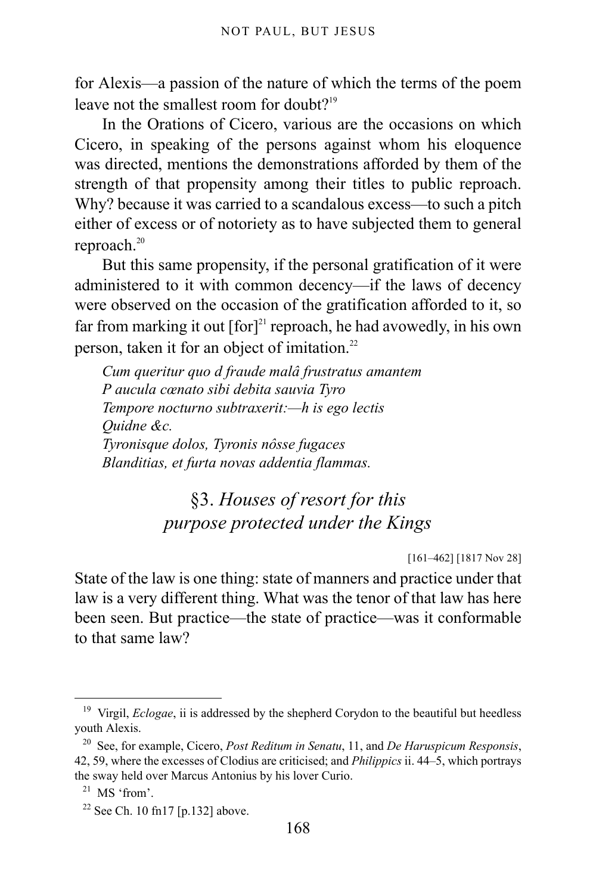for Alexis—a passion of the nature of which the terms of the poem leave not the smallest room for doubt?[19]

In the Orations of Cicero, various are the occasions on which Cicero, in speaking of the persons against whom his eloquence was directed, mentions the demonstrations afforded by them of the strength of that propensity among their titles to public reproach. Why? because it was carried to a scandalous excess—to such a pitch either of excess or of notoriety as to have subjected them to general reproach.[20]

But this same propensity, if the personal gratification of it were administered to it with common decency—if the laws of decency were observed on the occasion of the gratification afforded to it, so far from marking it out [for][21] reproach, he had avowedly, in his own person, taken it for an object of imitation.[22]

*Cum queritur quo d fraude malâ frustratus amantem*
*P aucula cœnato sibi debita sauvia Tyro*
*Tempore nocturno subtraxerit:—h is ego lectis*
*Quidne &c.*
*Tyronisque dolos, Tyronis nôsse fugaces*
*Blanditias, et furta novas addentia flammas.*

## §3. *Houses of resort for this purpose protected under the Kings*

[161–462] [1817 Nov 28]

State of the law is one thing: state of manners and practice under that law is a very different thing. What was the tenor of that law has here been seen. But practice—the state of practice—was it conformable to that same law?

---

[19] Virgil, *Eclogae*, ii is addressed by the shepherd Corydon to the beautiful but heedless youth Alexis.

[20] See, for example, Cicero, *Post Reditum in Senatu*, 11, and *De Haruspicum Responsis*, 42, 59, where the excesses of Clodius are criticised; and *Philippics* ii. 44–5, which portrays the sway held over Marcus Antonius by his lover Curio.

[21] MS 'from'.

[22] See Ch. 10 fn17 [p.132] above.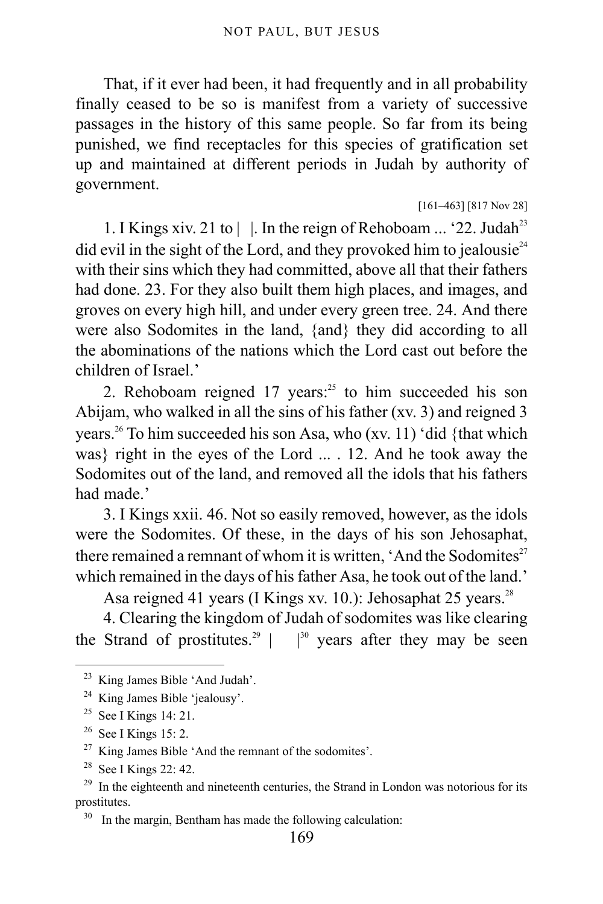That, if it ever had been, it had frequently and in all probability finally ceased to be so is manifest from a variety of successive passages in the history of this same people. So far from its being punished, we find receptacles for this species of gratification set up and maintained at different periods in Judah by authority of government.

[161–463] [817 Nov 28]

1. I Kings xiv. 21 to |  |. In the reign of Rehoboam ... '22. Judah[23] did evil in the sight of the Lord, and they provoked him to jealousie[24] with their sins which they had committed, above all that their fathers had done. 23. For they also built them high places, and images, and groves on every high hill, and under every green tree. 24. And there were also Sodomites in the land, {and} they did according to all the abominations of the nations which the Lord cast out before the children of Israel.'

2. Rehoboam reigned 17 years:[25] to him succeeded his son Abijam, who walked in all the sins of his father (xv. 3) and reigned 3 years.[26] To him succeeded his son Asa, who (xv. 11) 'did {that which was} right in the eyes of the Lord ... . 12. And he took away the Sodomites out of the land, and removed all the idols that his fathers had made.'

3. I Kings xxii. 46. Not so easily removed, however, as the idols were the Sodomites. Of these, in the days of his son Jehosaphat, there remained a remnant of whom it is written, 'And the Sodomites[27] which remained in the days of his father Asa, he took out of the land.'

Asa reigned 41 years (I Kings xv. 10.): Jehosaphat 25 years.[28]

4. Clearing the kingdom of Judah of sodomites was like clearing the Strand of prostitutes.[29] |    |[30] years after they may be seen

---

[23] King James Bible 'And Judah'.

[24] King James Bible 'jealousy'.

[25] See I Kings 14: 21.

[26] See I Kings 15: 2.

[27] King James Bible 'And the remnant of the sodomites'.

[28] See I Kings 22: 42.

[29] In the eighteenth and nineteenth centuries, the Strand in London was notorious for its prostitutes.

[30] In the margin, Bentham has made the following calculation: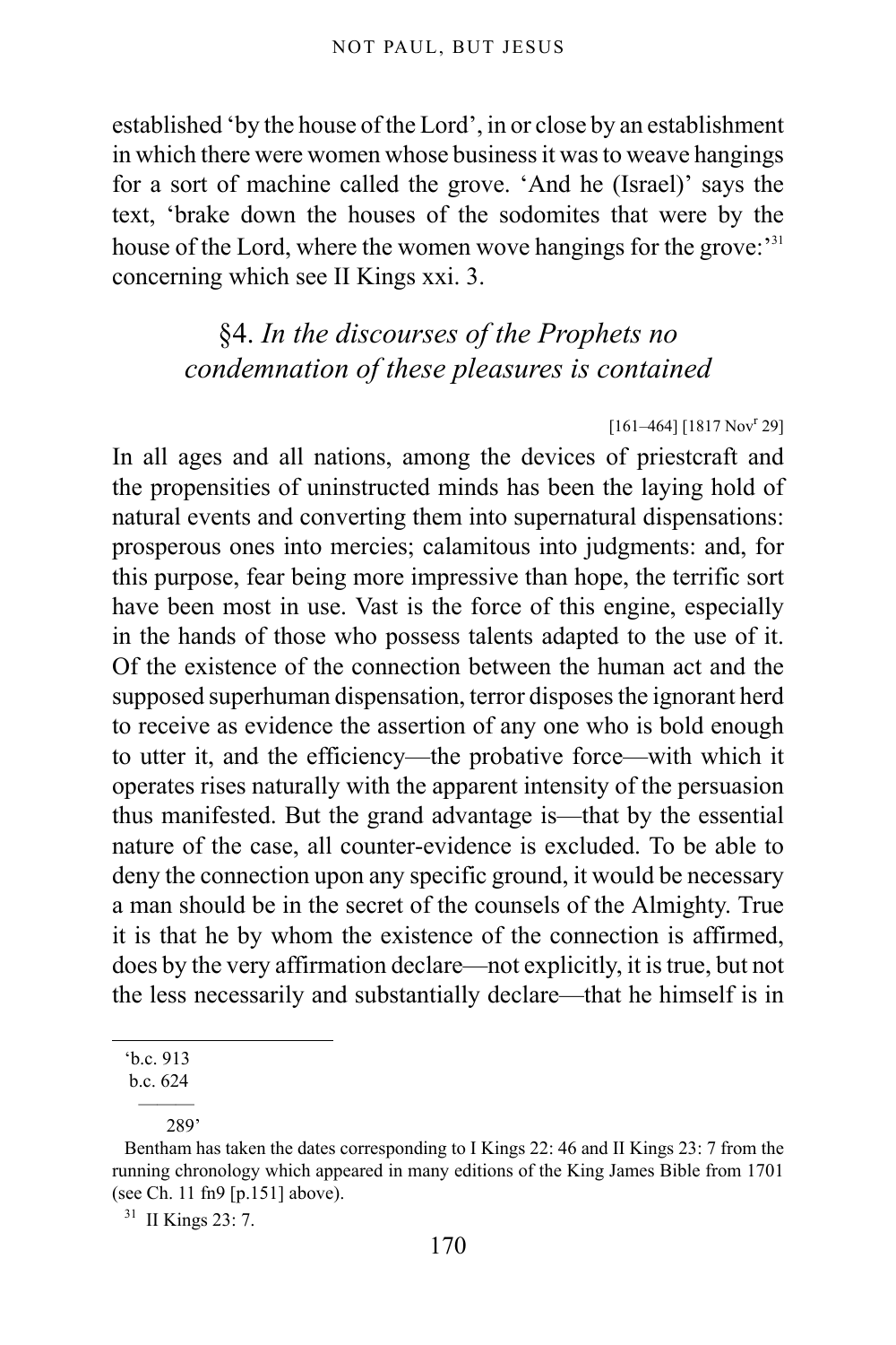established 'by the house of the Lord', in or close by an establishment in which there were women whose business it was to weave hangings for a sort of machine called the grove. 'And he (Israel)' says the text, 'brake down the houses of the sodomites that were by the house of the Lord, where the women wove hangings for the grove:'[31] concerning which see II Kings xxi. 3.

## §4. *In the discourses of the Prophets no condemnation of these pleasures is contained*

[161–464] [1817 Nov[r] 29]

In all ages and all nations, among the devices of priestcraft and the propensities of uninstructed minds has been the laying hold of natural events and converting them into supernatural dispensations: prosperous ones into mercies; calamitous into judgments: and, for this purpose, fear being more impressive than hope, the terrific sort have been most in use. Vast is the force of this engine, especially in the hands of those who possess talents adapted to the use of it. Of the existence of the connection between the human act and the supposed superhuman dispensation, terror disposes the ignorant herd to receive as evidence the assertion of any one who is bold enough to utter it, and the efficiency—the probative force—with which it operates rises naturally with the apparent intensity of the persuasion thus manifested. But the grand advantage is—that by the essential nature of the case, all counter-evidence is excluded. To be able to deny the connection upon any specific ground, it would be necessary a man should be in the secret of the counsels of the Almighty. True it is that he by whom the existence of the connection is affirmed, does by the very affirmation declare—not explicitly, it is true, but not the less necessarily and substantially declare—that he himself is in

---

'b.c. 913
b.c. 624
———
289'

Bentham has taken the dates corresponding to I Kings 22: 46 and II Kings 23: 7 from the running chronology which appeared in many editions of the King James Bible from 1701 (see Ch. 11 fn9 [p.151] above).

[31] II Kings 23: 7.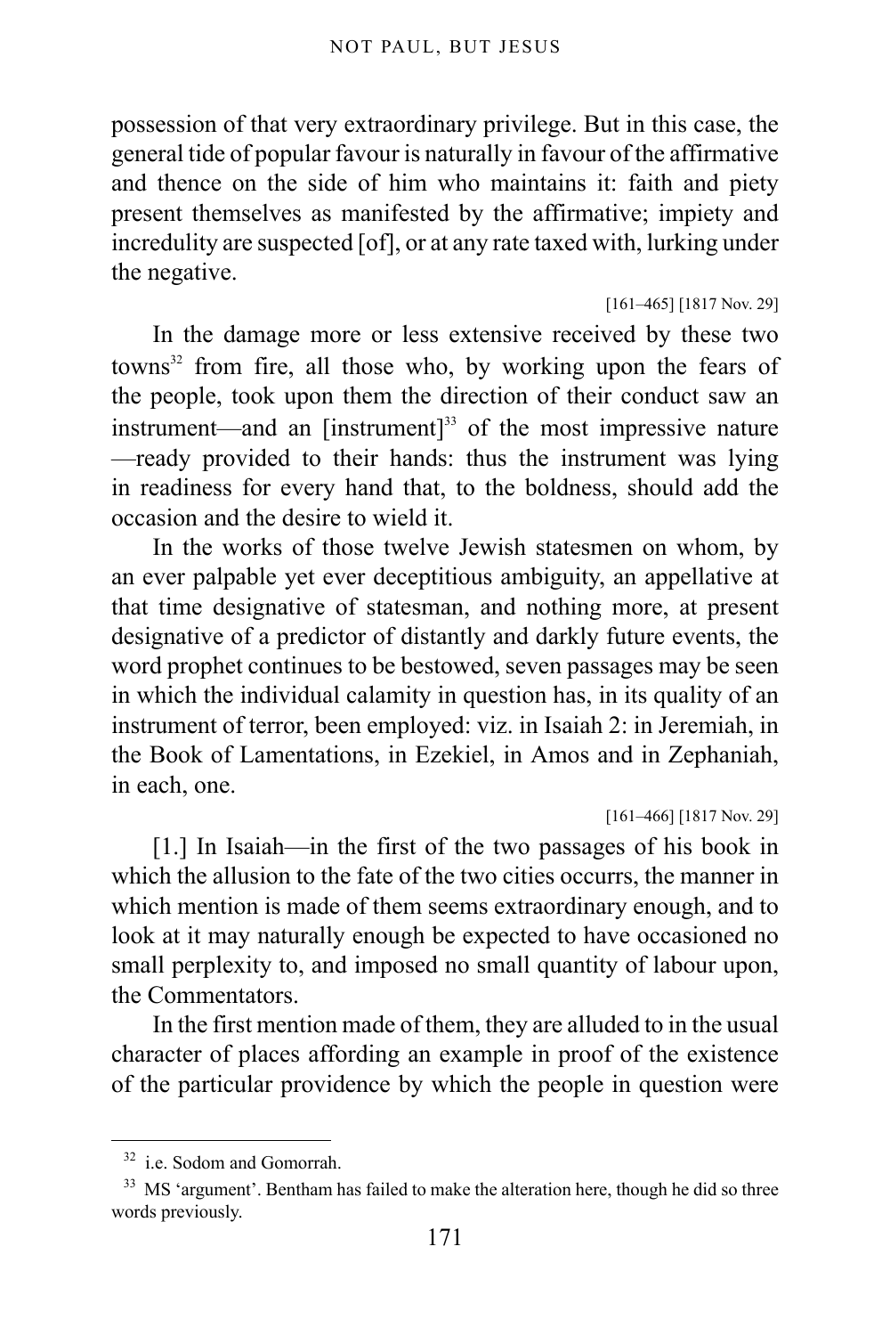possession of that very extraordinary privilege. But in this case, the general tide of popular favour is naturally in favour of the affirmative and thence on the side of him who maintains it: faith and piety present themselves as manifested by the affirmative; impiety and incredulity are suspected [of], or at any rate taxed with, lurking under the negative.

[161–465] [1817 Nov. 29]

In the damage more or less extensive received by these two towns[32] from fire, all those who, by working upon the fears of the people, took upon them the direction of their conduct saw an instrument—and an [instrument][33] of the most impressive nature —ready provided to their hands: thus the instrument was lying in readiness for every hand that, to the boldness, should add the occasion and the desire to wield it.

In the works of those twelve Jewish statesmen on whom, by an ever palpable yet ever deceptitious ambiguity, an appellative at that time designative of statesman, and nothing more, at present designative of a predictor of distantly and darkly future events, the word prophet continues to be bestowed, seven passages may be seen in which the individual calamity in question has, in its quality of an instrument of terror, been employed: viz. in Isaiah 2: in Jeremiah, in the Book of Lamentations, in Ezekiel, in Amos and in Zephaniah, in each, one.

[161–466] [1817 Nov. 29]

[1.] In Isaiah—in the first of the two passages of his book in which the allusion to the fate of the two cities occurrs, the manner in which mention is made of them seems extraordinary enough, and to look at it may naturally enough be expected to have occasioned no small perplexity to, and imposed no small quantity of labour upon, the Commentators.

In the first mention made of them, they are alluded to in the usual character of places affording an example in proof of the existence of the particular providence by which the people in question were

---

[32] i.e. Sodom and Gomorrah.

[33] MS 'argument'. Bentham has failed to make the alteration here, though he did so three words previously.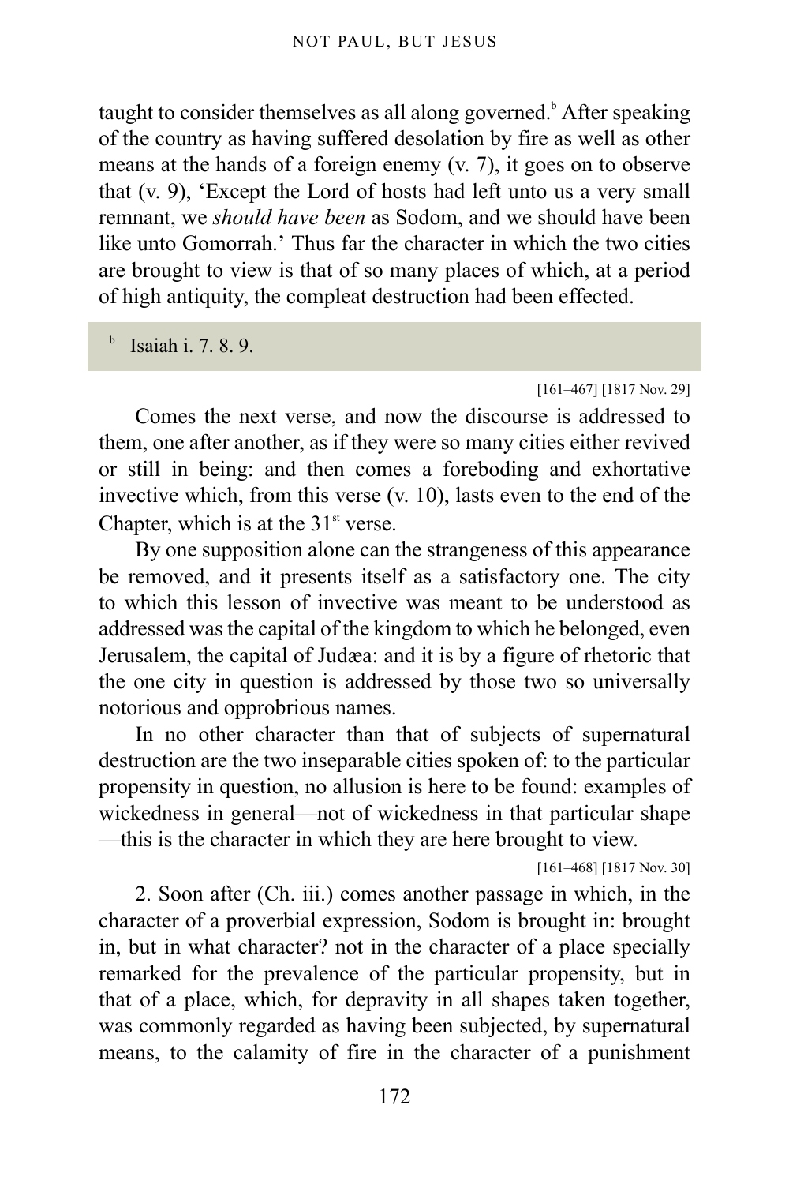taught to consider themselves as all along governed.[b] After speaking of the country as having suffered desolation by fire as well as other means at the hands of a foreign enemy (v. 7), it goes on to observe that (v. 9), 'Except the Lord of hosts had left unto us a very small remnant, we *should have been* as Sodom, and we should have been like unto Gomorrah.' Thus far the character in which the two cities are brought to view is that of so many places of which, at a period of high antiquity, the compleat destruction had been effected.

[b] Isaiah i. 7. 8. 9.

[161–467] [1817 Nov. 29]

Comes the next verse, and now the discourse is addressed to them, one after another, as if they were so many cities either revived or still in being: and then comes a foreboding and exhortative invective which, from this verse (v. 10), lasts even to the end of the Chapter, which is at the 31[st] verse.

By one supposition alone can the strangeness of this appearance be removed, and it presents itself as a satisfactory one. The city to which this lesson of invective was meant to be understood as addressed was the capital of the kingdom to which he belonged, even Jerusalem, the capital of Judæa: and it is by a figure of rhetoric that the one city in question is addressed by those two so universally notorious and opprobrious names.

In no other character than that of subjects of supernatural destruction are the two inseparable cities spoken of: to the particular propensity in question, no allusion is here to be found: examples of wickedness in general—not of wickedness in that particular shape—this is the character in which they are here brought to view.

[161–468] [1817 Nov. 30]

2. Soon after (Ch. iii.) comes another passage in which, in the character of a proverbial expression, Sodom is brought in: brought in, but in what character? not in the character of a place specially remarked for the prevalence of the particular propensity, but in that of a place, which, for depravity in all shapes taken together, was commonly regarded as having been subjected, by supernatural means, to the calamity of fire in the character of a punishment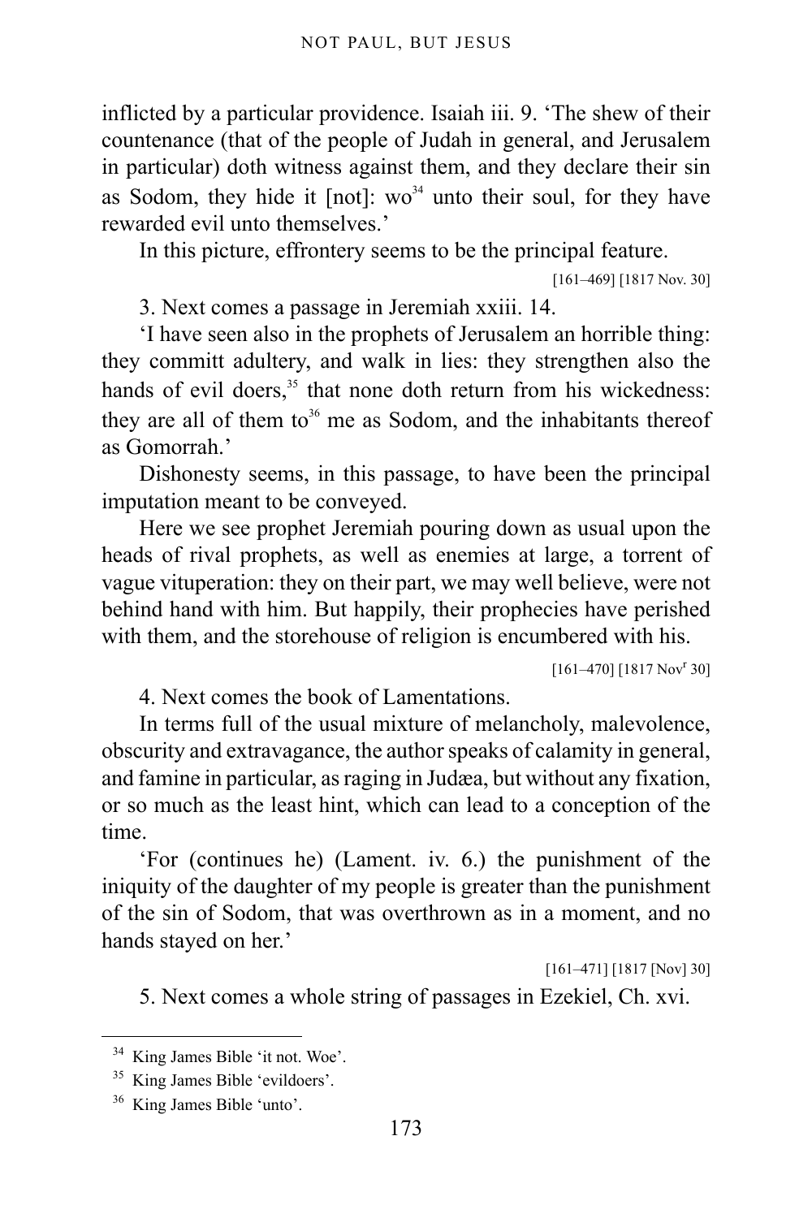inflicted by a particular providence. Isaiah iii. 9. 'The shew of their countenance (that of the people of Judah in general, and Jerusalem in particular) doth witness against them, and they declare their sin as Sodom, they hide it [not]: wo[34] unto their soul, for they have rewarded evil unto themselves.'

In this picture, effrontery seems to be the principal feature.

[161–469] [1817 Nov. 30]

3. Next comes a passage in Jeremiah xxiii. 14.

'I have seen also in the prophets of Jerusalem an horrible thing: they committ adultery, and walk in lies: they strengthen also the hands of evil doers,[35] that none doth return from his wickedness: they are all of them to[36] me as Sodom, and the inhabitants thereof as Gomorrah.'

Dishonesty seems, in this passage, to have been the principal imputation meant to be conveyed.

Here we see prophet Jeremiah pouring down as usual upon the heads of rival prophets, as well as enemies at large, a torrent of vague vituperation: they on their part, we may well believe, were not behind hand with him. But happily, their prophecies have perished with them, and the storehouse of religion is encumbered with his.

[161–470] [1817 Nov[r] 30]

4. Next comes the book of Lamentations.

In terms full of the usual mixture of melancholy, malevolence, obscurity and extravagance, the author speaks of calamity in general, and famine in particular, as raging in Judæa, but without any fixation, or so much as the least hint, which can lead to a conception of the time.

'For (continues he) (Lament. iv. 6.) the punishment of the iniquity of the daughter of my people is greater than the punishment of the sin of Sodom, that was overthrown as in a moment, and no hands stayed on her.'

[161–471] [1817 [Nov] 30]

5. Next comes a whole string of passages in Ezekiel, Ch. xvi.

---

[34] King James Bible 'it not. Woe'.

[35] King James Bible 'evildoers'.

[36] King James Bible 'unto'.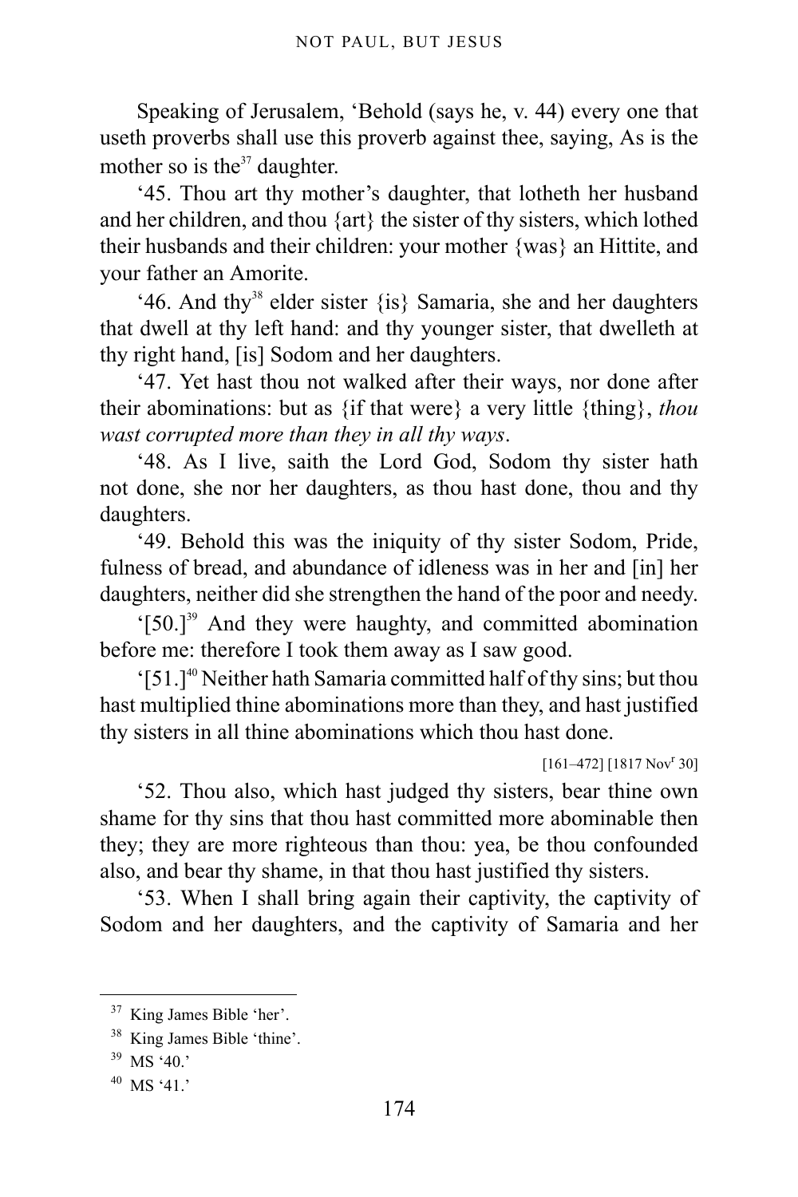Speaking of Jerusalem, 'Behold (says he, v. 44) every one that useth proverbs shall use this proverb against thee, saying, As is the mother so is the[37] daughter.

'45. Thou art thy mother's daughter, that lotheth her husband and her children, and thou {art} the sister of thy sisters, which lothed their husbands and their children: your mother {was} an Hittite, and your father an Amorite.

'46. And thy[38] elder sister {is} Samaria, she and her daughters that dwell at thy left hand: and thy younger sister, that dwelleth at thy right hand, [is] Sodom and her daughters.

'47. Yet hast thou not walked after their ways, nor done after their abominations: but as {if that were} a very little {thing}, *thou wast corrupted more than they in all thy ways*.

'48. As I live, saith the Lord God, Sodom thy sister hath not done, she nor her daughters, as thou hast done, thou and thy daughters.

'49. Behold this was the iniquity of thy sister Sodom, Pride, fulness of bread, and abundance of idleness was in her and [in] her daughters, neither did she strengthen the hand of the poor and needy.

'[50.][39] And they were haughty, and committed abomination before me: therefore I took them away as I saw good.

'[51.][40] Neither hath Samaria committed half of thy sins; but thou hast multiplied thine abominations more than they, and hast justified thy sisters in all thine abominations which thou hast done.

[161–472] [1817 Nov^r 30]

'52. Thou also, which hast judged thy sisters, bear thine own shame for thy sins that thou hast committed more abominable then they; they are more righteous than thou: yea, be thou confounded also, and bear thy shame, in that thou hast justified thy sisters.

'53. When I shall bring again their captivity, the captivity of Sodom and her daughters, and the captivity of Samaria and her

---

[37] King James Bible 'her'.

[38] King James Bible 'thine'.

[39] MS '40.'

[40] MS '41.'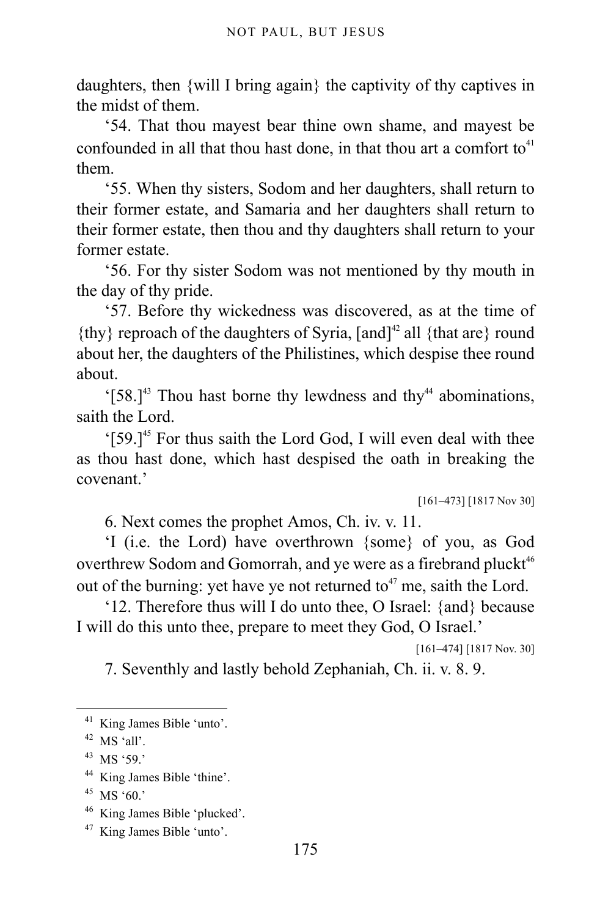daughters, then {will I bring again} the captivity of thy captives in the midst of them.

'54. That thou mayest bear thine own shame, and mayest be confounded in all that thou hast done, in that thou art a comfort to[41] them.

'55. When thy sisters, Sodom and her daughters, shall return to their former estate, and Samaria and her daughters shall return to their former estate, then thou and thy daughters shall return to your former estate.

'56. For thy sister Sodom was not mentioned by thy mouth in the day of thy pride.

'57. Before thy wickedness was discovered, as at the time of {thy} reproach of the daughters of Syria, [and][42] all {that are} round about her, the daughters of the Philistines, which despise thee round about.

'[58.][43] Thou hast borne thy lewdness and thy[44] abominations, saith the Lord.

'[59.][45] For thus saith the Lord God, I will even deal with thee as thou hast done, which hast despised the oath in breaking the covenant.'

[161–473] [1817 Nov 30]

6. Next comes the prophet Amos, Ch. iv. v. 11.

'I (i.e. the Lord) have overthrown {some} of you, as God overthrew Sodom and Gomorrah, and ye were as a firebrand pluckt[46] out of the burning: yet have ye not returned to[47] me, saith the Lord.

'12. Therefore thus will I do unto thee, O Israel: {and} because I will do this unto thee, prepare to meet they God, O Israel.'

[161–474] [1817 Nov. 30]

7. Seventhly and lastly behold Zephaniah, Ch. ii. v. 8. 9.

---

[41] King James Bible 'unto'.

[42] MS 'all'.

[43] MS '59.'

[44] King James Bible 'thine'.

[45] MS '60.'

[46] King James Bible 'plucked'.

[47] King James Bible 'unto'.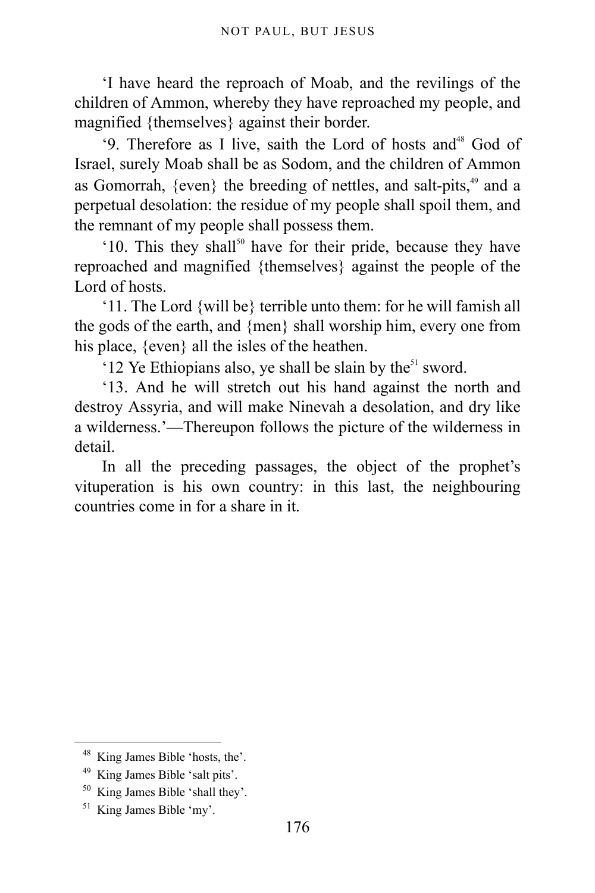'I have heard the reproach of Moab, and the revilings of the children of Ammon, whereby they have reproached my people, and magnified {themselves} against their border.

'9. Therefore as I live, saith the Lord of hosts and[48] God of Israel, surely Moab shall be as Sodom, and the children of Ammon as Gomorrah, {even} the breeding of nettles, and salt-pits,[49] and a perpetual desolation: the residue of my people shall spoil them, and the remnant of my people shall possess them.

'10. This they shall[50] have for their pride, because they have reproached and magnified {themselves} against the people of the Lord of hosts.

'11. The Lord {will be} terrible unto them: for he will famish all the gods of the earth, and {men} shall worship him, every one from his place, {even} all the isles of the heathen.

'12 Ye Ethiopians also, ye shall be slain by the[51] sword.

'13. And he will stretch out his hand against the north and destroy Assyria, and will make Ninevah a desolation, and dry like a wilderness.'—Thereupon follows the picture of the wilderness in detail.

In all the preceding passages, the object of the prophet's vituperation is his own country: in this last, the neighbouring countries come in for a share in it.

---

[48] King James Bible 'hosts, the'.

[49] King James Bible 'salt pits'.

[50] King James Bible 'shall they'.

[51] King James Bible 'my'.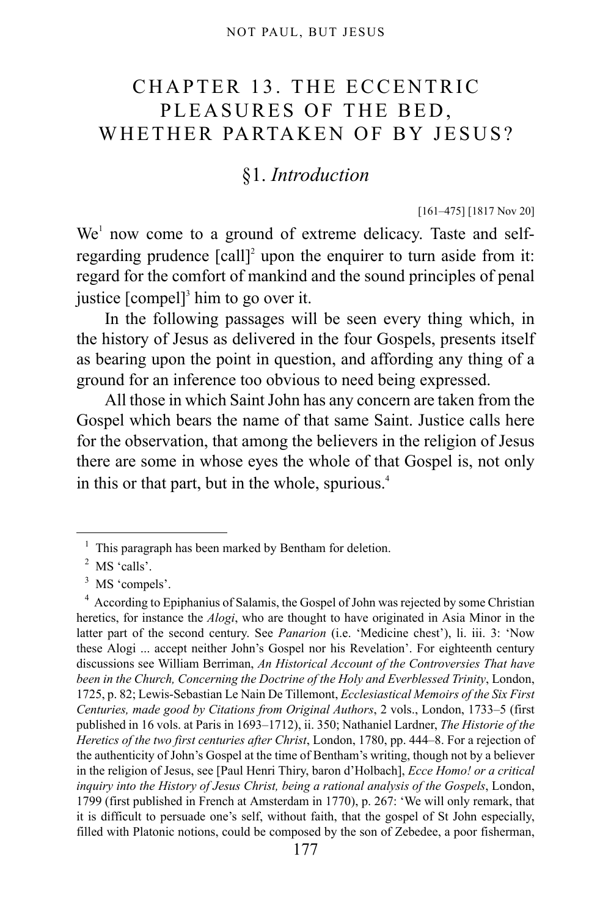# CHAPTER 13. THE ECCENTRIC PLEASURES OF THE BED, WHETHER PARTAKEN OF BY JESUS?

## §1. *Introduction*

[161–475] [1817 Nov 20]

We[1] now come to a ground of extreme delicacy. Taste and self-regarding prudence [call][2] upon the enquirer to turn aside from it: regard for the comfort of mankind and the sound principles of penal justice [compel][3] him to go over it.

In the following passages will be seen every thing which, in the history of Jesus as delivered in the four Gospels, presents itself as bearing upon the point in question, and affording any thing of a ground for an inference too obvious to need being expressed.

All those in which Saint John has any concern are taken from the Gospel which bears the name of that same Saint. Justice calls here for the observation, that among the believers in the religion of Jesus there are some in whose eyes the whole of that Gospel is, not only in this or that part, but in the whole, spurious.[4]

---

[1] This paragraph has been marked by Bentham for deletion.

[2] MS 'calls'.

[3] MS 'compels'.

[4] According to Epiphanius of Salamis, the Gospel of John was rejected by some Christian heretics, for instance the *Alogi*, who are thought to have originated in Asia Minor in the latter part of the second century. See *Panarion* (i.e. 'Medicine chest'), li. iii. 3: 'Now these Alogi ... accept neither John's Gospel nor his Revelation'. For eighteenth century discussions see William Berriman, *An Historical Account of the Controversies That have been in the Church, Concerning the Doctrine of the Holy and Everblessed Trinity*, London, 1725, p. 82; Lewis-Sebastian Le Nain De Tillemont, *Ecclesiastical Memoirs of the Six First Centuries, made good by Citations from Original Authors*, 2 vols., London, 1733–5 (first published in 16 vols. at Paris in 1693–1712), ii. 350; Nathaniel Lardner, *The Historie of the Heretics of the two first centuries after Christ*, London, 1780, pp. 444–8. For a rejection of the authenticity of John's Gospel at the time of Bentham's writing, though not by a believer in the religion of Jesus, see [Paul Henri Thiry, baron d'Holbach], *Ecce Homo! or a critical inquiry into the History of Jesus Christ, being a rational analysis of the Gospels*, London, 1799 (first published in French at Amsterdam in 1770), p. 267: 'We will only remark, that it is difficult to persuade one's self, without faith, that the gospel of St John especially, filled with Platonic notions, could be composed by the son of Zebedee, a poor fisherman,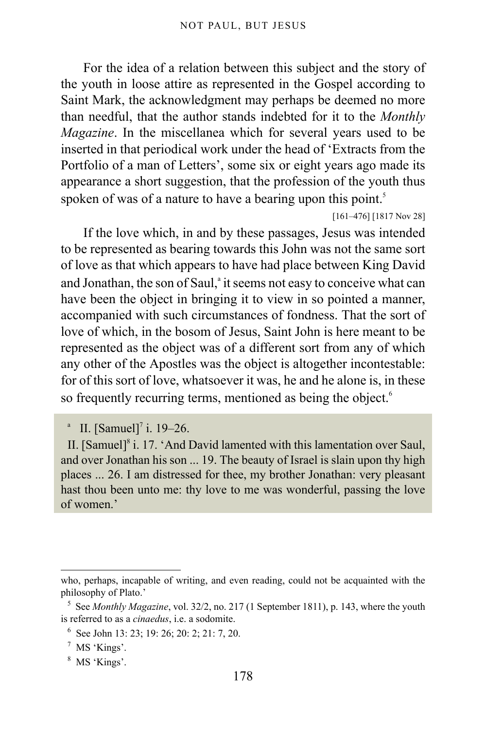For the idea of a relation between this subject and the story of the youth in loose attire as represented in the Gospel according to Saint Mark, the acknowledgment may perhaps be deemed no more than needful, that the author stands indebted for it to the *Monthly Magazine*. In the miscellanea which for several years used to be inserted in that periodical work under the head of 'Extracts from the Portfolio of a man of Letters', some six or eight years ago made its appearance a short suggestion, that the profession of the youth thus spoken of was of a nature to have a bearing upon this point.[5]

[161–476] [1817 Nov 28]

If the love which, in and by these passages, Jesus was intended to be represented as bearing towards this John was not the same sort of love as that which appears to have had place between King David and Jonathan, the son of Saul,[a] it seems not easy to conceive what can have been the object in bringing it to view in so pointed a manner, accompanied with such circumstances of fondness. That the sort of love of which, in the bosom of Jesus, Saint John is here meant to be represented as the object was of a different sort from any of which any other of the Apostles was the object is altogether incontestable: for of this sort of love, whatsoever it was, he and he alone is, in these so frequently recurring terms, mentioned as being the object.[6]

[a] II. [Samuel][7] i. 19–26.

II. [Samuel][8] i. 17. 'And David lamented with this lamentation over Saul, and over Jonathan his son ... 19. The beauty of Israel is slain upon thy high places ... 26. I am distressed for thee, my brother Jonathan: very pleasant hast thou been unto me: thy love to me was wonderful, passing the love of women.'

---

who, perhaps, incapable of writing, and even reading, could not be acquainted with the philosophy of Plato.'

[5] See *Monthly Magazine*, vol. 32/2, no. 217 (1 September 1811), p. 143, where the youth is referred to as a *cinaedus*, i.e. a sodomite.

[6] See John 13: 23; 19: 26; 20: 2; 21: 7, 20.

[7] MS 'Kings'.

[8] MS 'Kings'.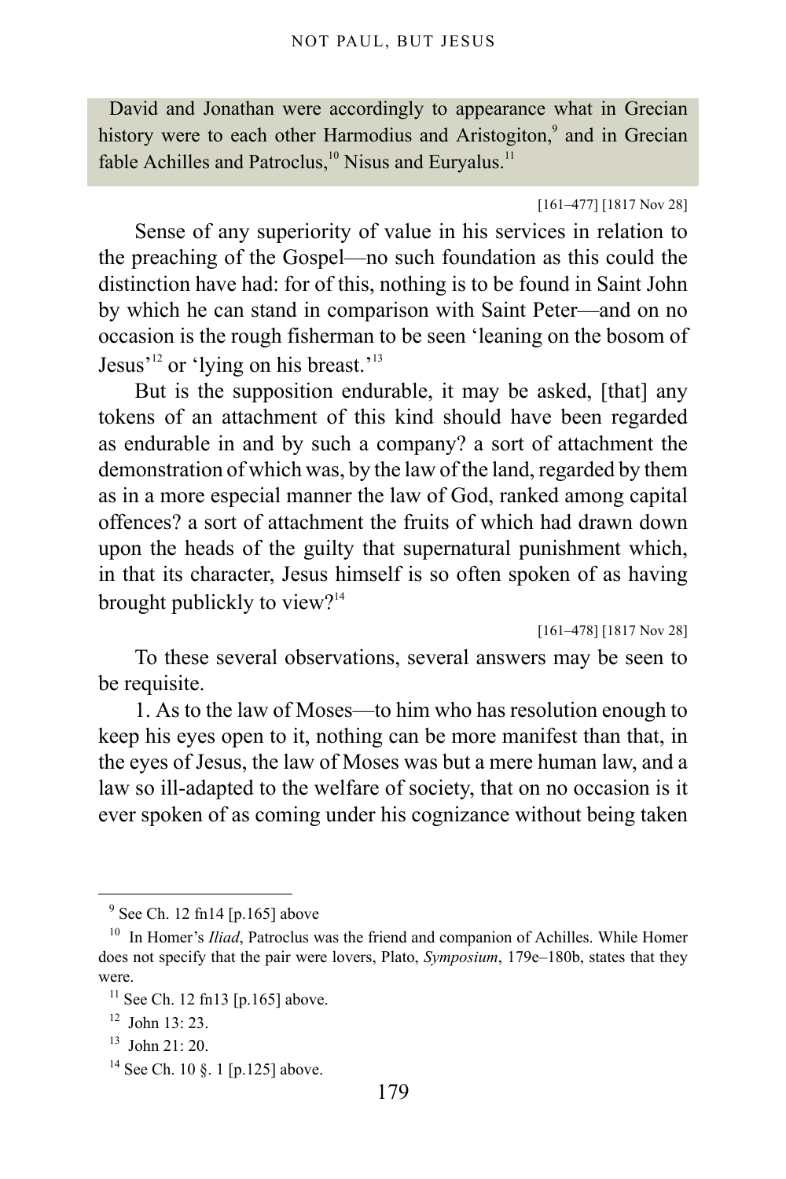David and Jonathan were accordingly to appearance what in Grecian history were to each other Harmodius and Aristogiton,[9] and in Grecian fable Achilles and Patroclus,[10] Nisus and Euryalus.[11]

[161–477] [1817 Nov 28]

Sense of any superiority of value in his services in relation to the preaching of the Gospel—no such foundation as this could the distinction have had: for of this, nothing is to be found in Saint John by which he can stand in comparison with Saint Peter—and on no occasion is the rough fisherman to be seen 'leaning on the bosom of Jesus'[12] or 'lying on his breast.'[13]

But is the supposition endurable, it may be asked, [that] any tokens of an attachment of this kind should have been regarded as endurable in and by such a company? a sort of attachment the demonstration of which was, by the law of the land, regarded by them as in a more especial manner the law of God, ranked among capital offences? a sort of attachment the fruits of which had drawn down upon the heads of the guilty that supernatural punishment which, in that its character, Jesus himself is so often spoken of as having brought publickly to view?[14]

[161–478] [1817 Nov 28]

To these several observations, several answers may be seen to be requisite.

1. As to the law of Moses—to him who has resolution enough to keep his eyes open to it, nothing can be more manifest than that, in the eyes of Jesus, the law of Moses was but a mere human law, and a law so ill-adapted to the welfare of society, that on no occasion is it ever spoken of as coming under his cognizance without being taken

---

[9] See Ch. 12 fn14 [p.165] above

[10] In Homer's *Iliad*, Patroclus was the friend and companion of Achilles. While Homer does not specify that the pair were lovers, Plato, *Symposium*, 179e–180b, states that they were.

[11] See Ch. 12 fn13 [p.165] above.

[12] John 13: 23.

[13] John 21: 20.

[14] See Ch. 10 §. 1 [p.125] above.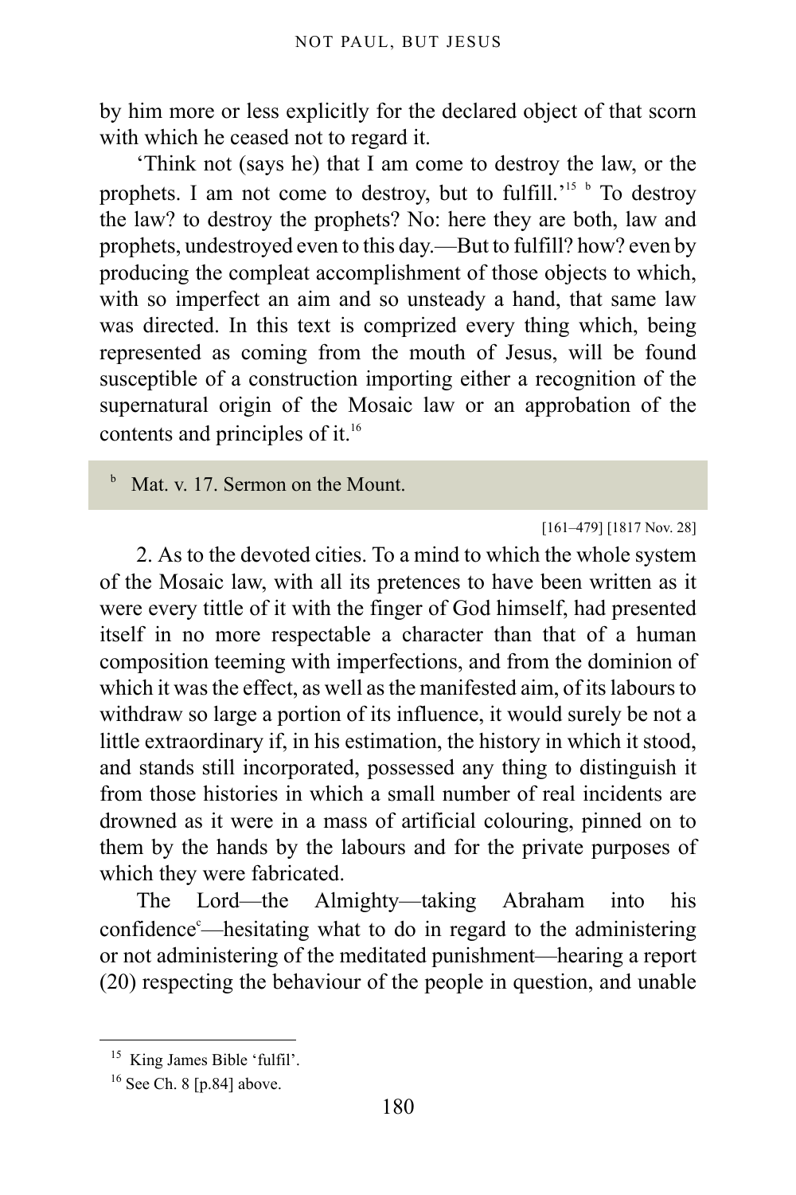by him more or less explicitly for the declared object of that scorn with which he ceased not to regard it.

'Think not (says he) that I am come to destroy the law, or the prophets. I am not come to destroy, but to fulfill.'[15] [b] To destroy the law? to destroy the prophets? No: here they are both, law and prophets, undestroyed even to this day.—But to fulfill? how? even by producing the compleat accomplishment of those objects to which, with so imperfect an aim and so unsteady a hand, that same law was directed. In this text is comprized every thing which, being represented as coming from the mouth of Jesus, will be found susceptible of a construction importing either a recognition of the supernatural origin of the Mosaic law or an approbation of the contents and principles of it.[16]

[b] Mat. v. 17. Sermon on the Mount.

[161–479] [1817 Nov. 28]

2. As to the devoted cities. To a mind to which the whole system of the Mosaic law, with all its pretences to have been written as it were every tittle of it with the finger of God himself, had presented itself in no more respectable a character than that of a human composition teeming with imperfections, and from the dominion of which it was the effect, as well as the manifested aim, of its labours to withdraw so large a portion of its influence, it would surely be not a little extraordinary if, in his estimation, the history in which it stood, and stands still incorporated, possessed any thing to distinguish it from those histories in which a small number of real incidents are drowned as it were in a mass of artificial colouring, pinned on to them by the hands by the labours and for the private purposes of which they were fabricated.

The Lord—the Almighty—taking Abraham into his confidence[c]—hesitating what to do in regard to the administering or not administering of the meditated punishment—hearing a report (20) respecting the behaviour of the people in question, and unable

[15] King James Bible 'fulfil'.

[16] See Ch. 8 [p.84] above.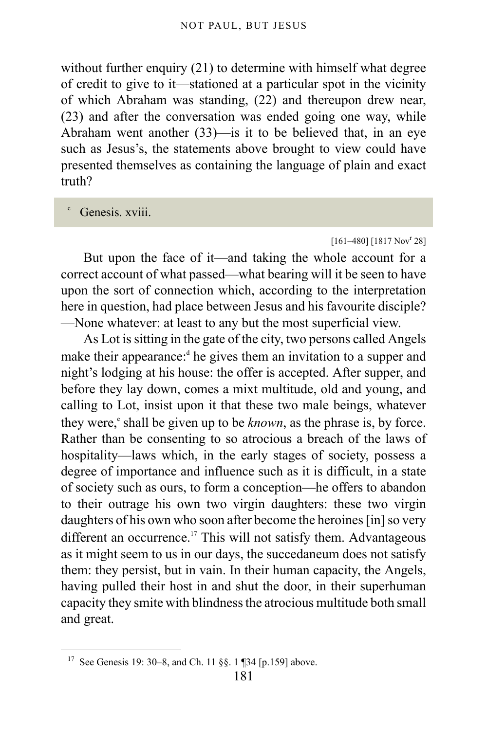without further enquiry (21) to determine with himself what degree of credit to give to it—stationed at a particular spot in the vicinity of which Abraham was standing, (22) and thereupon drew near, (23) and after the conversation was ended going one way, while Abraham went another (33)—is it to be believed that, in an eye such as Jesus's, the statements above brought to view could have presented themselves as containing the language of plain and exact truth?

[c] Genesis. xviii.

[161–480] [1817 Nov[r] 28]

But upon the face of it—and taking the whole account for a correct account of what passed—what bearing will it be seen to have upon the sort of connection which, according to the interpretation here in question, had place between Jesus and his favourite disciple? —None whatever: at least to any but the most superficial view.

As Lot is sitting in the gate of the city, two persons called Angels make their appearance:[d] he gives them an invitation to a supper and night's lodging at his house: the offer is accepted. After supper, and before they lay down, comes a mixt multitude, old and young, and calling to Lot, insist upon it that these two male beings, whatever they were,[e] shall be given up to be *known*, as the phrase is, by force. Rather than be consenting to so atrocious a breach of the laws of hospitality—laws which, in the early stages of society, possess a degree of importance and influence such as it is difficult, in a state of society such as ours, to form a conception—he offers to abandon to their outrage his own two virgin daughters: these two virgin daughters of his own who soon after become the heroines [in] so very different an occurrence.[17] This will not satisfy them. Advantageous as it might seem to us in our days, the succedaneum does not satisfy them: they persist, but in vain. In their human capacity, the Angels, having pulled their host in and shut the door, in their superhuman capacity they smite with blindness the atrocious multitude both small and great.

[17] See Genesis 19: 30–8, and Ch. 11 §§. 1 ¶34 [p.159] above.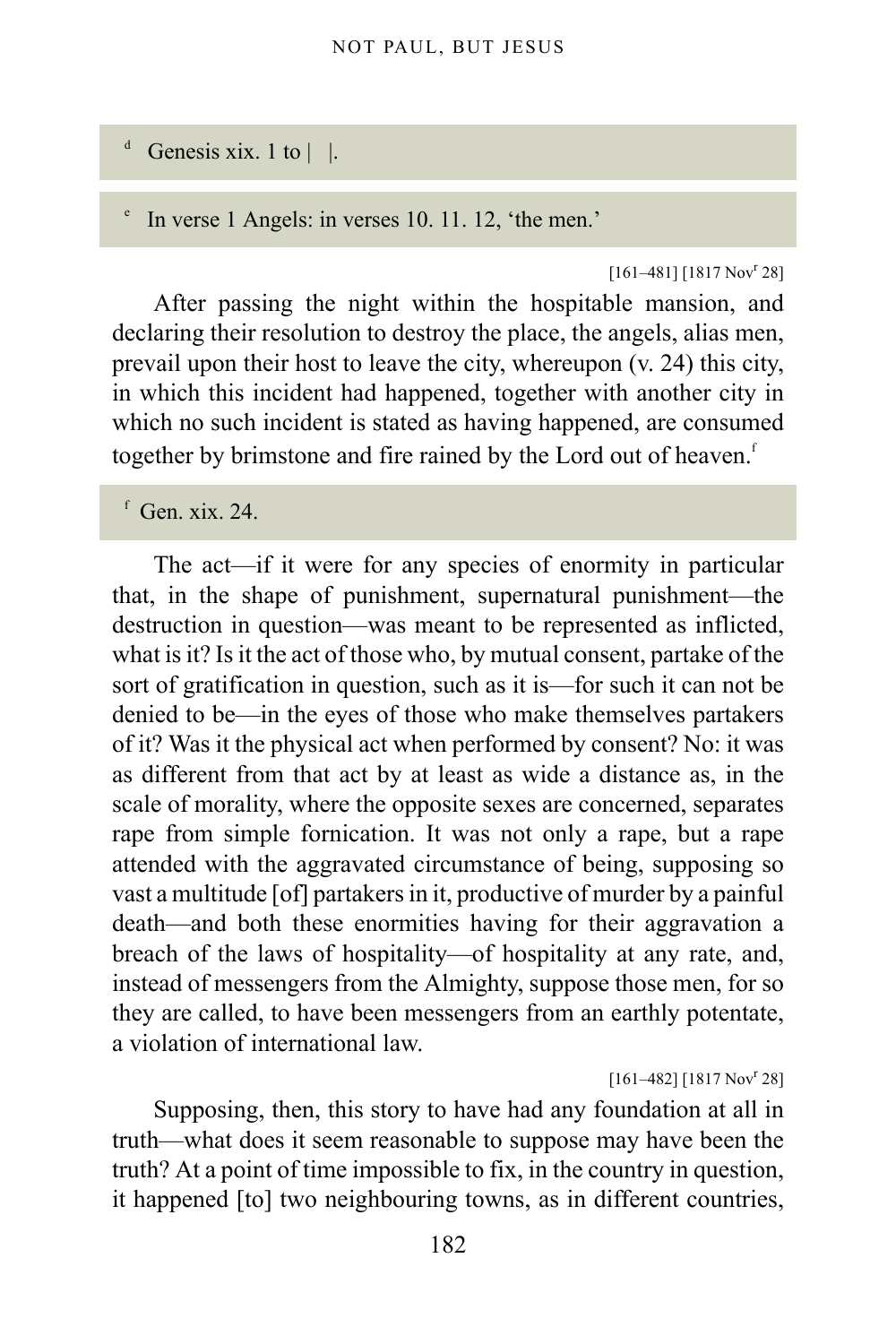[d] Genesis xix. 1 to |  |.

[e] In verse 1 Angels: in verses 10. 11. 12, 'the men.'

[161–481] [1817 Nov[r] 28]

After passing the night within the hospitable mansion, and declaring their resolution to destroy the place, the angels, alias men, prevail upon their host to leave the city, whereupon (v. 24) this city, in which this incident had happened, together with another city in which no such incident is stated as having happened, are consumed together by brimstone and fire rained by the Lord out of heaven.[f]

[f] Gen. xix. 24.

The act—if it were for any species of enormity in particular that, in the shape of punishment, supernatural punishment—the destruction in question—was meant to be represented as inflicted, what is it? Is it the act of those who, by mutual consent, partake of the sort of gratification in question, such as it is—for such it can not be denied to be—in the eyes of those who make themselves partakers of it? Was it the physical act when performed by consent? No: it was as different from that act by at least as wide a distance as, in the scale of morality, where the opposite sexes are concerned, separates rape from simple fornication. It was not only a rape, but a rape attended with the aggravated circumstance of being, supposing so vast a multitude [of] partakers in it, productive of murder by a painful death—and both these enormities having for their aggravation a breach of the laws of hospitality—of hospitality at any rate, and, instead of messengers from the Almighty, suppose those men, for so they are called, to have been messengers from an earthly potentate, a violation of international law.

[161–482] [1817 Nov[r] 28]

Supposing, then, this story to have had any foundation at all in truth—what does it seem reasonable to suppose may have been the truth? At a point of time impossible to fix, in the country in question, it happened [to] two neighbouring towns, as in different countries,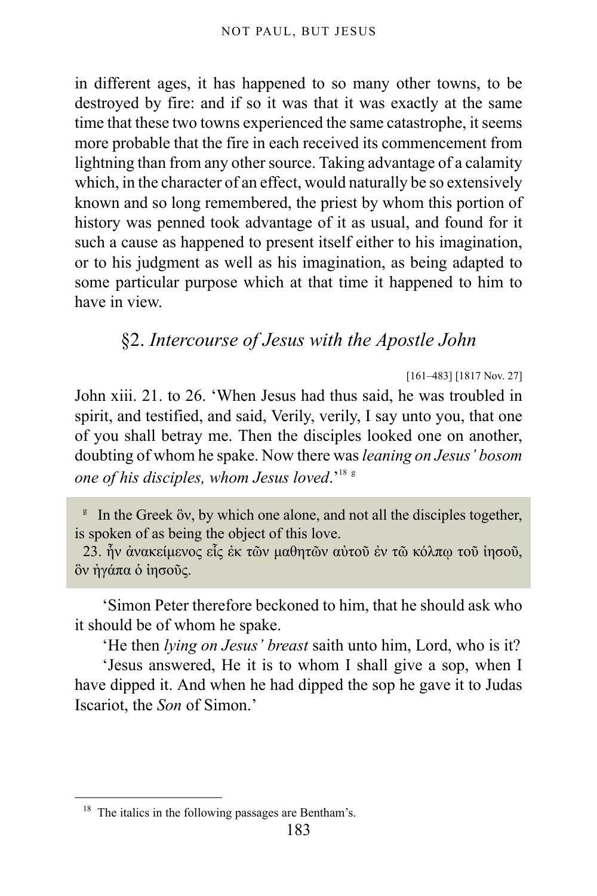in different ages, it has happened to so many other towns, to be destroyed by fire: and if so it was that it was exactly at the same time that these two towns experienced the same catastrophe, it seems more probable that the fire in each received its commencement from lightning than from any other source. Taking advantage of a calamity which, in the character of an effect, would naturally be so extensively known and so long remembered, the priest by whom this portion of history was penned took advantage of it as usual, and found for it such a cause as happened to present itself either to his imagination, or to his judgment as well as his imagination, as being adapted to some particular purpose which at that time it happened to him to have in view.

## §2. *Intercourse of Jesus with the Apostle John*

[161–483] [1817 Nov. 27]

John xiii. 21. to 26. 'When Jesus had thus said, he was troubled in spirit, and testified, and said, Verily, verily, I say unto you, that one of you shall betray me. Then the disciples looked one on another, doubting of whom he spake. Now there was *leaning on Jesus' bosom one of his disciples, whom Jesus loved*.'[18] [g]

> [g] In the Greek ὃν, by which one alone, and not all the disciples together, is spoken of as being the object of this love.
> 23. ἦν ἀνακείμενος εἷς ἐκ τῶν μαθητῶν αὐτοῦ ἐν τῶ κόλπῳ τοῦ ἰησοῦ, ὃν ἠγάπα ὁ ἰησοῦς.

'Simon Peter therefore beckoned to him, that he should ask who it should be of whom he spake.

'He then *lying on Jesus' breast* saith unto him, Lord, who is it?

'Jesus answered, He it is to whom I shall give a sop, when I have dipped it. And when he had dipped the sop he gave it to Judas Iscariot, the *Son* of Simon.'

---

[18] The italics in the following passages are Bentham's.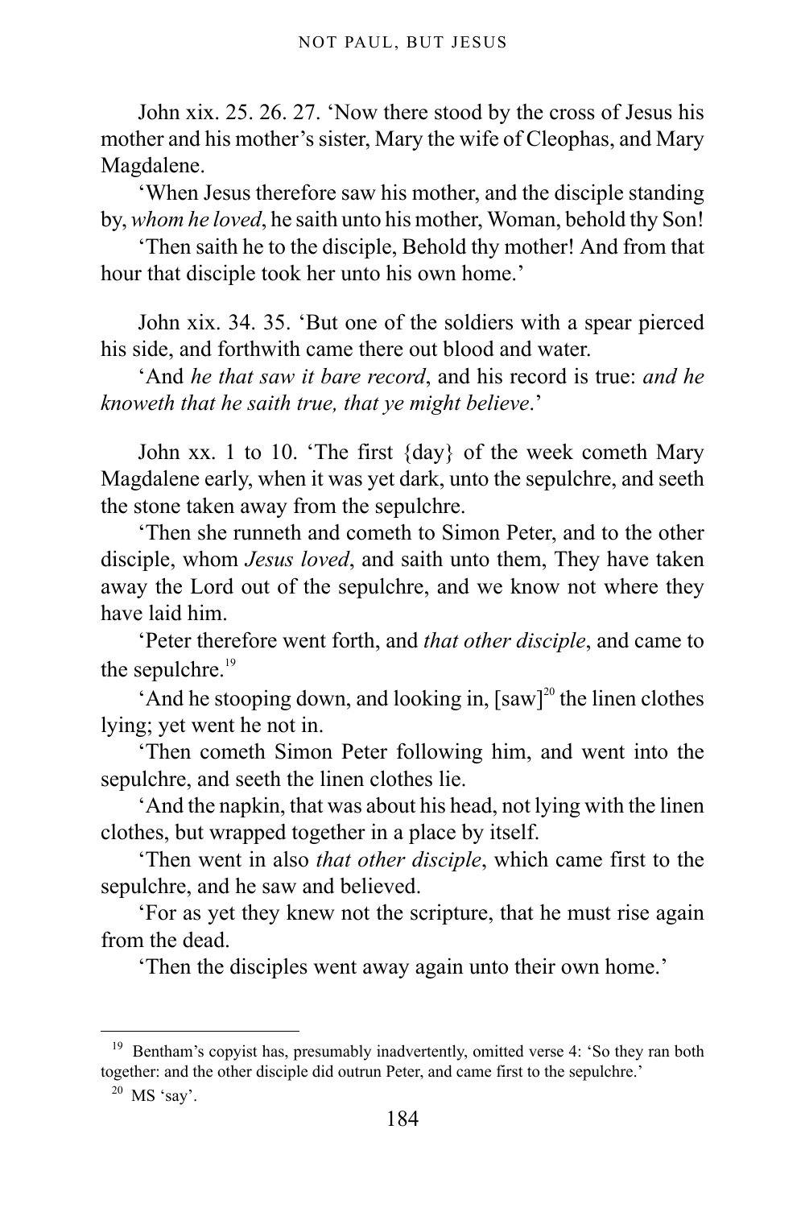John xix. 25. 26. 27. 'Now there stood by the cross of Jesus his mother and his mother's sister, Mary the wife of Cleophas, and Mary Magdalene.

'When Jesus therefore saw his mother, and the disciple standing by, *whom he loved*, he saith unto his mother, Woman, behold thy Son!

'Then saith he to the disciple, Behold thy mother! And from that hour that disciple took her unto his own home.'

John xix. 34. 35. 'But one of the soldiers with a spear pierced his side, and forthwith came there out blood and water.

'And *he that saw it bare record*, and his record is true: *and he knoweth that he saith true, that ye might believe*.'

John xx. 1 to 10. 'The first {day} of the week cometh Mary Magdalene early, when it was yet dark, unto the sepulchre, and seeth the stone taken away from the sepulchre.

'Then she runneth and cometh to Simon Peter, and to the other disciple, whom *Jesus loved*, and saith unto them, They have taken away the Lord out of the sepulchre, and we know not where they have laid him.

'Peter therefore went forth, and *that other disciple*, and came to the sepulchre.[19]

'And he stooping down, and looking in, [saw][20] the linen clothes lying; yet went he not in.

'Then cometh Simon Peter following him, and went into the sepulchre, and seeth the linen clothes lie.

'And the napkin, that was about his head, not lying with the linen clothes, but wrapped together in a place by itself.

'Then went in also *that other disciple*, which came first to the sepulchre, and he saw and believed.

'For as yet they knew not the scripture, that he must rise again from the dead.

'Then the disciples went away again unto their own home.'

---

[19] Bentham's copyist has, presumably inadvertently, omitted verse 4: 'So they ran both together: and the other disciple did outrun Peter, and came first to the sepulchre.'

[20] MS 'say'.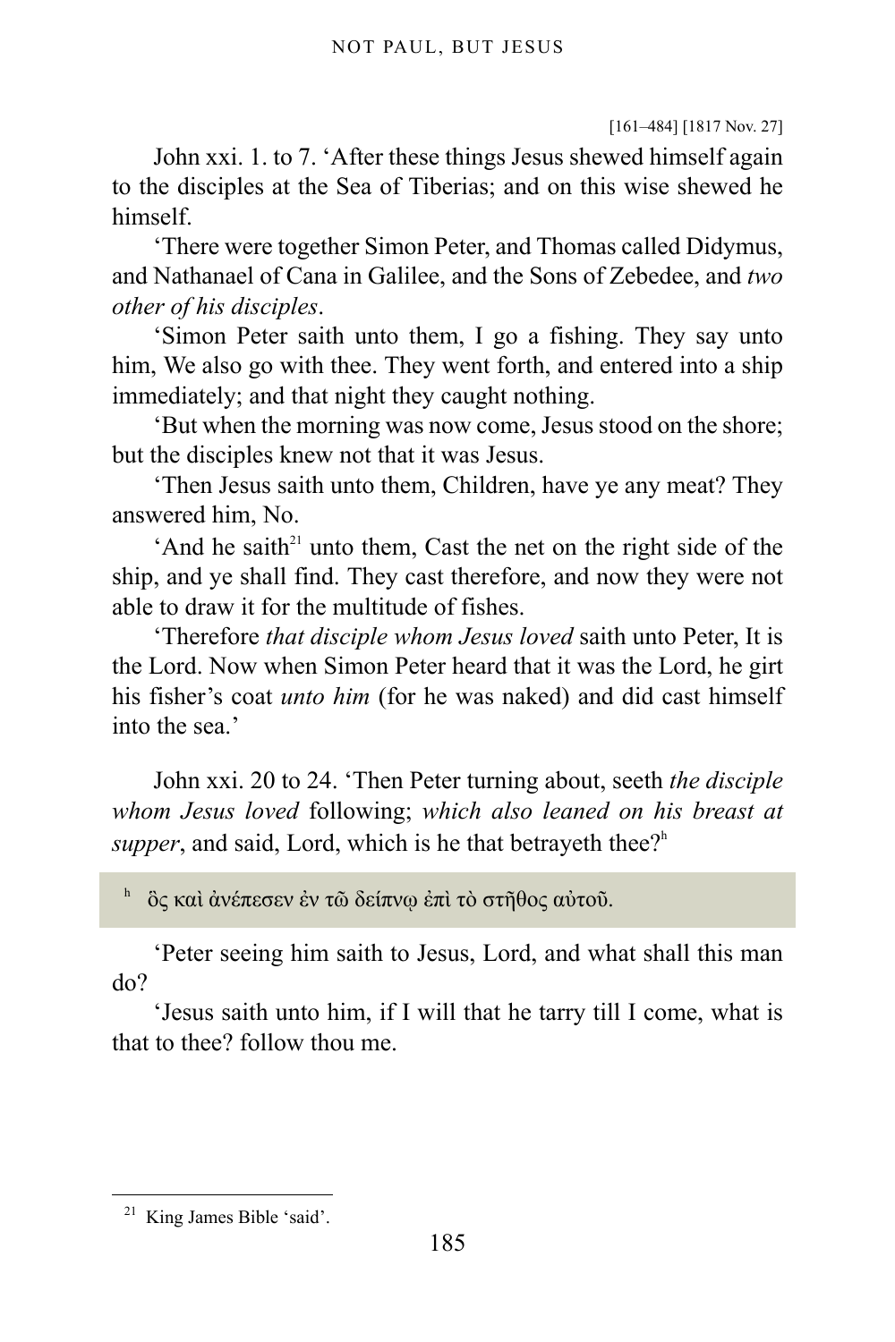[161–484] [1817 Nov. 27]

John xxi. 1. to 7. 'After these things Jesus shewed himself again to the disciples at the Sea of Tiberias; and on this wise shewed he himself.

'There were together Simon Peter, and Thomas called Didymus, and Nathanael of Cana in Galilee, and the Sons of Zebedee, and *two other of his disciples*.

'Simon Peter saith unto them, I go a fishing. They say unto him, We also go with thee. They went forth, and entered into a ship immediately; and that night they caught nothing.

'But when the morning was now come, Jesus stood on the shore; but the disciples knew not that it was Jesus.

'Then Jesus saith unto them, Children, have ye any meat? They answered him, No.

'And he saith[21] unto them, Cast the net on the right side of the ship, and ye shall find. They cast therefore, and now they were not able to draw it for the multitude of fishes.

'Therefore *that disciple whom Jesus loved* saith unto Peter, It is the Lord. Now when Simon Peter heard that it was the Lord, he girt his fisher's coat *unto him* (for he was naked) and did cast himself into the sea.'

John xxi. 20 to 24. 'Then Peter turning about, seeth *the disciple whom Jesus loved* following; *which also leaned on his breast at supper*, and said, Lord, which is he that betrayeth thee?[h]

[h] ὃς καὶ ἀνέπεσεν ἐν τῷ δείπνῳ ἐπὶ τὸ στῆθος αὐτοῦ.

'Peter seeing him saith to Jesus, Lord, and what shall this man do?

'Jesus saith unto him, if I will that he tarry till I come, what is that to thee? follow thou me.

[21] King James Bible 'said'.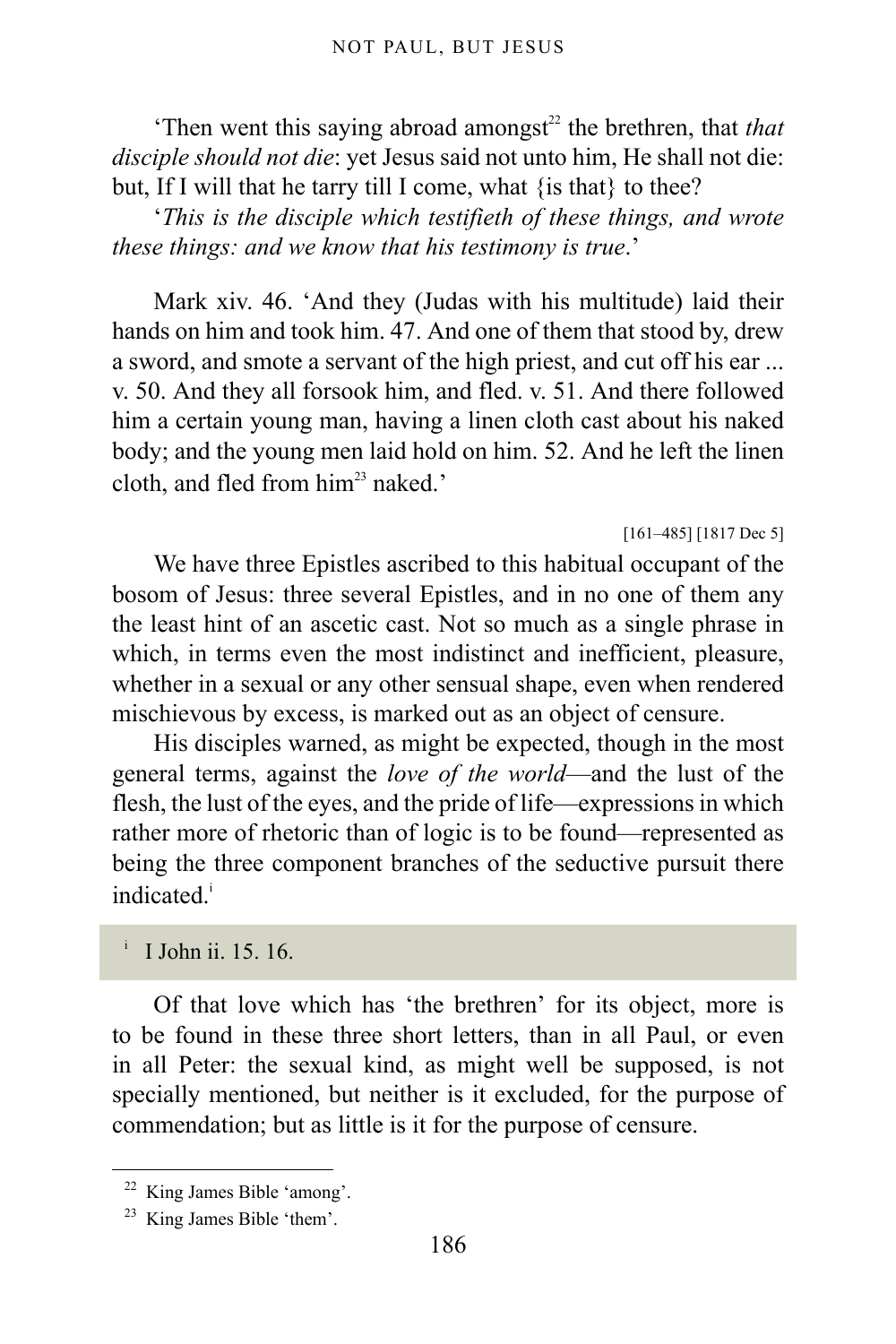'Then went this saying abroad amongst[22] the brethren, that *that disciple should not die*: yet Jesus said not unto him, He shall not die: but, If I will that he tarry till I come, what {is that} to thee?

'*This is the disciple which testifieth of these things, and wrote these things: and we know that his testimony is true*.'

Mark xiv. 46. 'And they (Judas with his multitude) laid their hands on him and took him. 47. And one of them that stood by, drew a sword, and smote a servant of the high priest, and cut off his ear ... v. 50. And they all forsook him, and fled. v. 51. And there followed him a certain young man, having a linen cloth cast about his naked body; and the young men laid hold on him. 52. And he left the linen cloth, and fled from him[23] naked.'

[161–485] [1817 Dec 5]

We have three Epistles ascribed to this habitual occupant of the bosom of Jesus: three several Epistles, and in no one of them any the least hint of an ascetic cast. Not so much as a single phrase in which, in terms even the most indistinct and inefficient, pleasure, whether in a sexual or any other sensual shape, even when rendered mischievous by excess, is marked out as an object of censure.

His disciples warned, as might be expected, though in the most general terms, against the *love of the world*—and the lust of the flesh, the lust of the eyes, and the pride of life—expressions in which rather more of rhetoric than of logic is to be found—represented as being the three component branches of the seductive pursuit there indicated.[i]

[i] I John ii. 15. 16.

Of that love which has 'the brethren' for its object, more is to be found in these three short letters, than in all Paul, or even in all Peter: the sexual kind, as might well be supposed, is not specially mentioned, but neither is it excluded, for the purpose of commendation; but as little is it for the purpose of censure.

[22] King James Bible 'among'.

[23] King James Bible 'them'.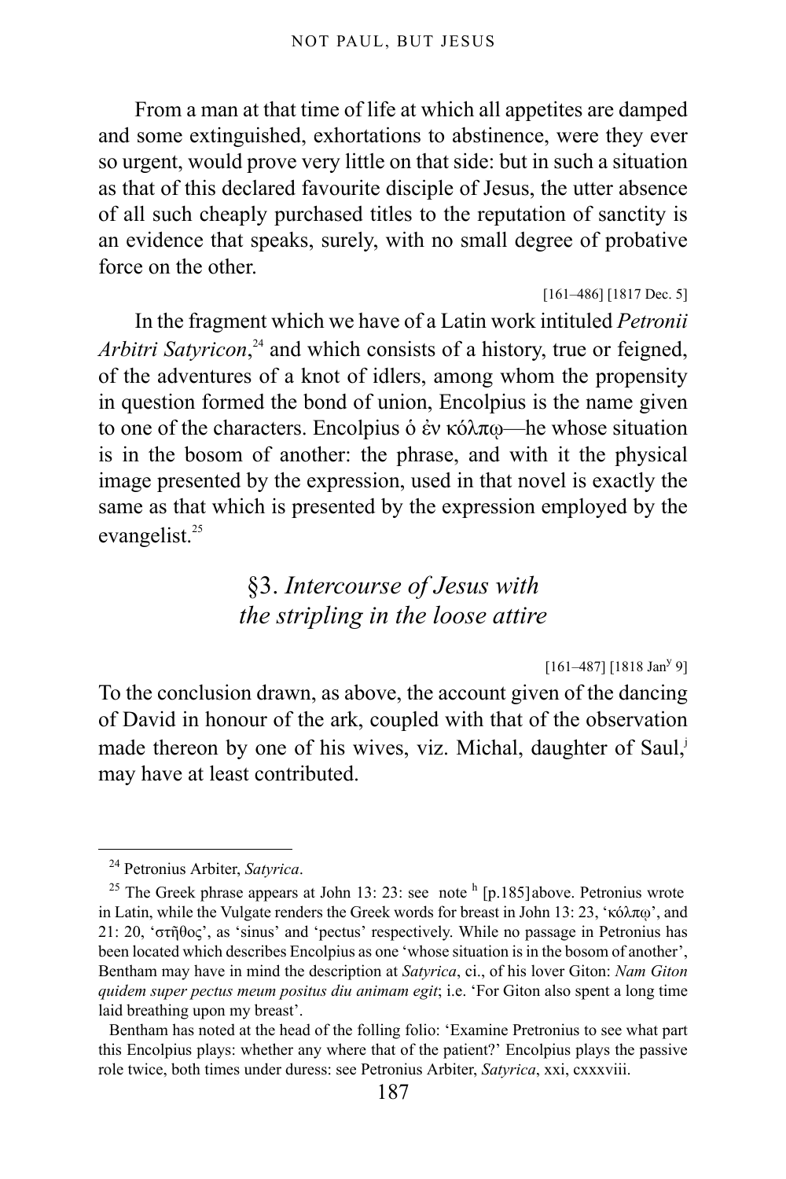From a man at that time of life at which all appetites are damped and some extinguished, exhortations to abstinence, were they ever so urgent, would prove very little on that side: but in such a situation as that of this declared favourite disciple of Jesus, the utter absence of all such cheaply purchased titles to the reputation of sanctity is an evidence that speaks, surely, with no small degree of probative force on the other.

[161–486] [1817 Dec. 5]

In the fragment which we have of a Latin work intituled *Petronii Arbitri Satyricon*,[24] and which consists of a history, true or feigned, of the adventures of a knot of idlers, among whom the propensity in question formed the bond of union, Encolpius is the name given to one of the characters. Encolpius ὁ ἐν κόλπῳ—he whose situation is in the bosom of another: the phrase, and with it the physical image presented by the expression, used in that novel is exactly the same as that which is presented by the expression employed by the evangelist.[25]

## §3. *Intercourse of Jesus with the stripling in the loose attire*

[161–487] [1818 Jan[y] 9]

To the conclusion drawn, as above, the account given of the dancing of David in honour of the ark, coupled with that of the observation made thereon by one of his wives, viz. Michal, daughter of Saul,[j] may have at least contributed.

---

[24] Petronius Arbiter, *Satyrica*.

[25] The Greek phrase appears at John 13: 23: see note [h] [p.185] above. Petronius wrote in Latin, while the Vulgate renders the Greek words for breast in John 13: 23, 'κόλπῳ', and 21: 20, 'στῆθος', as 'sinus' and 'pectus' respectively. While no passage in Petronius has been located which describes Encolpius as one 'whose situation is in the bosom of another', Bentham may have in mind the description at *Satyrica*, ci., of his lover Giton: *Nam Giton quidem super pectus meum positus diu animam egit*; i.e. 'For Giton also spent a long time laid breathing upon my breast'.

Bentham has noted at the head of the folling folio: 'Examine Pretronius to see what part this Encolpius plays: whether any where that of the patient?' Encolpius plays the passive role twice, both times under duress: see Petronius Arbiter, *Satyrica*, xxi, cxxxviii.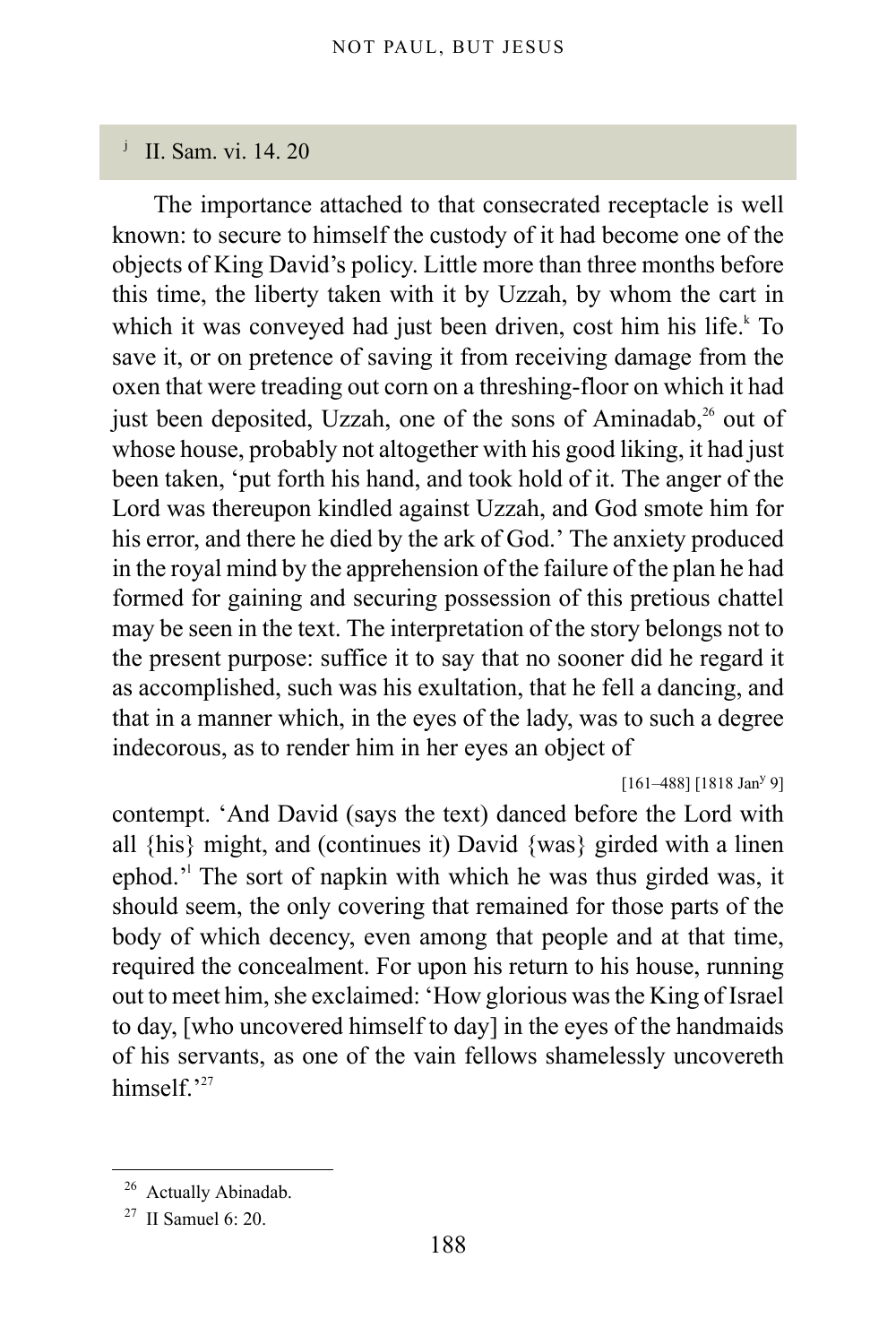[j] II. Sam. vi. 14. 20

The importance attached to that consecrated receptacle is well known: to secure to himself the custody of it had become one of the objects of King David's policy. Little more than three months before this time, the liberty taken with it by Uzzah, by whom the cart in which it was conveyed had just been driven, cost him his life.[k] To save it, or on pretence of saving it from receiving damage from the oxen that were treading out corn on a threshing-floor on which it had just been deposited, Uzzah, one of the sons of Aminadab,[26] out of whose house, probably not altogether with his good liking, it had just been taken, 'put forth his hand, and took hold of it. The anger of the Lord was thereupon kindled against Uzzah, and God smote him for his error, and there he died by the ark of God.' The anxiety produced in the royal mind by the apprehension of the failure of the plan he had formed for gaining and securing possession of this pretious chattel may be seen in the text. The interpretation of the story belongs not to the present purpose: suffice it to say that no sooner did he regard it as accomplished, such was his exultation, that he fell a dancing, and that in a manner which, in the eyes of the lady, was to such a degree indecorous, as to render him in her eyes an object of

[161–488] [1818 Jan[y] 9]

contempt. 'And David (says the text) danced before the Lord with all {his} might, and (continues it) David {was} girded with a linen ephod.'[l] The sort of napkin with which he was thus girded was, it should seem, the only covering that remained for those parts of the body of which decency, even among that people and at that time, required the concealment. For upon his return to his house, running out to meet him, she exclaimed: 'How glorious was the King of Israel to day, [who uncovered himself to day] in the eyes of the handmaids of his servants, as one of the vain fellows shamelessly uncovereth himself.'[27]

---

[26] Actually Abinadab.

[27] II Samuel 6: 20.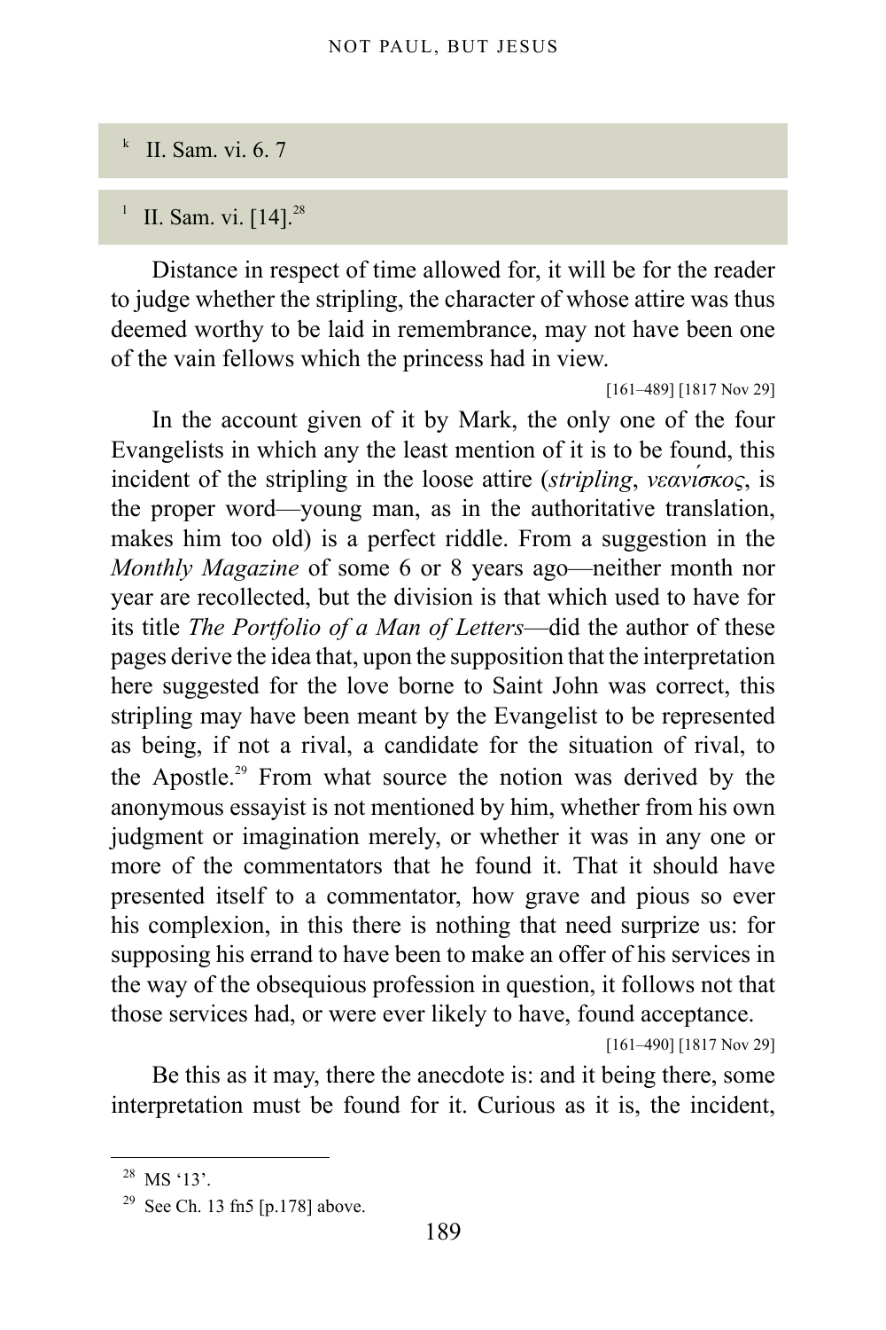[k] II. Sam. vi. 6. 7

[l] II. Sam. vi. [14].[28]

Distance in respect of time allowed for, it will be for the reader to judge whether the stripling, the character of whose attire was thus deemed worthy to be laid in remembrance, may not have been one of the vain fellows which the princess had in view.

[161–489] [1817 Nov 29]

In the account given of it by Mark, the only one of the four Evangelists in which any the least mention of it is to be found, this incident of the stripling in the loose attire (*stripling*, *νεανίσκος*, is the proper word—young man, as in the authoritative translation, makes him too old) is a perfect riddle. From a suggestion in the *Monthly Magazine* of some 6 or 8 years ago—neither month nor year are recollected, but the division is that which used to have for its title *The Portfolio of a Man of Letters*—did the author of these pages derive the idea that, upon the supposition that the interpretation here suggested for the love borne to Saint John was correct, this stripling may have been meant by the Evangelist to be represented as being, if not a rival, a candidate for the situation of rival, to the Apostle.[29] From what source the notion was derived by the anonymous essayist is not mentioned by him, whether from his own judgment or imagination merely, or whether it was in any one or more of the commentators that he found it. That it should have presented itself to a commentator, how grave and pious so ever his complexion, in this there is nothing that need surprize us: for supposing his errand to have been to make an offer of his services in the way of the obsequious profession in question, it follows not that those services had, or were ever likely to have, found acceptance.

[161–490] [1817 Nov 29]

Be this as it may, there the anecdote is: and it being there, some interpretation must be found for it. Curious as it is, the incident,

---

[28] MS '13'.

[29] See Ch. 13 fn5 [p.178] above.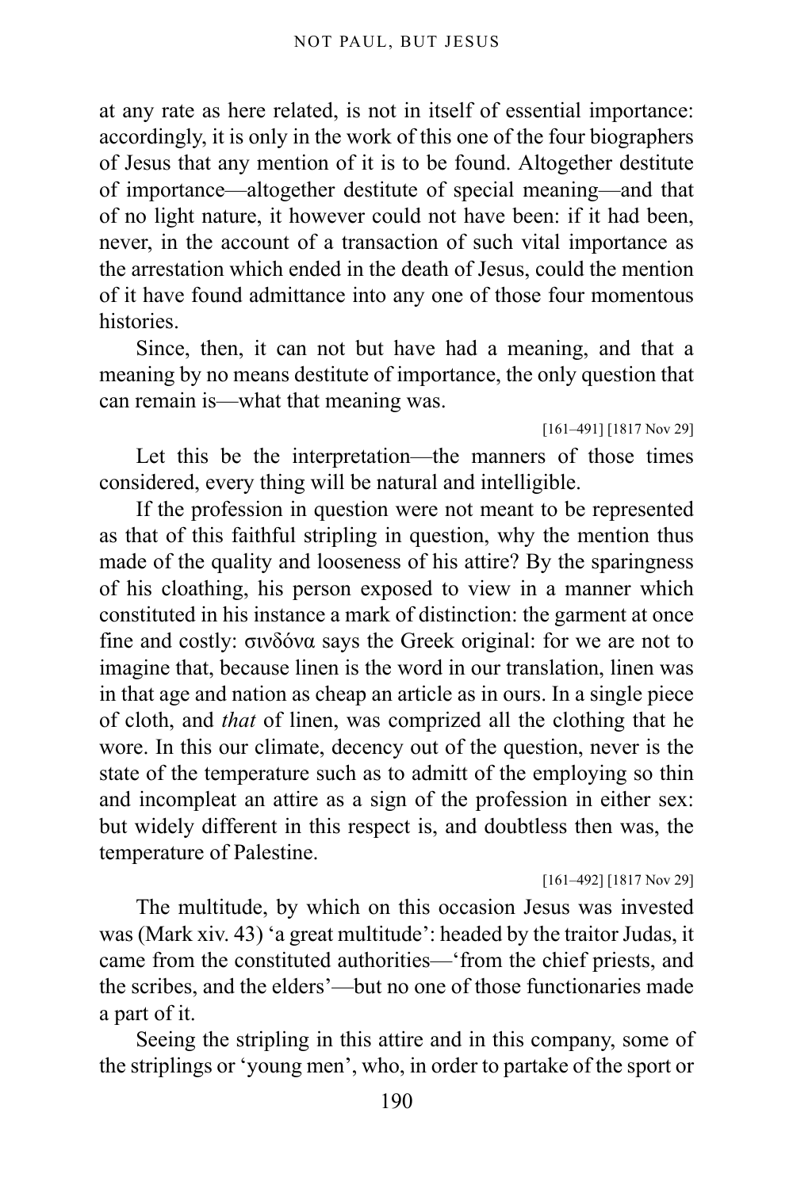at any rate as here related, is not in itself of essential importance: accordingly, it is only in the work of this one of the four biographers of Jesus that any mention of it is to be found. Altogether destitute of importance—altogether destitute of special meaning—and that of no light nature, it however could not have been: if it had been, never, in the account of a transaction of such vital importance as the arrestation which ended in the death of Jesus, could the mention of it have found admittance into any one of those four momentous histories.

Since, then, it can not but have had a meaning, and that a meaning by no means destitute of importance, the only question that can remain is—what that meaning was.

[161–491] [1817 Nov 29]

Let this be the interpretation—the manners of those times considered, every thing will be natural and intelligible.

If the profession in question were not meant to be represented as that of this faithful stripling in question, why the mention thus made of the quality and looseness of his attire? By the sparingness of his cloathing, his person exposed to view in a manner which constituted in his instance a mark of distinction: the garment at once fine and costly: σινδόνα says the Greek original: for we are not to imagine that, because linen is the word in our translation, linen was in that age and nation as cheap an article as in ours. In a single piece of cloth, and *that* of linen, was comprized all the clothing that he wore. In this our climate, decency out of the question, never is the state of the temperature such as to admitt of the employing so thin and incompleat an attire as a sign of the profession in either sex: but widely different in this respect is, and doubtless then was, the temperature of Palestine.

[161–492] [1817 Nov 29]

The multitude, by which on this occasion Jesus was invested was (Mark xiv. 43) 'a great multitude': headed by the traitor Judas, it came from the constituted authorities—'from the chief priests, and the scribes, and the elders'—but no one of those functionaries made a part of it.

Seeing the stripling in this attire and in this company, some of the striplings or 'young men', who, in order to partake of the sport or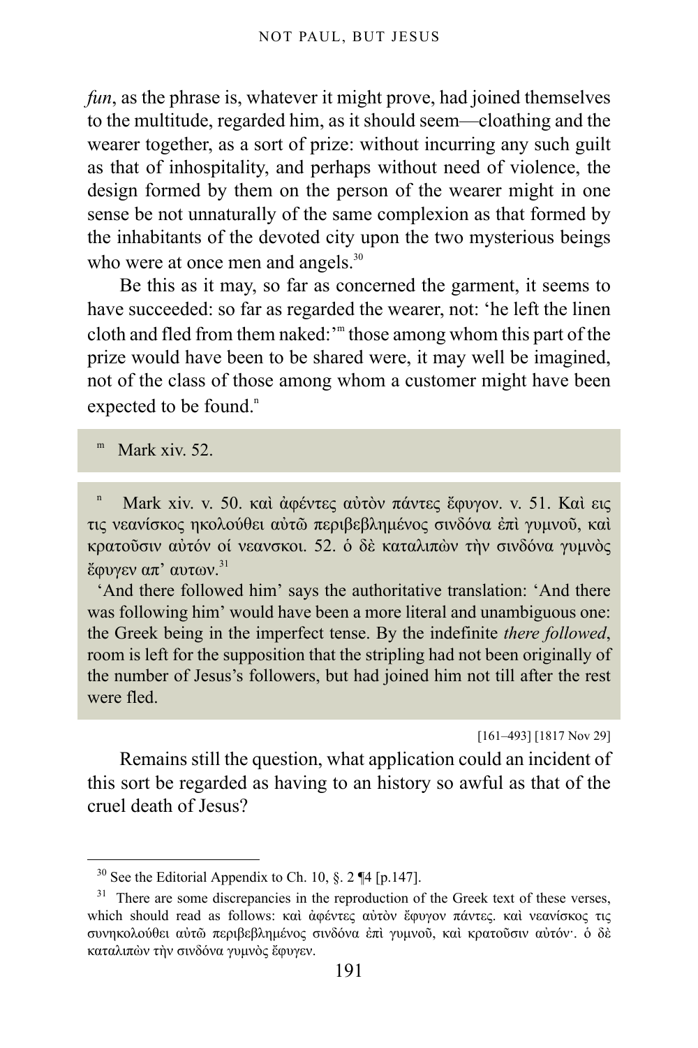*fun*, as the phrase is, whatever it might prove, had joined themselves to the multitude, regarded him, as it should seem—cloathing and the wearer together, as a sort of prize: without incurring any such guilt as that of inhospitality, and perhaps without need of violence, the design formed by them on the person of the wearer might in one sense be not unnaturally of the same complexion as that formed by the inhabitants of the devoted city upon the two mysterious beings who were at once men and angels.[30]

Be this as it may, so far as concerned the garment, it seems to have succeeded: so far as regarded the wearer, not: 'he left the linen cloth and fled from them naked:'[m] those among whom this part of the prize would have been to be shared were, it may well be imagined, not of the class of those among whom a customer might have been expected to be found.[n]

[m] Mark xiv. 52.

[n] Mark xiv. v. 50. καὶ ἀφέντες αὐτὸν πάντες ἔφυγον. v. 51. Καὶ εις τις νεανίσκος ηκολούθει αὐτῷ περιβεβλημένος σινδόνα ἐπὶ γυμνοῦ, καὶ κρατοῦσιν αὐτόν οί νεανσκοι. 52. ὁ δὲ καταλιπὼν τὴν σινδόνα γυμνὸς ἔφυγεν απ' αυτων.[31]

'And there followed him' says the authoritative translation: 'And there was following him' would have been a more literal and unambiguous one: the Greek being in the imperfect tense. By the indefinite *there followed*, room is left for the supposition that the stripling had not been originally of the number of Jesus's followers, but had joined him not till after the rest were fled.

[161–493] [1817 Nov 29]

Remains still the question, what application could an incident of this sort be regarded as having to an history so awful as that of the cruel death of Jesus?

[30] See the Editorial Appendix to Ch. 10, §. 2 ¶4 [p.147].

[31] There are some discrepancies in the reproduction of the Greek text of these verses, which should read as follows: καὶ ἀφέντες αὐτὸν ἔφυγον πάντες. καὶ νεανίσκος τις συνηκολούθει αὐτῷ περιβεβλημένος σινδόνα ἐπὶ γυμνοῦ, καὶ κρατοῦσιν αὐτόν·. ὁ δὲ καταλιπὼν τὴν σινδόνα γυμνὸς ἔφυγεν.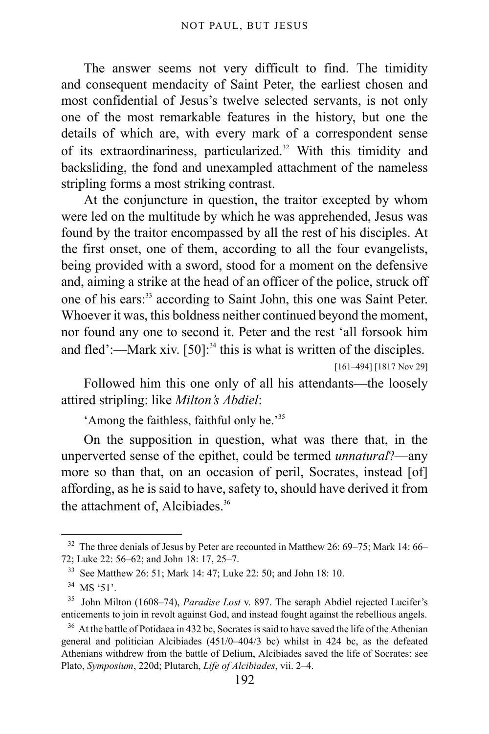The answer seems not very difficult to find. The timidity and consequent mendacity of Saint Peter, the earliest chosen and most confidential of Jesus's twelve selected servants, is not only one of the most remarkable features in the history, but one the details of which are, with every mark of a correspondent sense of its extraordinariness, particularized.[32] With this timidity and backsliding, the fond and unexampled attachment of the nameless stripling forms a most striking contrast.

At the conjuncture in question, the traitor excepted by whom were led on the multitude by which he was apprehended, Jesus was found by the traitor encompassed by all the rest of his disciples. At the first onset, one of them, according to all the four evangelists, being provided with a sword, stood for a moment on the defensive and, aiming a strike at the head of an officer of the police, struck off one of his ears:[33] according to Saint John, this one was Saint Peter. Whoever it was, this boldness neither continued beyond the moment, nor found any one to second it. Peter and the rest 'all forsook him and fled':—Mark xiv. [50]:[34] this is what is written of the disciples.

[161–494] [1817 Nov 29]

Followed him this one only of all his attendants—the loosely attired stripling: like *Milton's Abdiel*:

'Among the faithless, faithful only he.'[35]

On the supposition in question, what was there that, in the unperverted sense of the epithet, could be termed *unnatural*?—any more so than that, on an occasion of peril, Socrates, instead [of] affording, as he is said to have, safety to, should have derived it from the attachment of, Alcibiades.[36]

---

[32] The three denials of Jesus by Peter are recounted in Matthew 26: 69–75; Mark 14: 66–72; Luke 22: 56–62; and John 18: 17, 25–7.

[33] See Matthew 26: 51; Mark 14: 47; Luke 22: 50; and John 18: 10.

[34] MS '51'.

[35] John Milton (1608–74), *Paradise Lost* v. 897. The seraph Abdiel rejected Lucifer's enticements to join in revolt against God, and instead fought against the rebellious angels.

[36] At the battle of Potidaea in 432 bc, Socrates is said to have saved the life of the Athenian general and politician Alcibiades (451/0–404/3 bc) whilst in 424 bc, as the defeated Athenians withdrew from the battle of Delium, Alcibiades saved the life of Socrates: see Plato, *Symposium*, 220d; Plutarch, *Life of Alcibiades*, vii. 2–4.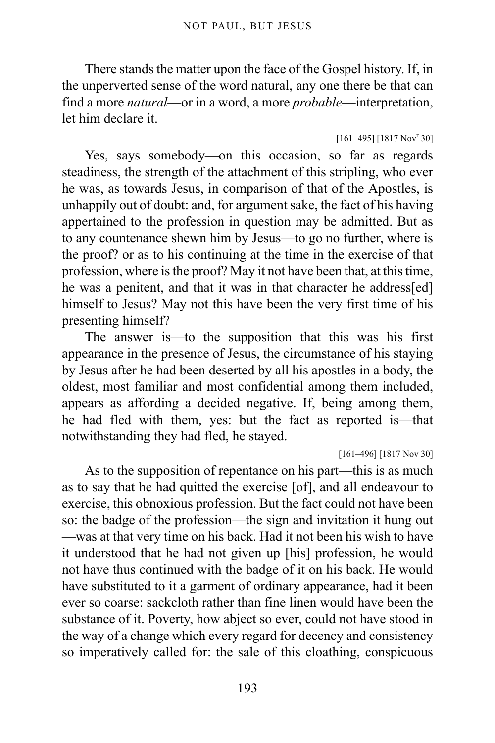There stands the matter upon the face of the Gospel history. If, in the unperverted sense of the word natural, any one there be that can find a more *natural*—or in a word, a more *probable*—interpretation, let him declare it.

[161–495] [1817 Nov[r] 30]

Yes, says somebody—on this occasion, so far as regards steadiness, the strength of the attachment of this stripling, who ever he was, as towards Jesus, in comparison of that of the Apostles, is unhappily out of doubt: and, for argument sake, the fact of his having appertained to the profession in question may be admitted. But as to any countenance shewn him by Jesus—to go no further, where is the proof? or as to his continuing at the time in the exercise of that profession, where is the proof? May it not have been that, at this time, he was a penitent, and that it was in that character he address[ed] himself to Jesus? May not this have been the very first time of his presenting himself?

The answer is—to the supposition that this was his first appearance in the presence of Jesus, the circumstance of his staying by Jesus after he had been deserted by all his apostles in a body, the oldest, most familiar and most confidential among them included, appears as affording a decided negative. If, being among them, he had fled with them, yes: but the fact as reported is—that notwithstanding they had fled, he stayed.

[161–496] [1817 Nov 30]

As to the supposition of repentance on his part—this is as much as to say that he had quitted the exercise [of], and all endeavour to exercise, this obnoxious profession. But the fact could not have been so: the badge of the profession—the sign and invitation it hung out—was at that very time on his back. Had it not been his wish to have it understood that he had not given up [his] profession, he would not have thus continued with the badge of it on his back. He would have substituted to it a garment of ordinary appearance, had it been ever so coarse: sackcloth rather than fine linen would have been the substance of it. Poverty, how abject so ever, could not have stood in the way of a change which every regard for decency and consistency so imperatively called for: the sale of this cloathing, conspicuous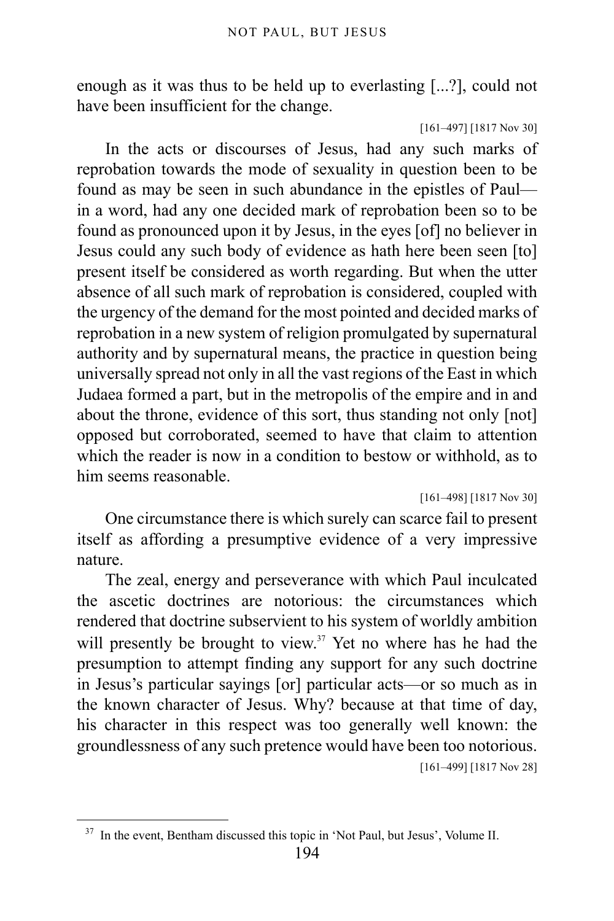enough as it was thus to be held up to everlasting [...?], could not have been insufficient for the change.

[161–497] [1817 Nov 30]

In the acts or discourses of Jesus, had any such marks of reprobation towards the mode of sexuality in question been to be found as may be seen in such abundance in the epistles of Paul—in a word, had any one decided mark of reprobation been so to be found as pronounced upon it by Jesus, in the eyes [of] no believer in Jesus could any such body of evidence as hath here been seen [to] present itself be considered as worth regarding. But when the utter absence of all such mark of reprobation is considered, coupled with the urgency of the demand for the most pointed and decided marks of reprobation in a new system of religion promulgated by supernatural authority and by supernatural means, the practice in question being universally spread not only in all the vast regions of the East in which Judaea formed a part, but in the metropolis of the empire and in and about the throne, evidence of this sort, thus standing not only [not] opposed but corroborated, seemed to have that claim to attention which the reader is now in a condition to bestow or withhold, as to him seems reasonable.

[161–498] [1817 Nov 30]

One circumstance there is which surely can scarce fail to present itself as affording a presumptive evidence of a very impressive nature.

The zeal, energy and perseverance with which Paul inculcated the ascetic doctrines are notorious: the circumstances which rendered that doctrine subservient to his system of worldly ambition will presently be brought to view.[37] Yet no where has he had the presumption to attempt finding any support for any such doctrine in Jesus's particular sayings [or] particular acts—or so much as in the known character of Jesus. Why? because at that time of day, his character in this respect was too generally well known: the groundlessness of any such pretence would have been too notorious.

[161–499] [1817 Nov 28]

---

[37] In the event, Bentham discussed this topic in 'Not Paul, but Jesus', Volume II.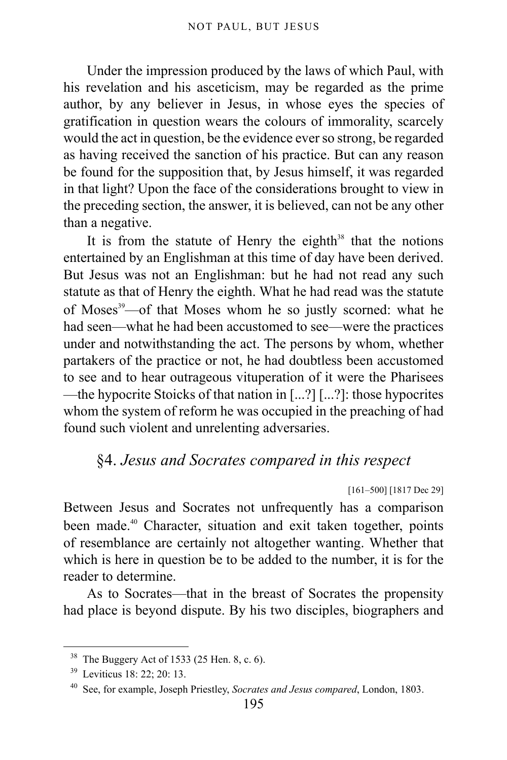Under the impression produced by the laws of which Paul, with his revelation and his asceticism, may be regarded as the prime author, by any believer in Jesus, in whose eyes the species of gratification in question wears the colours of immorality, scarcely would the act in question, be the evidence ever so strong, be regarded as having received the sanction of his practice. But can any reason be found for the supposition that, by Jesus himself, it was regarded in that light? Upon the face of the considerations brought to view in the preceding section, the answer, it is believed, can not be any other than a negative.

It is from the statute of Henry the eighth[38] that the notions entertained by an Englishman at this time of day have been derived. But Jesus was not an Englishman: but he had not read any such statute as that of Henry the eighth. What he had read was the statute of Moses[39]—of that Moses whom he so justly scorned: what he had seen—what he had been accustomed to see—were the practices under and notwithstanding the act. The persons by whom, whether partakers of the practice or not, he had doubtless been accustomed to see and to hear outrageous vituperation of it were the Pharisees—the hypocrite Stoicks of that nation in [...?] [...?]: those hypocrites whom the system of reform he was occupied in the preaching of had found such violent and unrelenting adversaries.

## §4. *Jesus and Socrates compared in this respect*

[161–500] [1817 Dec 29]

Between Jesus and Socrates not unfrequently has a comparison been made.[40] Character, situation and exit taken together, points of resemblance are certainly not altogether wanting. Whether that which is here in question be to be added to the number, it is for the reader to determine.

As to Socrates—that in the breast of Socrates the propensity had place is beyond dispute. By his two disciples, biographers and

---

[38] The Buggery Act of 1533 (25 Hen. 8, c. 6).

[39] Leviticus 18: 22; 20: 13.

[40] See, for example, Joseph Priestley, *Socrates and Jesus compared*, London, 1803.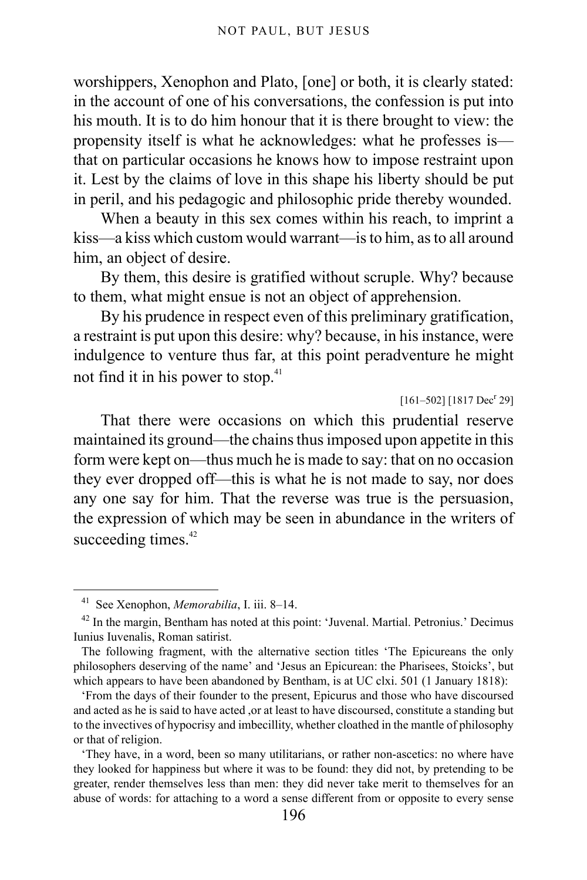worshippers, Xenophon and Plato, [one] or both, it is clearly stated: in the account of one of his conversations, the confession is put into his mouth. It is to do him honour that it is there brought to view: the propensity itself is what he acknowledges: what he professes is—that on particular occasions he knows how to impose restraint upon it. Lest by the claims of love in this shape his liberty should be put in peril, and his pedagogic and philosophic pride thereby wounded.

When a beauty in this sex comes within his reach, to imprint a kiss—a kiss which custom would warrant—is to him, as to all around him, an object of desire.

By them, this desire is gratified without scruple. Why? because to them, what might ensue is not an object of apprehension.

By his prudence in respect even of this preliminary gratification, a restraint is put upon this desire: why? because, in his instance, were indulgence to venture thus far, at this point peradventure he might not find it in his power to stop.[41]

[161–502] [1817 Decr 29]

That there were occasions on which this prudential reserve maintained its ground—the chains thus imposed upon appetite in this form were kept on—thus much he is made to say: that on no occasion they ever dropped off—this is what he is not made to say, nor does any one say for him. That the reverse was true is the persuasion, the expression of which may be seen in abundance in the writers of succeeding times.[42]

---

[41] See Xenophon, *Memorabilia*, I. iii. 8–14.

[42] In the margin, Bentham has noted at this point: 'Juvenal. Martial. Petronius.' Decimus Iunius Iuvenalis, Roman satirist.

The following fragment, with the alternative section titles 'The Epicureans the only philosophers deserving of the name' and 'Jesus an Epicurean: the Pharisees, Stoicks', but which appears to have been abandoned by Bentham, is at UC clxi. 501 (1 January 1818):

'From the days of their founder to the present, Epicurus and those who have discoursed and acted as he is said to have acted ,or at least to have discoursed, constitute a standing but to the invectives of hypocrisy and imbecillity, whether cloathed in the mantle of philosophy or that of religion.

'They have, in a word, been so many utilitarians, or rather non-ascetics: no where have they looked for happiness but where it was to be found: they did not, by pretending to be greater, render themselves less than men: they did never take merit to themselves for an abuse of words: for attaching to a word a sense different from or opposite to every sense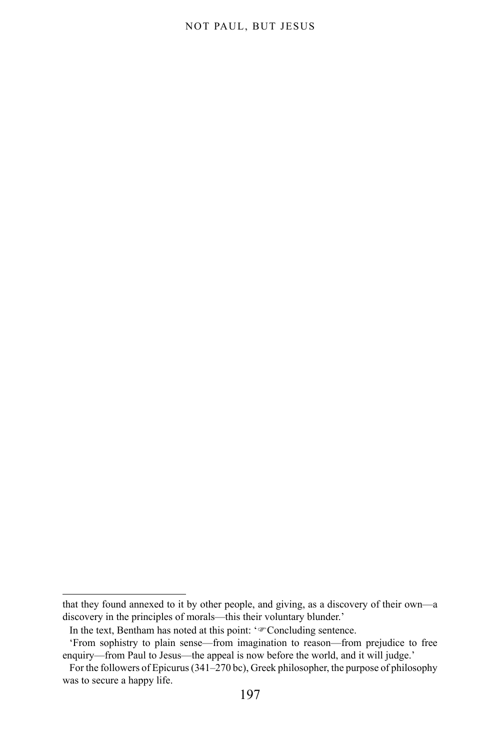---

that they found annexed to it by other people, and giving, as a discovery of their own—a discovery in the principles of morals—this their voluntary blunder.'

In the text, Bentham has noted at this point: '☞Concluding sentence.

'From sophistry to plain sense—from imagination to reason—from prejudice to free enquiry—from Paul to Jesus—the appeal is now before the world, and it will judge.'

For the followers of Epicurus (341–270 bc), Greek philosopher, the purpose of philosophy was to secure a happy life.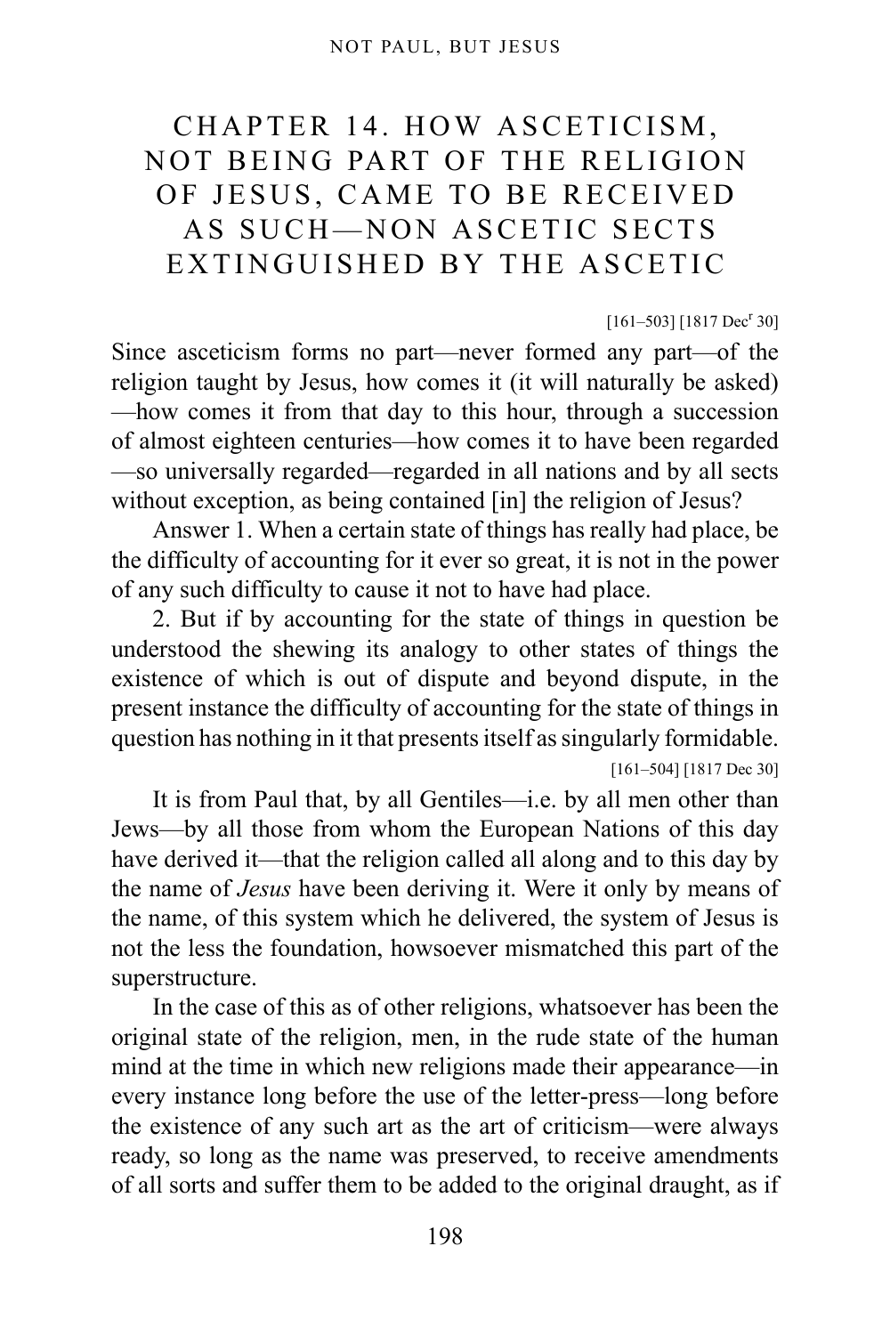# CHAPTER 14. HOW ASCETICISM, NOT BEING PART OF THE RELIGION OF JESUS, CAME TO BE RECEIVED AS SUCH—NON ASCETIC SECTS EXTINGUISHED BY THE ASCETIC

[161–503] [1817 Dec[r] 30]

Since asceticism forms no part—never formed any part—of the religion taught by Jesus, how comes it (it will naturally be asked)—how comes it from that day to this hour, through a succession of almost eighteen centuries—how comes it to have been regarded—so universally regarded—regarded in all nations and by all sects without exception, as being contained [in] the religion of Jesus?

Answer 1. When a certain state of things has really had place, be the difficulty of accounting for it ever so great, it is not in the power of any such difficulty to cause it not to have had place.

2. But if by accounting for the state of things in question be understood the shewing its analogy to other states of things the existence of which is out of dispute and beyond dispute, in the present instance the difficulty of accounting for the state of things in question has nothing in it that presents itself as singularly formidable.

[161–504] [1817 Dec 30]

It is from Paul that, by all Gentiles—i.e. by all men other than Jews—by all those from whom the European Nations of this day have derived it—that the religion called all along and to this day by the name of *Jesus* have been deriving it. Were it only by means of the name, of this system which he delivered, the system of Jesus is not the less the foundation, howsoever mismatched this part of the superstructure.

In the case of this as of other religions, whatsoever has been the original state of the religion, men, in the rude state of the human mind at the time in which new religions made their appearance—in every instance long before the use of the letter-press—long before the existence of any such art as the art of criticism—were always ready, so long as the name was preserved, to receive amendments of all sorts and suffer them to be added to the original draught, as if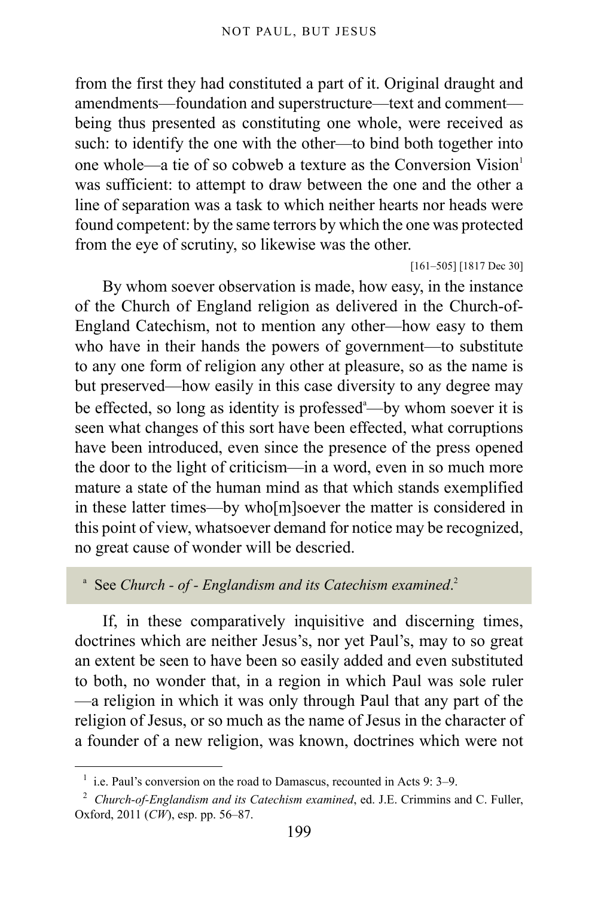from the first they had constituted a part of it. Original draught and amendments—foundation and superstructure—text and comment—being thus presented as constituting one whole, were received as such: to identify the one with the other—to bind both together into one whole—a tie of so cobweb a texture as the Conversion Vision[1] was sufficient: to attempt to draw between the one and the other a line of separation was a task to which neither hearts nor heads were found competent: by the same terrors by which the one was protected from the eye of scrutiny, so likewise was the other.

[161–505] [1817 Dec 30]

By whom soever observation is made, how easy, in the instance of the Church of England religion as delivered in the Church-of-England Catechism, not to mention any other—how easy to them who have in their hands the powers of government—to substitute to any one form of religion any other at pleasure, so as the name is but preserved—how easily in this case diversity to any degree may be effected, so long as identity is professed[a]—by whom soever it is seen what changes of this sort have been effected, what corruptions have been introduced, even since the presence of the press opened the door to the light of criticism—in a word, even in so much more mature a state of the human mind as that which stands exemplified in these latter times—by who[m]soever the matter is considered in this point of view, whatsoever demand for notice may be recognized, no great cause of wonder will be descried.

[a] See *Church - of - Englandism and its Catechism examined*.[2]

If, in these comparatively inquisitive and discerning times, doctrines which are neither Jesus's, nor yet Paul's, may to so great an extent be seen to have been so easily added and even substituted to both, no wonder that, in a region in which Paul was sole ruler—a religion in which it was only through Paul that any part of the religion of Jesus, or so much as the name of Jesus in the character of a founder of a new religion, was known, doctrines which were not

---

[1] i.e. Paul's conversion on the road to Damascus, recounted in Acts 9: 3–9.

[2] *Church-of-Englandism and its Catechism examined*, ed. J.E. Crimmins and C. Fuller, Oxford, 2011 (*CW*), esp. pp. 56–87.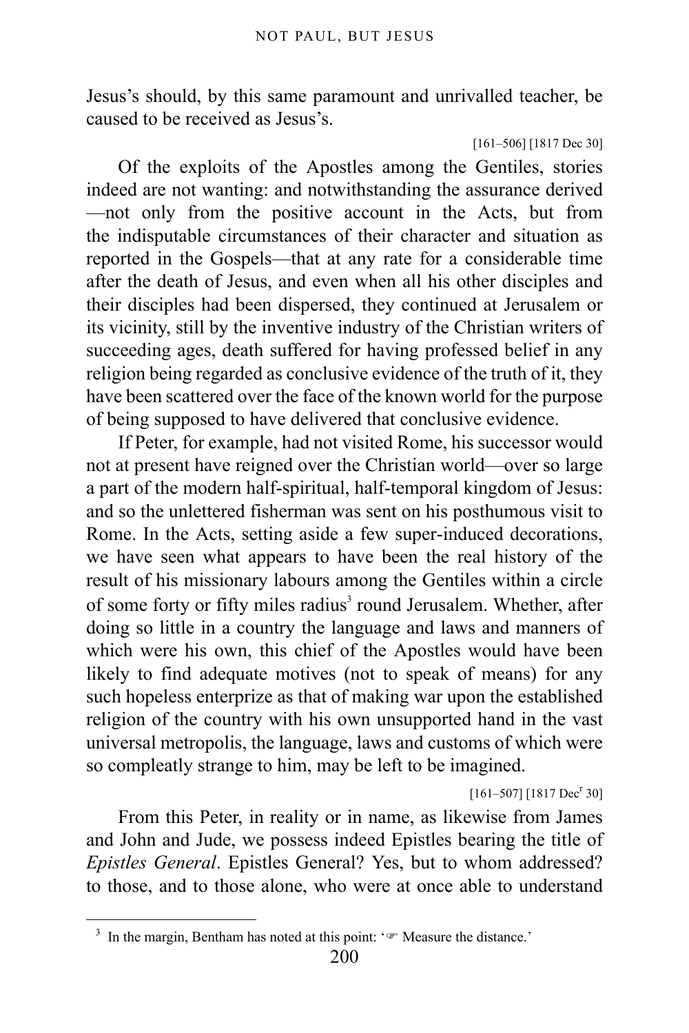Jesus's should, by this same paramount and unrivalled teacher, be caused to be received as Jesus's.

[161–506] [1817 Dec 30]

Of the exploits of the Apostles among the Gentiles, stories indeed are not wanting: and notwithstanding the assurance derived —not only from the positive account in the Acts, but from the indisputable circumstances of their character and situation as reported in the Gospels—that at any rate for a considerable time after the death of Jesus, and even when all his other disciples and their disciples had been dispersed, they continued at Jerusalem or its vicinity, still by the inventive industry of the Christian writers of succeeding ages, death suffered for having professed belief in any religion being regarded as conclusive evidence of the truth of it, they have been scattered over the face of the known world for the purpose of being supposed to have delivered that conclusive evidence.

If Peter, for example, had not visited Rome, his successor would not at present have reigned over the Christian world—over so large a part of the modern half-spiritual, half-temporal kingdom of Jesus: and so the unlettered fisherman was sent on his posthumous visit to Rome. In the Acts, setting aside a few super-induced decorations, we have seen what appears to have been the real history of the result of his missionary labours among the Gentiles within a circle of some forty or fifty miles radius[3] round Jerusalem. Whether, after doing so little in a country the language and laws and manners of which were his own, this chief of the Apostles would have been likely to find adequate motives (not to speak of means) for any such hopeless enterprize as that of making war upon the established religion of the country with his own unsupported hand in the vast universal metropolis, the language, laws and customs of which were so compleatly strange to him, may be left to be imagined.

[161–507] [1817 Dec[r] 30]

From this Peter, in reality or in name, as likewise from James and John and Jude, we possess indeed Epistles bearing the title of *Epistles General*. Epistles General? Yes, but to whom addressed? to those, and to those alone, who were at once able to understand

[3] In the margin, Bentham has noted at this point: '☞ Measure the distance.'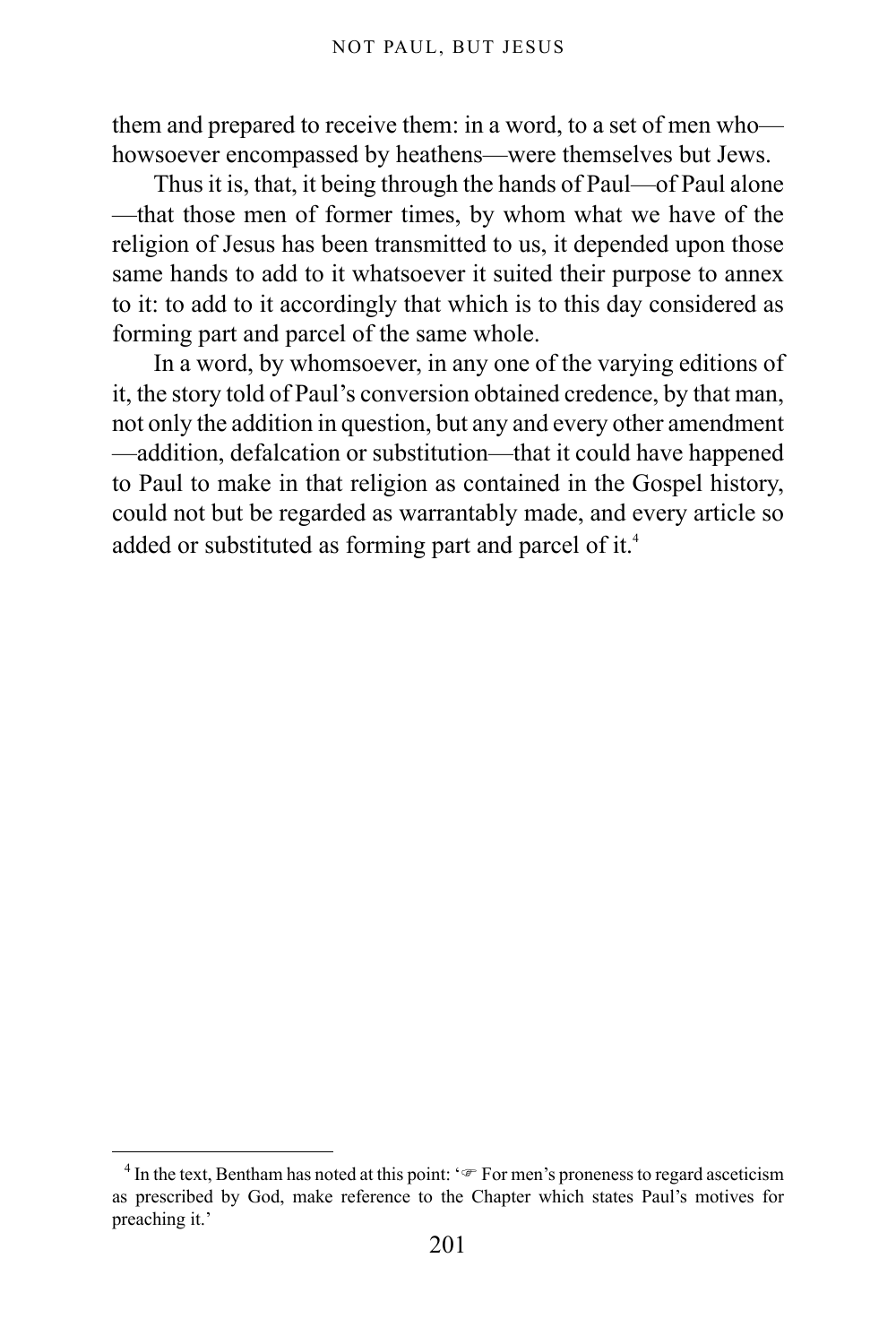them and prepared to receive them: in a word, to a set of men who—howsoever encompassed by heathens—were themselves but Jews.

Thus it is, that, it being through the hands of Paul—of Paul alone—that those men of former times, by whom what we have of the religion of Jesus has been transmitted to us, it depended upon those same hands to add to it whatsoever it suited their purpose to annex to it: to add to it accordingly that which is to this day considered as forming part and parcel of the same whole.

In a word, by whomsoever, in any one of the varying editions of it, the story told of Paul's conversion obtained credence, by that man, not only the addition in question, but any and every other amendment—addition, defalcation or substitution—that it could have happened to Paul to make in that religion as contained in the Gospel history, could not but be regarded as warrantably made, and every article so added or substituted as forming part and parcel of it.[4]

---

[4] In the text, Bentham has noted at this point: '☞ For men's proneness to regard asceticism as prescribed by God, make reference to the Chapter which states Paul's motives for preaching it.'